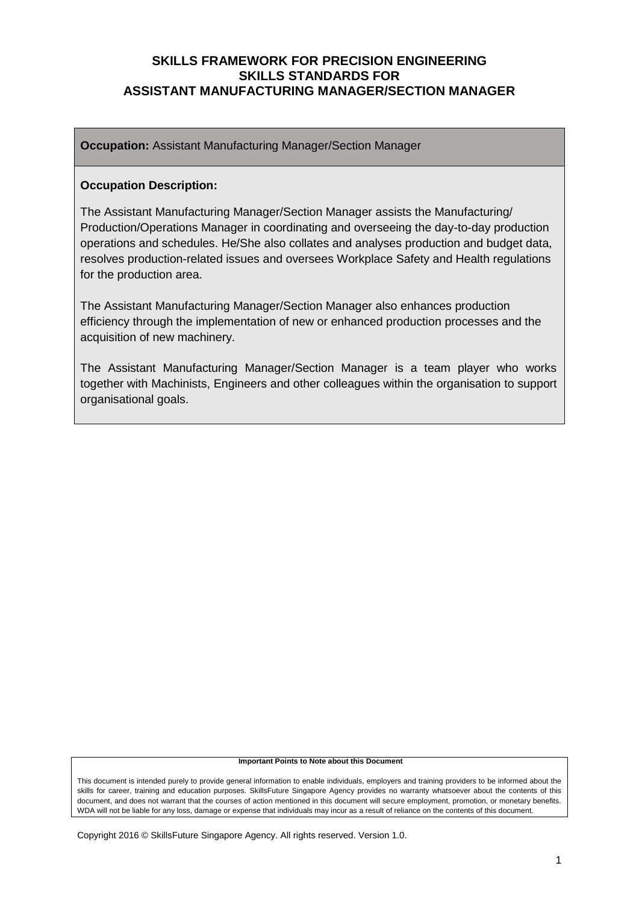# SKILLS FRAMEWORK FOR PRECISION ENGINEERING
## SKILLS STANDARDS FOR
## ASSISTANT MANUFACTURING MANAGER/SECTION MANAGER

**Occupation:** Assistant Manufacturing Manager/Section Manager

**Occupation Description:**

The Assistant Manufacturing Manager/Section Manager assists the Manufacturing/ Production/Operations Manager in coordinating and overseeing the day-to-day production operations and schedules. He/She also collates and analyses production and budget data, resolves production-related issues and oversees Workplace Safety and Health regulations for the production area.

The Assistant Manufacturing Manager/Section Manager also enhances production efficiency through the implementation of new or enhanced production processes and the acquisition of new machinery.

The Assistant Manufacturing Manager/Section Manager is a team player who works together with Machinists, Engineers and other colleagues within the organisation to support organisational goals.

**Important Points to Note about this Document**

This document is intended purely to provide general information to enable individuals, employers and training providers to be informed about the skills for career, training and education purposes. SkillsFuture Singapore Agency provides no warranty whatsoever about the contents of this document, and does not warrant that the courses of action mentioned in this document will secure employment, promotion, or monetary benefits. WDA will not be liable for any loss, damage or expense that individuals may incur as a result of reliance on the contents of this document.

Copyright 2016 © SkillsFuture Singapore Agency. All rights reserved. Version 1.0.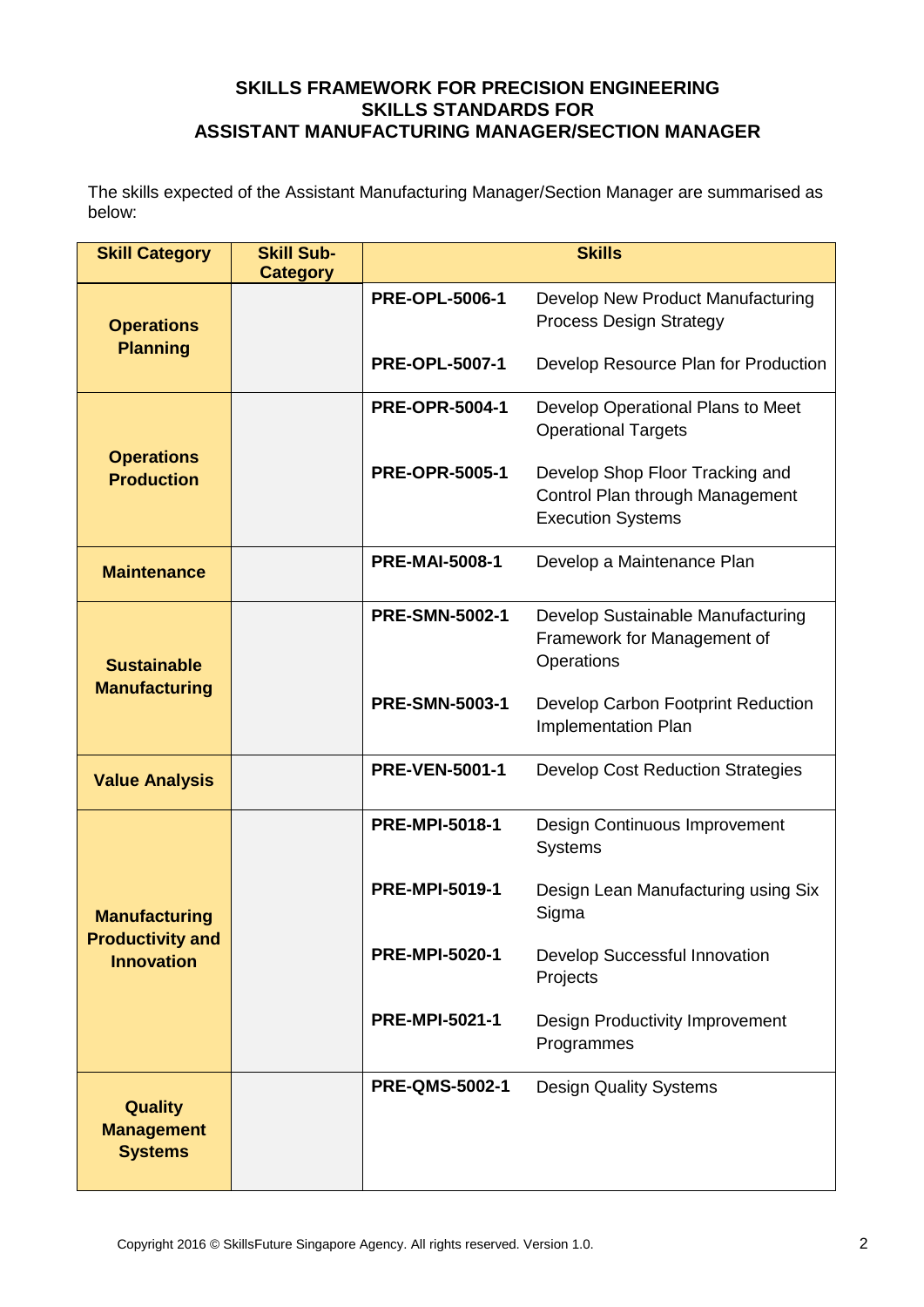**SKILLS FRAMEWORK FOR PRECISION ENGINEERING**
**SKILLS STANDARDS FOR**
**ASSISTANT MANUFACTURING MANAGER/SECTION MANAGER**

The skills expected of the Assistant Manufacturing Manager/Section Manager are summarised as below:

| Skill Category | Skill Sub-Category | Skills | |
|---|---|---|---|
| **Operations Planning** | | **PRE-OPL-5006-1** | Develop New Product Manufacturing Process Design Strategy |
| | | **PRE-OPL-5007-1** | Develop Resource Plan for Production |
| **Operations Production** | | **PRE-OPR-5004-1** | Develop Operational Plans to Meet Operational Targets |
| | | **PRE-OPR-5005-1** | Develop Shop Floor Tracking and Control Plan through Management Execution Systems |
| **Maintenance** | | **PRE-MAI-5008-1** | Develop a Maintenance Plan |
| **Sustainable Manufacturing** | | **PRE-SMN-5002-1** | Develop Sustainable Manufacturing Framework for Management of Operations |
| | | **PRE-SMN-5003-1** | Develop Carbon Footprint Reduction Implementation Plan |
| **Value Analysis** | | **PRE-VEN-5001-1** | Develop Cost Reduction Strategies |
| **Manufacturing Productivity and Innovation** | | **PRE-MPI-5018-1** | Design Continuous Improvement Systems |
| | | **PRE-MPI-5019-1** | Design Lean Manufacturing using Six Sigma |
| | | **PRE-MPI-5020-1** | Develop Successful Innovation Projects |
| | | **PRE-MPI-5021-1** | Design Productivity Improvement Programmes |
| **Quality Management Systems** | | **PRE-QMS-5002-1** | Design Quality Systems |

Copyright 2016 © SkillsFuture Singapore Agency. All rights reserved. Version 1.0.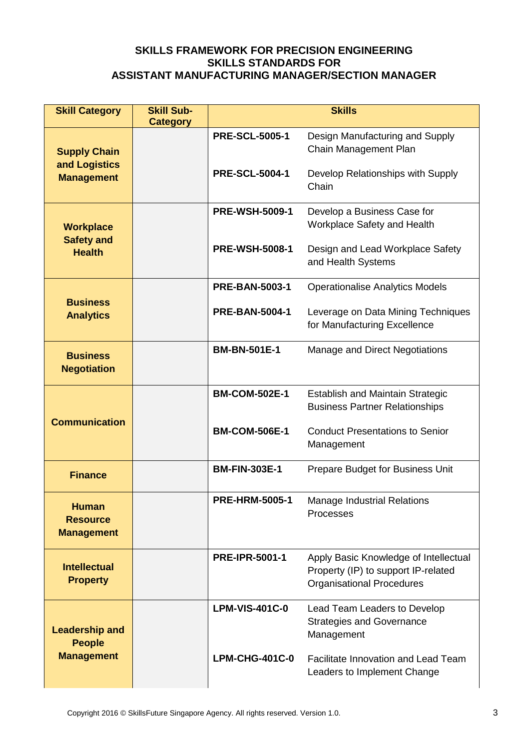**SKILLS FRAMEWORK FOR PRECISION ENGINEERING**
**SKILLS STANDARDS FOR**
**ASSISTANT MANUFACTURING MANAGER/SECTION MANAGER**

| Skill Category | Skill Sub-Category | Skills | |
|---|---|---|---|
| **Supply Chain and Logistics Management** | | **PRE-SCL-5005-1** | Design Manufacturing and Supply Chain Management Plan |
| | | **PRE-SCL-5004-1** | Develop Relationships with Supply Chain |
| **Workplace Safety and Health** | | **PRE-WSH-5009-1** | Develop a Business Case for Workplace Safety and Health |
| | | **PRE-WSH-5008-1** | Design and Lead Workplace Safety and Health Systems |
| **Business Analytics** | | **PRE-BAN-5003-1** | Operationalise Analytics Models |
| | | **PRE-BAN-5004-1** | Leverage on Data Mining Techniques for Manufacturing Excellence |
| **Business Negotiation** | | **BM-BN-501E-1** | Manage and Direct Negotiations |
| **Communication** | | **BM-COM-502E-1** | Establish and Maintain Strategic Business Partner Relationships |
| | | **BM-COM-506E-1** | Conduct Presentations to Senior Management |
| **Finance** | | **BM-FIN-303E-1** | Prepare Budget for Business Unit |
| **Human Resource Management** | | **PRE-HRM-5005-1** | Manage Industrial Relations Processes |
| **Intellectual Property** | | **PRE-IPR-5001-1** | Apply Basic Knowledge of Intellectual Property (IP) to support IP-related Organisational Procedures |
| **Leadership and People Management** | | **LPM-VIS-401C-0** | Lead Team Leaders to Develop Strategies and Governance Management |
| | | **LPM-CHG-401C-0** | Facilitate Innovation and Lead Team Leaders to Implement Change |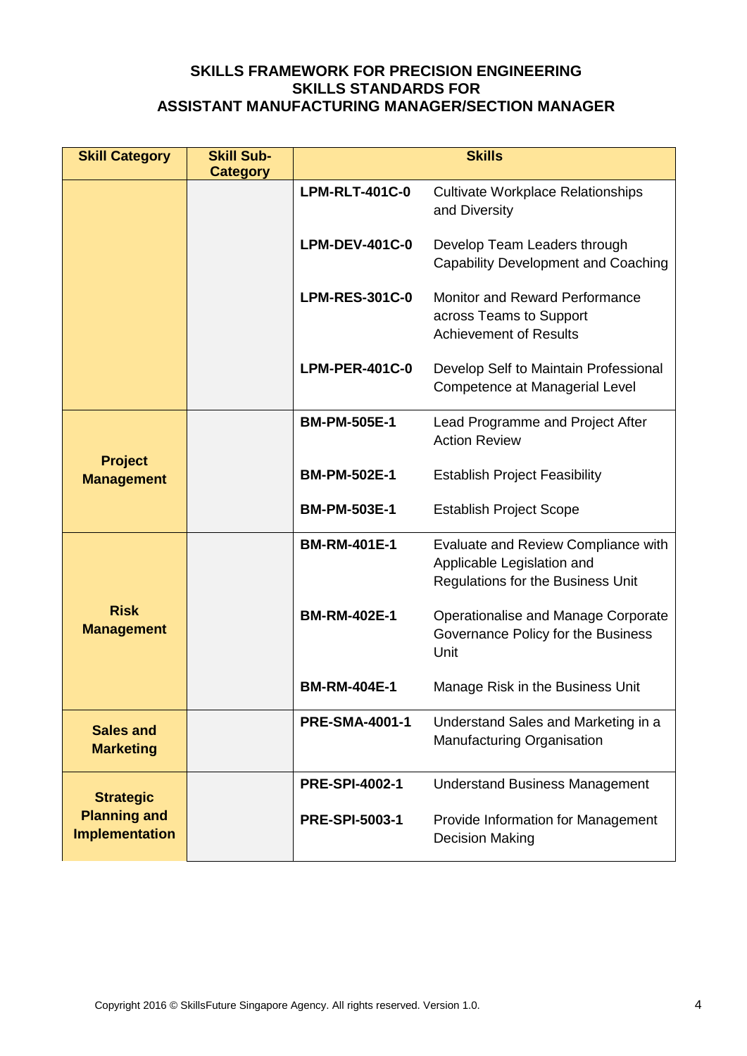**SKILLS FRAMEWORK FOR PRECISION ENGINEERING**
**SKILLS STANDARDS FOR**
**ASSISTANT MANUFACTURING MANAGER/SECTION MANAGER**

| Skill Category | Skill Sub-Category | Skills | |
|---|---|---|---|
| | | **LPM-RLT-401C-0** | Cultivate Workplace Relationships and Diversity |
| | | **LPM-DEV-401C-0** | Develop Team Leaders through Capability Development and Coaching |
| | | **LPM-RES-301C-0** | Monitor and Reward Performance across Teams to Support Achievement of Results |
| | | **LPM-PER-401C-0** | Develop Self to Maintain Professional Competence at Managerial Level |
| **Project Management** | | **BM-PM-505E-1** | Lead Programme and Project After Action Review |
| | | **BM-PM-502E-1** | Establish Project Feasibility |
| | | **BM-PM-503E-1** | Establish Project Scope |
| **Risk Management** | | **BM-RM-401E-1** | Evaluate and Review Compliance with Applicable Legislation and Regulations for the Business Unit |
| | | **BM-RM-402E-1** | Operationalise and Manage Corporate Governance Policy for the Business Unit |
| | | **BM-RM-404E-1** | Manage Risk in the Business Unit |
| **Sales and Marketing** | | **PRE-SMA-4001-1** | Understand Sales and Marketing in a Manufacturing Organisation |
| **Strategic Planning and Implementation** | | **PRE-SPI-4002-1** | Understand Business Management |
| | | **PRE-SPI-5003-1** | Provide Information for Management Decision Making |

Copyright 2016 © SkillsFuture Singapore Agency. All rights reserved. Version 1.0.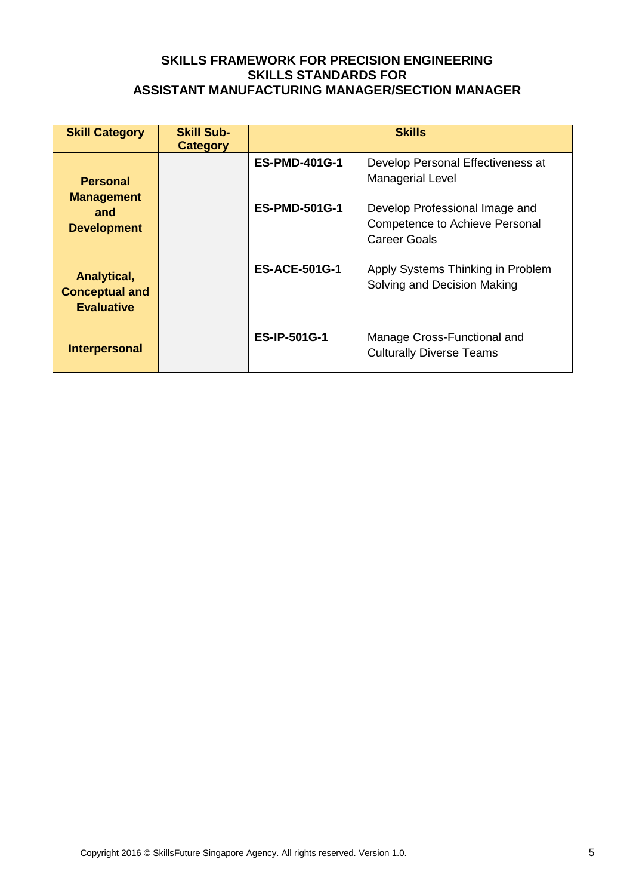**SKILLS FRAMEWORK FOR PRECISION ENGINEERING**
**SKILLS STANDARDS FOR**
**ASSISTANT MANUFACTURING MANAGER/SECTION MANAGER**

| Skill Category | Skill Sub-Category | Skills | |
|---|---|---|---|
| **Personal Management and Development** | | **ES-PMD-401G-1** | Develop Personal Effectiveness at Managerial Level |
| | | **ES-PMD-501G-1** | Develop Professional Image and Competence to Achieve Personal Career Goals |
| **Analytical, Conceptual and Evaluative** | | **ES-ACE-501G-1** | Apply Systems Thinking in Problem Solving and Decision Making |
| **Interpersonal** | | **ES-IP-501G-1** | Manage Cross-Functional and Culturally Diverse Teams |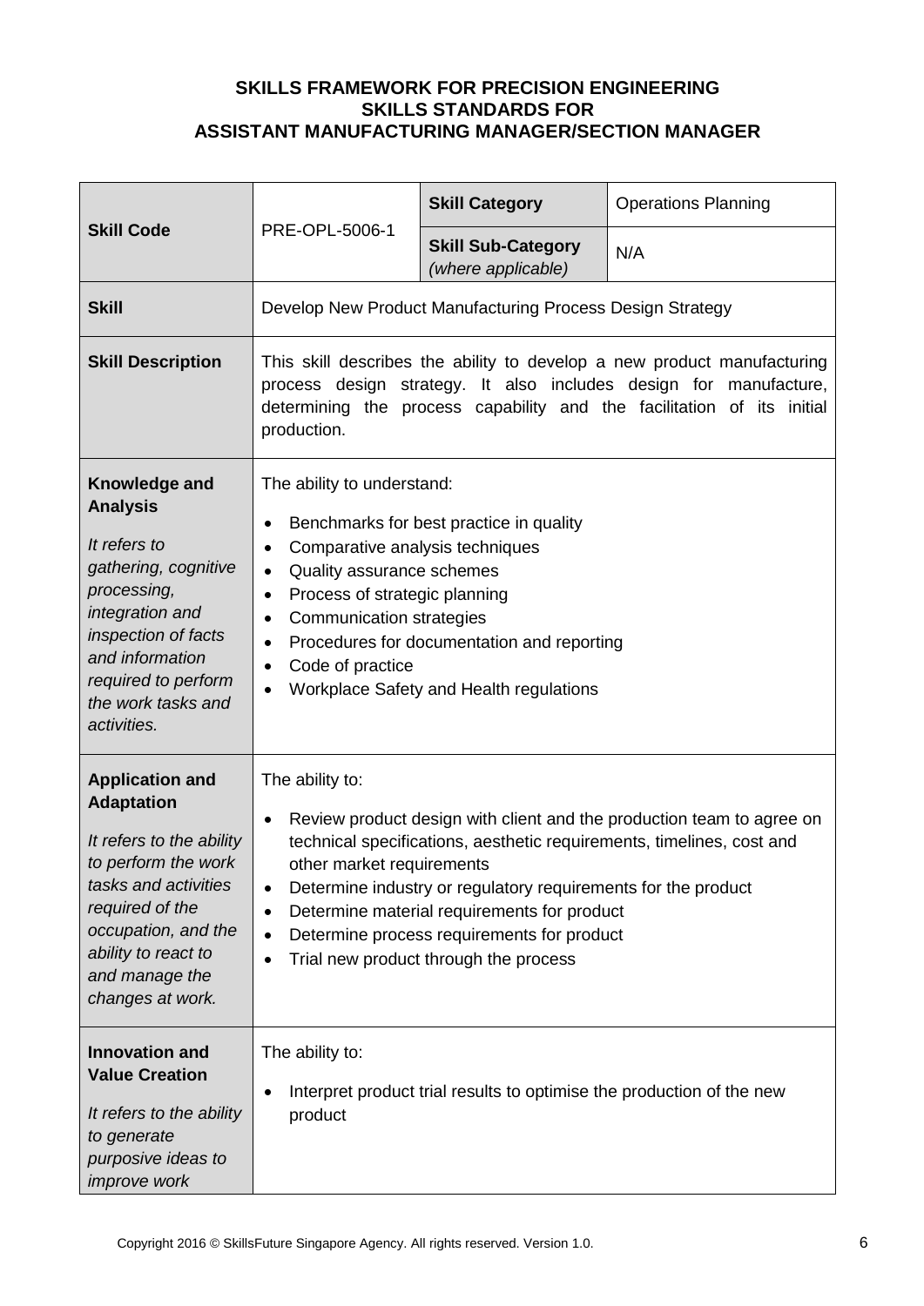**SKILLS FRAMEWORK FOR PRECISION ENGINEERING**
**SKILLS STANDARDS FOR**
**ASSISTANT MANUFACTURING MANAGER/SECTION MANAGER**

| **Skill Code** | PRE-OPL-5006-1 | **Skill Category** | Operations Planning |
|---|---|---|---|
| | | **Skill Sub-Category** *(where applicable)* | N/A |
| **Skill** | Develop New Product Manufacturing Process Design Strategy | | |
| **Skill Description** | This skill describes the ability to develop a new product manufacturing process design strategy. It also includes design for manufacture, determining the process capability and the facilitation of its initial production. | | |
| **Knowledge and Analysis** <br> *It refers to gathering, cognitive processing, integration and inspection of facts and information required to perform the work tasks and activities.* | The ability to understand: <br> • Benchmarks for best practice in quality <br> • Comparative analysis techniques <br> • Quality assurance schemes <br> • Process of strategic planning <br> • Communication strategies <br> • Procedures for documentation and reporting <br> • Code of practice <br> • Workplace Safety and Health regulations | | |
| **Application and Adaptation** <br> *It refers to the ability to perform the work tasks and activities required of the occupation, and the ability to react to and manage the changes at work.* | The ability to: <br> • Review product design with client and the production team to agree on technical specifications, aesthetic requirements, timelines, cost and other market requirements <br> • Determine industry or regulatory requirements for the product <br> • Determine material requirements for product <br> • Determine process requirements for product <br> • Trial new product through the process | | |
| **Innovation and Value Creation** <br> *It refers to the ability to generate purposive ideas to improve work* | The ability to: <br> • Interpret product trial results to optimise the production of the new product | | |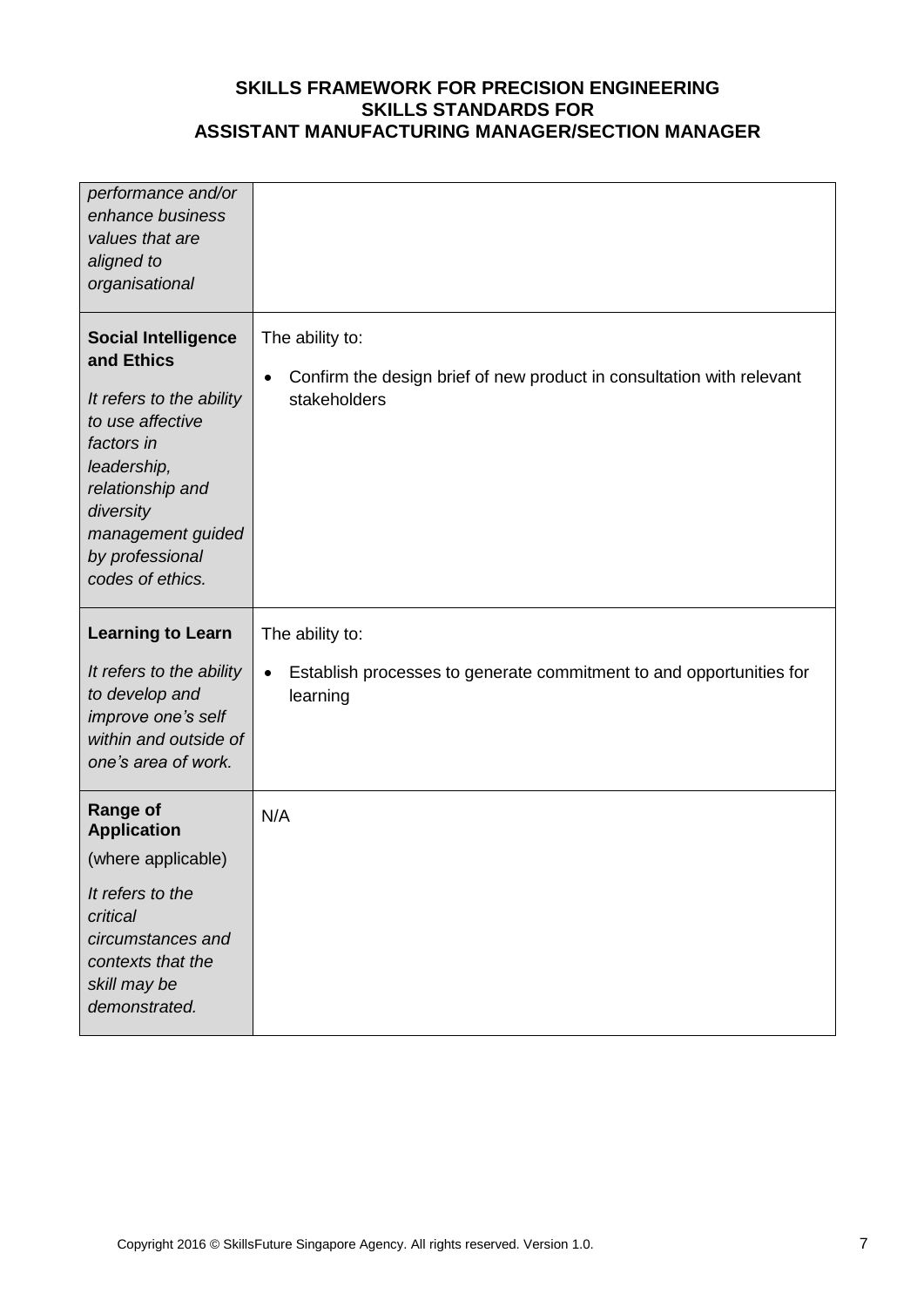| | |
|---|---|
| *performance and/or enhance business values that are aligned to organisational* | |
| **Social Intelligence and Ethics**<br><br>*It refers to the ability to use affective factors in leadership, relationship and diversity management guided by professional codes of ethics.* | The ability to:<br><br>• Confirm the design brief of new product in consultation with relevant stakeholders |
| **Learning to Learn**<br><br>*It refers to the ability to develop and improve one's self within and outside of one's area of work.* | The ability to:<br><br>• Establish processes to generate commitment to and opportunities for learning |
| **Range of Application**<br><br>(where applicable)<br><br>*It refers to the critical circumstances and contexts that the skill may be demonstrated.* | N/A |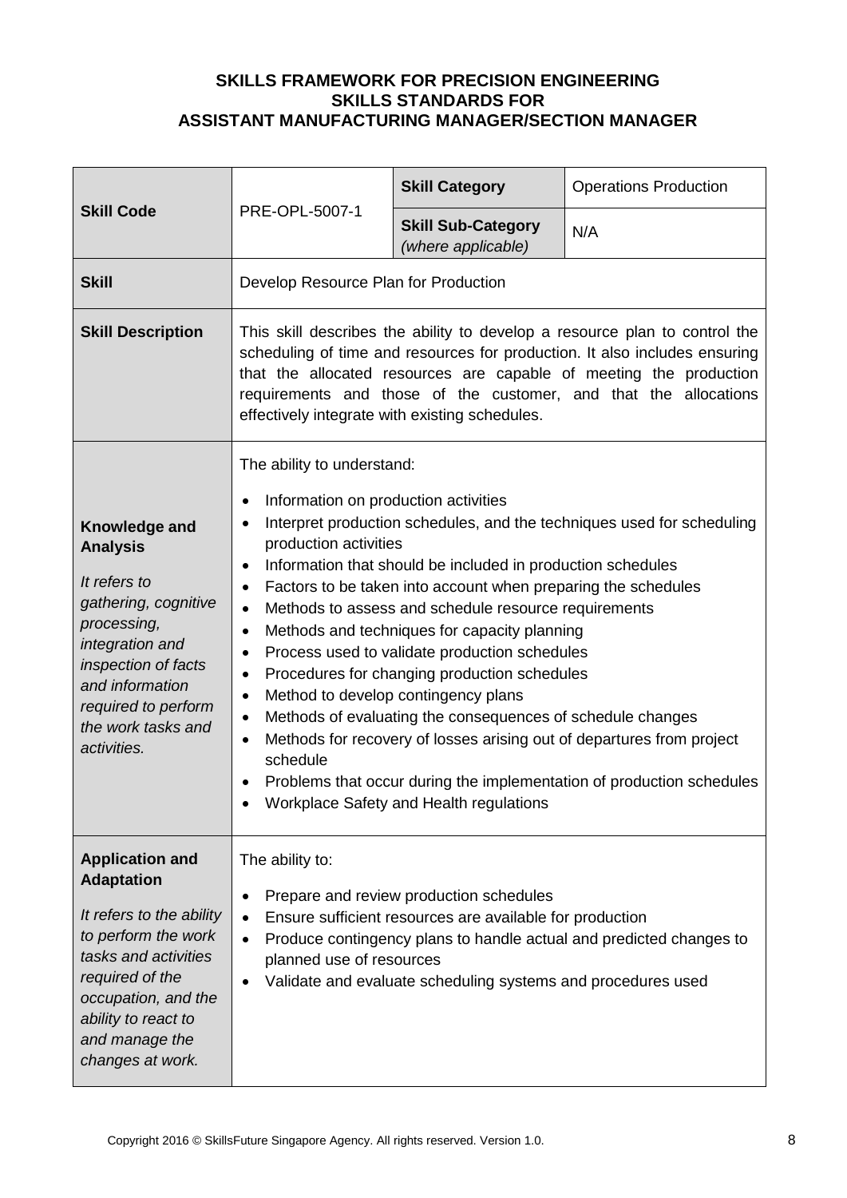**SKILLS FRAMEWORK FOR PRECISION ENGINEERING**
**SKILLS STANDARDS FOR**
**ASSISTANT MANUFACTURING MANAGER/SECTION MANAGER**

| **Skill Code** | PRE-OPL-5007-1 | **Skill Category** | Operations Production |
|---|---|---|---|
| | | **Skill Sub-Category** *(where applicable)* | N/A |
| **Skill** | Develop Resource Plan for Production | | |
| **Skill Description** | This skill describes the ability to develop a resource plan to control the scheduling of time and resources for production. It also includes ensuring that the allocated resources are capable of meeting the production requirements and those of the customer, and that the allocations effectively integrate with existing schedules. | | |
| **Knowledge and Analysis** *It refers to gathering, cognitive processing, integration and inspection of facts and information required to perform the work tasks and activities.* | The ability to understand:<br>• Information on production activities<br>• Interpret production schedules, and the techniques used for scheduling production activities<br>• Information that should be included in production schedules<br>• Factors to be taken into account when preparing the schedules<br>• Methods to assess and schedule resource requirements<br>• Methods and techniques for capacity planning<br>• Process used to validate production schedules<br>• Procedures for changing production schedules<br>• Method to develop contingency plans<br>• Methods of evaluating the consequences of schedule changes<br>• Methods for recovery of losses arising out of departures from project schedule<br>• Problems that occur during the implementation of production schedules<br>• Workplace Safety and Health regulations | | |
| **Application and Adaptation** *It refers to the ability to perform the work tasks and activities required of the occupation, and the ability to react to and manage the changes at work.* | The ability to:<br>• Prepare and review production schedules<br>• Ensure sufficient resources are available for production<br>• Produce contingency plans to handle actual and predicted changes to planned use of resources<br>• Validate and evaluate scheduling systems and procedures used | | |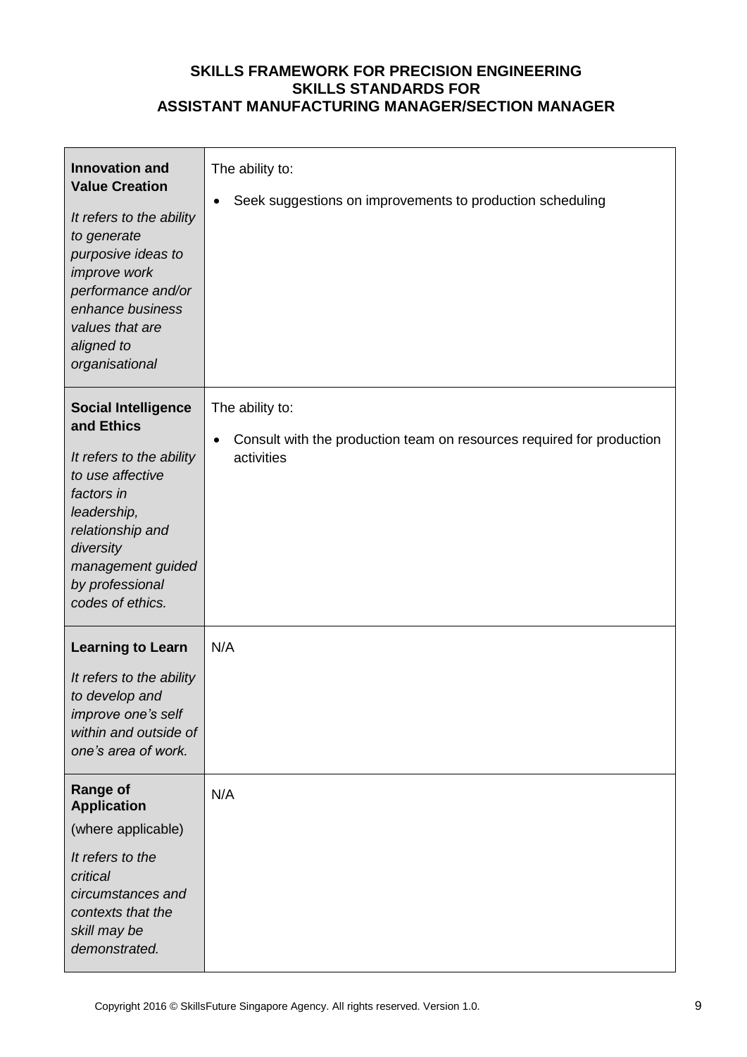| | |
|---|---|
| **Innovation and Value Creation**<br><br>*It refers to the ability to generate purposive ideas to improve work performance and/or enhance business values that are aligned to organisational* | The ability to:<br><br>• Seek suggestions on improvements to production scheduling |
| **Social Intelligence and Ethics**<br><br>*It refers to the ability to use affective factors in leadership, relationship and diversity management guided by professional codes of ethics.* | The ability to:<br><br>• Consult with the production team on resources required for production activities |
| **Learning to Learn**<br><br>*It refers to the ability to develop and improve one's self within and outside of one's area of work.* | N/A |
| **Range of Application**<br><br>(where applicable)<br><br>*It refers to the critical circumstances and contexts that the skill may be demonstrated.* | N/A |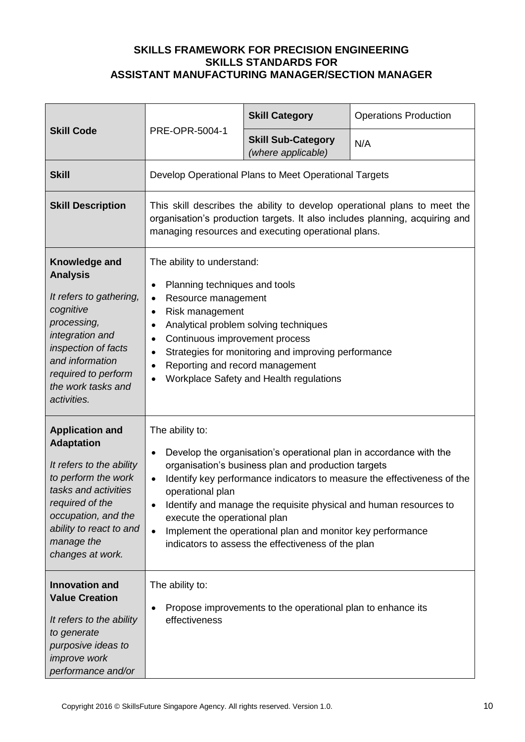**SKILLS FRAMEWORK FOR PRECISION ENGINEERING**
**SKILLS STANDARDS FOR**
**ASSISTANT MANUFACTURING MANAGER/SECTION MANAGER**

| **Skill Code** | PRE-OPR-5004-1 | **Skill Category** | Operations Production |
|---|---|---|---|
| | | **Skill Sub-Category** *(where applicable)* | N/A |
| **Skill** | Develop Operational Plans to Meet Operational Targets | | |
| **Skill Description** | This skill describes the ability to develop operational plans to meet the organisation's production targets. It also includes planning, acquiring and managing resources and executing operational plans. | | |
| **Knowledge and Analysis** *It refers to gathering, cognitive processing, integration and inspection of facts and information required to perform the work tasks and activities.* | The ability to understand: <br>• Planning techniques and tools <br>• Resource management <br>• Risk management <br>• Analytical problem solving techniques <br>• Continuous improvement process <br>• Strategies for monitoring and improving performance <br>• Reporting and record management <br>• Workplace Safety and Health regulations | | |
| **Application and Adaptation** *It refers to the ability to perform the work tasks and activities required of the occupation, and the ability to react to and manage the changes at work.* | The ability to: <br>• Develop the organisation's operational plan in accordance with the organisation's business plan and production targets <br>• Identify key performance indicators to measure the effectiveness of the operational plan <br>• Identify and manage the requisite physical and human resources to execute the operational plan <br>• Implement the operational plan and monitor key performance indicators to assess the effectiveness of the plan | | |
| **Innovation and Value Creation** *It refers to the ability to generate purposive ideas to improve work performance and/or* | The ability to: <br>• Propose improvements to the operational plan to enhance its effectiveness | | |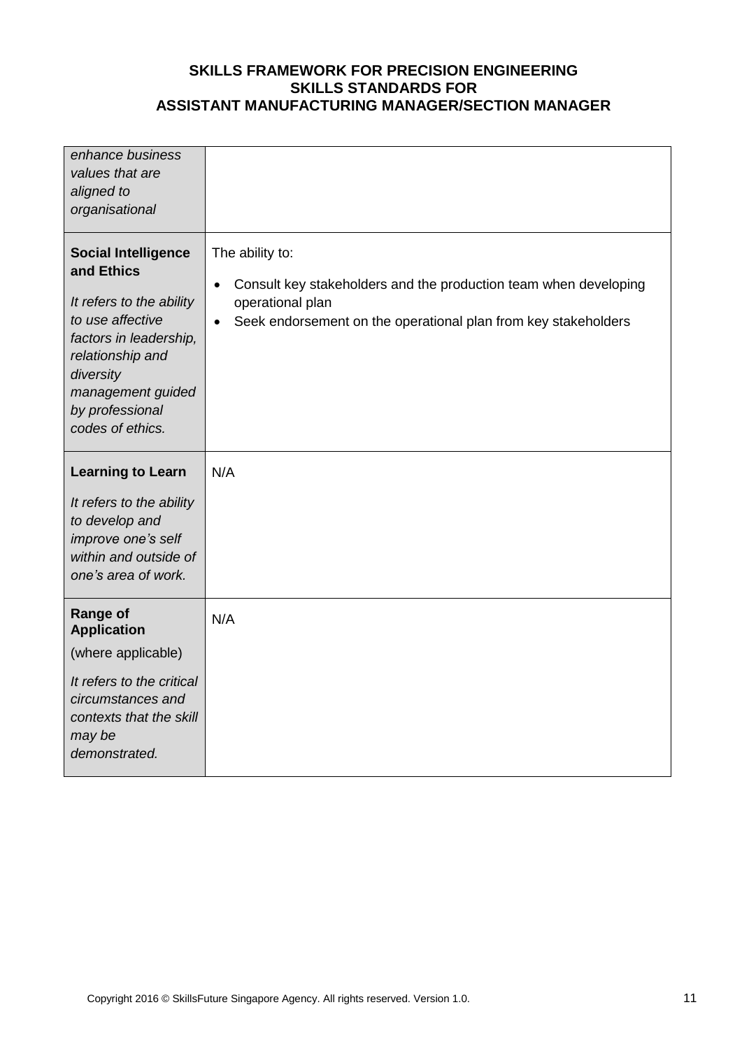| | |
|---|---|
| *enhance business values that are aligned to organisational* | |
| **Social Intelligence and Ethics**<br><br>*It refers to the ability to use affective factors in leadership, relationship and diversity management guided by professional codes of ethics.* | The ability to:<br><br>• Consult key stakeholders and the production team when developing operational plan<br>• Seek endorsement on the operational plan from key stakeholders |
| **Learning to Learn**<br><br>*It refers to the ability to develop and improve one's self within and outside of one's area of work.* | N/A |
| **Range of Application**<br><br>(where applicable)<br><br>*It refers to the critical circumstances and contexts that the skill may be demonstrated.* | N/A |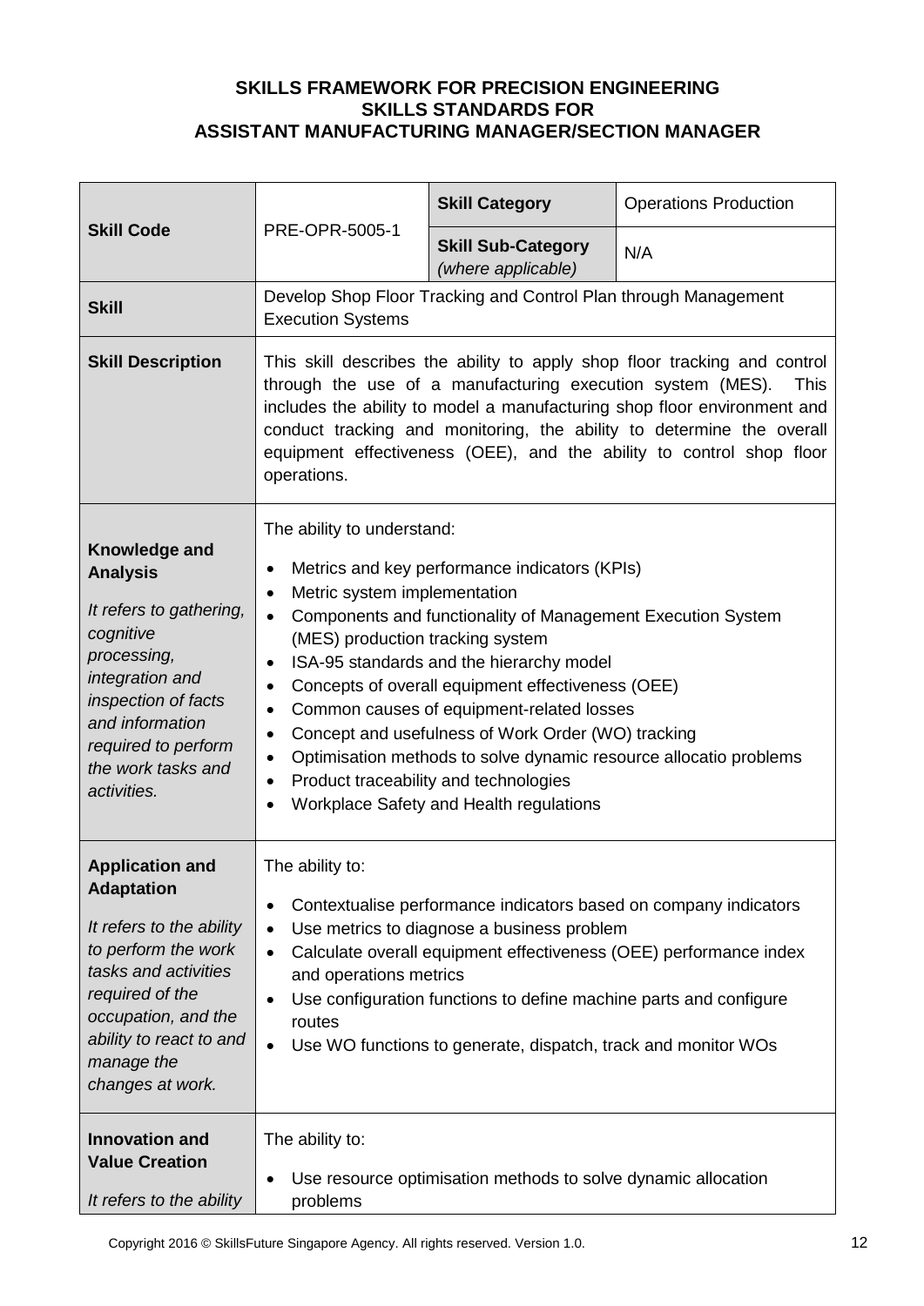**SKILLS FRAMEWORK FOR PRECISION ENGINEERING**
**SKILLS STANDARDS FOR**
**ASSISTANT MANUFACTURING MANAGER/SECTION MANAGER**

| **Skill Code** | PRE-OPR-5005-1 | **Skill Category** | Operations Production |
|---|---|---|---|
| | | **Skill Sub-Category** *(where applicable)* | N/A |
| **Skill** | Develop Shop Floor Tracking and Control Plan through Management Execution Systems | | |
| **Skill Description** | This skill describes the ability to apply shop floor tracking and control through the use of a manufacturing execution system (MES). This includes the ability to model a manufacturing shop floor environment and conduct tracking and monitoring, the ability to determine the overall equipment effectiveness (OEE), and the ability to control shop floor operations. | | |
| **Knowledge and Analysis**<br><br>*It refers to gathering, cognitive processing, integration and inspection of facts and information required to perform the work tasks and activities.* | The ability to understand:<br>• Metrics and key performance indicators (KPIs)<br>• Metric system implementation<br>• Components and functionality of Management Execution System (MES) production tracking system<br>• ISA-95 standards and the hierarchy model<br>• Concepts of overall equipment effectiveness (OEE)<br>• Common causes of equipment-related losses<br>• Concept and usefulness of Work Order (WO) tracking<br>• Optimisation methods to solve dynamic resource allocatio problems<br>• Product traceability and technologies<br>• Workplace Safety and Health regulations | | |
| **Application and Adaptation**<br><br>*It refers to the ability to perform the work tasks and activities required of the occupation, and the ability to react to and manage the changes at work.* | The ability to:<br>• Contextualise performance indicators based on company indicators<br>• Use metrics to diagnose a business problem<br>• Calculate overall equipment effectiveness (OEE) performance index and operations metrics<br>• Use configuration functions to define machine parts and configure routes<br>• Use WO functions to generate, dispatch, track and monitor WOs | | |
| **Innovation and Value Creation**<br><br>*It refers to the ability* | The ability to:<br>• Use resource optimisation methods to solve dynamic allocation problems | | |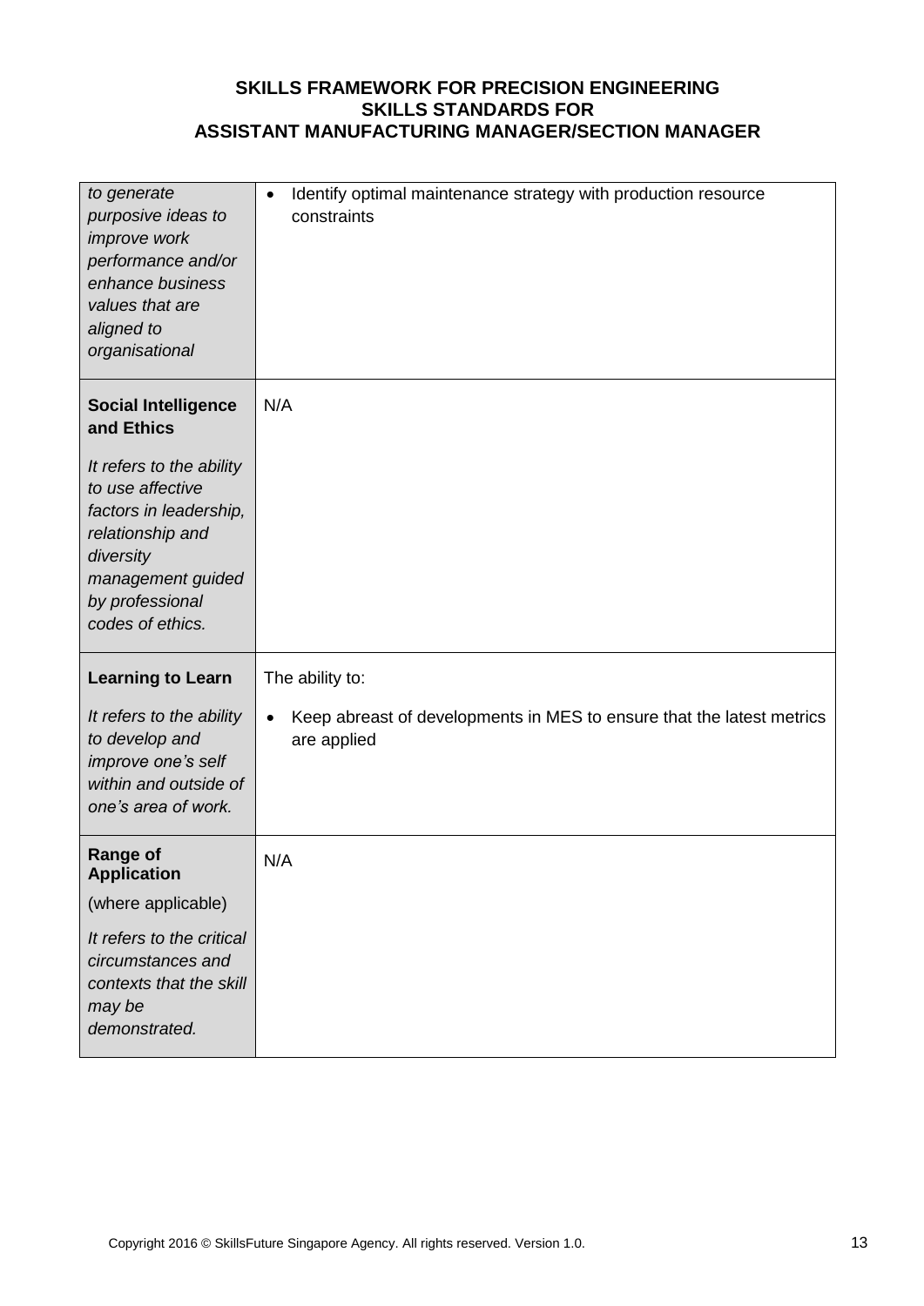| | |
|---|---|
| *to generate purposive ideas to improve work performance and/or enhance business values that are aligned to organisational* | • Identify optimal maintenance strategy with production resource constraints |
| **Social Intelligence and Ethics**<br><br>*It refers to the ability to use affective factors in leadership, relationship and diversity management guided by professional codes of ethics.* | N/A |
| **Learning to Learn**<br><br>*It refers to the ability to develop and improve one's self within and outside of one's area of work.* | The ability to:<br><br>• Keep abreast of developments in MES to ensure that the latest metrics are applied |
| **Range of Application**<br><br>(where applicable)<br><br>*It refers to the critical circumstances and contexts that the skill may be demonstrated.* | N/A |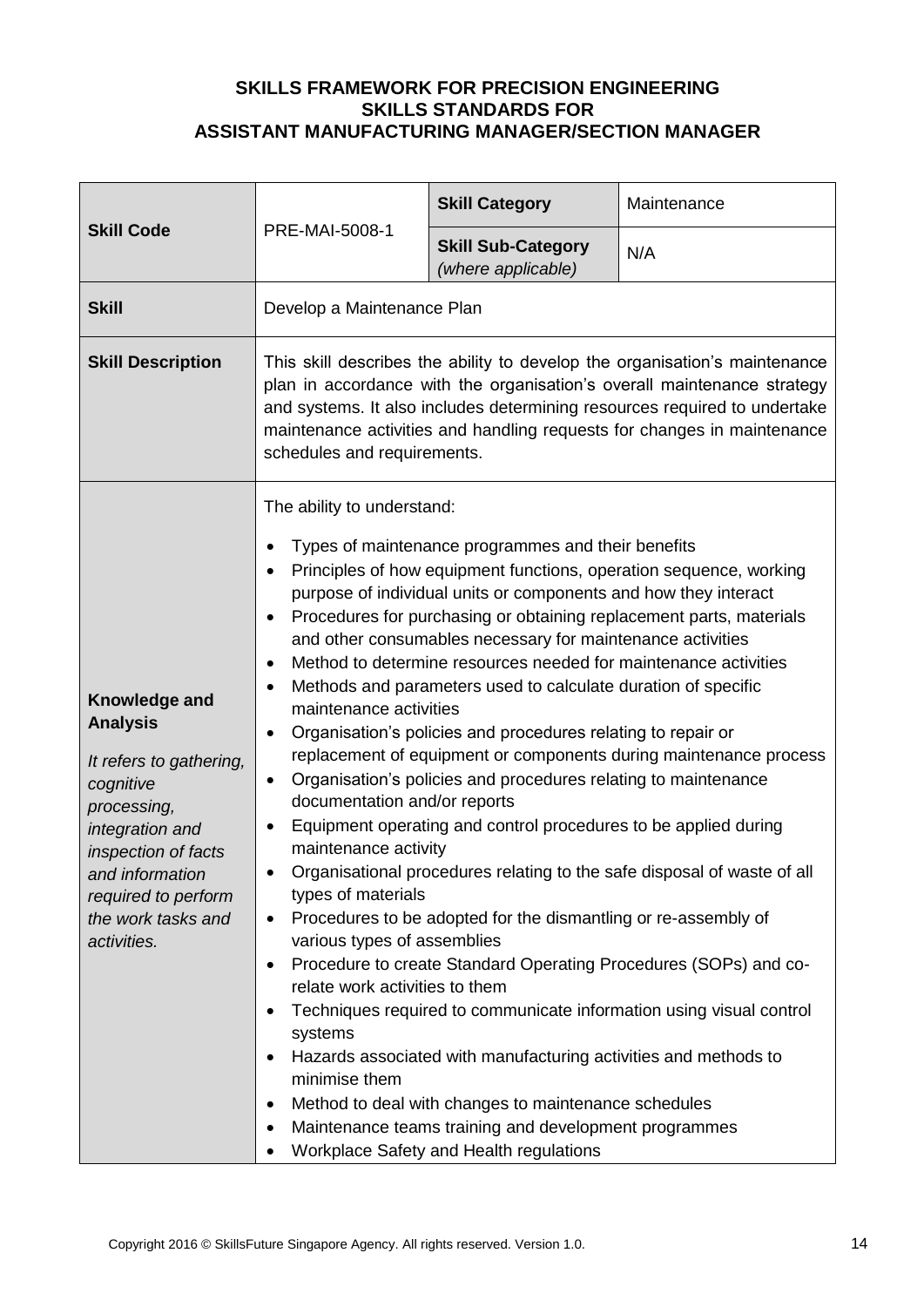**SKILLS FRAMEWORK FOR PRECISION ENGINEERING**
**SKILLS STANDARDS FOR**
**ASSISTANT MANUFACTURING MANAGER/SECTION MANAGER**

| **Skill Code** | PRE-MAI-5008-1 | **Skill Category** | Maintenance |
|---|---|---|---|
| | | **Skill Sub-Category** *(where applicable)* | N/A |
| **Skill** | Develop a Maintenance Plan | | |
| **Skill Description** | This skill describes the ability to develop the organisation's maintenance plan in accordance with the organisation's overall maintenance strategy and systems. It also includes determining resources required to undertake maintenance activities and handling requests for changes in maintenance schedules and requirements. | | |
| **Knowledge and Analysis** *It refers to gathering, cognitive processing, integration and inspection of facts and information required to perform the work tasks and activities.* | The ability to understand: <br>• Types of maintenance programmes and their benefits <br>• Principles of how equipment functions, operation sequence, working purpose of individual units or components and how they interact <br>• Procedures for purchasing or obtaining replacement parts, materials and other consumables necessary for maintenance activities <br>• Method to determine resources needed for maintenance activities <br>• Methods and parameters used to calculate duration of specific maintenance activities <br>• Organisation's policies and procedures relating to repair or replacement of equipment or components during maintenance process <br>• Organisation's policies and procedures relating to maintenance documentation and/or reports <br>• Equipment operating and control procedures to be applied during maintenance activity <br>• Organisational procedures relating to the safe disposal of waste of all types of materials <br>• Procedures to be adopted for the dismantling or re-assembly of various types of assemblies <br>• Procedure to create Standard Operating Procedures (SOPs) and co-relate work activities to them <br>• Techniques required to communicate information using visual control systems <br>• Hazards associated with manufacturing activities and methods to minimise them <br>• Method to deal with changes to maintenance schedules <br>• Maintenance teams training and development programmes <br>• Workplace Safety and Health regulations | | |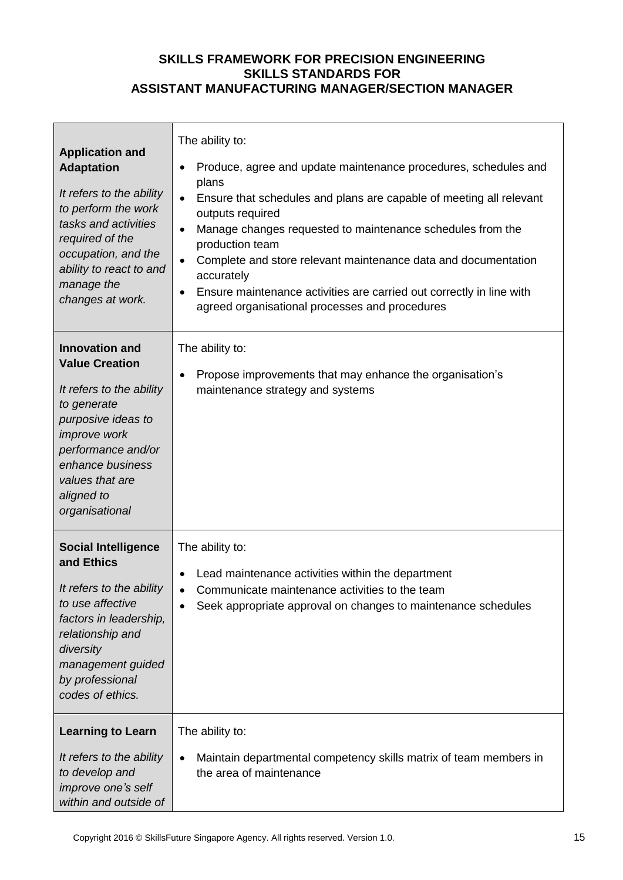**SKILLS FRAMEWORK FOR PRECISION ENGINEERING**
**SKILLS STANDARDS FOR**
**ASSISTANT MANUFACTURING MANAGER/SECTION MANAGER**

| | |
|---|---|
| **Application and Adaptation**<br><br>*It refers to the ability to perform the work tasks and activities required of the occupation, and the ability to react to and manage the changes at work.* | The ability to:<br><br>• Produce, agree and update maintenance procedures, schedules and plans<br>• Ensure that schedules and plans are capable of meeting all relevant outputs required<br>• Manage changes requested to maintenance schedules from the production team<br>• Complete and store relevant maintenance data and documentation accurately<br>• Ensure maintenance activities are carried out correctly in line with agreed organisational processes and procedures |
| **Innovation and Value Creation**<br><br>*It refers to the ability to generate purposive ideas to improve work performance and/or enhance business values that are aligned to organisational* | The ability to:<br><br>• Propose improvements that may enhance the organisation's maintenance strategy and systems |
| **Social Intelligence and Ethics**<br><br>*It refers to the ability to use affective factors in leadership, relationship and diversity management guided by professional codes of ethics.* | The ability to:<br><br>• Lead maintenance activities within the department<br>• Communicate maintenance activities to the team<br>• Seek appropriate approval on changes to maintenance schedules |
| **Learning to Learn**<br><br>*It refers to the ability to develop and improve one's self within and outside of* | The ability to:<br><br>• Maintain departmental competency skills matrix of team members in the area of maintenance |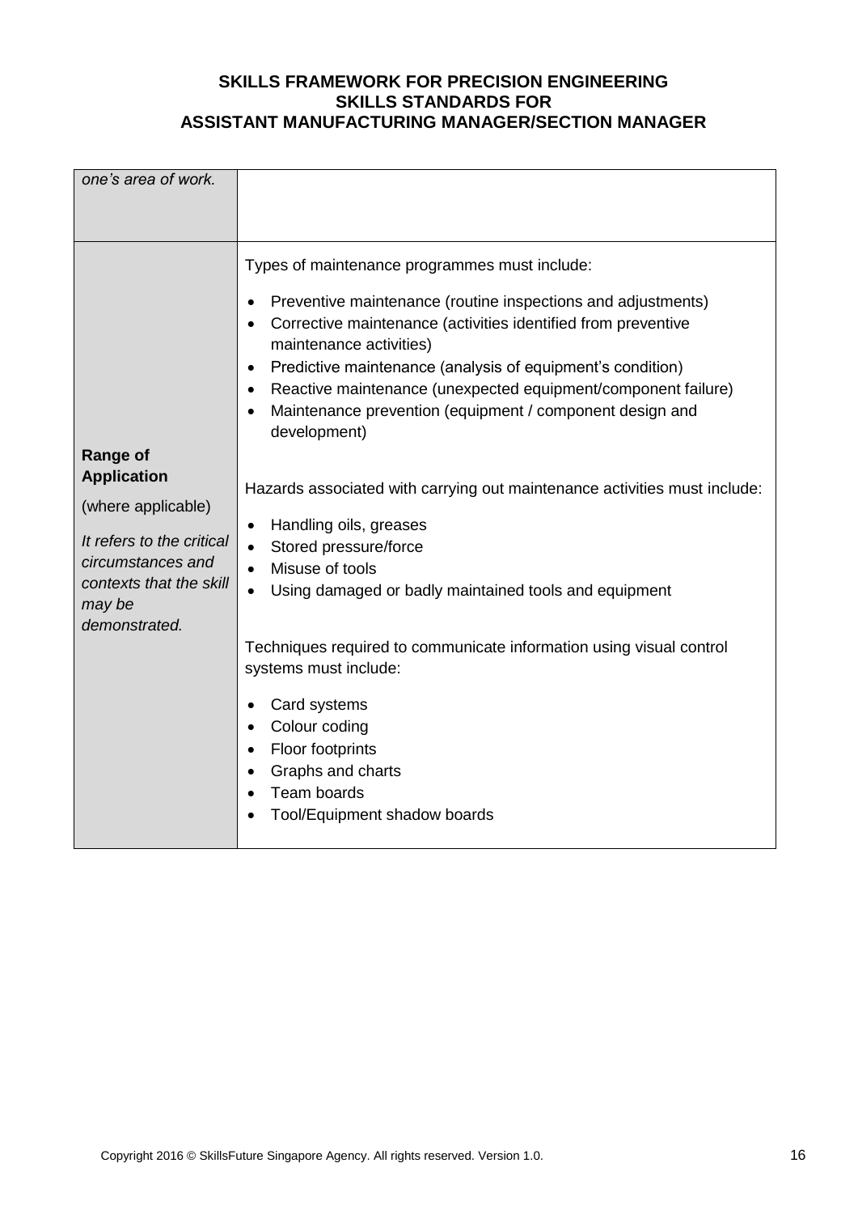| | |
|---|---|
| *one's area of work.* | |
| **Range of Application**<br><br>(where applicable)<br><br>*It refers to the critical circumstances and contexts that the skill may be demonstrated.* | Types of maintenance programmes must include:<br><br>• Preventive maintenance (routine inspections and adjustments)<br>• Corrective maintenance (activities identified from preventive maintenance activities)<br>• Predictive maintenance (analysis of equipment's condition)<br>• Reactive maintenance (unexpected equipment/component failure)<br>• Maintenance prevention (equipment / component design and development)<br><br>Hazards associated with carrying out maintenance activities must include:<br><br>• Handling oils, greases<br>• Stored pressure/force<br>• Misuse of tools<br>• Using damaged or badly maintained tools and equipment<br><br>Techniques required to communicate information using visual control systems must include:<br><br>• Card systems<br>• Colour coding<br>• Floor footprints<br>• Graphs and charts<br>• Team boards<br>• Tool/Equipment shadow boards |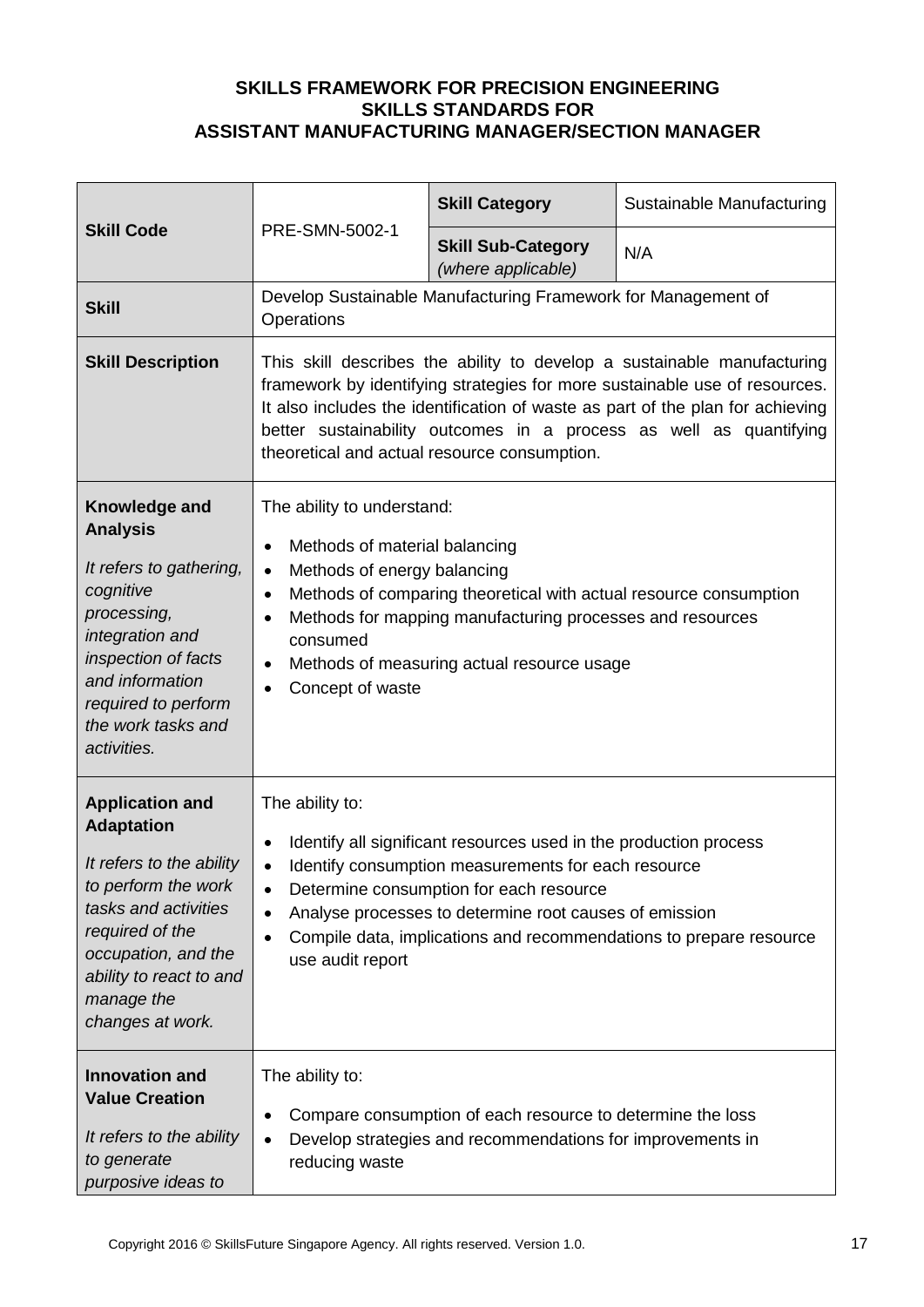**SKILLS FRAMEWORK FOR PRECISION ENGINEERING**
**SKILLS STANDARDS FOR**
**ASSISTANT MANUFACTURING MANAGER/SECTION MANAGER**

| **Skill Code** | PRE-SMN-5002-1 | **Skill Category** | Sustainable Manufacturing |
|---|---|---|---|
| | | **Skill Sub-Category** *(where applicable)* | N/A |
| **Skill** | Develop Sustainable Manufacturing Framework for Management of Operations | | |
| **Skill Description** | This skill describes the ability to develop a sustainable manufacturing framework by identifying strategies for more sustainable use of resources. It also includes the identification of waste as part of the plan for achieving better sustainability outcomes in a process as well as quantifying theoretical and actual resource consumption. | | |
| **Knowledge and Analysis** *It refers to gathering, cognitive processing, integration and inspection of facts and information required to perform the work tasks and activities.* | The ability to understand: <br> • Methods of material balancing <br> • Methods of energy balancing <br> • Methods of comparing theoretical with actual resource consumption <br> • Methods for mapping manufacturing processes and resources consumed <br> • Methods of measuring actual resource usage <br> • Concept of waste | | |
| **Application and Adaptation** *It refers to the ability to perform the work tasks and activities required of the occupation, and the ability to react to and manage the changes at work.* | The ability to: <br> • Identify all significant resources used in the production process <br> • Identify consumption measurements for each resource <br> • Determine consumption for each resource <br> • Analyse processes to determine root causes of emission <br> • Compile data, implications and recommendations to prepare resource use audit report | | |
| **Innovation and Value Creation** *It refers to the ability to generate purposive ideas to* | The ability to: <br> • Compare consumption of each resource to determine the loss <br> • Develop strategies and recommendations for improvements in reducing waste | | |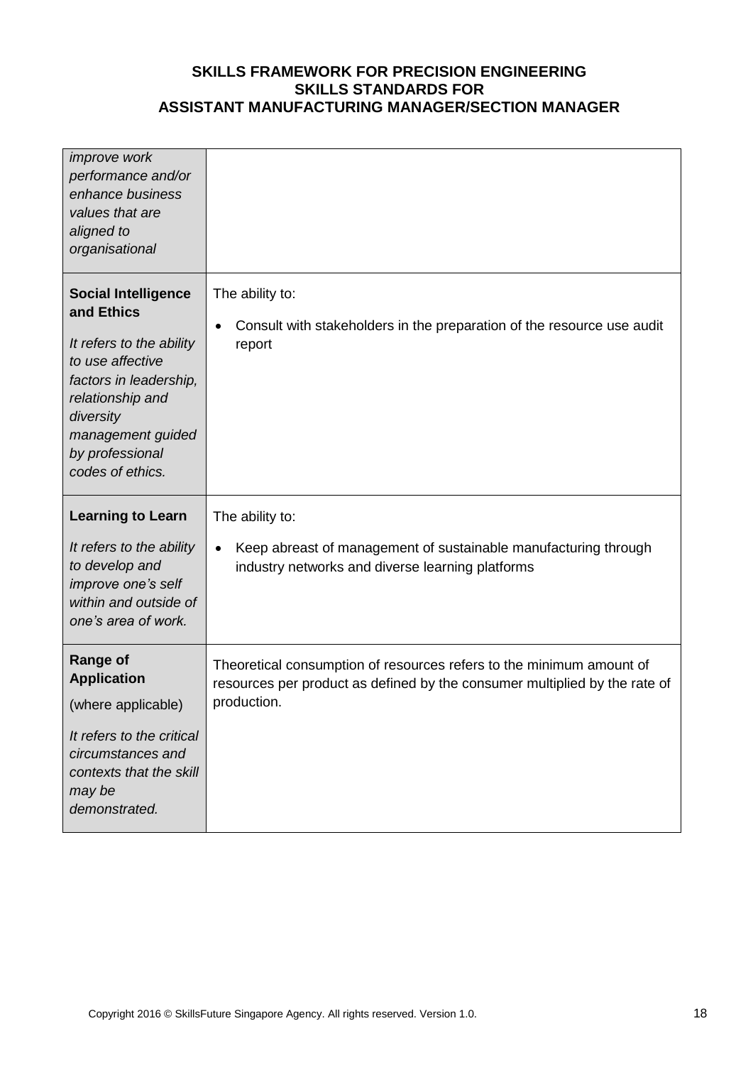| | |
|---|---|
| *improve work performance and/or enhance business values that are aligned to organisational* | |
| **Social Intelligence and Ethics**<br><br>*It refers to the ability to use affective factors in leadership, relationship and diversity management guided by professional codes of ethics.* | The ability to:<br><br>• Consult with stakeholders in the preparation of the resource use audit report |
| **Learning to Learn**<br><br>*It refers to the ability to develop and improve one's self within and outside of one's area of work.* | The ability to:<br><br>• Keep abreast of management of sustainable manufacturing through industry networks and diverse learning platforms |
| **Range of Application**<br><br>(where applicable)<br><br>*It refers to the critical circumstances and contexts that the skill may be demonstrated.* | Theoretical consumption of resources refers to the minimum amount of resources per product as defined by the consumer multiplied by the rate of production. |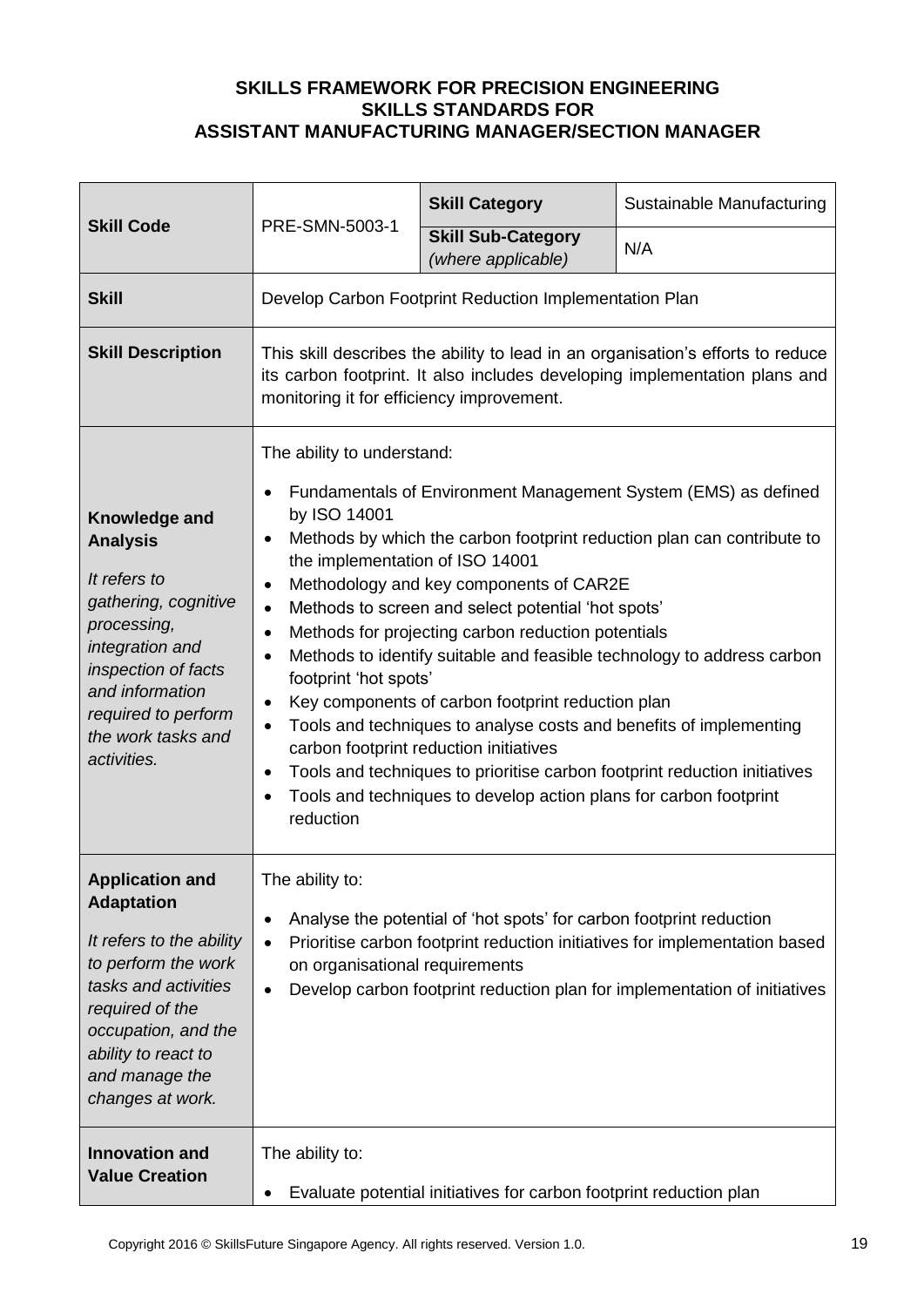**SKILLS FRAMEWORK FOR PRECISION ENGINEERING**
**SKILLS STANDARDS FOR**
**ASSISTANT MANUFACTURING MANAGER/SECTION MANAGER**

| **Skill Code** | PRE-SMN-5003-1 | **Skill Category** | Sustainable Manufacturing |
|---|---|---|---|
| | | **Skill Sub-Category** *(where applicable)* | N/A |
| **Skill** | Develop Carbon Footprint Reduction Implementation Plan | | |
| **Skill Description** | This skill describes the ability to lead in an organisation's efforts to reduce its carbon footprint. It also includes developing implementation plans and monitoring it for efficiency improvement. | | |
| **Knowledge and Analysis** <br> *It refers to gathering, cognitive processing, integration and inspection of facts and information required to perform the work tasks and activities.* | The ability to understand: <br> • Fundamentals of Environment Management System (EMS) as defined by ISO 14001 <br> • Methods by which the carbon footprint reduction plan can contribute to the implementation of ISO 14001 <br> • Methodology and key components of CAR2E <br> • Methods to screen and select potential 'hot spots' <br> • Methods for projecting carbon reduction potentials <br> • Methods to identify suitable and feasible technology to address carbon footprint 'hot spots' <br> • Key components of carbon footprint reduction plan <br> • Tools and techniques to analyse costs and benefits of implementing carbon footprint reduction initiatives <br> • Tools and techniques to prioritise carbon footprint reduction initiatives <br> • Tools and techniques to develop action plans for carbon footprint reduction | | |
| **Application and Adaptation** <br> *It refers to the ability to perform the work tasks and activities required of the occupation, and the ability to react to and manage the changes at work.* | The ability to: <br> • Analyse the potential of 'hot spots' for carbon footprint reduction <br> • Prioritise carbon footprint reduction initiatives for implementation based on organisational requirements <br> • Develop carbon footprint reduction plan for implementation of initiatives | | |
| **Innovation and Value Creation** | The ability to: <br> • Evaluate potential initiatives for carbon footprint reduction plan | | |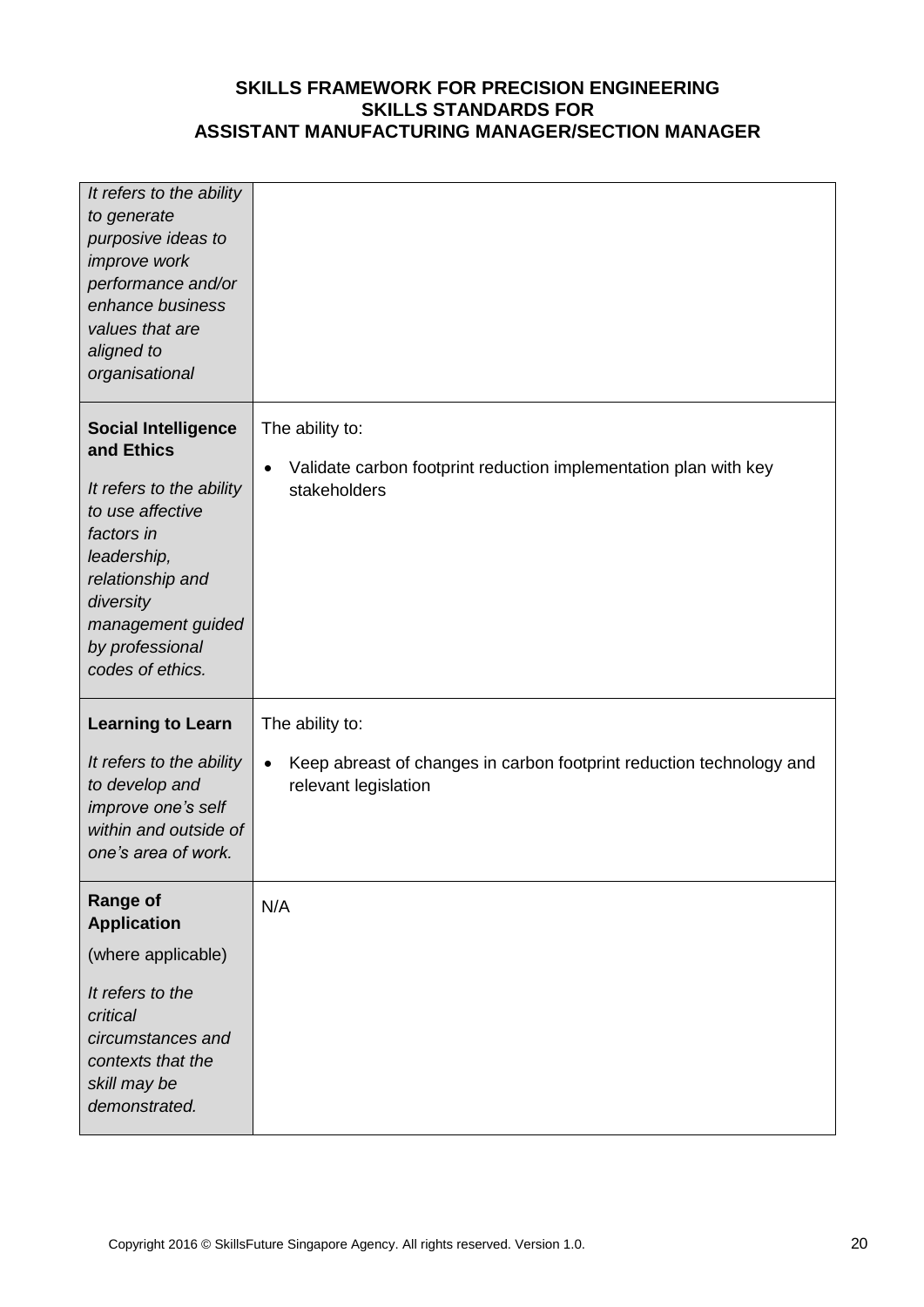| | |
|---|---|
| *It refers to the ability to generate purposive ideas to improve work performance and/or enhance business values that are aligned to organisational* | |
| **Social Intelligence and Ethics**<br><br>*It refers to the ability to use affective factors in leadership, relationship and diversity management guided by professional codes of ethics.* | The ability to:<br><br>• Validate carbon footprint reduction implementation plan with key stakeholders |
| **Learning to Learn**<br><br>*It refers to the ability to develop and improve one's self within and outside of one's area of work.* | The ability to:<br><br>• Keep abreast of changes in carbon footprint reduction technology and relevant legislation |
| **Range of Application**<br><br>(where applicable)<br><br>*It refers to the critical circumstances and contexts that the skill may be demonstrated.* | N/A |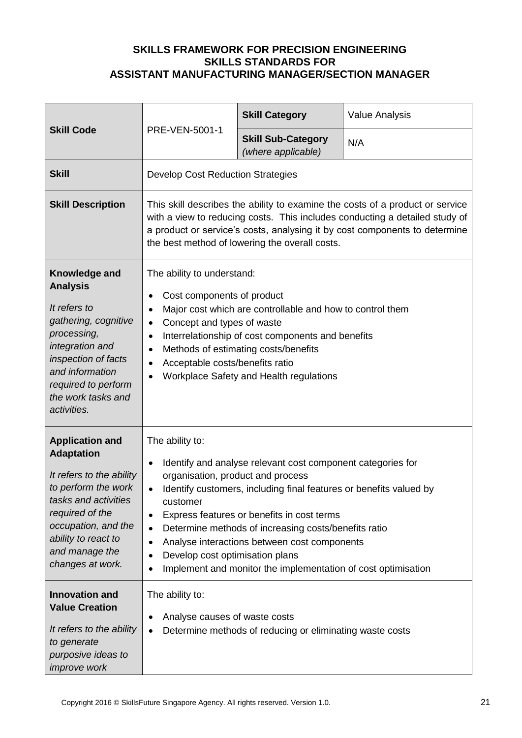**SKILLS FRAMEWORK FOR PRECISION ENGINEERING**
**SKILLS STANDARDS FOR**
**ASSISTANT MANUFACTURING MANAGER/SECTION MANAGER**

| **Skill Code** | PRE-VEN-5001-1 | **Skill Category** | Value Analysis |
|---|---|---|---|
| | | **Skill Sub-Category** *(where applicable)* | N/A |
| **Skill** | Develop Cost Reduction Strategies | | |
| **Skill Description** | This skill describes the ability to examine the costs of a product or service with a view to reducing costs. This includes conducting a detailed study of a product or service's costs, analysing it by cost components to determine the best method of lowering the overall costs. | | |
| **Knowledge and Analysis**<br><br>*It refers to gathering, cognitive processing, integration and inspection of facts and information required to perform the work tasks and activities.* | The ability to understand:<br>• Cost components of product<br>• Major cost which are controllable and how to control them<br>• Concept and types of waste<br>• Interrelationship of cost components and benefits<br>• Methods of estimating costs/benefits<br>• Acceptable costs/benefits ratio<br>• Workplace Safety and Health regulations | | |
| **Application and Adaptation**<br><br>*It refers to the ability to perform the work tasks and activities required of the occupation, and the ability to react to and manage the changes at work.* | The ability to:<br>• Identify and analyse relevant cost component categories for organisation, product and process<br>• Identify customers, including final features or benefits valued by customer<br>• Express features or benefits in cost terms<br>• Determine methods of increasing costs/benefits ratio<br>• Analyse interactions between cost components<br>• Develop cost optimisation plans<br>• Implement and monitor the implementation of cost optimisation | | |
| **Innovation and Value Creation**<br><br>*It refers to the ability to generate purposive ideas to improve work* | The ability to:<br>• Analyse causes of waste costs<br>• Determine methods of reducing or eliminating waste costs | | |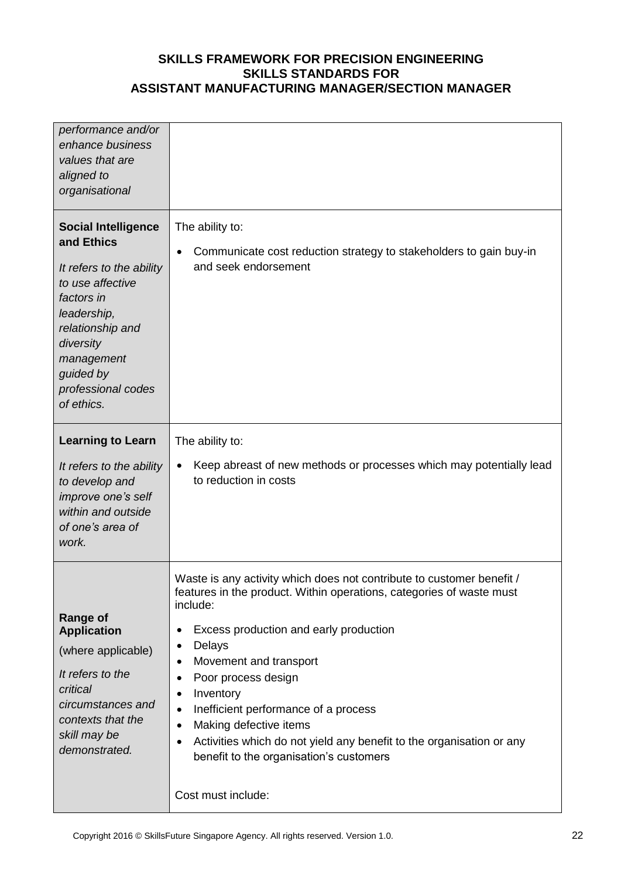| | |
|---|---|
| *performance and/or enhance business values that are aligned to organisational* | |
| **Social Intelligence and Ethics**<br><br>*It refers to the ability to use affective factors in leadership, relationship and diversity management guided by professional codes of ethics.* | The ability to:<br><br>• Communicate cost reduction strategy to stakeholders to gain buy-in and seek endorsement |
| **Learning to Learn**<br><br>*It refers to the ability to develop and improve one's self within and outside of one's area of work.* | The ability to:<br><br>• Keep abreast of new methods or processes which may potentially lead to reduction in costs |
| **Range of Application**<br><br>(where applicable)<br><br>*It refers to the critical circumstances and contexts that the skill may be demonstrated.* | Waste is any activity which does not contribute to customer benefit / features in the product. Within operations, categories of waste must include:<br><br>• Excess production and early production<br>• Delays<br>• Movement and transport<br>• Poor process design<br>• Inventory<br>• Inefficient performance of a process<br>• Making defective items<br>• Activities which do not yield any benefit to the organisation or any benefit to the organisation's customers<br><br>Cost must include: |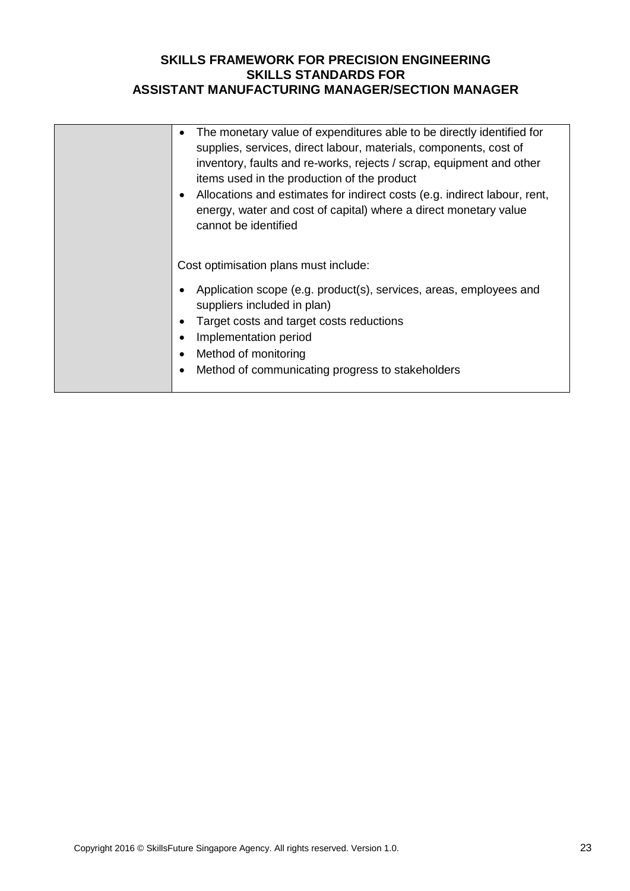| | |
|---|---|
| | • The monetary value of expenditures able to be directly identified for supplies, services, direct labour, materials, components, cost of inventory, faults and re-works, rejects / scrap, equipment and other items used in the production of the product<br>• Allocations and estimates for indirect costs (e.g. indirect labour, rent, energy, water and cost of capital) where a direct monetary value cannot be identified<br><br>Cost optimisation plans must include:<br><br>• Application scope (e.g. product(s), services, areas, employees and suppliers included in plan)<br>• Target costs and target costs reductions<br>• Implementation period<br>• Method of monitoring<br>• Method of communicating progress to stakeholders |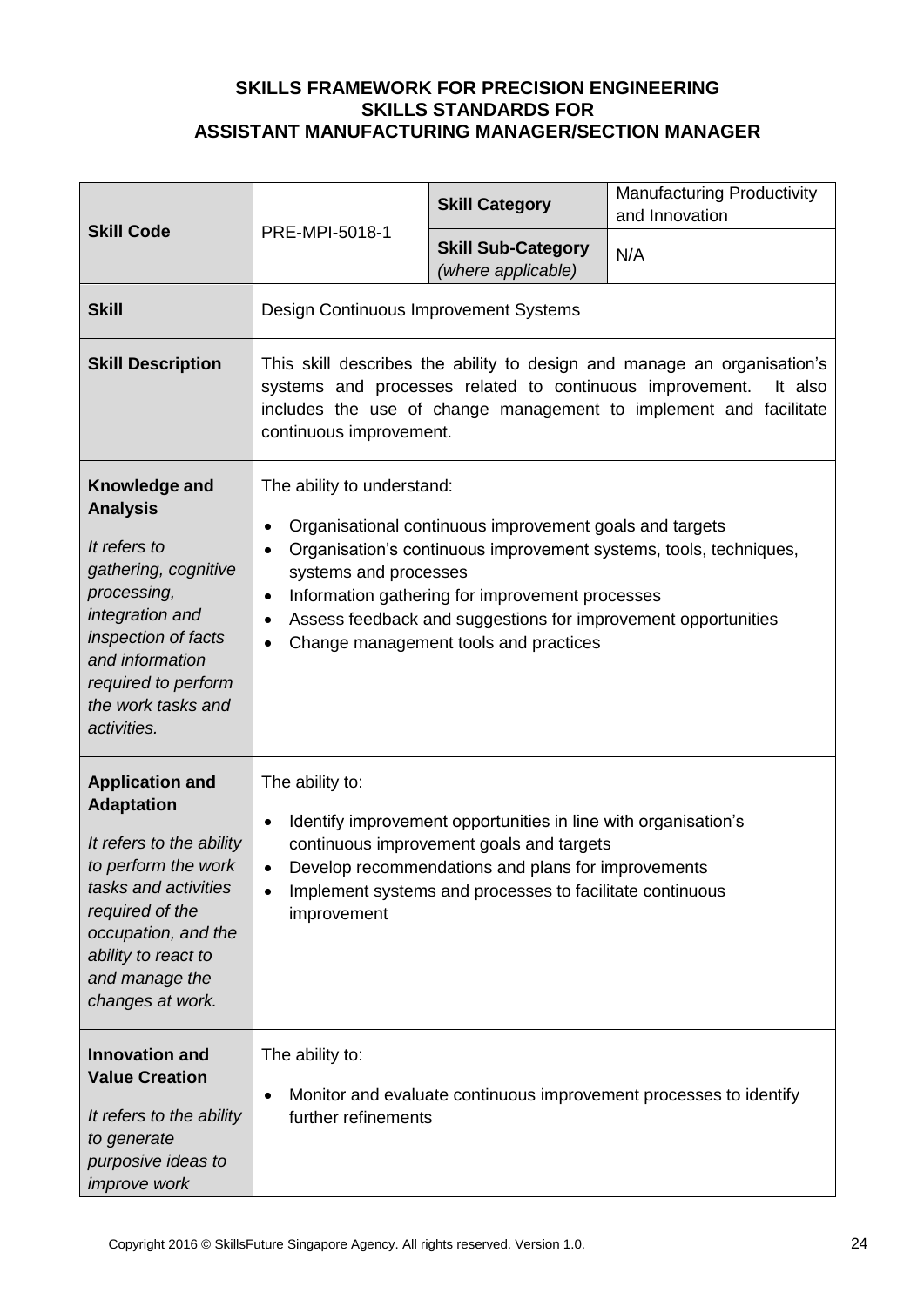**SKILLS FRAMEWORK FOR PRECISION ENGINEERING**
**SKILLS STANDARDS FOR**
**ASSISTANT MANUFACTURING MANAGER/SECTION MANAGER**

| **Skill Code** | PRE-MPI-5018-1 | **Skill Category** | Manufacturing Productivity and Innovation |
|---|---|---|---|
| | | **Skill Sub-Category** *(where applicable)* | N/A |
| **Skill** | Design Continuous Improvement Systems | | |
| **Skill Description** | This skill describes the ability to design and manage an organisation's systems and processes related to continuous improvement. It also includes the use of change management to implement and facilitate continuous improvement. | | |
| **Knowledge and Analysis** <br> *It refers to gathering, cognitive processing, integration and inspection of facts and information required to perform the work tasks and activities.* | The ability to understand: <br> • Organisational continuous improvement goals and targets <br> • Organisation's continuous improvement systems, tools, techniques, systems and processes <br> • Information gathering for improvement processes <br> • Assess feedback and suggestions for improvement opportunities <br> • Change management tools and practices | | |
| **Application and Adaptation** <br> *It refers to the ability to perform the work tasks and activities required of the occupation, and the ability to react to and manage the changes at work.* | The ability to: <br> • Identify improvement opportunities in line with organisation's continuous improvement goals and targets <br> • Develop recommendations and plans for improvements <br> • Implement systems and processes to facilitate continuous improvement | | |
| **Innovation and Value Creation** <br> *It refers to the ability to generate purposive ideas to improve work* | The ability to: <br> • Monitor and evaluate continuous improvement processes to identify further refinements | | |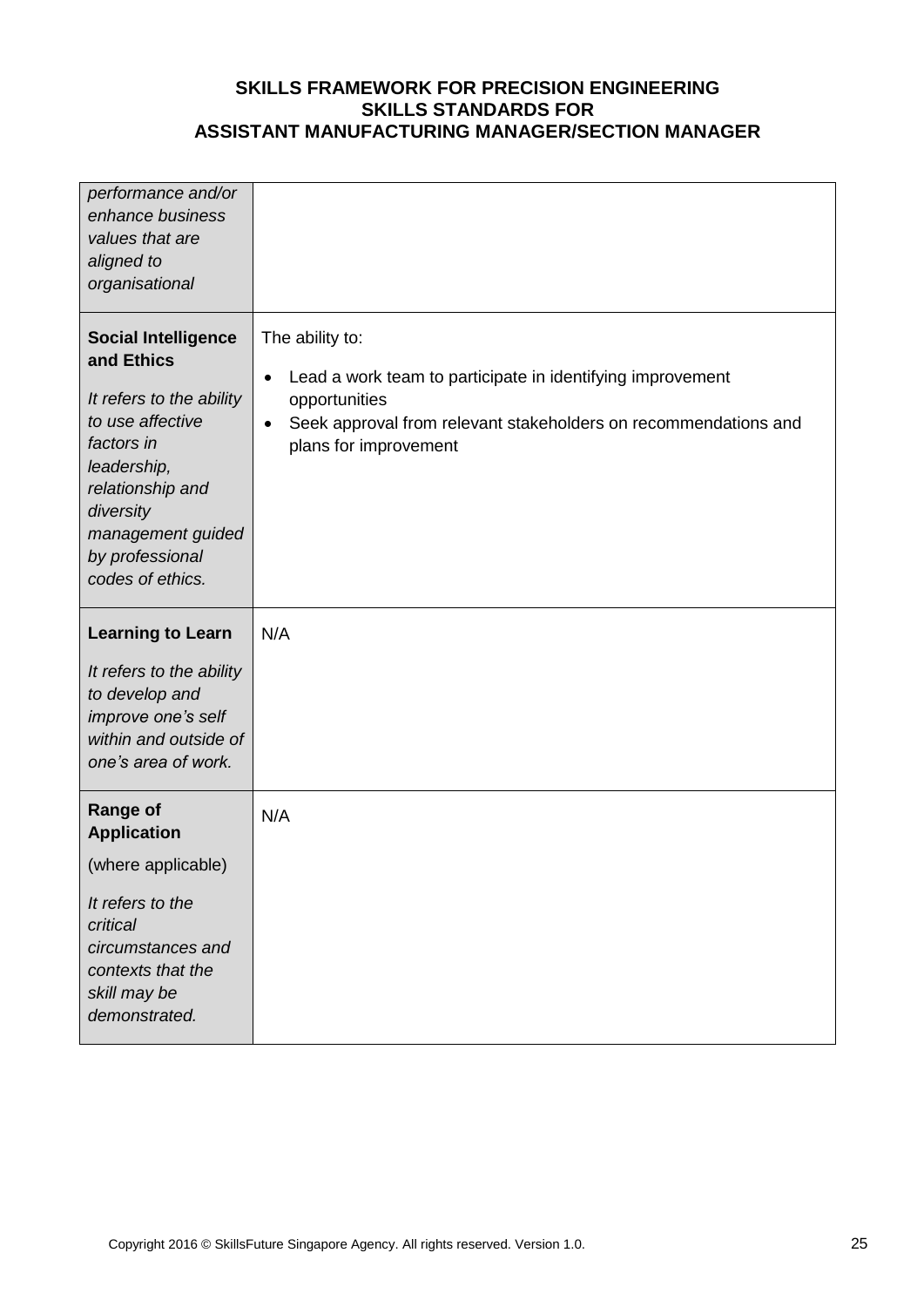| | |
|---|---|
| *performance and/or enhance business values that are aligned to organisational* | |
| **Social Intelligence and Ethics**<br><br>*It refers to the ability to use affective factors in leadership, relationship and diversity management guided by professional codes of ethics.* | The ability to:<br><br>• Lead a work team to participate in identifying improvement opportunities<br>• Seek approval from relevant stakeholders on recommendations and plans for improvement |
| **Learning to Learn**<br><br>*It refers to the ability to develop and improve one's self within and outside of one's area of work.* | N/A |
| **Range of Application**<br><br>(where applicable)<br><br>*It refers to the critical circumstances and contexts that the skill may be demonstrated.* | N/A |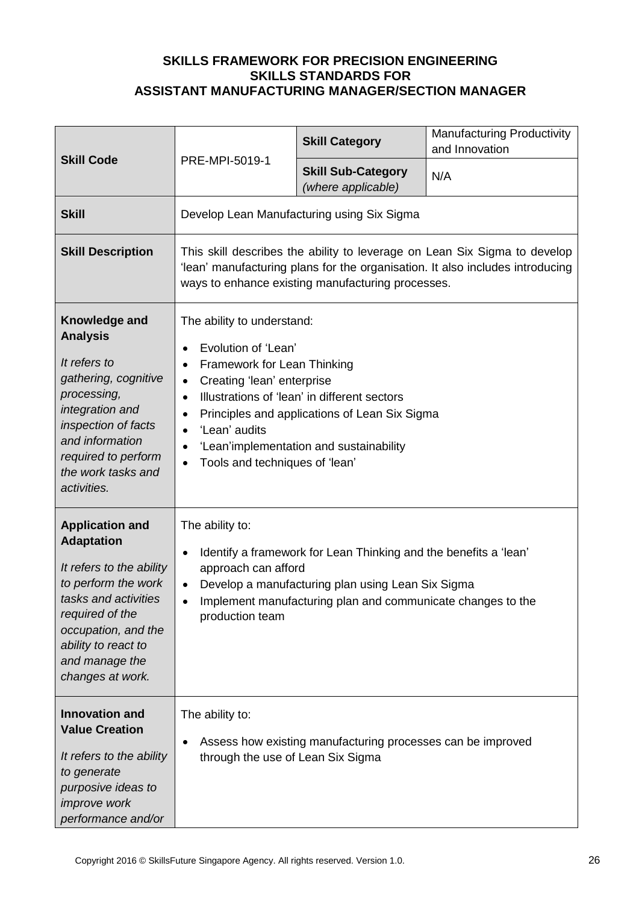**SKILLS FRAMEWORK FOR PRECISION ENGINEERING**
**SKILLS STANDARDS FOR**
**ASSISTANT MANUFACTURING MANAGER/SECTION MANAGER**

| **Skill Code** | PRE-MPI-5019-1 | **Skill Category** | Manufacturing Productivity and Innovation |
|---|---|---|---|
| | | **Skill Sub-Category** *(where applicable)* | N/A |
| **Skill** | Develop Lean Manufacturing using Six Sigma | | |
| **Skill Description** | This skill describes the ability to leverage on Lean Six Sigma to develop 'lean' manufacturing plans for the organisation. It also includes introducing ways to enhance existing manufacturing processes. | | |
| **Knowledge and Analysis** *It refers to gathering, cognitive processing, integration and inspection of facts and information required to perform the work tasks and activities.* | The ability to understand: <br>• Evolution of 'Lean' <br>• Framework for Lean Thinking <br>• Creating 'lean' enterprise <br>• Illustrations of 'lean' in different sectors <br>• Principles and applications of Lean Six Sigma <br>• 'Lean' audits <br>• 'Lean'implementation and sustainability <br>• Tools and techniques of 'lean' | | |
| **Application and Adaptation** *It refers to the ability to perform the work tasks and activities required of the occupation, and the ability to react to and manage the changes at work.* | The ability to: <br>• Identify a framework for Lean Thinking and the benefits a 'lean' approach can afford <br>• Develop a manufacturing plan using Lean Six Sigma <br>• Implement manufacturing plan and communicate changes to the production team | | |
| **Innovation and Value Creation** *It refers to the ability to generate purposive ideas to improve work performance and/or* | The ability to: <br>• Assess how existing manufacturing processes can be improved through the use of Lean Six Sigma | | |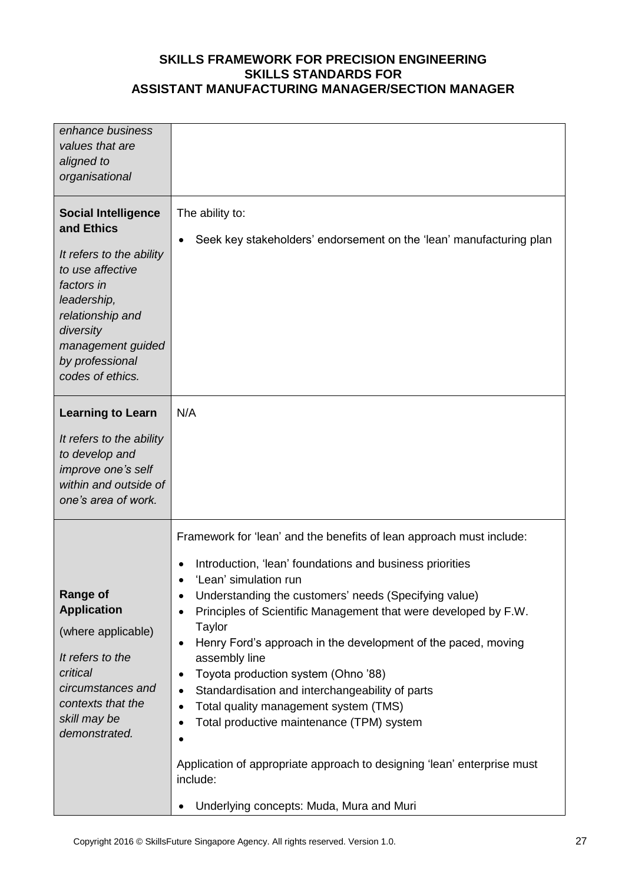## SKILLS FRAMEWORK FOR PRECISION ENGINEERING
## SKILLS STANDARDS FOR
## ASSISTANT MANUFACTURING MANAGER/SECTION MANAGER

| | |
|---|---|
| *enhance business values that are aligned to organisational* | |
| **Social Intelligence and Ethics**<br><br>*It refers to the ability to use affective factors in leadership, relationship and diversity management guided by professional codes of ethics.* | The ability to:<br><br>• Seek key stakeholders' endorsement on the 'lean' manufacturing plan |
| **Learning to Learn**<br><br>*It refers to the ability to develop and improve one's self within and outside of one's area of work.* | N/A |
| **Range of Application**<br><br>(where applicable)<br><br>*It refers to the critical circumstances and contexts that the skill may be demonstrated.* | Framework for 'lean' and the benefits of lean approach must include:<br><br>• Introduction, 'lean' foundations and business priorities<br>• 'Lean' simulation run<br>• Understanding the customers' needs (Specifying value)<br>• Principles of Scientific Management that were developed by F.W. Taylor<br>• Henry Ford's approach in the development of the paced, moving assembly line<br>• Toyota production system (Ohno '88)<br>• Standardisation and interchangeability of parts<br>• Total quality management system (TMS)<br>• Total productive maintenance (TPM) system<br>•<br><br>Application of appropriate approach to designing 'lean' enterprise must include:<br><br>• Underlying concepts: Muda, Mura and Muri |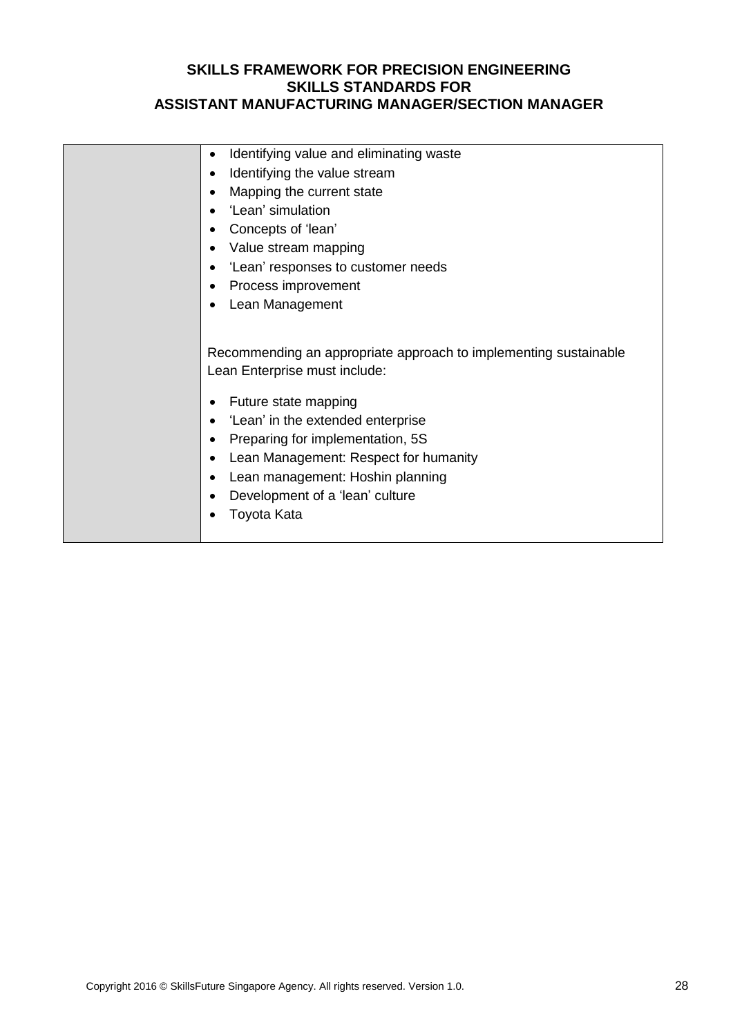| | |
|---|---|
| | • Identifying value and eliminating waste<br>• Identifying the value stream<br>• Mapping the current state<br>• 'Lean' simulation<br>• Concepts of 'lean'<br>• Value stream mapping<br>• 'Lean' responses to customer needs<br>• Process improvement<br>• Lean Management<br><br>Recommending an appropriate approach to implementing sustainable Lean Enterprise must include:<br><br>• Future state mapping<br>• 'Lean' in the extended enterprise<br>• Preparing for implementation, 5S<br>• Lean Management: Respect for humanity<br>• Lean management: Hoshin planning<br>• Development of a 'lean' culture<br>• Toyota Kata |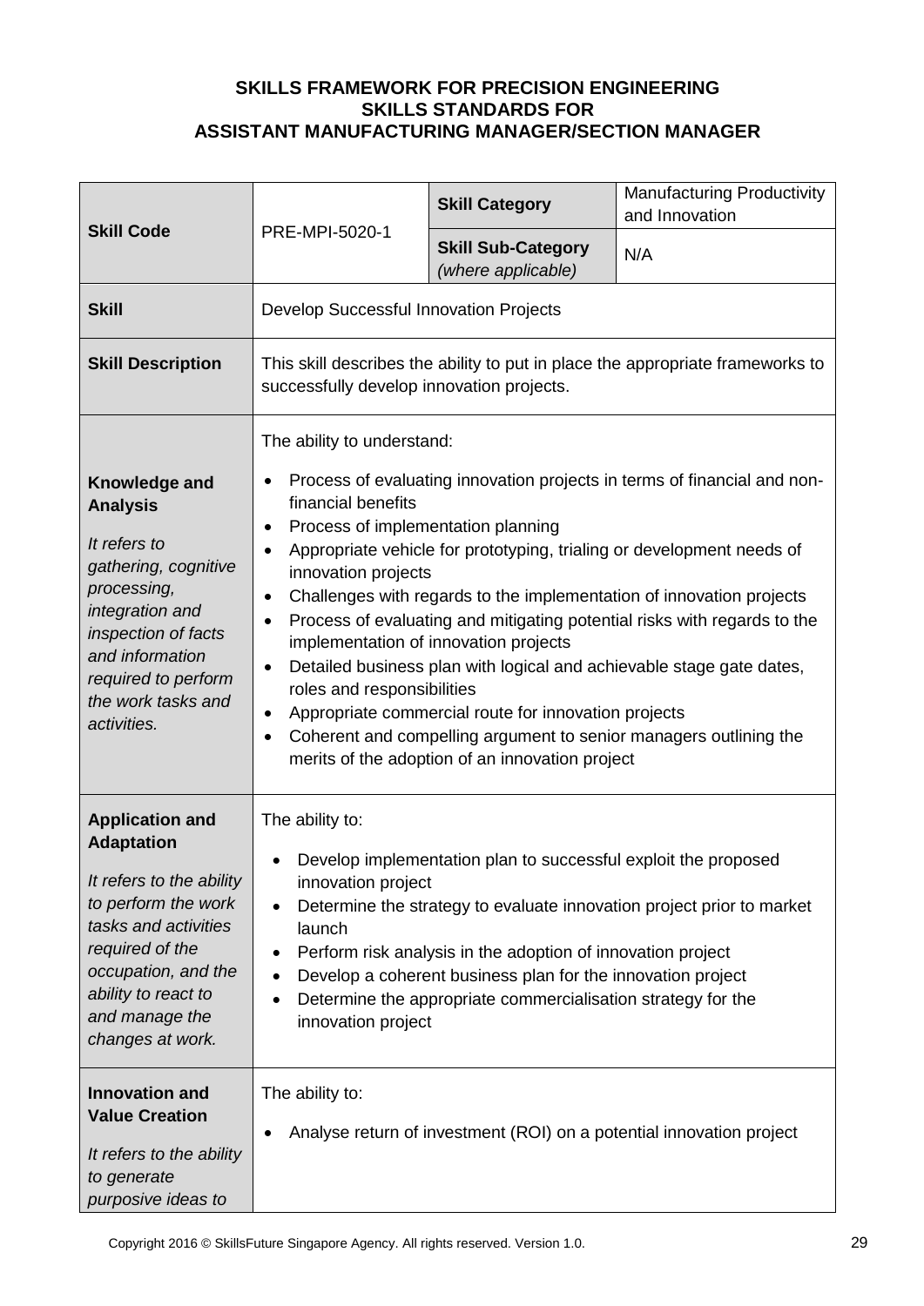**SKILLS FRAMEWORK FOR PRECISION ENGINEERING**
**SKILLS STANDARDS FOR**
**ASSISTANT MANUFACTURING MANAGER/SECTION MANAGER**

| **Skill Code** | PRE-MPI-5020-1 | **Skill Category** | Manufacturing Productivity and Innovation |
|---|---|---|---|
| | | **Skill Sub-Category** *(where applicable)* | N/A |
| **Skill** | Develop Successful Innovation Projects | | |
| **Skill Description** | This skill describes the ability to put in place the appropriate frameworks to successfully develop innovation projects. | | |
| **Knowledge and Analysis** *It refers to gathering, cognitive processing, integration and inspection of facts and information required to perform the work tasks and activities.* | The ability to understand:<br>• Process of evaluating innovation projects in terms of financial and non-financial benefits<br>• Process of implementation planning<br>• Appropriate vehicle for prototyping, trialing or development needs of innovation projects<br>• Challenges with regards to the implementation of innovation projects<br>• Process of evaluating and mitigating potential risks with regards to the implementation of innovation projects<br>• Detailed business plan with logical and achievable stage gate dates, roles and responsibilities<br>• Appropriate commercial route for innovation projects<br>• Coherent and compelling argument to senior managers outlining the merits of the adoption of an innovation project | | |
| **Application and Adaptation** *It refers to the ability to perform the work tasks and activities required of the occupation, and the ability to react to and manage the changes at work.* | The ability to:<br>• Develop implementation plan to successful exploit the proposed innovation project<br>• Determine the strategy to evaluate innovation project prior to market launch<br>• Perform risk analysis in the adoption of innovation project<br>• Develop a coherent business plan for the innovation project<br>• Determine the appropriate commercialisation strategy for the innovation project | | |
| **Innovation and Value Creation** *It refers to the ability to generate purposive ideas to* | The ability to:<br>• Analyse return of investment (ROI) on a potential innovation project | | |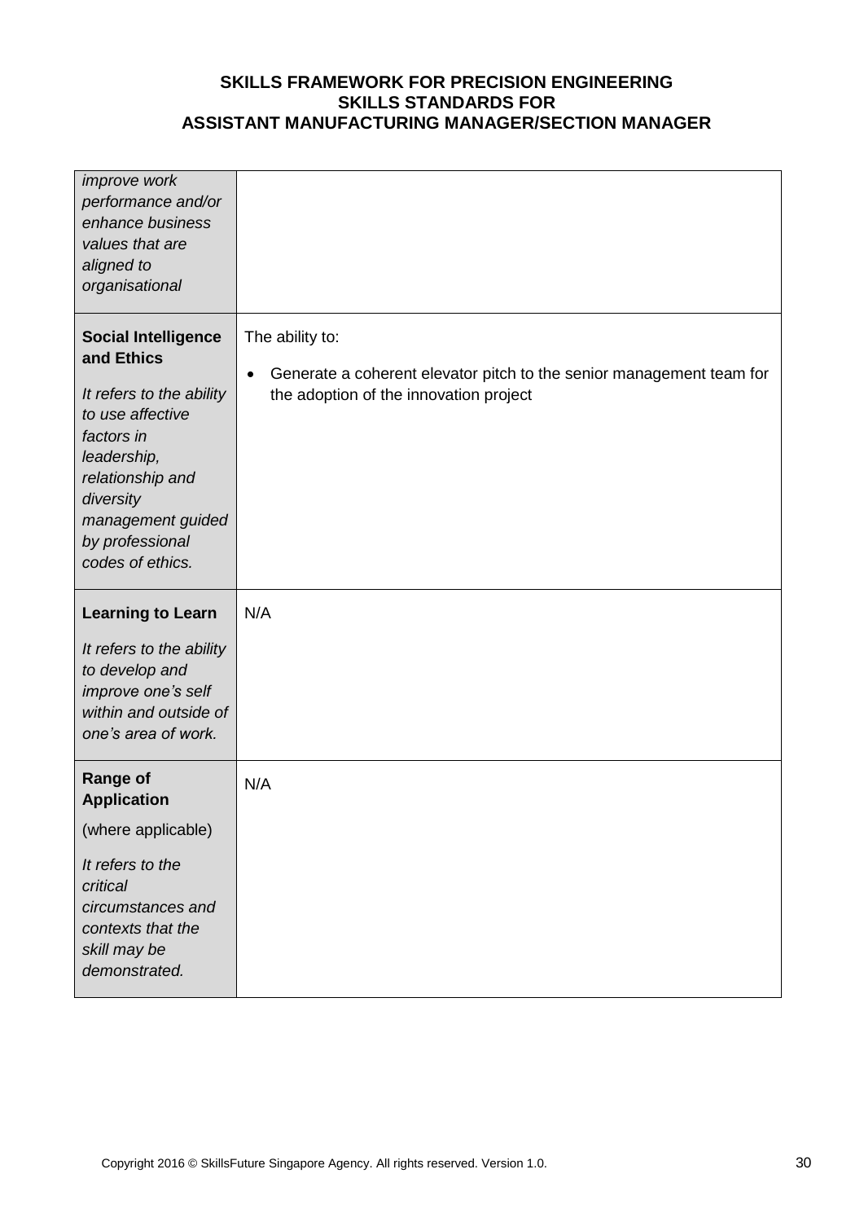| | |
|---|---|
| *improve work performance and/or enhance business values that are aligned to organisational* | |
| **Social Intelligence and Ethics**<br><br>*It refers to the ability to use affective factors in leadership, relationship and diversity management guided by professional codes of ethics.* | The ability to:<br><br>• Generate a coherent elevator pitch to the senior management team for the adoption of the innovation project |
| **Learning to Learn**<br><br>*It refers to the ability to develop and improve one's self within and outside of one's area of work.* | N/A |
| **Range of Application**<br><br>(where applicable)<br><br>*It refers to the critical circumstances and contexts that the skill may be demonstrated.* | N/A |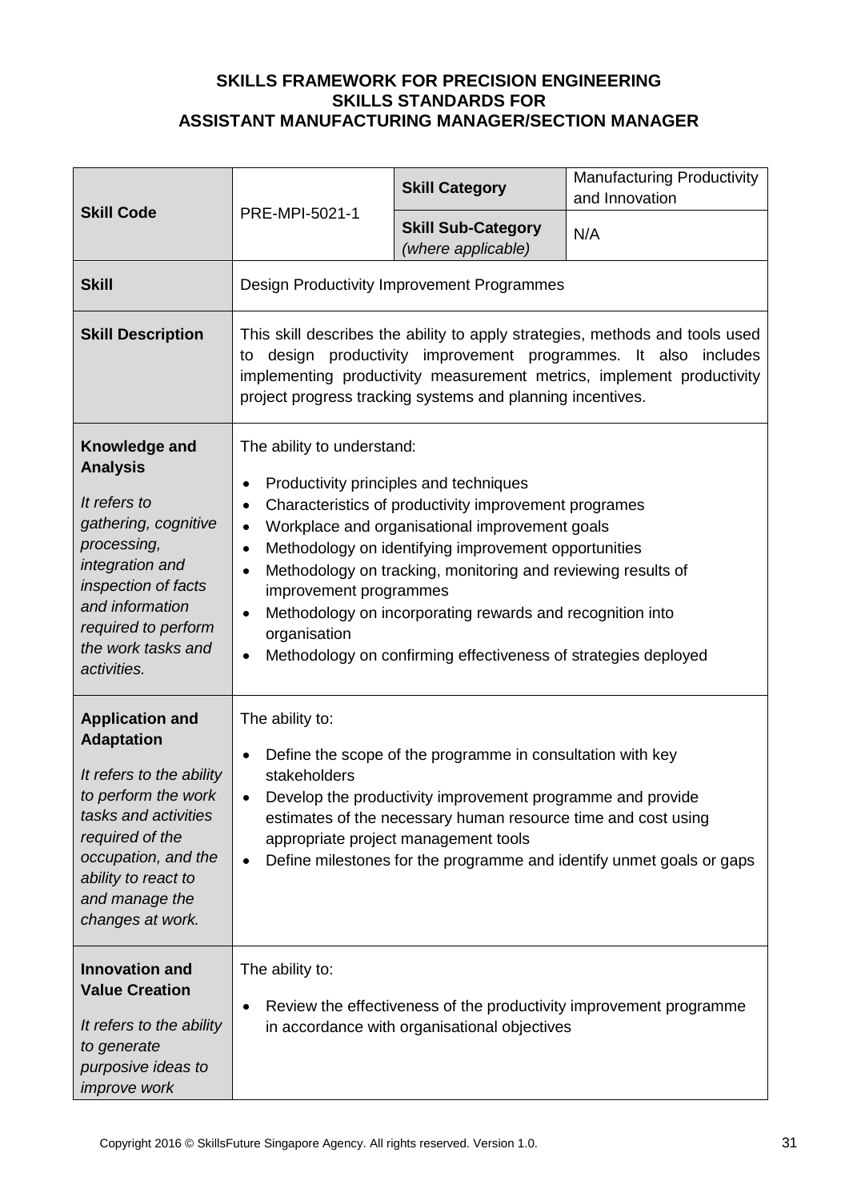**SKILLS FRAMEWORK FOR PRECISION ENGINEERING**
**SKILLS STANDARDS FOR**
**ASSISTANT MANUFACTURING MANAGER/SECTION MANAGER**

| **Skill Code** | PRE-MPI-5021-1 | **Skill Category** | Manufacturing Productivity and Innovation |
|---|---|---|---|
| | | **Skill Sub-Category** *(where applicable)* | N/A |
| **Skill** | Design Productivity Improvement Programmes | | |
| **Skill Description** | This skill describes the ability to apply strategies, methods and tools used to design productivity improvement programmes. It also includes implementing productivity measurement metrics, implement productivity project progress tracking systems and planning incentives. | | |
| **Knowledge and Analysis** *It refers to gathering, cognitive processing, integration and inspection of facts and information required to perform the work tasks and activities.* | The ability to understand: • Productivity principles and techniques • Characteristics of productivity improvement programes • Workplace and organisational improvement goals • Methodology on identifying improvement opportunities • Methodology on tracking, monitoring and reviewing results of improvement programmes • Methodology on incorporating rewards and recognition into organisation • Methodology on confirming effectiveness of strategies deployed | | |
| **Application and Adaptation** *It refers to the ability to perform the work tasks and activities required of the occupation, and the ability to react to and manage the changes at work.* | The ability to: • Define the scope of the programme in consultation with key stakeholders • Develop the productivity improvement programme and provide estimates of the necessary human resource time and cost using appropriate project management tools • Define milestones for the programme and identify unmet goals or gaps | | |
| **Innovation and Value Creation** *It refers to the ability to generate purposive ideas to improve work* | The ability to: • Review the effectiveness of the productivity improvement programme in accordance with organisational objectives | | |

Copyright 2016 © SkillsFuture Singapore Agency. All rights reserved. Version 1.0.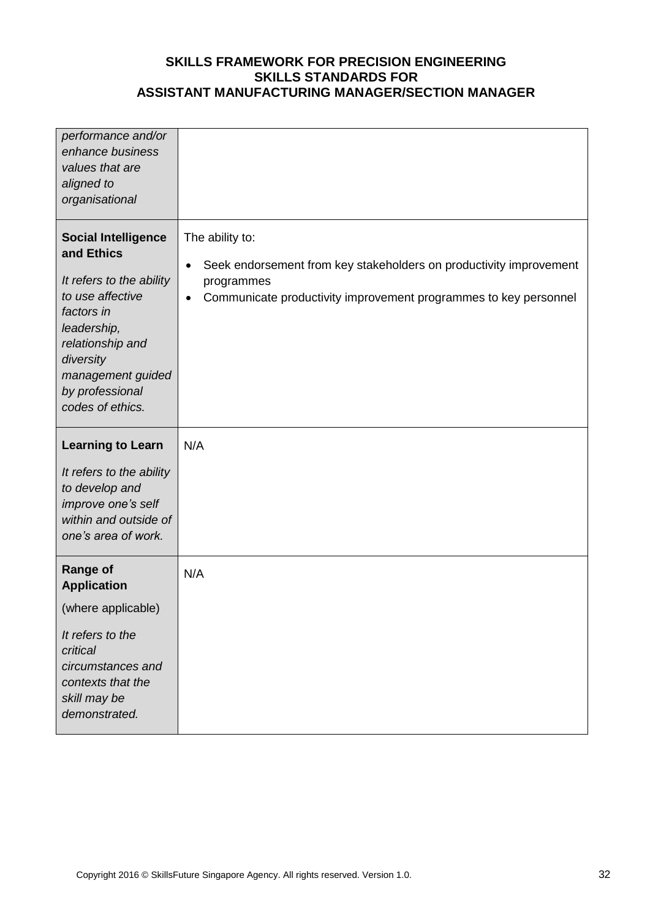| | |
|---|---|
| *performance and/or enhance business values that are aligned to organisational* | |
| **Social Intelligence and Ethics**<br><br>*It refers to the ability to use affective factors in leadership, relationship and diversity management guided by professional codes of ethics.* | The ability to:<br><br>• Seek endorsement from key stakeholders on productivity improvement programmes<br>• Communicate productivity improvement programmes to key personnel |
| **Learning to Learn**<br><br>*It refers to the ability to develop and improve one's self within and outside of one's area of work.* | N/A |
| **Range of Application**<br><br>(where applicable)<br><br>*It refers to the critical circumstances and contexts that the skill may be demonstrated.* | N/A |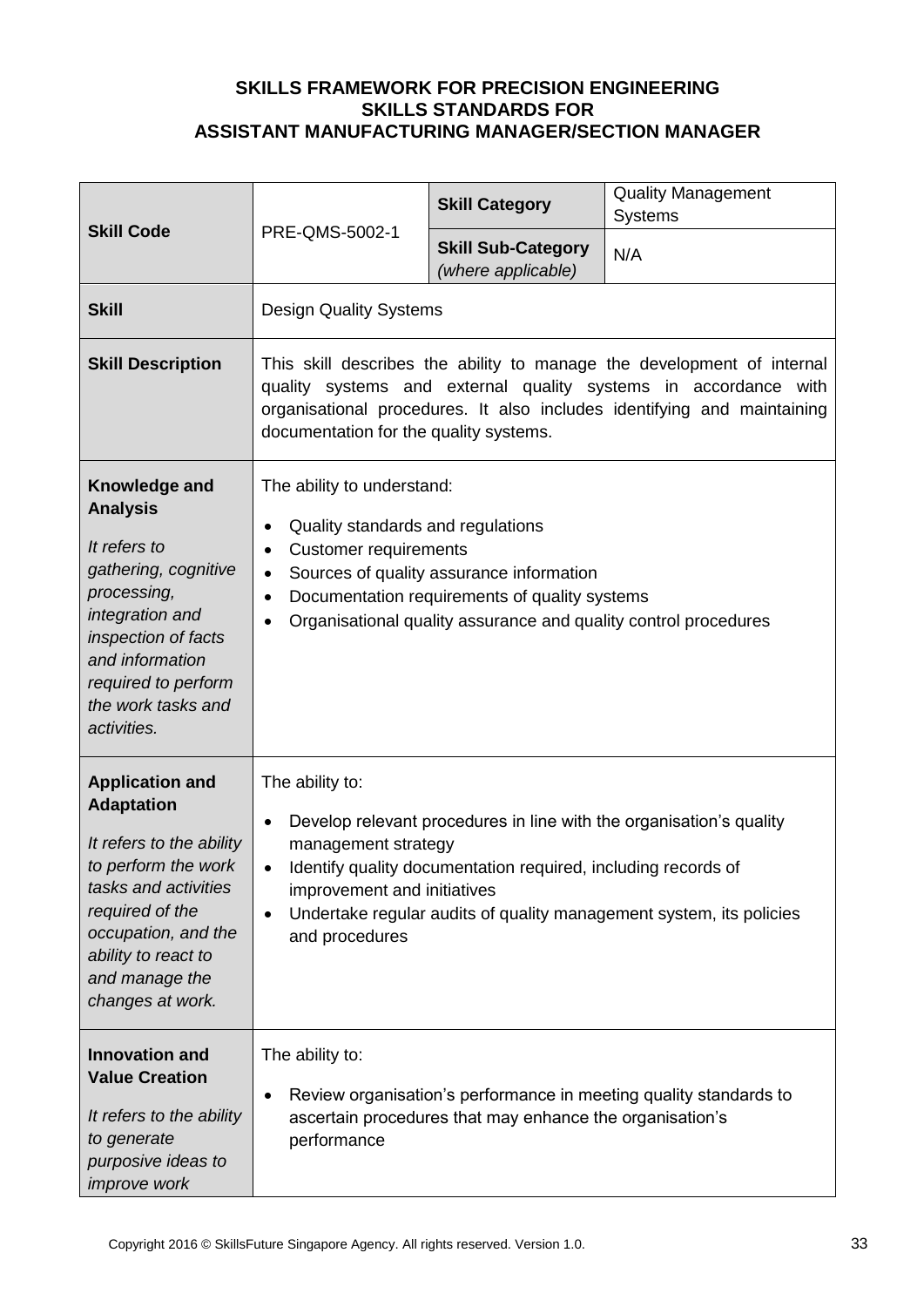**SKILLS FRAMEWORK FOR PRECISION ENGINEERING**
**SKILLS STANDARDS FOR**
**ASSISTANT MANUFACTURING MANAGER/SECTION MANAGER**

| **Skill Code** | PRE-QMS-5002-1 | **Skill Category** | Quality Management Systems |
|---|---|---|---|
| | | **Skill Sub-Category** *(where applicable)* | N/A |
| **Skill** | Design Quality Systems | | |
| **Skill Description** | This skill describes the ability to manage the development of internal quality systems and external quality systems in accordance with organisational procedures. It also includes identifying and maintaining documentation for the quality systems. | | |
| **Knowledge and Analysis** *It refers to gathering, cognitive processing, integration and inspection of facts and information required to perform the work tasks and activities.* | The ability to understand: <br>• Quality standards and regulations <br>• Customer requirements <br>• Sources of quality assurance information <br>• Documentation requirements of quality systems <br>• Organisational quality assurance and quality control procedures | | |
| **Application and Adaptation** *It refers to the ability to perform the work tasks and activities required of the occupation, and the ability to react to and manage the changes at work.* | The ability to: <br>• Develop relevant procedures in line with the organisation's quality management strategy <br>• Identify quality documentation required, including records of improvement and initiatives <br>• Undertake regular audits of quality management system, its policies and procedures | | |
| **Innovation and Value Creation** *It refers to the ability to generate purposive ideas to improve work* | The ability to: <br>• Review organisation's performance in meeting quality standards to ascertain procedures that may enhance the organisation's performance | | |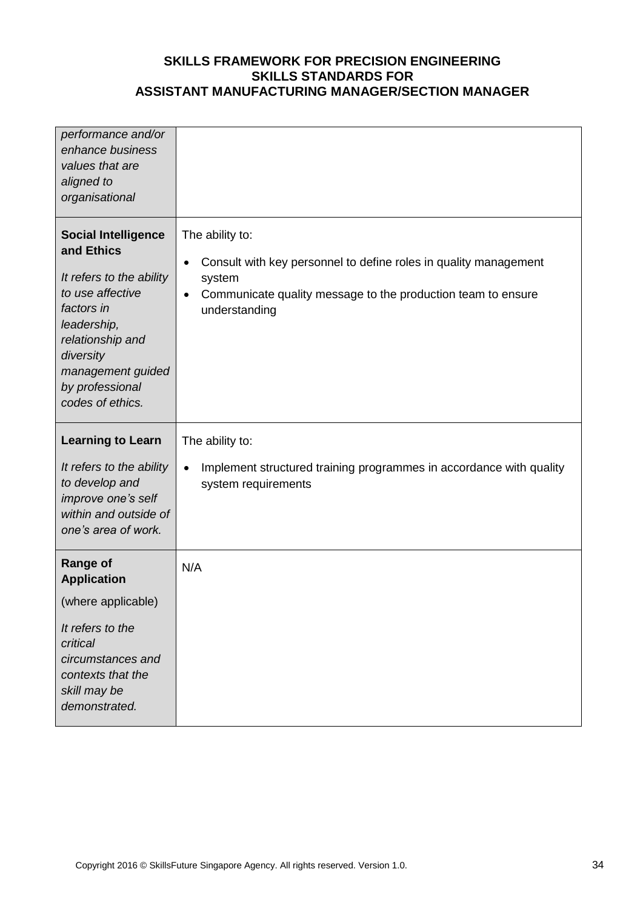| | |
|---|---|
| *performance and/or enhance business values that are aligned to organisational* | |
| **Social Intelligence and Ethics**<br><br>*It refers to the ability to use affective factors in leadership, relationship and diversity management guided by professional codes of ethics.* | The ability to:<br><br>• Consult with key personnel to define roles in quality management system<br>• Communicate quality message to the production team to ensure understanding |
| **Learning to Learn**<br><br>*It refers to the ability to develop and improve one's self within and outside of one's area of work.* | The ability to:<br><br>• Implement structured training programmes in accordance with quality system requirements |
| **Range of Application**<br><br>(where applicable)<br><br>*It refers to the critical circumstances and contexts that the skill may be demonstrated.* | N/A |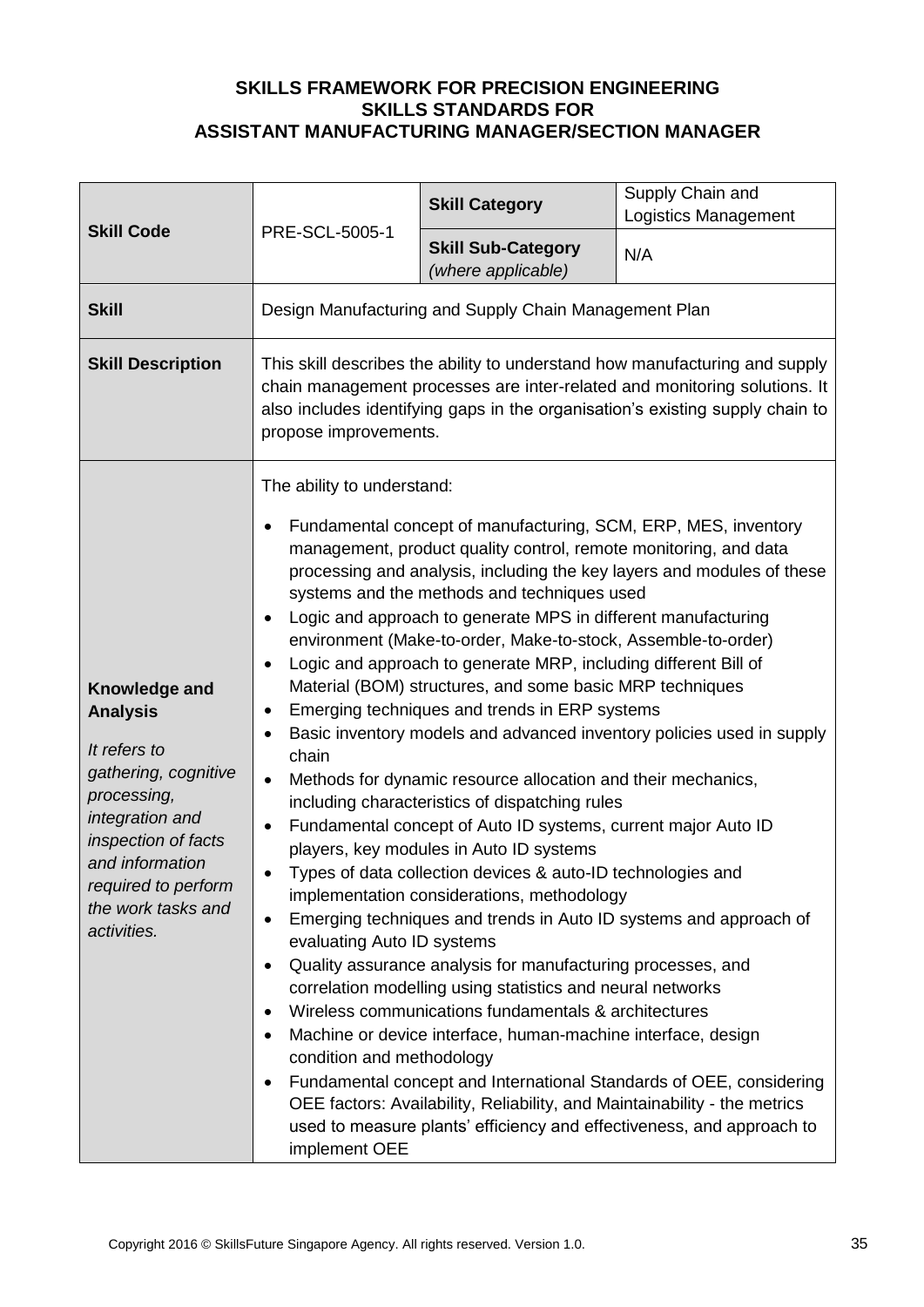**SKILLS FRAMEWORK FOR PRECISION ENGINEERING**
**SKILLS STANDARDS FOR**
**ASSISTANT MANUFACTURING MANAGER/SECTION MANAGER**

| **Skill Code** | PRE-SCL-5005-1 | **Skill Category** | Supply Chain and Logistics Management |
|---|---|---|---|
| | | **Skill Sub-Category** *(where applicable)* | N/A |
| **Skill** | Design Manufacturing and Supply Chain Management Plan | | |
| **Skill Description** | This skill describes the ability to understand how manufacturing and supply chain management processes are inter-related and monitoring solutions. It also includes identifying gaps in the organisation's existing supply chain to propose improvements. | | |
| **Knowledge and Analysis**<br><br>*It refers to gathering, cognitive processing, integration and inspection of facts and information required to perform the work tasks and activities.* | The ability to understand:<br>• Fundamental concept of manufacturing, SCM, ERP, MES, inventory management, product quality control, remote monitoring, and data processing and analysis, including the key layers and modules of these systems and the methods and techniques used<br>• Logic and approach to generate MPS in different manufacturing environment (Make-to-order, Make-to-stock, Assemble-to-order)<br>• Logic and approach to generate MRP, including different Bill of Material (BOM) structures, and some basic MRP techniques<br>• Emerging techniques and trends in ERP systems<br>• Basic inventory models and advanced inventory policies used in supply chain<br>• Methods for dynamic resource allocation and their mechanics, including characteristics of dispatching rules<br>• Fundamental concept of Auto ID systems, current major Auto ID players, key modules in Auto ID systems<br>• Types of data collection devices & auto-ID technologies and implementation considerations, methodology<br>• Emerging techniques and trends in Auto ID systems and approach of evaluating Auto ID systems<br>• Quality assurance analysis for manufacturing processes, and correlation modelling using statistics and neural networks<br>• Wireless communications fundamentals & architectures<br>• Machine or device interface, human-machine interface, design condition and methodology<br>• Fundamental concept and International Standards of OEE, considering OEE factors: Availability, Reliability, and Maintainability - the metrics used to measure plants' efficiency and effectiveness, and approach to implement OEE | | |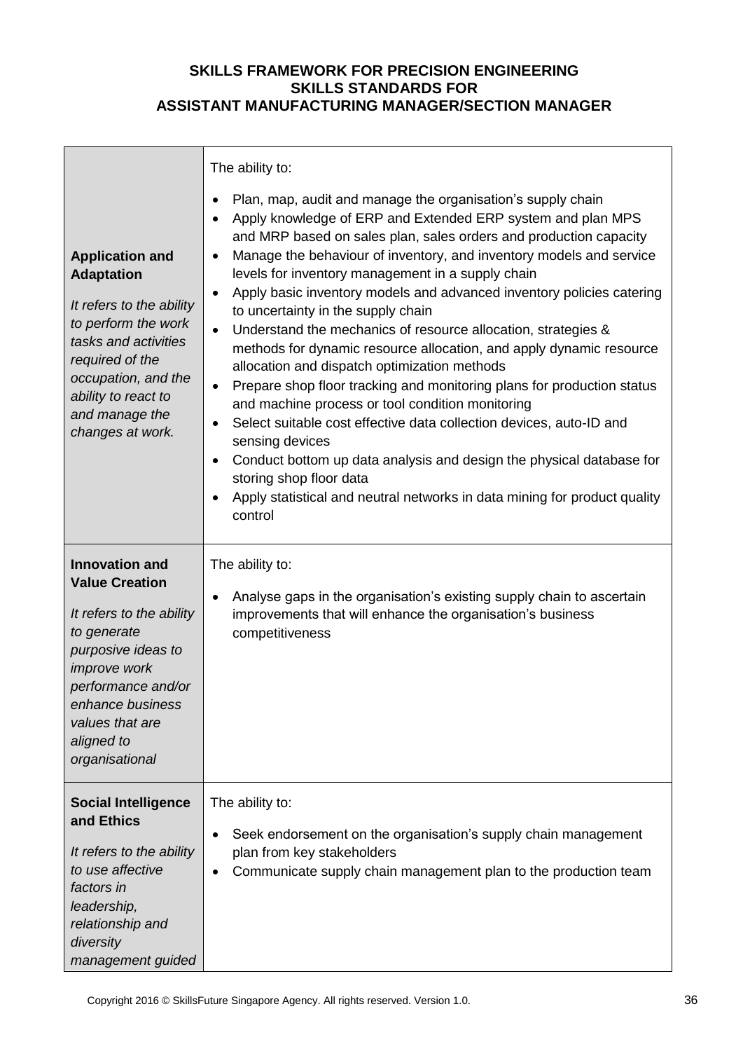**SKILLS FRAMEWORK FOR PRECISION ENGINEERING**
**SKILLS STANDARDS FOR**
**ASSISTANT MANUFACTURING MANAGER/SECTION MANAGER**

| | |
|---|---|
| **Application and Adaptation**<br><br>*It refers to the ability to perform the work tasks and activities required of the occupation, and the ability to react to and manage the changes at work.* | The ability to:<br><br>• Plan, map, audit and manage the organisation's supply chain<br>• Apply knowledge of ERP and Extended ERP system and plan MPS and MRP based on sales plan, sales orders and production capacity<br>• Manage the behaviour of inventory, and inventory models and service levels for inventory management in a supply chain<br>• Apply basic inventory models and advanced inventory policies catering to uncertainty in the supply chain<br>• Understand the mechanics of resource allocation, strategies & methods for dynamic resource allocation, and apply dynamic resource allocation and dispatch optimization methods<br>• Prepare shop floor tracking and monitoring plans for production status and machine process or tool condition monitoring<br>• Select suitable cost effective data collection devices, auto-ID and sensing devices<br>• Conduct bottom up data analysis and design the physical database for storing shop floor data<br>• Apply statistical and neutral networks in data mining for product quality control |
| **Innovation and Value Creation**<br><br>*It refers to the ability to generate purposive ideas to improve work performance and/or enhance business values that are aligned to organisational* | The ability to:<br><br>• Analyse gaps in the organisation's existing supply chain to ascertain improvements that will enhance the organisation's business competitiveness |
| **Social Intelligence and Ethics**<br><br>*It refers to the ability to use affective factors in leadership, relationship and diversity management guided* | The ability to:<br><br>• Seek endorsement on the organisation's supply chain management plan from key stakeholders<br>• Communicate supply chain management plan to the production team |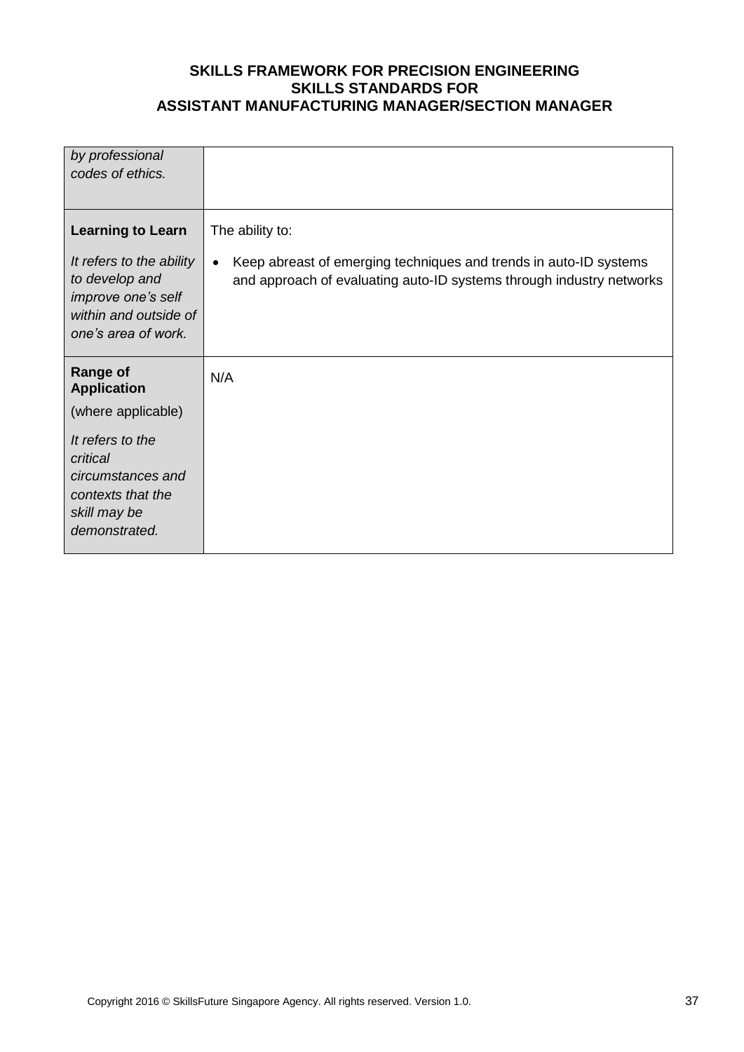| | |
|---|---|
| *by professional codes of ethics.* | |
| **Learning to Learn**<br><br>*It refers to the ability to develop and improve one's self within and outside of one's area of work.* | The ability to:<br><br>• Keep abreast of emerging techniques and trends in auto-ID systems and approach of evaluating auto-ID systems through industry networks |
| **Range of Application**<br><br>(where applicable)<br><br>*It refers to the critical circumstances and contexts that the skill may be demonstrated.* | N/A |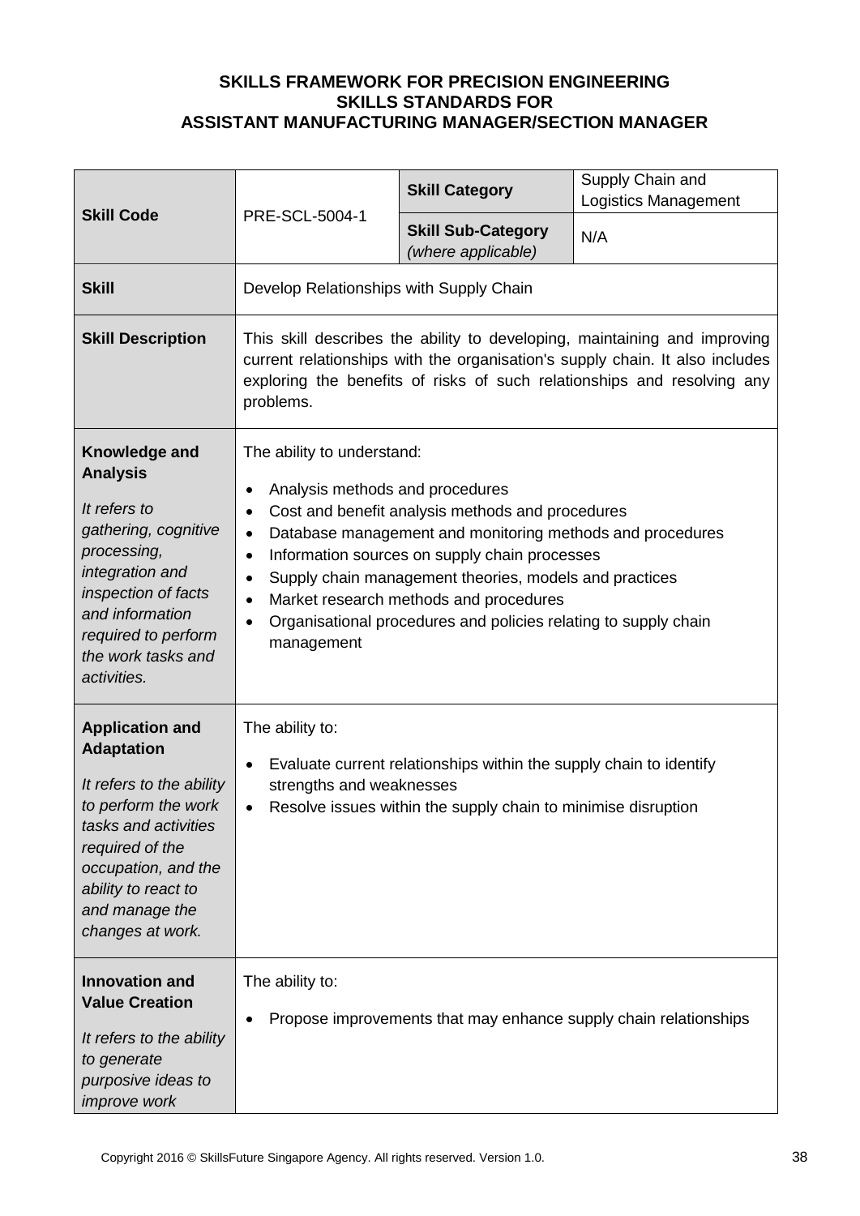**SKILLS FRAMEWORK FOR PRECISION ENGINEERING**
**SKILLS STANDARDS FOR**
**ASSISTANT MANUFACTURING MANAGER/SECTION MANAGER**

| **Skill Code** | PRE-SCL-5004-1 | **Skill Category** | Supply Chain and Logistics Management |
|---|---|---|---|
| | | **Skill Sub-Category** *(where applicable)* | N/A |
| **Skill** | Develop Relationships with Supply Chain | | |
| **Skill Description** | This skill describes the ability to developing, maintaining and improving current relationships with the organisation's supply chain. It also includes exploring the benefits of risks of such relationships and resolving any problems. | | |
| **Knowledge and Analysis**<br><br>*It refers to gathering, cognitive processing, integration and inspection of facts and information required to perform the work tasks and activities.* | The ability to understand:<br><br>• Analysis methods and procedures<br>• Cost and benefit analysis methods and procedures<br>• Database management and monitoring methods and procedures<br>• Information sources on supply chain processes<br>• Supply chain management theories, models and practices<br>• Market research methods and procedures<br>• Organisational procedures and policies relating to supply chain management | | |
| **Application and Adaptation**<br><br>*It refers to the ability to perform the work tasks and activities required of the occupation, and the ability to react to and manage the changes at work.* | The ability to:<br><br>• Evaluate current relationships within the supply chain to identify strengths and weaknesses<br>• Resolve issues within the supply chain to minimise disruption | | |
| **Innovation and Value Creation**<br><br>*It refers to the ability to generate purposive ideas to improve work* | The ability to:<br><br>• Propose improvements that may enhance supply chain relationships | | |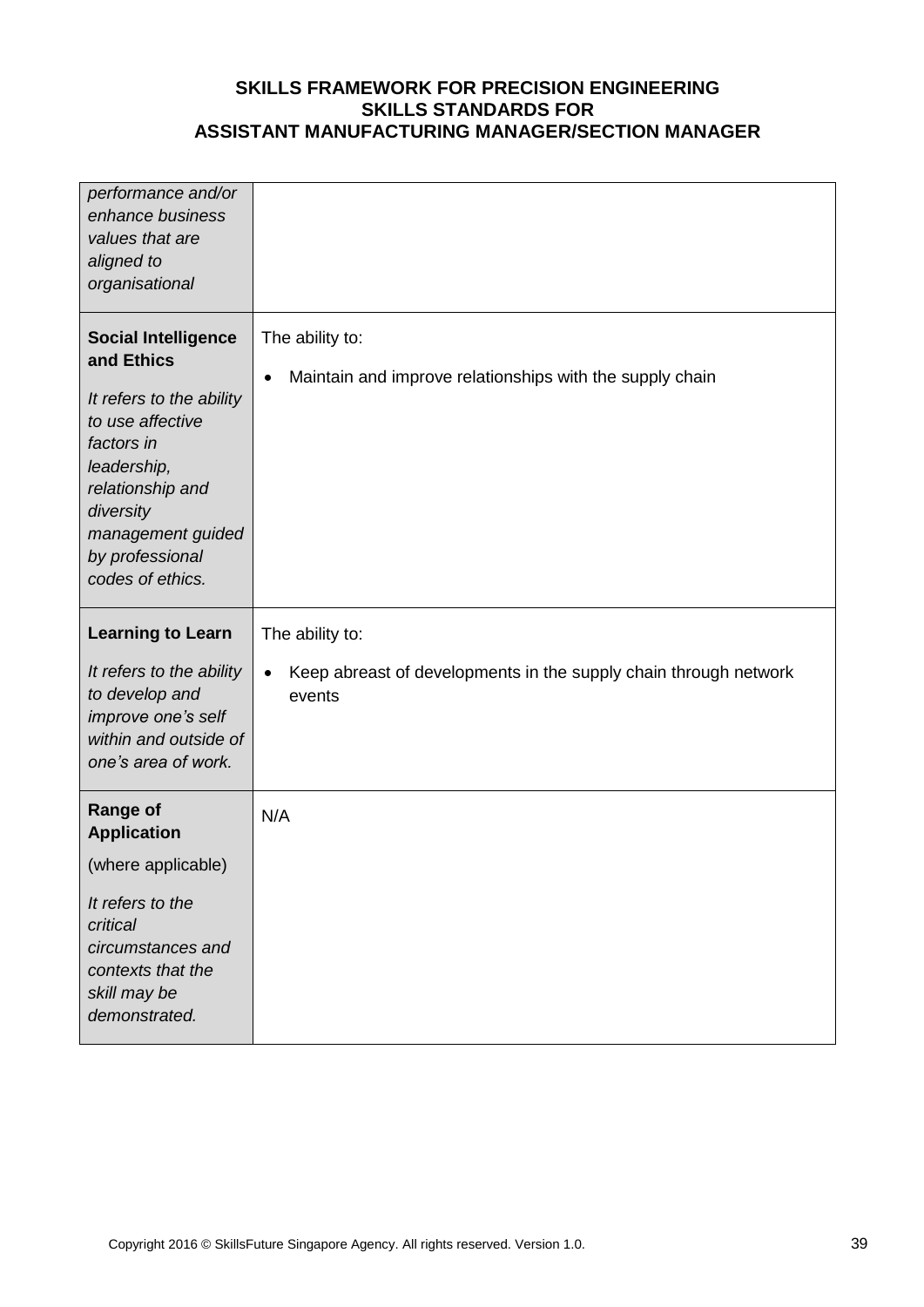| | |
|---|---|
| *performance and/or enhance business values that are aligned to organisational* | |
| **Social Intelligence and Ethics**<br><br>*It refers to the ability to use affective factors in leadership, relationship and diversity management guided by professional codes of ethics.* | The ability to:<br><br>• Maintain and improve relationships with the supply chain |
| **Learning to Learn**<br><br>*It refers to the ability to develop and improve one's self within and outside of one's area of work.* | The ability to:<br><br>• Keep abreast of developments in the supply chain through network events |
| **Range of Application**<br><br>(where applicable)<br><br>*It refers to the critical circumstances and contexts that the skill may be demonstrated.* | N/A |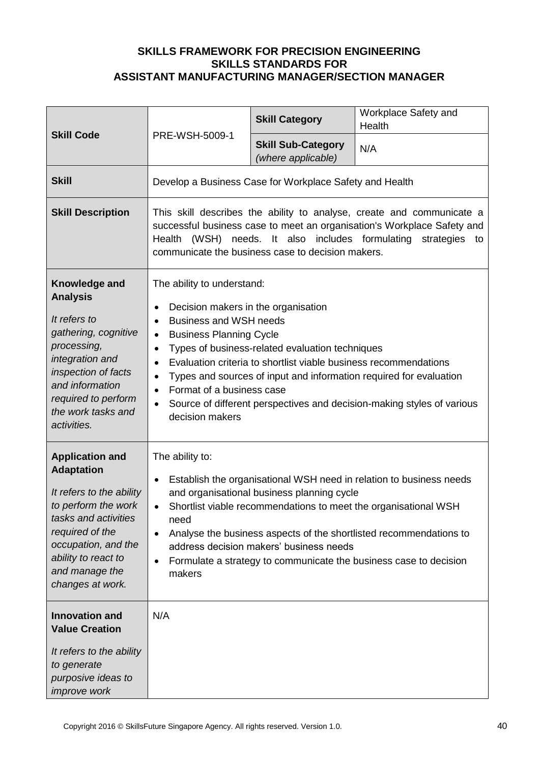**SKILLS FRAMEWORK FOR PRECISION ENGINEERING**
**SKILLS STANDARDS FOR**
**ASSISTANT MANUFACTURING MANAGER/SECTION MANAGER**

| **Skill Code** | PRE-WSH-5009-1 | **Skill Category** | Workplace Safety and Health |
|---|---|---|---|
| | | **Skill Sub-Category** *(where applicable)* | N/A |
| **Skill** | Develop a Business Case for Workplace Safety and Health | | |
| **Skill Description** | This skill describes the ability to analyse, create and communicate a successful business case to meet an organisation's Workplace Safety and Health (WSH) needs. It also includes formulating strategies to communicate the business case to decision makers. | | |
| **Knowledge and Analysis**<br><br>*It refers to gathering, cognitive processing, integration and inspection of facts and information required to perform the work tasks and activities.* | The ability to understand:<br>• Decision makers in the organisation<br>• Business and WSH needs<br>• Business Planning Cycle<br>• Types of business-related evaluation techniques<br>• Evaluation criteria to shortlist viable business recommendations<br>• Types and sources of input and information required for evaluation<br>• Format of a business case<br>• Source of different perspectives and decision-making styles of various decision makers | | |
| **Application and Adaptation**<br><br>*It refers to the ability to perform the work tasks and activities required of the occupation, and the ability to react to and manage the changes at work.* | The ability to:<br>• Establish the organisational WSH need in relation to business needs and organisational business planning cycle<br>• Shortlist viable recommendations to meet the organisational WSH need<br>• Analyse the business aspects of the shortlisted recommendations to address decision makers' business needs<br>• Formulate a strategy to communicate the business case to decision makers | | |
| **Innovation and Value Creation**<br><br>*It refers to the ability to generate purposive ideas to improve work* | N/A | | |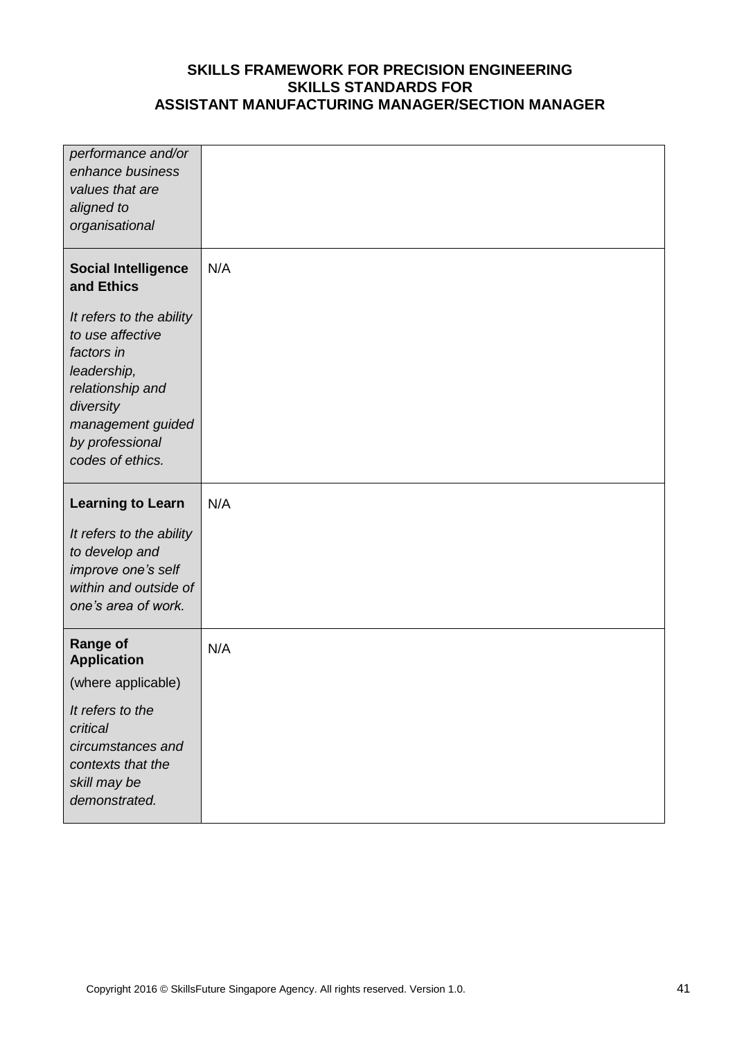| | |
|---|---|
| *performance and/or enhance business values that are aligned to organisational* | |
| **Social Intelligence and Ethics**<br><br>*It refers to the ability to use affective factors in leadership, relationship and diversity management guided by professional codes of ethics.* | N/A |
| **Learning to Learn**<br><br>*It refers to the ability to develop and improve one's self within and outside of one's area of work.* | N/A |
| **Range of Application**<br><br>(where applicable)<br><br>*It refers to the critical circumstances and contexts that the skill may be demonstrated.* | N/A |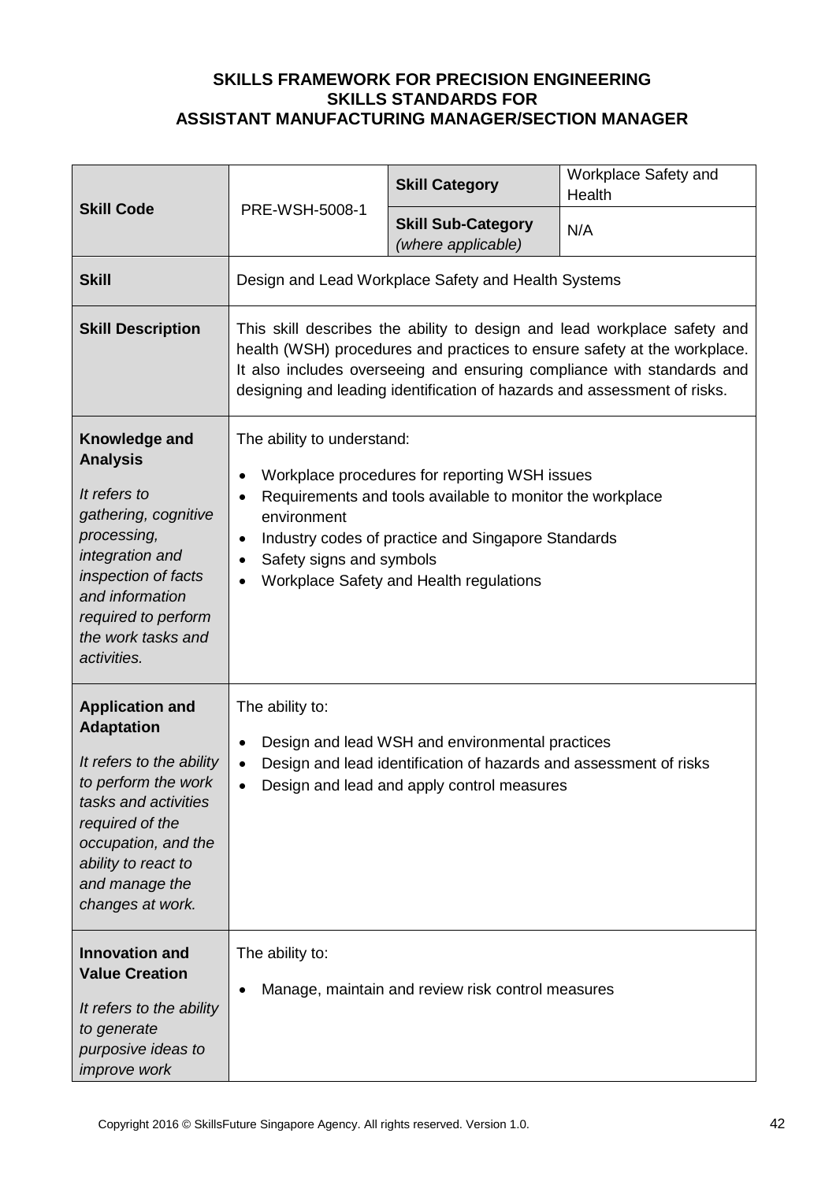**SKILLS FRAMEWORK FOR PRECISION ENGINEERING**
**SKILLS STANDARDS FOR**
**ASSISTANT MANUFACTURING MANAGER/SECTION MANAGER**

| **Skill Code** | PRE-WSH-5008-1 | **Skill Category** | Workplace Safety and Health |
|---|---|---|---|
| | | **Skill Sub-Category** *(where applicable)* | N/A |
| **Skill** | Design and Lead Workplace Safety and Health Systems | | |
| **Skill Description** | This skill describes the ability to design and lead workplace safety and health (WSH) procedures and practices to ensure safety at the workplace. It also includes overseeing and ensuring compliance with standards and designing and leading identification of hazards and assessment of risks. | | |
| **Knowledge and Analysis** *It refers to gathering, cognitive processing, integration and inspection of facts and information required to perform the work tasks and activities.* | The ability to understand: <br>• Workplace procedures for reporting WSH issues <br>• Requirements and tools available to monitor the workplace environment <br>• Industry codes of practice and Singapore Standards <br>• Safety signs and symbols <br>• Workplace Safety and Health regulations | | |
| **Application and Adaptation** *It refers to the ability to perform the work tasks and activities required of the occupation, and the ability to react to and manage the changes at work.* | The ability to: <br>• Design and lead WSH and environmental practices <br>• Design and lead identification of hazards and assessment of risks <br>• Design and lead and apply control measures | | |
| **Innovation and Value Creation** *It refers to the ability to generate purposive ideas to improve work* | The ability to: <br>• Manage, maintain and review risk control measures | | |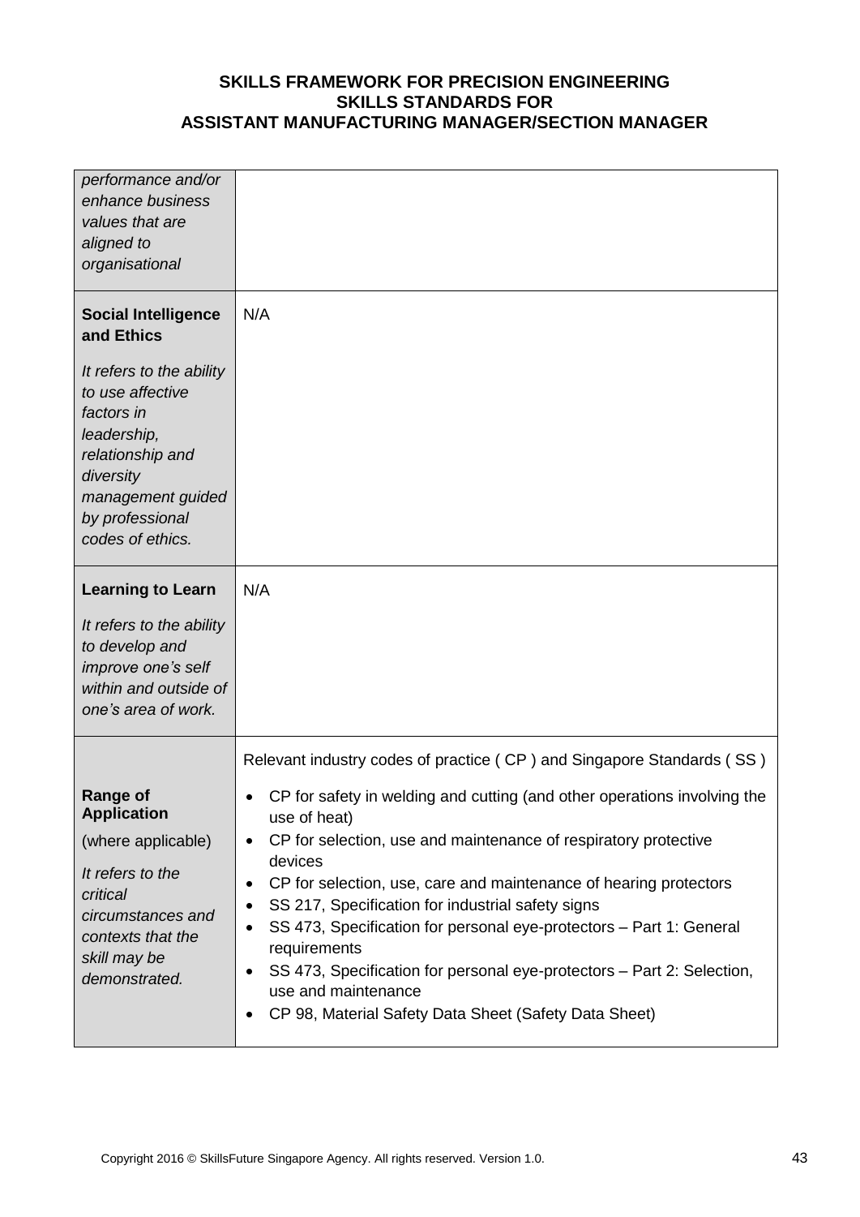| | |
|---|---|
| *performance and/or enhance business values that are aligned to organisational* | |
| **Social Intelligence and Ethics**<br><br>*It refers to the ability to use affective factors in leadership, relationship and diversity management guided by professional codes of ethics.* | N/A |
| **Learning to Learn**<br><br>*It refers to the ability to develop and improve one's self within and outside of one's area of work.* | N/A |
| **Range of Application**<br><br>(where applicable)<br><br>*It refers to the critical circumstances and contexts that the skill may be demonstrated.* | Relevant industry codes of practice ( CP ) and Singapore Standards ( SS )<br><br>• CP for safety in welding and cutting (and other operations involving the use of heat)<br>• CP for selection, use and maintenance of respiratory protective devices<br>• CP for selection, use, care and maintenance of hearing protectors<br>• SS 217, Specification for industrial safety signs<br>• SS 473, Specification for personal eye-protectors – Part 1: General requirements<br>• SS 473, Specification for personal eye-protectors – Part 2: Selection, use and maintenance<br>• CP 98, Material Safety Data Sheet (Safety Data Sheet) |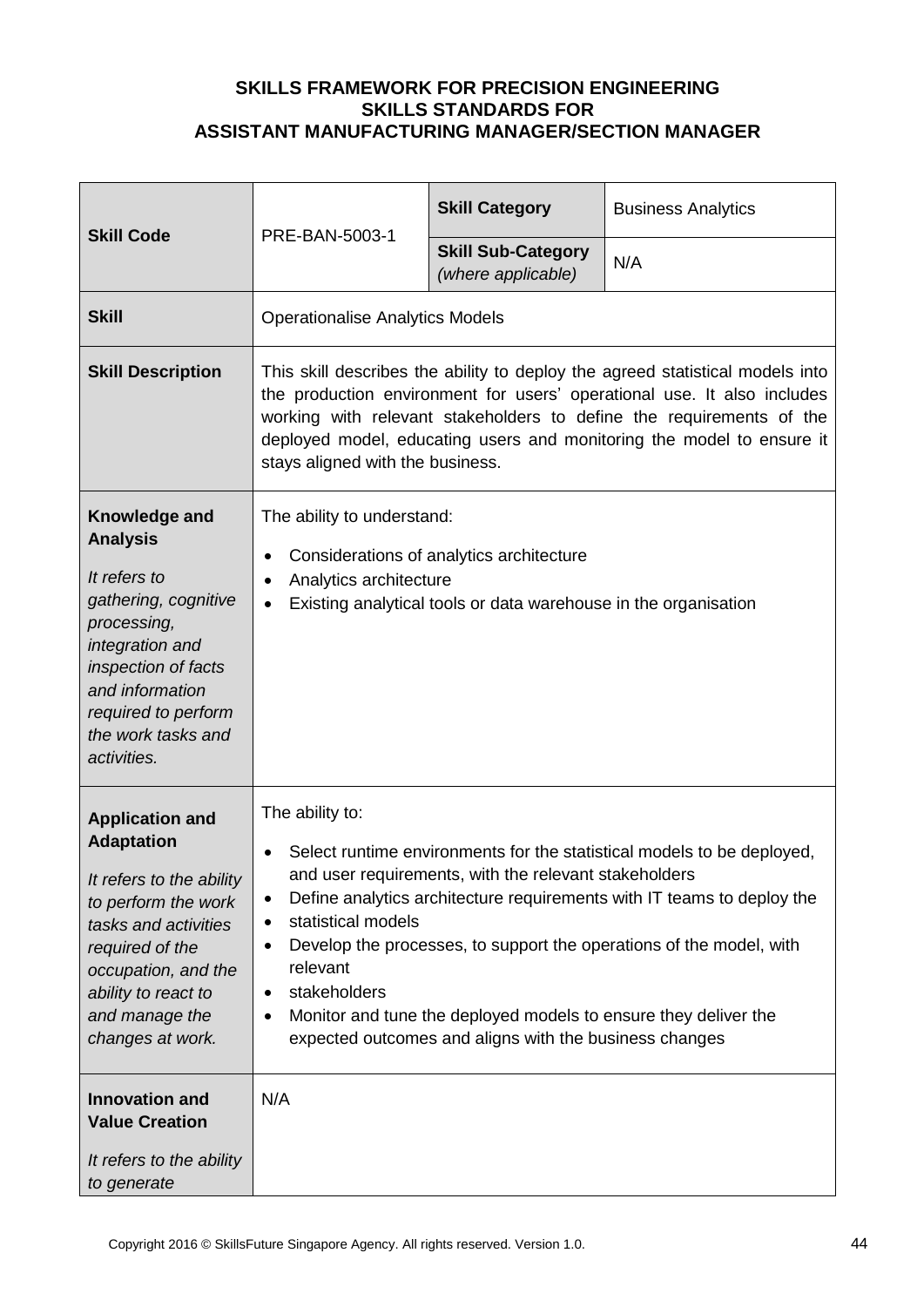**SKILLS FRAMEWORK FOR PRECISION ENGINEERING**
**SKILLS STANDARDS FOR**
**ASSISTANT MANUFACTURING MANAGER/SECTION MANAGER**

| **Skill Code** | PRE-BAN-5003-1 | **Skill Category** | Business Analytics |
|---|---|---|---|
| | | **Skill Sub-Category** *(where applicable)* | N/A |
| **Skill** | Operationalise Analytics Models | | |
| **Skill Description** | This skill describes the ability to deploy the agreed statistical models into the production environment for users' operational use. It also includes working with relevant stakeholders to define the requirements of the deployed model, educating users and monitoring the model to ensure it stays aligned with the business. | | |
| **Knowledge and Analysis** *It refers to gathering, cognitive processing, integration and inspection of facts and information required to perform the work tasks and activities.* | The ability to understand:<br>• Considerations of analytics architecture<br>• Analytics architecture<br>• Existing analytical tools or data warehouse in the organisation | | |
| **Application and Adaptation** *It refers to the ability to perform the work tasks and activities required of the occupation, and the ability to react to and manage the changes at work.* | The ability to:<br>• Select runtime environments for the statistical models to be deployed, and user requirements, with the relevant stakeholders<br>• Define analytics architecture requirements with IT teams to deploy the<br>• statistical models<br>• Develop the processes, to support the operations of the model, with relevant<br>• stakeholders<br>• Monitor and tune the deployed models to ensure they deliver the expected outcomes and aligns with the business changes | | |
| **Innovation and Value Creation** *It refers to the ability to generate* | N/A | | |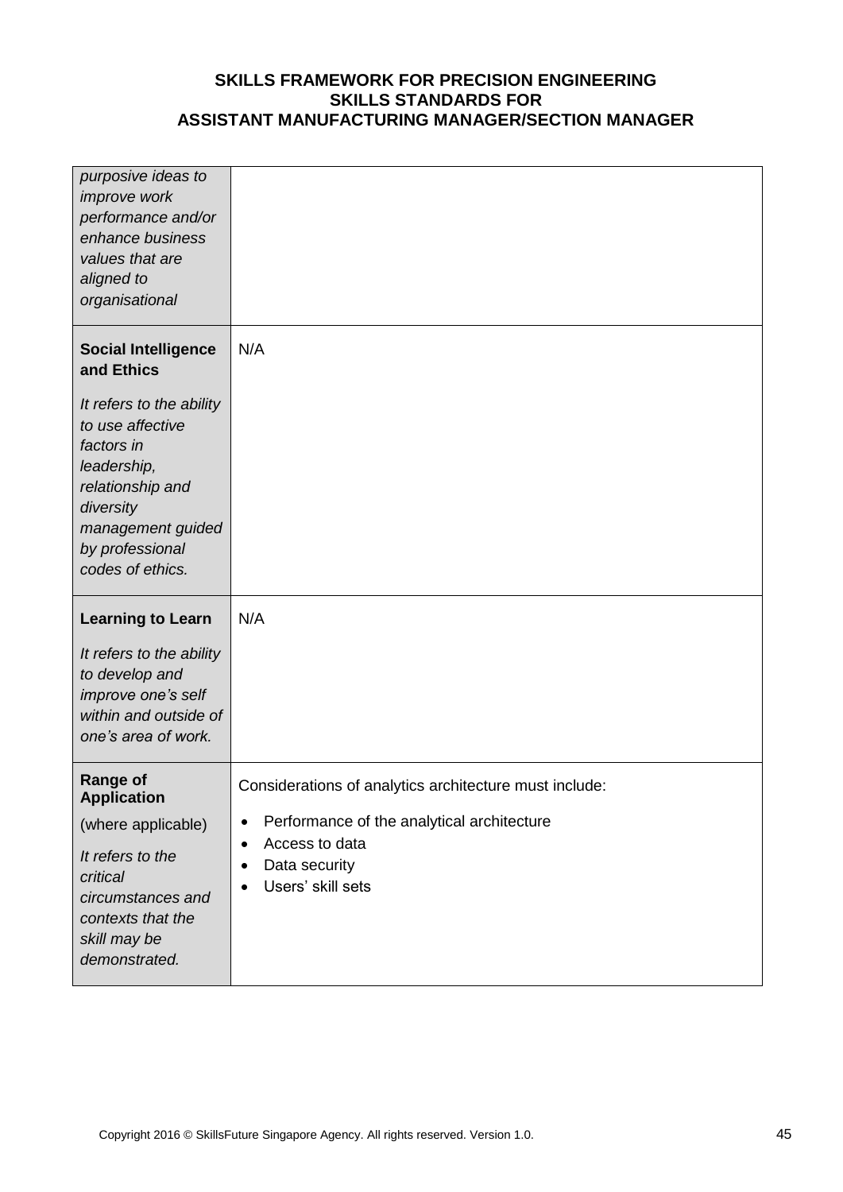| | |
|---|---|
| *purposive ideas to improve work performance and/or enhance business values that are aligned to organisational* | |
| **Social Intelligence and Ethics**<br><br>*It refers to the ability to use affective factors in leadership, relationship and diversity management guided by professional codes of ethics.* | N/A |
| **Learning to Learn**<br><br>*It refers to the ability to develop and improve one's self within and outside of one's area of work.* | N/A |
| **Range of Application**<br><br>(where applicable)<br><br>*It refers to the critical circumstances and contexts that the skill may be demonstrated.* | Considerations of analytics architecture must include:<br><br>• Performance of the analytical architecture<br>• Access to data<br>• Data security<br>• Users' skill sets |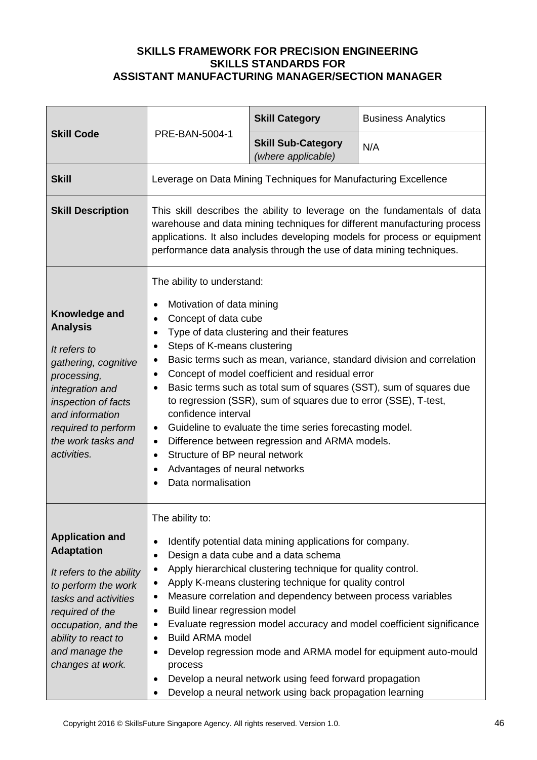# SKILLS FRAMEWORK FOR PRECISION ENGINEERING
## SKILLS STANDARDS FOR
## ASSISTANT MANUFACTURING MANAGER/SECTION MANAGER

| **Skill Code** | PRE-BAN-5004-1 | **Skill Category** | Business Analytics |
|---|---|---|---|
| | | **Skill Sub-Category** *(where applicable)* | N/A |
| **Skill** | Leverage on Data Mining Techniques for Manufacturing Excellence | | |
| **Skill Description** | This skill describes the ability to leverage on the fundamentals of data warehouse and data mining techniques for different manufacturing process applications. It also includes developing models for process or equipment performance data analysis through the use of data mining techniques. | | |
| **Knowledge and Analysis** *It refers to gathering, cognitive processing, integration and inspection of facts and information required to perform the work tasks and activities.* | The ability to understand: <br>• Motivation of data mining <br>• Concept of data cube <br>• Type of data clustering and their features <br>• Steps of K-means clustering <br>• Basic terms such as mean, variance, standard division and correlation <br>• Concept of model coefficient and residual error <br>• Basic terms such as total sum of squares (SST), sum of squares due to regression (SSR), sum of squares due to error (SSE), T-test, confidence interval <br>• Guideline to evaluate the time series forecasting model. <br>• Difference between regression and ARMA models. <br>• Structure of BP neural network <br>• Advantages of neural networks <br>• Data normalisation | | |
| **Application and Adaptation** *It refers to the ability to perform the work tasks and activities required of the occupation, and the ability to react to and manage the changes at work.* | The ability to: <br>• Identify potential data mining applications for company. <br>• Design a data cube and a data schema <br>• Apply hierarchical clustering technique for quality control. <br>• Apply K-means clustering technique for quality control <br>• Measure correlation and dependency between process variables <br>• Build linear regression model <br>• Evaluate regression model accuracy and model coefficient significance <br>• Build ARMA model <br>• Develop regression mode and ARMA model for equipment auto-mould process <br>• Develop a neural network using feed forward propagation <br>• Develop a neural network using back propagation learning | | |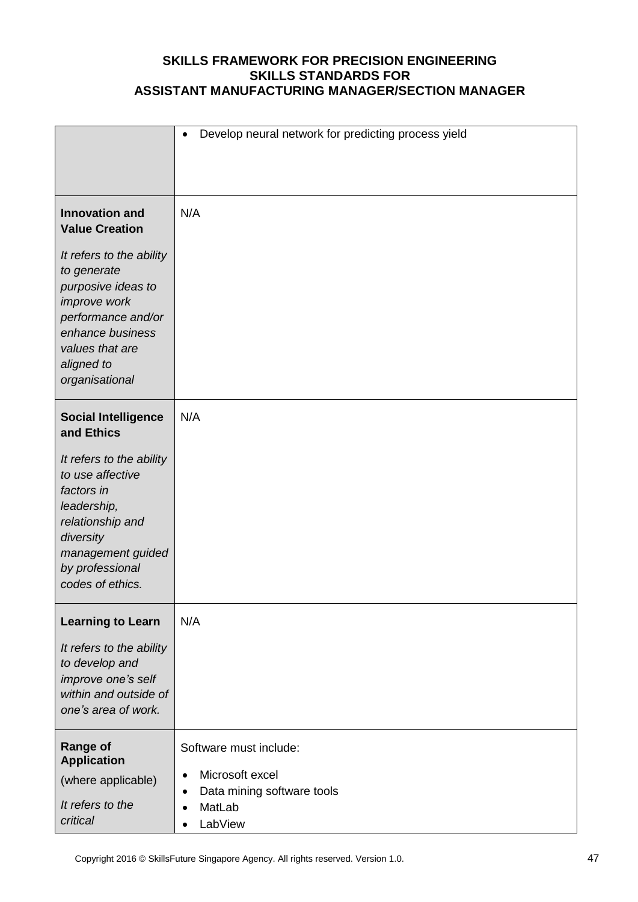| | |
|---|---|
| | • Develop neural network for predicting process yield |
| **Innovation and Value Creation**<br><br>*It refers to the ability to generate purposive ideas to improve work performance and/or enhance business values that are aligned to organisational* | N/A |
| **Social Intelligence and Ethics**<br><br>*It refers to the ability to use affective factors in leadership, relationship and diversity management guided by professional codes of ethics.* | N/A |
| **Learning to Learn**<br><br>*It refers to the ability to develop and improve one's self within and outside of one's area of work.* | N/A |
| **Range of Application**<br>(where applicable)<br><br>*It refers to the critical* | Software must include:<br><br>• Microsoft excel<br>• Data mining software tools<br>• MatLab<br>• LabView |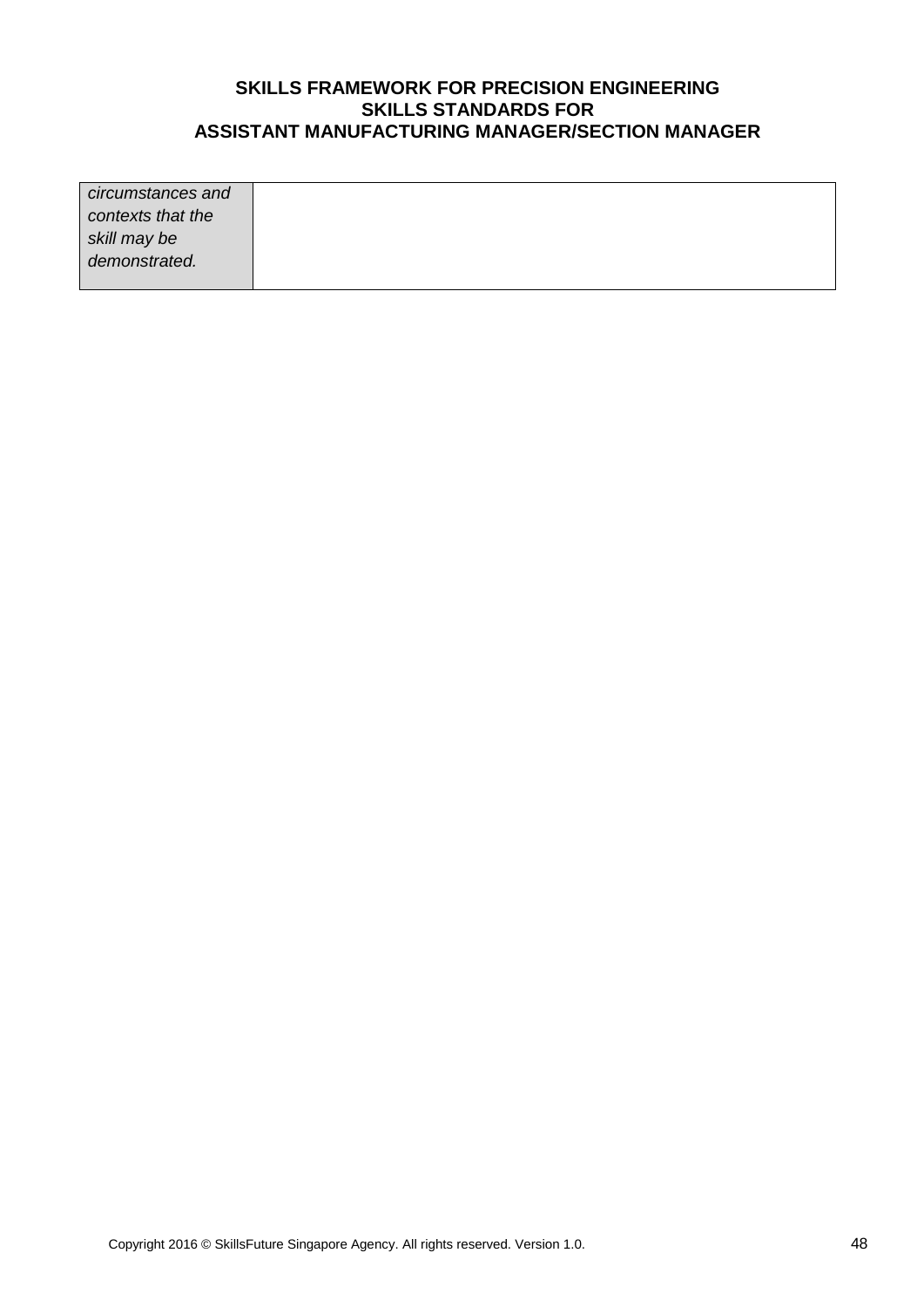| *circumstances and contexts that the skill may be demonstrated.* | |
|---|---|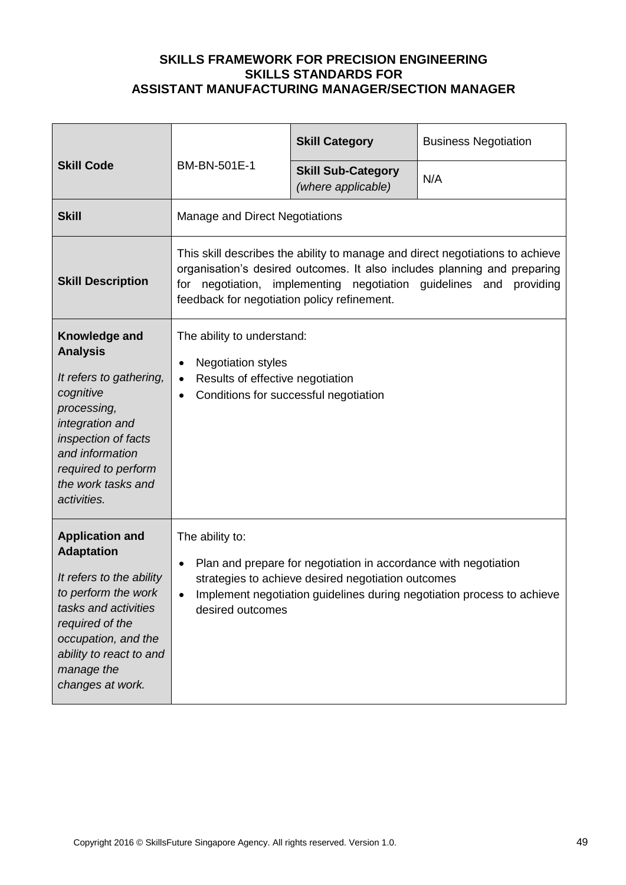**SKILLS FRAMEWORK FOR PRECISION ENGINEERING**
**SKILLS STANDARDS FOR**
**ASSISTANT MANUFACTURING MANAGER/SECTION MANAGER**

| **Skill Code** | BM-BN-501E-1 | **Skill Category** | Business Negotiation |
|---|---|---|---|
| | | **Skill Sub-Category** *(where applicable)* | N/A |
| **Skill** | Manage and Direct Negotiations | | |
| **Skill Description** | This skill describes the ability to manage and direct negotiations to achieve organisation's desired outcomes. It also includes planning and preparing for negotiation, implementing negotiation guidelines and providing feedback for negotiation policy refinement. | | |
| **Knowledge and Analysis** <br> *It refers to gathering, cognitive processing, integration and inspection of facts and information required to perform the work tasks and activities.* | The ability to understand: <br> • Negotiation styles <br> • Results of effective negotiation <br> • Conditions for successful negotiation | | |
| **Application and Adaptation** <br> *It refers to the ability to perform the work tasks and activities required of the occupation, and the ability to react to and manage the changes at work.* | The ability to: <br> • Plan and prepare for negotiation in accordance with negotiation strategies to achieve desired negotiation outcomes <br> • Implement negotiation guidelines during negotiation process to achieve desired outcomes | | |

Copyright 2016 © SkillsFuture Singapore Agency. All rights reserved. Version 1.0.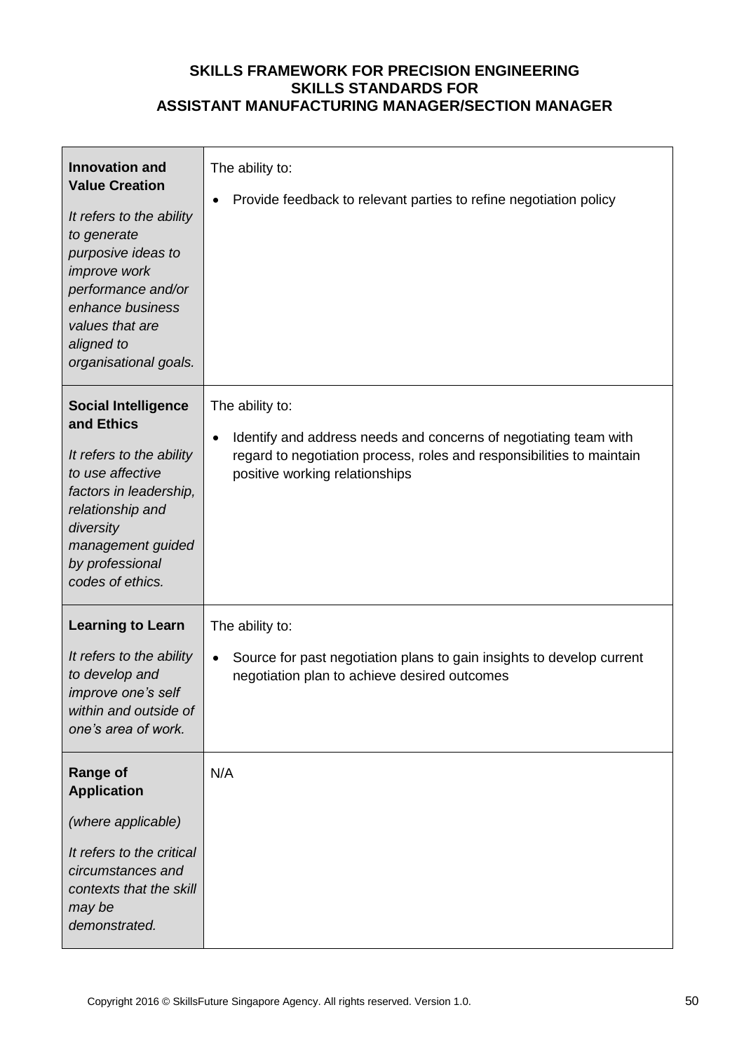**SKILLS FRAMEWORK FOR PRECISION ENGINEERING**
**SKILLS STANDARDS FOR**
**ASSISTANT MANUFACTURING MANAGER/SECTION MANAGER**

| | |
|---|---|
| **Innovation and Value Creation**<br><br>*It refers to the ability to generate purposive ideas to improve work performance and/or enhance business values that are aligned to organisational goals.* | The ability to:<br><br>• Provide feedback to relevant parties to refine negotiation policy |
| **Social Intelligence and Ethics**<br><br>*It refers to the ability to use affective factors in leadership, relationship and diversity management guided by professional codes of ethics.* | The ability to:<br><br>• Identify and address needs and concerns of negotiating team with regard to negotiation process, roles and responsibilities to maintain positive working relationships |
| **Learning to Learn**<br><br>*It refers to the ability to develop and improve one's self within and outside of one's area of work.* | The ability to:<br><br>• Source for past negotiation plans to gain insights to develop current negotiation plan to achieve desired outcomes |
| **Range of Application**<br><br>*(where applicable)*<br><br>*It refers to the critical circumstances and contexts that the skill may be demonstrated.* | N/A |

Copyright 2016 © SkillsFuture Singapore Agency. All rights reserved. Version 1.0.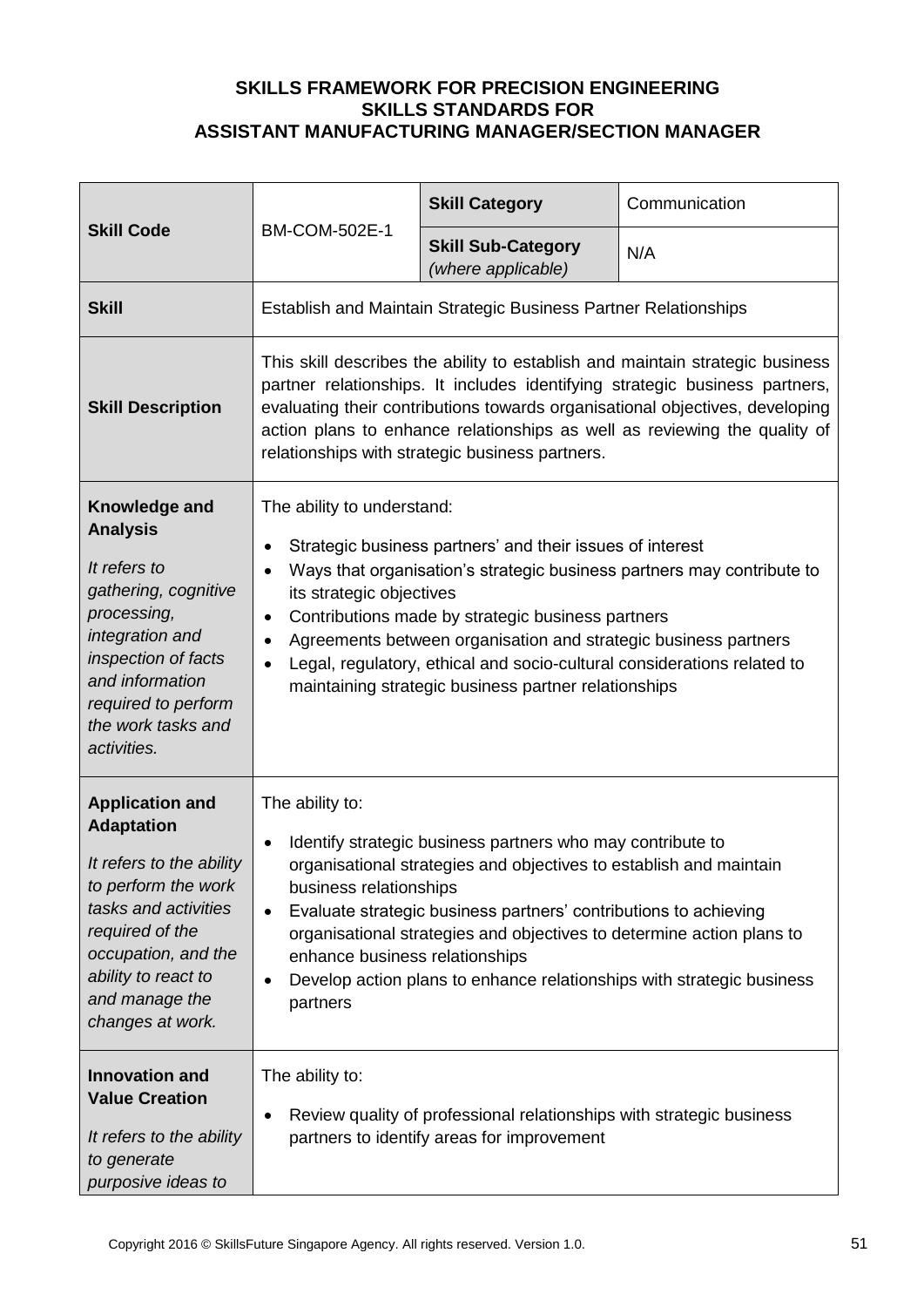**SKILLS FRAMEWORK FOR PRECISION ENGINEERING**
**SKILLS STANDARDS FOR**
**ASSISTANT MANUFACTURING MANAGER/SECTION MANAGER**

| **Skill Code** | BM-COM-502E-1 | **Skill Category** | Communication |
|---|---|---|---|
| | | **Skill Sub-Category** *(where applicable)* | N/A |
| **Skill** | Establish and Maintain Strategic Business Partner Relationships | | |
| **Skill Description** | This skill describes the ability to establish and maintain strategic business partner relationships. It includes identifying strategic business partners, evaluating their contributions towards organisational objectives, developing action plans to enhance relationships as well as reviewing the quality of relationships with strategic business partners. | | |
| **Knowledge and Analysis** <br> *It refers to gathering, cognitive processing, integration and inspection of facts and information required to perform the work tasks and activities.* | The ability to understand: <br> • Strategic business partners' and their issues of interest <br> • Ways that organisation's strategic business partners may contribute to its strategic objectives <br> • Contributions made by strategic business partners <br> • Agreements between organisation and strategic business partners <br> • Legal, regulatory, ethical and socio-cultural considerations related to maintaining strategic business partner relationships | | |
| **Application and Adaptation** <br> *It refers to the ability to perform the work tasks and activities required of the occupation, and the ability to react to and manage the changes at work.* | The ability to: <br> • Identify strategic business partners who may contribute to organisational strategies and objectives to establish and maintain business relationships <br> • Evaluate strategic business partners' contributions to achieving organisational strategies and objectives to determine action plans to enhance business relationships <br> • Develop action plans to enhance relationships with strategic business partners | | |
| **Innovation and Value Creation** <br> *It refers to the ability to generate purposive ideas to* | The ability to: <br> • Review quality of professional relationships with strategic business partners to identify areas for improvement | | |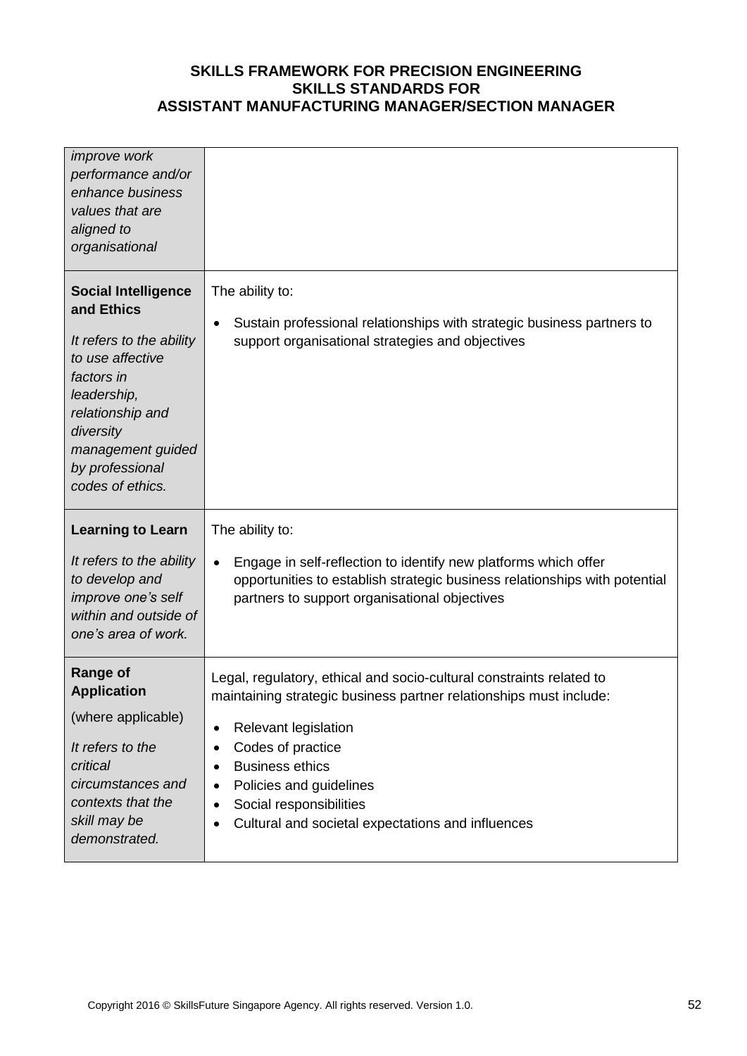| | |
|---|---|
| *improve work performance and/or enhance business values that are aligned to organisational* | |
| **Social Intelligence and Ethics**<br><br>*It refers to the ability to use affective factors in leadership, relationship and diversity management guided by professional codes of ethics.* | The ability to:<br><br>• Sustain professional relationships with strategic business partners to support organisational strategies and objectives |
| **Learning to Learn**<br><br>*It refers to the ability to develop and improve one's self within and outside of one's area of work.* | The ability to:<br><br>• Engage in self-reflection to identify new platforms which offer opportunities to establish strategic business relationships with potential partners to support organisational objectives |
| **Range of Application**<br><br>(where applicable)<br><br>*It refers to the critical circumstances and contexts that the skill may be demonstrated.* | Legal, regulatory, ethical and socio-cultural constraints related to maintaining strategic business partner relationships must include:<br><br>• Relevant legislation<br>• Codes of practice<br>• Business ethics<br>• Policies and guidelines<br>• Social responsibilities<br>• Cultural and societal expectations and influences |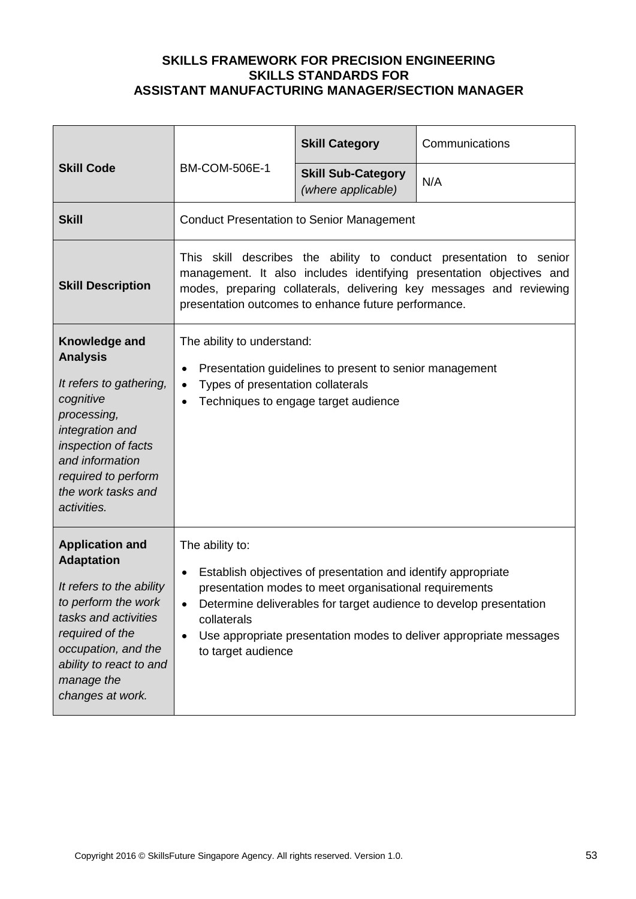**SKILLS FRAMEWORK FOR PRECISION ENGINEERING**
**SKILLS STANDARDS FOR**
**ASSISTANT MANUFACTURING MANAGER/SECTION MANAGER**

| **Skill Code** | BM-COM-506E-1 | **Skill Category** | Communications |
|---|---|---|---|
| | | **Skill Sub-Category** *(where applicable)* | N/A |
| **Skill** | Conduct Presentation to Senior Management | | |
| **Skill Description** | This skill describes the ability to conduct presentation to senior management. It also includes identifying presentation objectives and modes, preparing collaterals, delivering key messages and reviewing presentation outcomes to enhance future performance. | | |
| **Knowledge and Analysis** *It refers to gathering, cognitive processing, integration and inspection of facts and information required to perform the work tasks and activities.* | The ability to understand:<br>• Presentation guidelines to present to senior management<br>• Types of presentation collaterals<br>• Techniques to engage target audience | | |
| **Application and Adaptation** *It refers to the ability to perform the work tasks and activities required of the occupation, and the ability to react to and manage the changes at work.* | The ability to:<br>• Establish objectives of presentation and identify appropriate presentation modes to meet organisational requirements<br>• Determine deliverables for target audience to develop presentation collaterals<br>• Use appropriate presentation modes to deliver appropriate messages to target audience | | |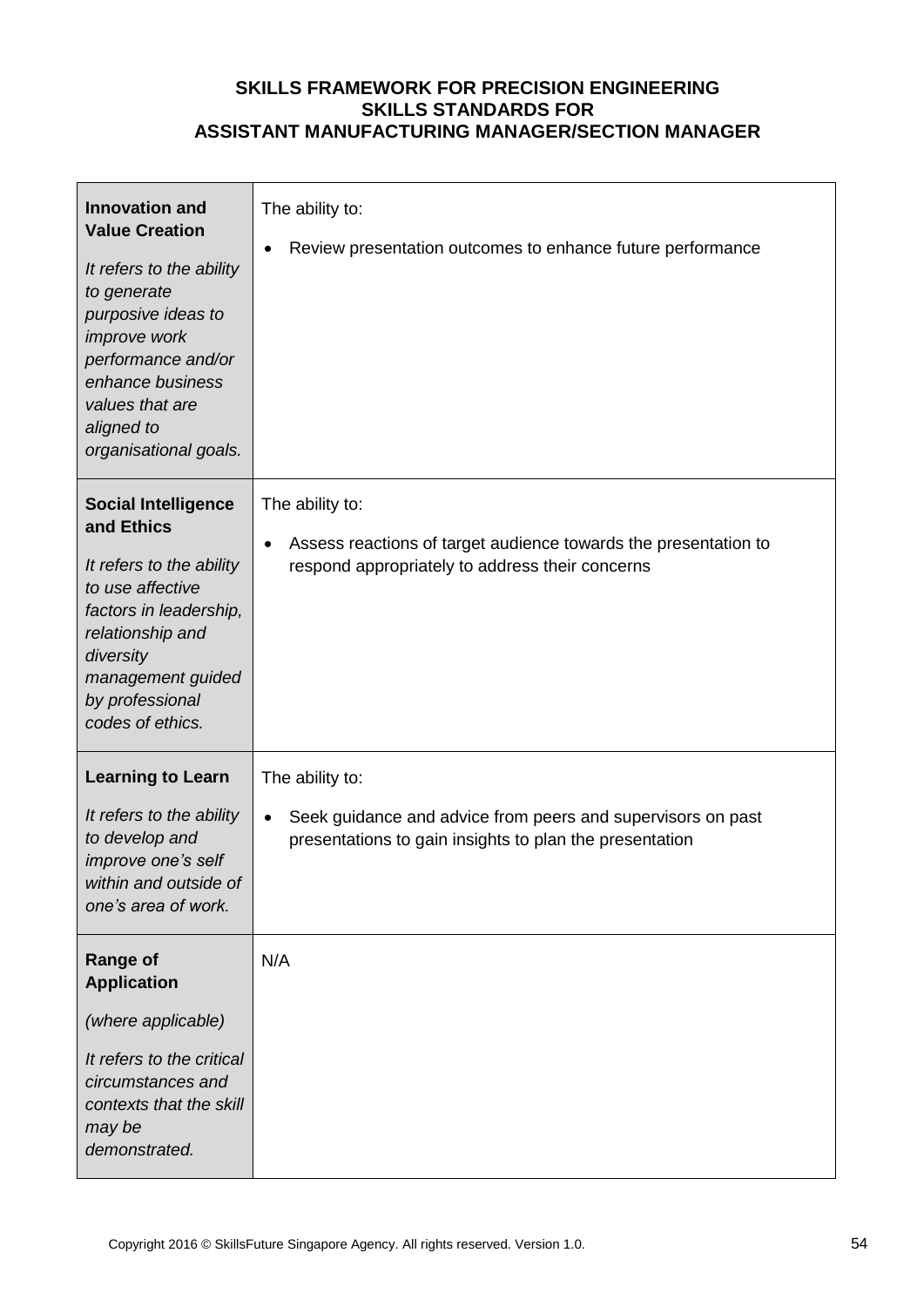**SKILLS FRAMEWORK FOR PRECISION ENGINEERING**
**SKILLS STANDARDS FOR**
**ASSISTANT MANUFACTURING MANAGER/SECTION MANAGER**

| | |
|---|---|
| **Innovation and Value Creation**<br><br>*It refers to the ability to generate purposive ideas to improve work performance and/or enhance business values that are aligned to organisational goals.* | The ability to:<br><br>• Review presentation outcomes to enhance future performance |
| **Social Intelligence and Ethics**<br><br>*It refers to the ability to use affective factors in leadership, relationship and diversity management guided by professional codes of ethics.* | The ability to:<br><br>• Assess reactions of target audience towards the presentation to respond appropriately to address their concerns |
| **Learning to Learn**<br><br>*It refers to the ability to develop and improve one's self within and outside of one's area of work.* | The ability to:<br><br>• Seek guidance and advice from peers and supervisors on past presentations to gain insights to plan the presentation |
| **Range of Application**<br><br>*(where applicable)*<br><br>*It refers to the critical circumstances and contexts that the skill may be demonstrated.* | N/A |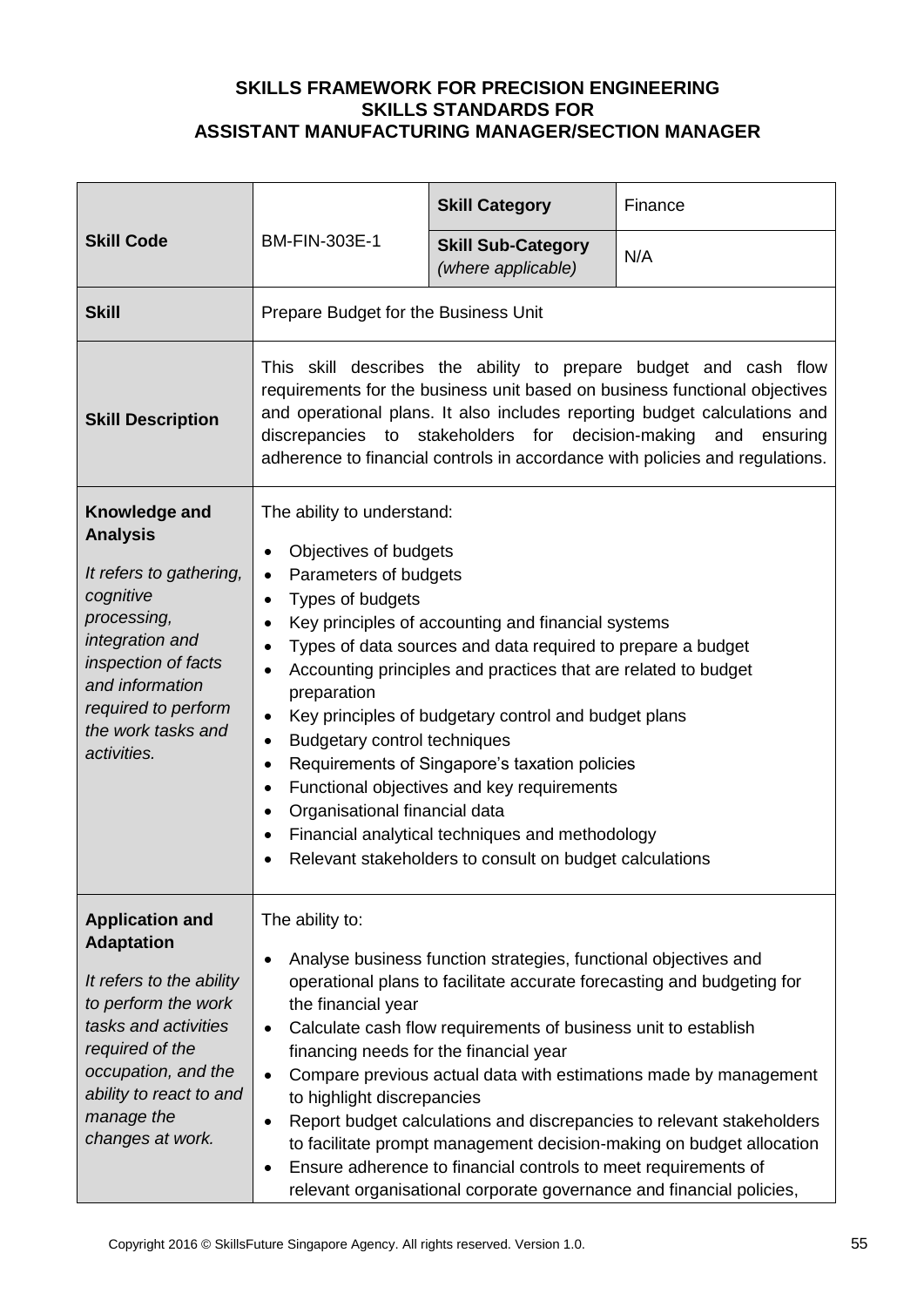**SKILLS FRAMEWORK FOR PRECISION ENGINEERING**
**SKILLS STANDARDS FOR**
**ASSISTANT MANUFACTURING MANAGER/SECTION MANAGER**

| **Skill Code** | BM-FIN-303E-1 | **Skill Category** | Finance |
|---|---|---|---|
| | | **Skill Sub-Category** *(where applicable)* | N/A |
| **Skill** | Prepare Budget for the Business Unit | | |
| **Skill Description** | This skill describes the ability to prepare budget and cash flow requirements for the business unit based on business functional objectives and operational plans. It also includes reporting budget calculations and discrepancies to stakeholders for decision-making and ensuring adherence to financial controls in accordance with policies and regulations. | | |
| **Knowledge and Analysis**<br><br>*It refers to gathering, cognitive processing, integration and inspection of facts and information required to perform the work tasks and activities.* | The ability to understand:<br>• Objectives of budgets<br>• Parameters of budgets<br>• Types of budgets<br>• Key principles of accounting and financial systems<br>• Types of data sources and data required to prepare a budget<br>• Accounting principles and practices that are related to budget preparation<br>• Key principles of budgetary control and budget plans<br>• Budgetary control techniques<br>• Requirements of Singapore's taxation policies<br>• Functional objectives and key requirements<br>• Organisational financial data<br>• Financial analytical techniques and methodology<br>• Relevant stakeholders to consult on budget calculations | | |
| **Application and Adaptation**<br><br>*It refers to the ability to perform the work tasks and activities required of the occupation, and the ability to react to and manage the changes at work.* | The ability to:<br>• Analyse business function strategies, functional objectives and operational plans to facilitate accurate forecasting and budgeting for the financial year<br>• Calculate cash flow requirements of business unit to establish financing needs for the financial year<br>• Compare previous actual data with estimations made by management to highlight discrepancies<br>• Report budget calculations and discrepancies to relevant stakeholders to facilitate prompt management decision-making on budget allocation<br>• Ensure adherence to financial controls to meet requirements of relevant organisational corporate governance and financial policies, | | |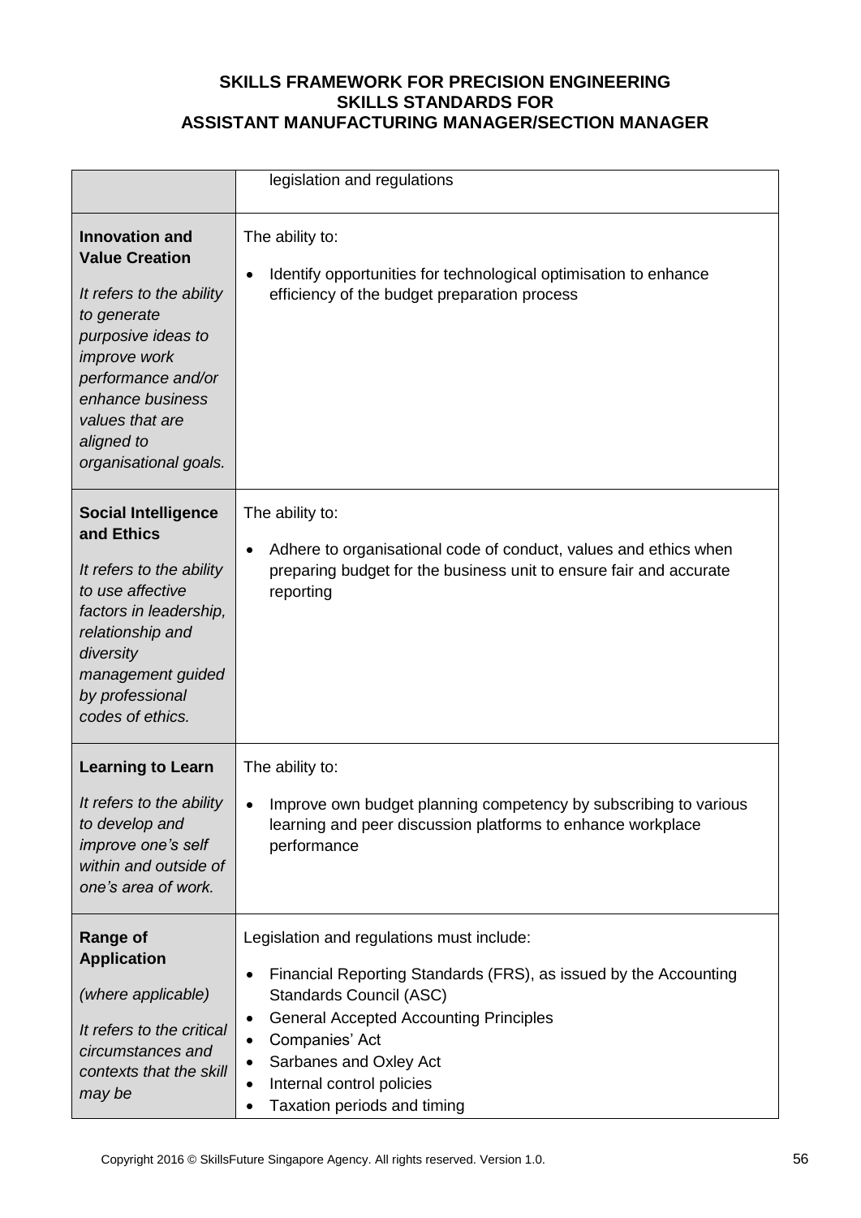| | |
|---|---|
| | legislation and regulations |
| **Innovation and Value Creation**<br><br>*It refers to the ability to generate purposive ideas to improve work performance and/or enhance business values that are aligned to organisational goals.* | The ability to:<br><br>• Identify opportunities for technological optimisation to enhance efficiency of the budget preparation process |
| **Social Intelligence and Ethics**<br><br>*It refers to the ability to use affective factors in leadership, relationship and diversity management guided by professional codes of ethics.* | The ability to:<br><br>• Adhere to organisational code of conduct, values and ethics when preparing budget for the business unit to ensure fair and accurate reporting |
| **Learning to Learn**<br><br>*It refers to the ability to develop and improve one's self within and outside of one's area of work.* | The ability to:<br><br>• Improve own budget planning competency by subscribing to various learning and peer discussion platforms to enhance workplace performance |
| **Range of Application**<br><br>*(where applicable)*<br><br>*It refers to the critical circumstances and contexts that the skill may be* | Legislation and regulations must include:<br><br>• Financial Reporting Standards (FRS), as issued by the Accounting Standards Council (ASC)<br>• General Accepted Accounting Principles<br>• Companies' Act<br>• Sarbanes and Oxley Act<br>• Internal control policies<br>• Taxation periods and timing |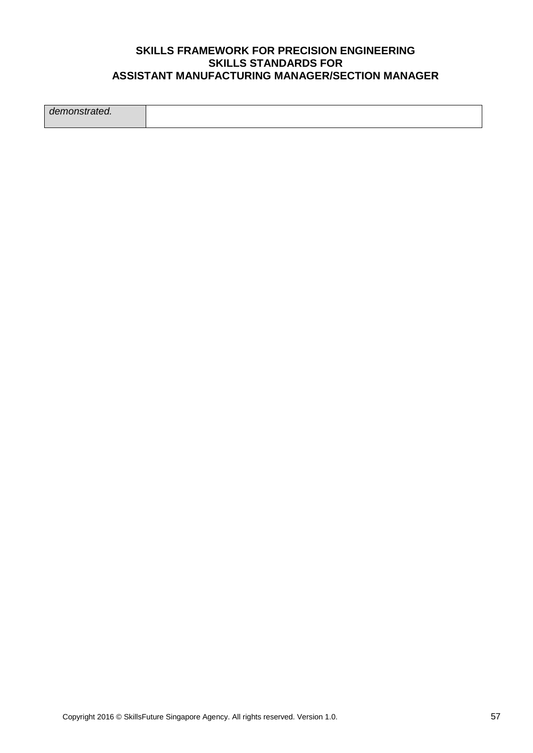| *demonstrated.* | |
|---|---|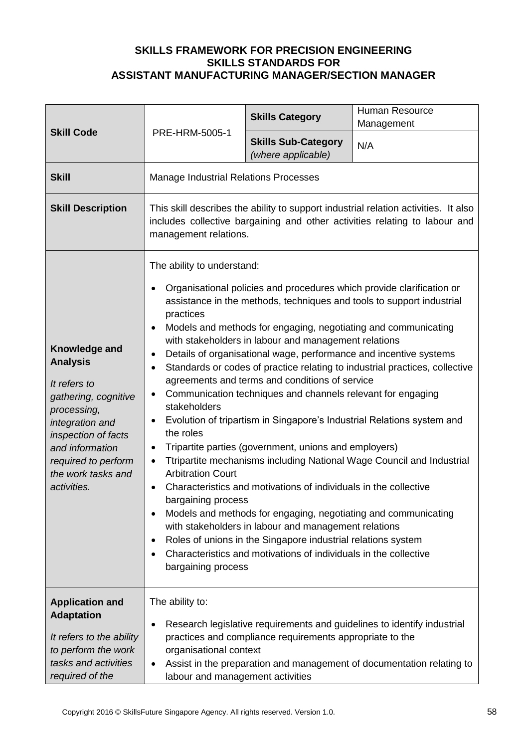**SKILLS FRAMEWORK FOR PRECISION ENGINEERING**
**SKILLS STANDARDS FOR**
**ASSISTANT MANUFACTURING MANAGER/SECTION MANAGER**

| **Skill Code** | PRE-HRM-5005-1 | **Skills Category** | Human Resource Management |
|---|---|---|---|
| | | **Skills Sub-Category** *(where applicable)* | N/A |
| **Skill** | Manage Industrial Relations Processes | | |
| **Skill Description** | This skill describes the ability to support industrial relation activities. It also includes collective bargaining and other activities relating to labour and management relations. | | |
| **Knowledge and Analysis**<br><br>*It refers to gathering, cognitive processing, integration and inspection of facts and information required to perform the work tasks and activities.* | The ability to understand:<br>• Organisational policies and procedures which provide clarification or assistance in the methods, techniques and tools to support industrial practices<br>• Models and methods for engaging, negotiating and communicating with stakeholders in labour and management relations<br>• Details of organisational wage, performance and incentive systems<br>• Standards or codes of practice relating to industrial practices, collective agreements and terms and conditions of service<br>• Communication techniques and channels relevant for engaging stakeholders<br>• Evolution of tripartism in Singapore's Industrial Relations system and the roles<br>• Tripartite parties (government, unions and employers)<br>• Ttripartite mechanisms including National Wage Council and Industrial Arbitration Court<br>• Characteristics and motivations of individuals in the collective bargaining process<br>• Models and methods for engaging, negotiating and communicating with stakeholders in labour and management relations<br>• Roles of unions in the Singapore industrial relations system<br>• Characteristics and motivations of individuals in the collective bargaining process | | |
| **Application and Adaptation**<br><br>*It refers to the ability to perform the work tasks and activities required of the* | The ability to:<br>• Research legislative requirements and guidelines to identify industrial practices and compliance requirements appropriate to the organisational context<br>• Assist in the preparation and management of documentation relating to labour and management activities | | |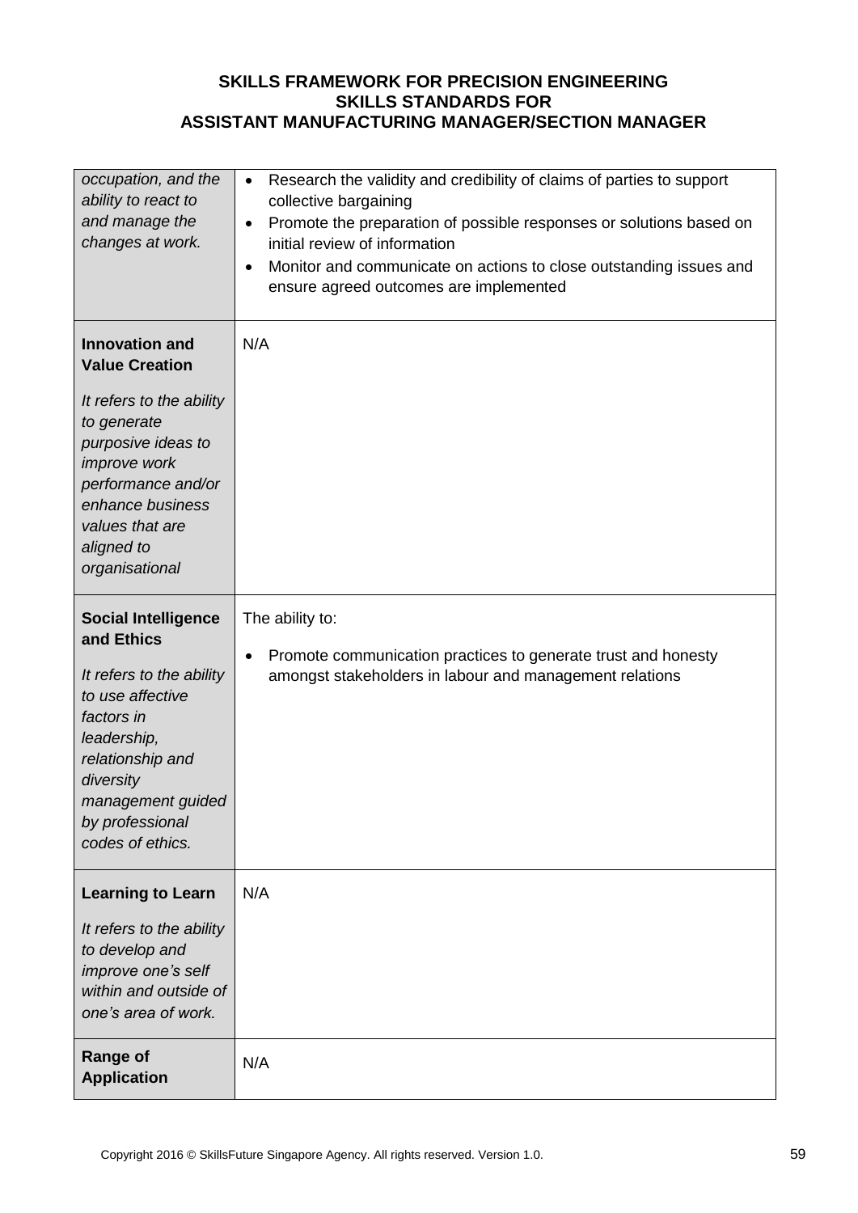| | |
|---|---|
| *occupation, and the ability to react to and manage the changes at work.* | • Research the validity and credibility of claims of parties to support collective bargaining<br>• Promote the preparation of possible responses or solutions based on initial review of information<br>• Monitor and communicate on actions to close outstanding issues and ensure agreed outcomes are implemented |
| **Innovation and Value Creation**<br><br>*It refers to the ability to generate purposive ideas to improve work performance and/or enhance business values that are aligned to organisational* | N/A |
| **Social Intelligence and Ethics**<br><br>*It refers to the ability to use affective factors in leadership, relationship and diversity management guided by professional codes of ethics.* | The ability to:<br><br>• Promote communication practices to generate trust and honesty amongst stakeholders in labour and management relations |
| **Learning to Learn**<br><br>*It refers to the ability to develop and improve one's self within and outside of one's area of work.* | N/A |
| **Range of Application** | N/A |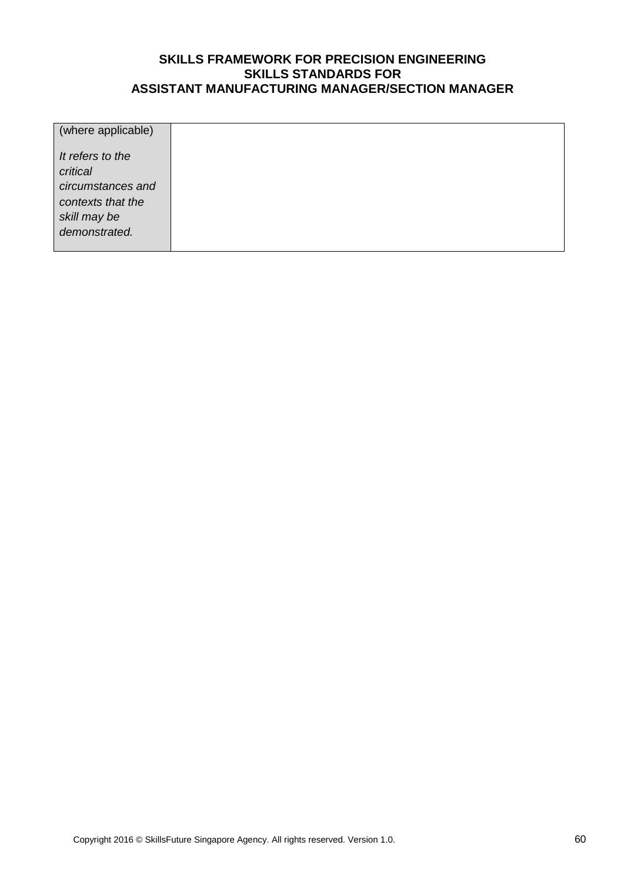| (where applicable)<br><br>*It refers to the critical circumstances and contexts that the skill may be demonstrated.* | |
|---|---|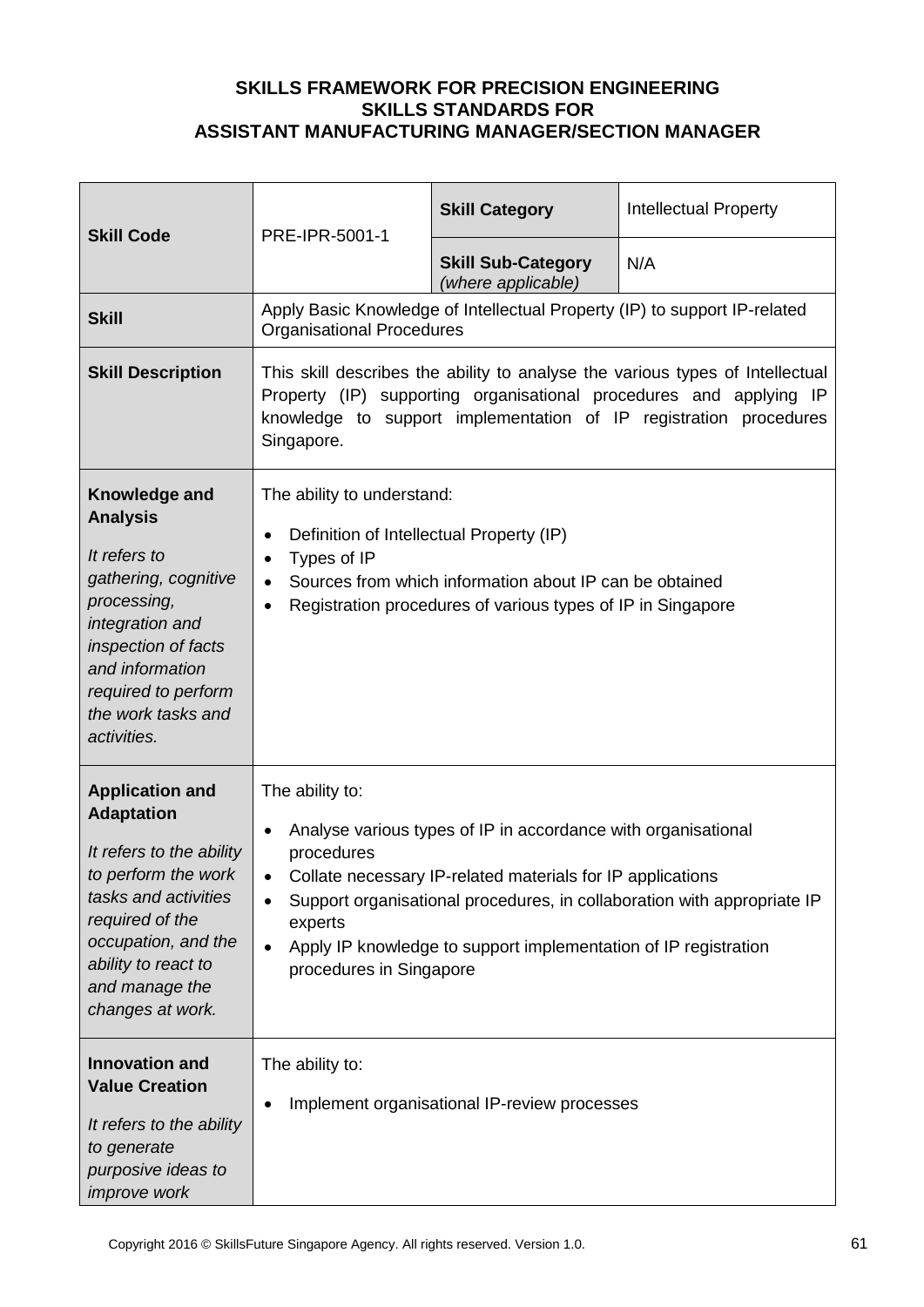**SKILLS FRAMEWORK FOR PRECISION ENGINEERING**
**SKILLS STANDARDS FOR**
**ASSISTANT MANUFACTURING MANAGER/SECTION MANAGER**

| **Skill Code** | PRE-IPR-5001-1 | **Skill Category** | Intellectual Property |
|---|---|---|---|
| | | **Skill Sub-Category** *(where applicable)* | N/A |
| **Skill** | Apply Basic Knowledge of Intellectual Property (IP) to support IP-related Organisational Procedures | | |
| **Skill Description** | This skill describes the ability to analyse the various types of Intellectual Property (IP) supporting organisational procedures and applying IP knowledge to support implementation of IP registration procedures Singapore. | | |
| **Knowledge and Analysis** *It refers to gathering, cognitive processing, integration and inspection of facts and information required to perform the work tasks and activities.* | The ability to understand: <br>• Definition of Intellectual Property (IP) <br>• Types of IP <br>• Sources from which information about IP can be obtained <br>• Registration procedures of various types of IP in Singapore | | |
| **Application and Adaptation** *It refers to the ability to perform the work tasks and activities required of the occupation, and the ability to react to and manage the changes at work.* | The ability to: <br>• Analyse various types of IP in accordance with organisational procedures <br>• Collate necessary IP-related materials for IP applications <br>• Support organisational procedures, in collaboration with appropriate IP experts <br>• Apply IP knowledge to support implementation of IP registration procedures in Singapore | | |
| **Innovation and Value Creation** *It refers to the ability to generate purposive ideas to improve work* | The ability to: <br>• Implement organisational IP-review processes | | |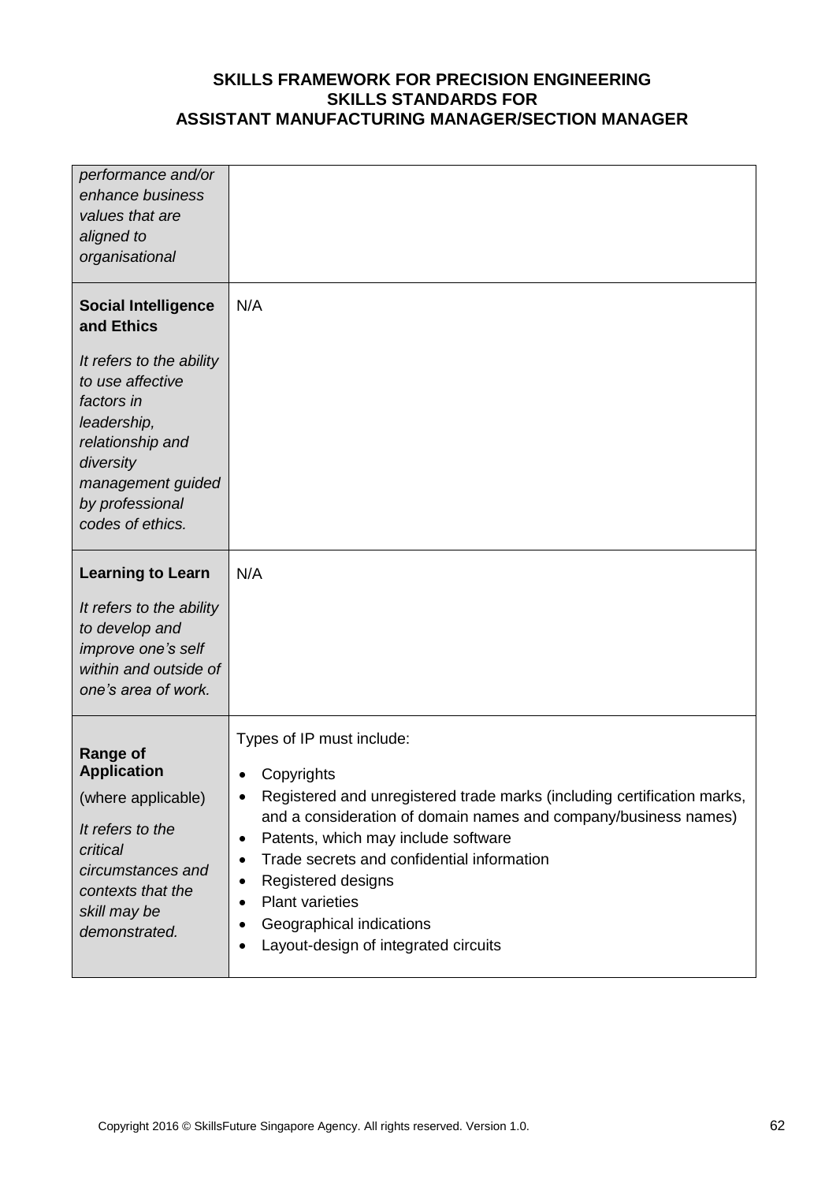| | |
|---|---|
| *performance and/or enhance business values that are aligned to organisational* | |
| **Social Intelligence and Ethics**<br><br>*It refers to the ability to use affective factors in leadership, relationship and diversity management guided by professional codes of ethics.* | N/A |
| **Learning to Learn**<br><br>*It refers to the ability to develop and improve one's self within and outside of one's area of work.* | N/A |
| **Range of Application**<br><br>(where applicable)<br><br>*It refers to the critical circumstances and contexts that the skill may be demonstrated.* | Types of IP must include:<br><br>• Copyrights<br>• Registered and unregistered trade marks (including certification marks, and a consideration of domain names and company/business names)<br>• Patents, which may include software<br>• Trade secrets and confidential information<br>• Registered designs<br>• Plant varieties<br>• Geographical indications<br>• Layout-design of integrated circuits |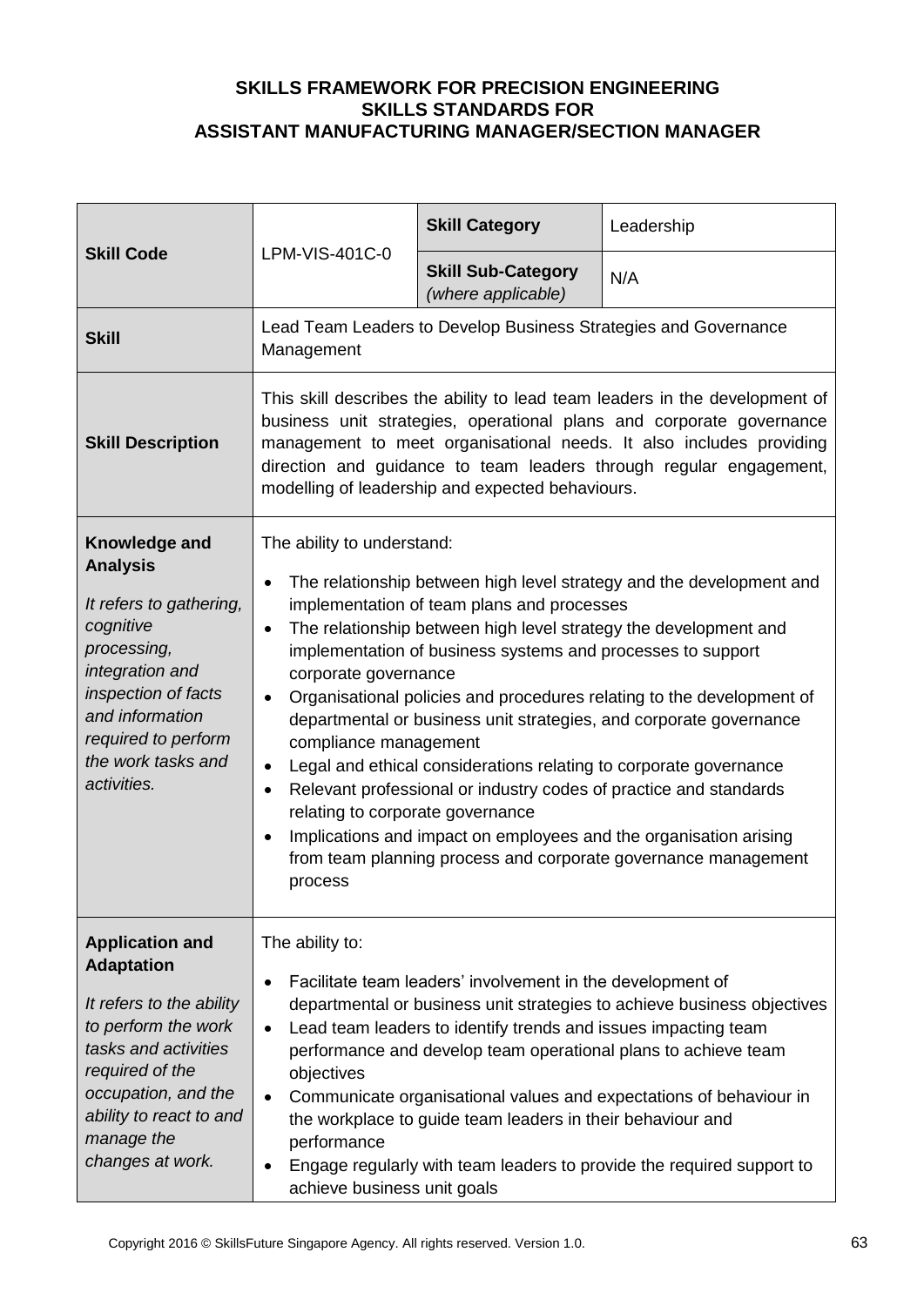**SKILLS FRAMEWORK FOR PRECISION ENGINEERING**
**SKILLS STANDARDS FOR**
**ASSISTANT MANUFACTURING MANAGER/SECTION MANAGER**

| **Skill Code** | LPM-VIS-401C-0 | **Skill Category** | Leadership |
|---|---|---|---|
| | | **Skill Sub-Category** *(where applicable)* | N/A |
| **Skill** | Lead Team Leaders to Develop Business Strategies and Governance Management | | |
| **Skill Description** | This skill describes the ability to lead team leaders in the development of business unit strategies, operational plans and corporate governance management to meet organisational needs. It also includes providing direction and guidance to team leaders through regular engagement, modelling of leadership and expected behaviours. | | |
| **Knowledge and Analysis**<br><br>*It refers to gathering, cognitive processing, integration and inspection of facts and information required to perform the work tasks and activities.* | The ability to understand:<br>• The relationship between high level strategy and the development and implementation of team plans and processes<br>• The relationship between high level strategy the development and implementation of business systems and processes to support corporate governance<br>• Organisational policies and procedures relating to the development of departmental or business unit strategies, and corporate governance compliance management<br>• Legal and ethical considerations relating to corporate governance<br>• Relevant professional or industry codes of practice and standards relating to corporate governance<br>• Implications and impact on employees and the organisation arising from team planning process and corporate governance management process | | |
| **Application and Adaptation**<br><br>*It refers to the ability to perform the work tasks and activities required of the occupation, and the ability to react to and manage the changes at work.* | The ability to:<br>• Facilitate team leaders' involvement in the development of departmental or business unit strategies to achieve business objectives<br>• Lead team leaders to identify trends and issues impacting team performance and develop team operational plans to achieve team objectives<br>• Communicate organisational values and expectations of behaviour in the workplace to guide team leaders in their behaviour and performance<br>• Engage regularly with team leaders to provide the required support to achieve business unit goals | | |

Copyright 2016 © SkillsFuture Singapore Agency. All rights reserved. Version 1.0.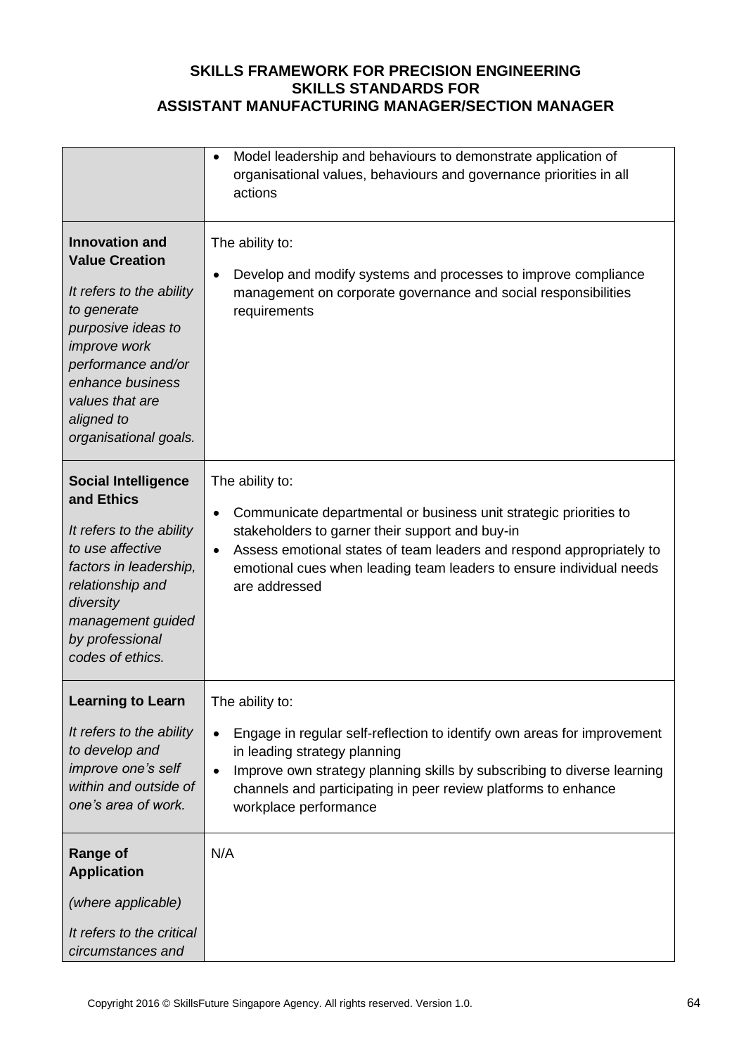**SKILLS FRAMEWORK FOR PRECISION ENGINEERING**
**SKILLS STANDARDS FOR**
**ASSISTANT MANUFACTURING MANAGER/SECTION MANAGER**

| | |
|---|---|
| | • Model leadership and behaviours to demonstrate application of organisational values, behaviours and governance priorities in all actions |
| **Innovation and Value Creation**<br><br>*It refers to the ability to generate purposive ideas to improve work performance and/or enhance business values that are aligned to organisational goals.* | The ability to:<br><br>• Develop and modify systems and processes to improve compliance management on corporate governance and social responsibilities requirements |
| **Social Intelligence and Ethics**<br><br>*It refers to the ability to use affective factors in leadership, relationship and diversity management guided by professional codes of ethics.* | The ability to:<br><br>• Communicate departmental or business unit strategic priorities to stakeholders to garner their support and buy-in<br>• Assess emotional states of team leaders and respond appropriately to emotional cues when leading team leaders to ensure individual needs are addressed |
| **Learning to Learn**<br><br>*It refers to the ability to develop and improve one's self within and outside of one's area of work.* | The ability to:<br><br>• Engage in regular self-reflection to identify own areas for improvement in leading strategy planning<br>• Improve own strategy planning skills by subscribing to diverse learning channels and participating in peer review platforms to enhance workplace performance |
| **Range of Application**<br><br>*(where applicable)*<br><br>*It refers to the critical circumstances and* | N/A |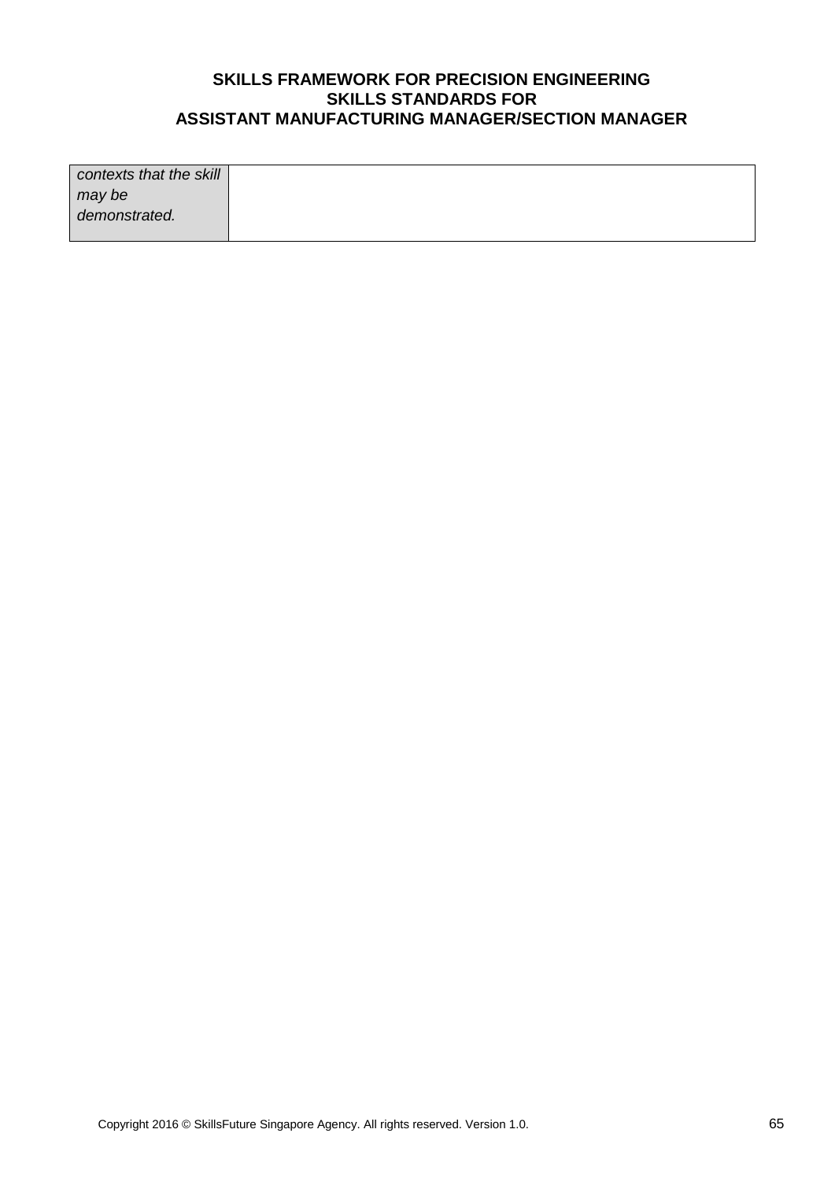| | |
|---|---|
| *contexts that the skill may be demonstrated.* | |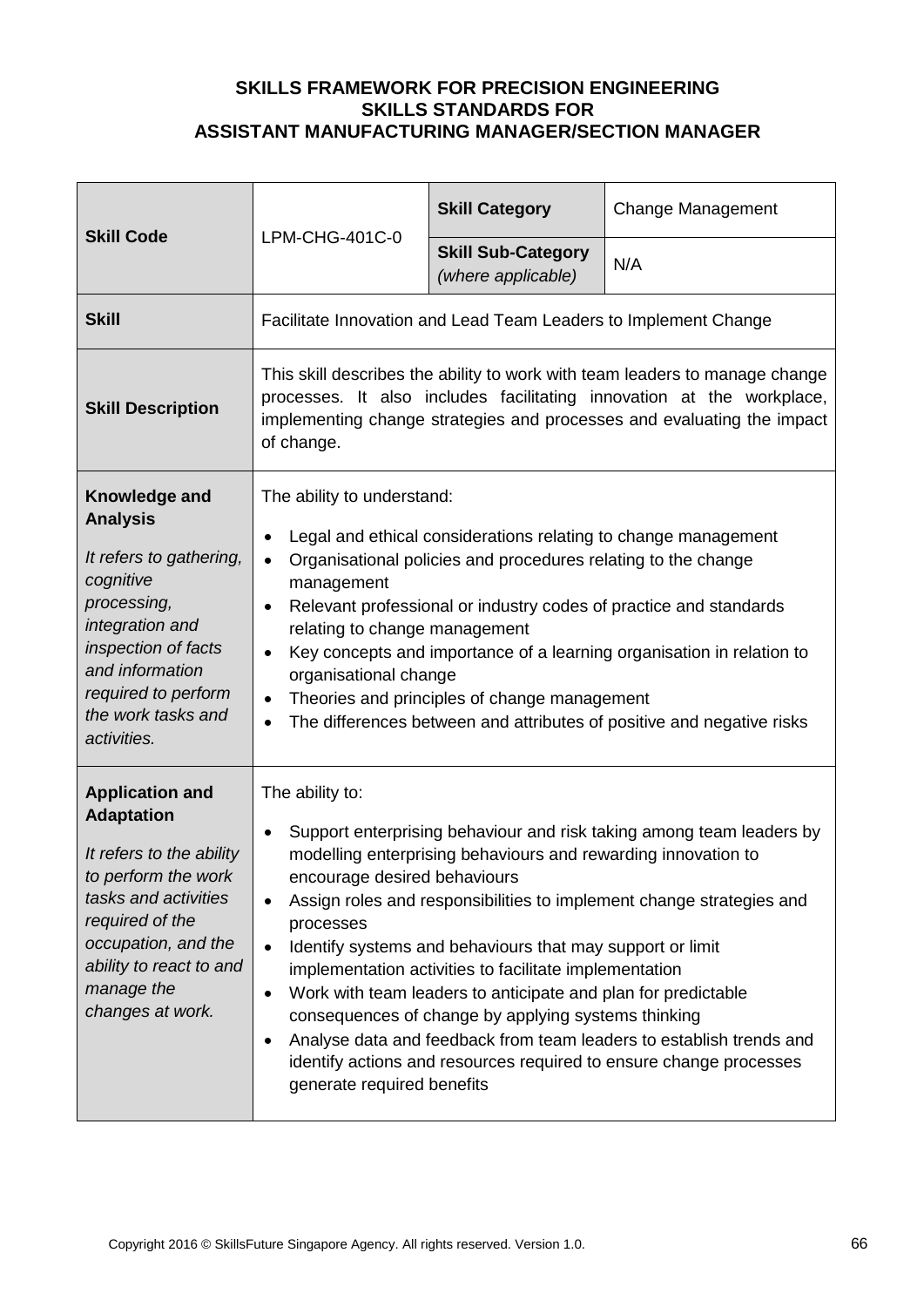**SKILLS FRAMEWORK FOR PRECISION ENGINEERING**
**SKILLS STANDARDS FOR**
**ASSISTANT MANUFACTURING MANAGER/SECTION MANAGER**

| **Skill Code** | LPM-CHG-401C-0 | **Skill Category** | Change Management |
|---|---|---|---|
| | | **Skill Sub-Category** *(where applicable)* | N/A |
| **Skill** | Facilitate Innovation and Lead Team Leaders to Implement Change | | |
| **Skill Description** | This skill describes the ability to work with team leaders to manage change processes. It also includes facilitating innovation at the workplace, implementing change strategies and processes and evaluating the impact of change. | | |
| **Knowledge and Analysis**<br><br>*It refers to gathering, cognitive processing, integration and inspection of facts and information required to perform the work tasks and activities.* | The ability to understand:<br><br>• Legal and ethical considerations relating to change management<br>• Organisational policies and procedures relating to the change management<br>• Relevant professional or industry codes of practice and standards relating to change management<br>• Key concepts and importance of a learning organisation in relation to organisational change<br>• Theories and principles of change management<br>• The differences between and attributes of positive and negative risks | | |
| **Application and Adaptation**<br><br>*It refers to the ability to perform the work tasks and activities required of the occupation, and the ability to react to and manage the changes at work.* | The ability to:<br><br>• Support enterprising behaviour and risk taking among team leaders by modelling enterprising behaviours and rewarding innovation to encourage desired behaviours<br>• Assign roles and responsibilities to implement change strategies and processes<br>• Identify systems and behaviours that may support or limit implementation activities to facilitate implementation<br>• Work with team leaders to anticipate and plan for predictable consequences of change by applying systems thinking<br>• Analyse data and feedback from team leaders to establish trends and identify actions and resources required to ensure change processes generate required benefits | | |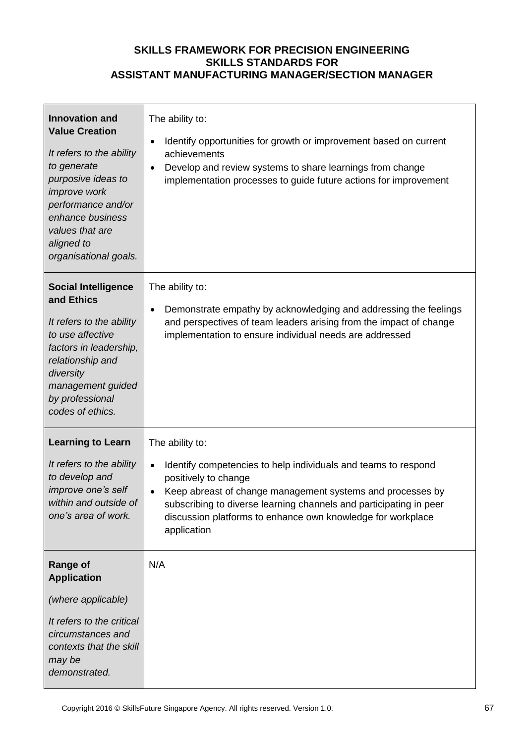**SKILLS FRAMEWORK FOR PRECISION ENGINEERING**
**SKILLS STANDARDS FOR**
**ASSISTANT MANUFACTURING MANAGER/SECTION MANAGER**

| | |
|---|---|
| **Innovation and Value Creation**<br><br>*It refers to the ability to generate purposive ideas to improve work performance and/or enhance business values that are aligned to organisational goals.* | The ability to:<br><br>• Identify opportunities for growth or improvement based on current achievements<br>• Develop and review systems to share learnings from change implementation processes to guide future actions for improvement |
| **Social Intelligence and Ethics**<br><br>*It refers to the ability to use affective factors in leadership, relationship and diversity management guided by professional codes of ethics.* | The ability to:<br><br>• Demonstrate empathy by acknowledging and addressing the feelings and perspectives of team leaders arising from the impact of change implementation to ensure individual needs are addressed |
| **Learning to Learn**<br><br>*It refers to the ability to develop and improve one's self within and outside of one's area of work.* | The ability to:<br><br>• Identify competencies to help individuals and teams to respond positively to change<br>• Keep abreast of change management systems and processes by subscribing to diverse learning channels and participating in peer discussion platforms to enhance own knowledge for workplace application |
| **Range of Application**<br><br>*(where applicable)*<br><br>*It refers to the critical circumstances and contexts that the skill may be demonstrated.* | N/A |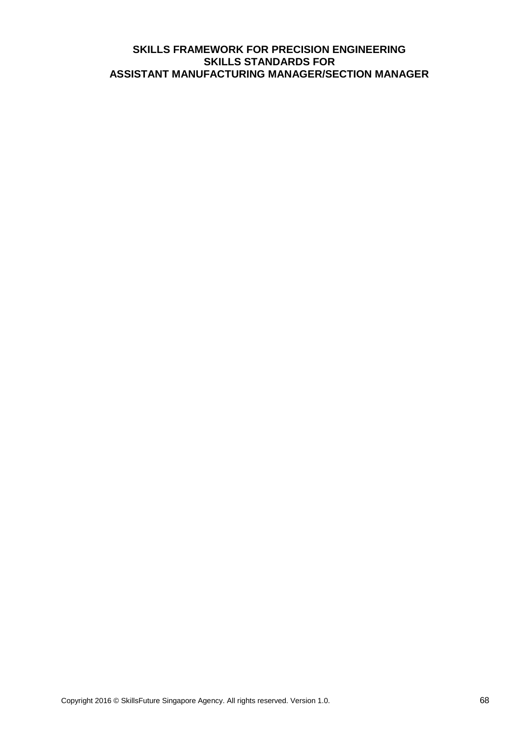# SKILLS FRAMEWORK FOR PRECISION ENGINEERING
## SKILLS STANDARDS FOR
## ASSISTANT MANUFACTURING MANAGER/SECTION MANAGER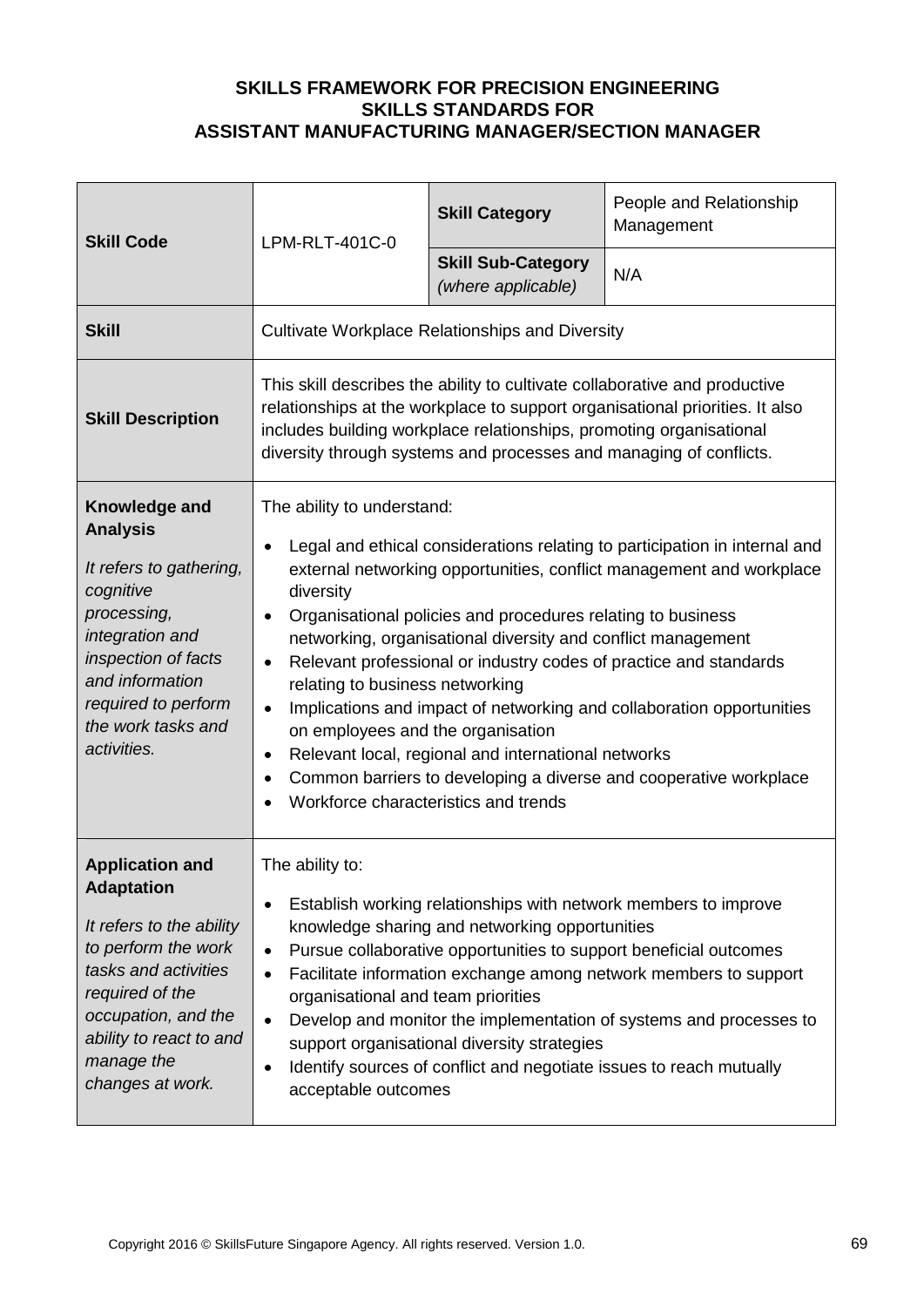**SKILLS FRAMEWORK FOR PRECISION ENGINEERING**
**SKILLS STANDARDS FOR**
**ASSISTANT MANUFACTURING MANAGER/SECTION MANAGER**

| **Skill Code** | LPM-RLT-401C-0 | **Skill Category** | People and Relationship Management |
|---|---|---|---|
| | | **Skill Sub-Category** *(where applicable)* | N/A |
| **Skill** | Cultivate Workplace Relationships and Diversity | | |
| **Skill Description** | This skill describes the ability to cultivate collaborative and productive relationships at the workplace to support organisational priorities. It also includes building workplace relationships, promoting organisational diversity through systems and processes and managing of conflicts. | | |
| **Knowledge and Analysis** <br> *It refers to gathering, cognitive processing, integration and inspection of facts and information required to perform the work tasks and activities.* | The ability to understand: <br> • Legal and ethical considerations relating to participation in internal and external networking opportunities, conflict management and workplace diversity <br> • Organisational policies and procedures relating to business networking, organisational diversity and conflict management <br> • Relevant professional or industry codes of practice and standards relating to business networking <br> • Implications and impact of networking and collaboration opportunities on employees and the organisation <br> • Relevant local, regional and international networks <br> • Common barriers to developing a diverse and cooperative workplace <br> • Workforce characteristics and trends | | |
| **Application and Adaptation** <br> *It refers to the ability to perform the work tasks and activities required of the occupation, and the ability to react to and manage the changes at work.* | The ability to: <br> • Establish working relationships with network members to improve knowledge sharing and networking opportunities <br> • Pursue collaborative opportunities to support beneficial outcomes <br> • Facilitate information exchange among network members to support organisational and team priorities <br> • Develop and monitor the implementation of systems and processes to support organisational diversity strategies <br> • Identify sources of conflict and negotiate issues to reach mutually acceptable outcomes | | |

Copyright 2016 © SkillsFuture Singapore Agency. All rights reserved. Version 1.0.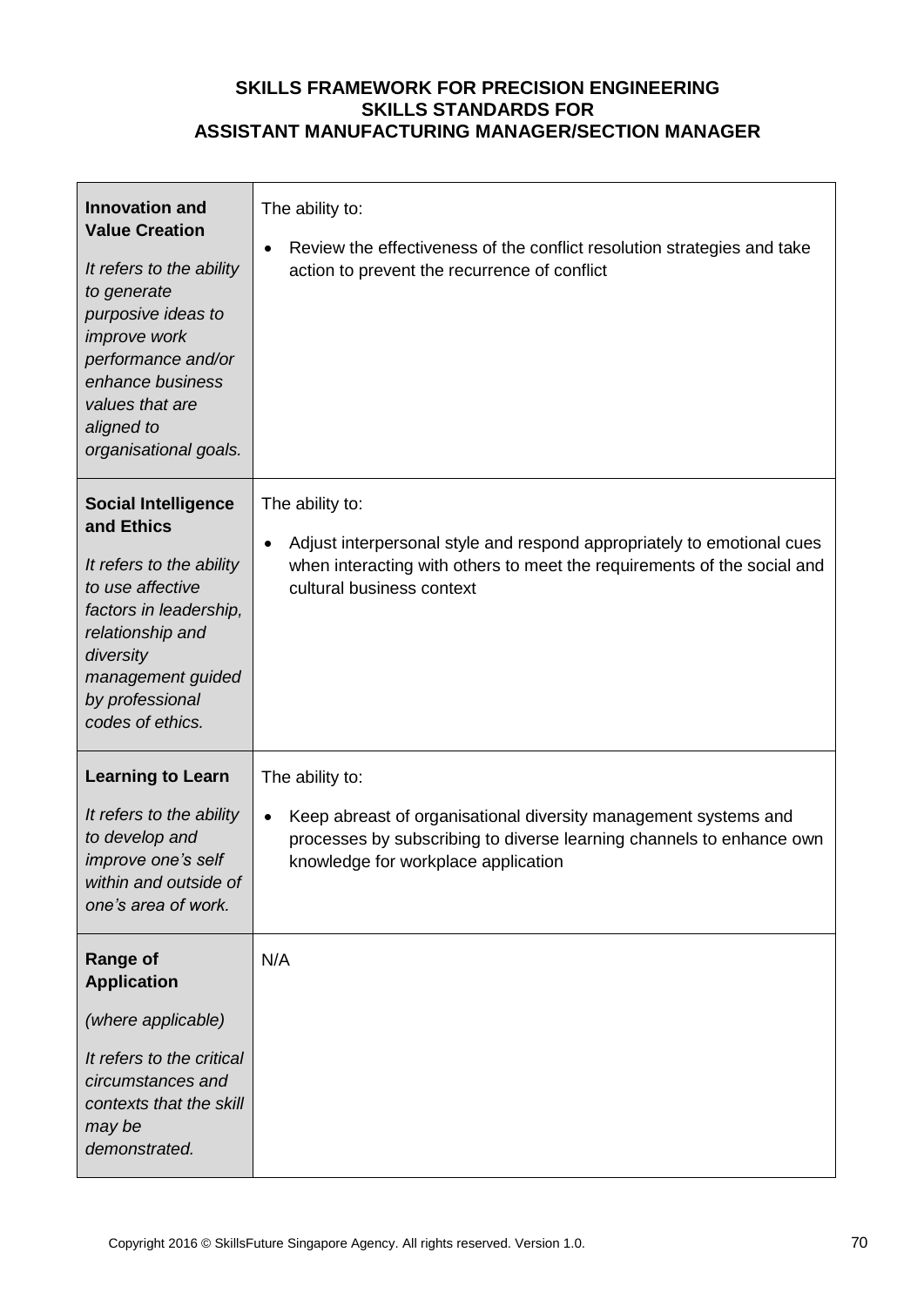| | |
|---|---|
| **Innovation and Value Creation**<br><br>*It refers to the ability to generate purposive ideas to improve work performance and/or enhance business values that are aligned to organisational goals.* | The ability to:<br><br>• Review the effectiveness of the conflict resolution strategies and take action to prevent the recurrence of conflict |
| **Social Intelligence and Ethics**<br><br>*It refers to the ability to use affective factors in leadership, relationship and diversity management guided by professional codes of ethics.* | The ability to:<br><br>• Adjust interpersonal style and respond appropriately to emotional cues when interacting with others to meet the requirements of the social and cultural business context |
| **Learning to Learn**<br><br>*It refers to the ability to develop and improve one's self within and outside of one's area of work.* | The ability to:<br><br>• Keep abreast of organisational diversity management systems and processes by subscribing to diverse learning channels to enhance own knowledge for workplace application |
| **Range of Application**<br><br>*(where applicable)*<br><br>*It refers to the critical circumstances and contexts that the skill may be demonstrated.* | N/A |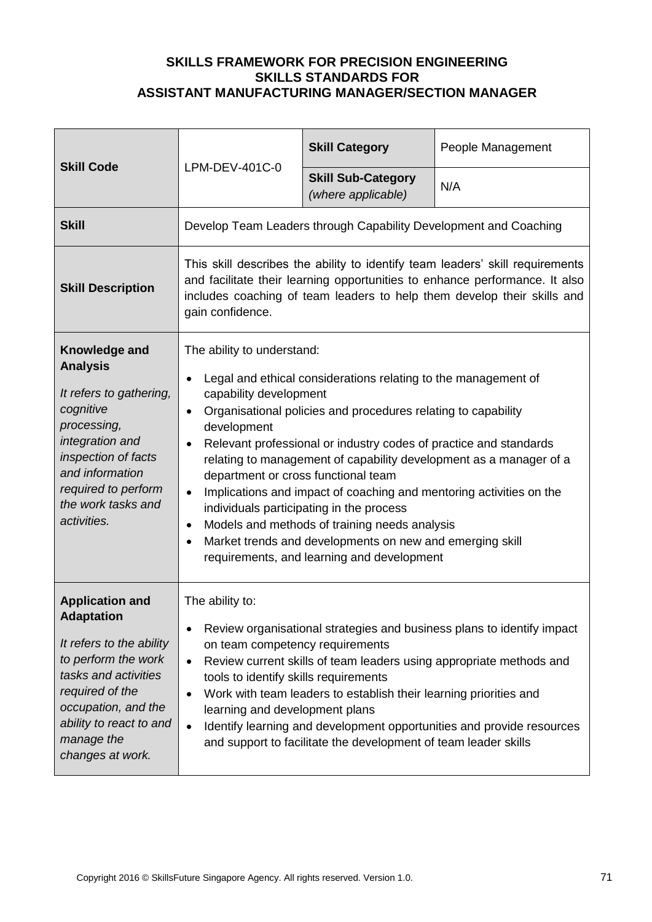**SKILLS FRAMEWORK FOR PRECISION ENGINEERING**
**SKILLS STANDARDS FOR**
**ASSISTANT MANUFACTURING MANAGER/SECTION MANAGER**

| **Skill Code** | LPM-DEV-401C-0 | **Skill Category** | People Management |
|---|---|---|---|
| | | **Skill Sub-Category** *(where applicable)* | N/A |
| **Skill** | Develop Team Leaders through Capability Development and Coaching | | |
| **Skill Description** | This skill describes the ability to identify team leaders' skill requirements and facilitate their learning opportunities to enhance performance. It also includes coaching of team leaders to help them develop their skills and gain confidence. | | |
| **Knowledge and Analysis** *It refers to gathering, cognitive processing, integration and inspection of facts and information required to perform the work tasks and activities.* | The ability to understand:<br>• Legal and ethical considerations relating to the management of capability development<br>• Organisational policies and procedures relating to capability development<br>• Relevant professional or industry codes of practice and standards relating to management of capability development as a manager of a department or cross functional team<br>• Implications and impact of coaching and mentoring activities on the individuals participating in the process<br>• Models and methods of training needs analysis<br>• Market trends and developments on new and emerging skill requirements, and learning and development | | |
| **Application and Adaptation** *It refers to the ability to perform the work tasks and activities required of the occupation, and the ability to react to and manage the changes at work.* | The ability to:<br>• Review organisational strategies and business plans to identify impact on team competency requirements<br>• Review current skills of team leaders using appropriate methods and tools to identify skills requirements<br>• Work with team leaders to establish their learning priorities and learning and development plans<br>• Identify learning and development opportunities and provide resources and support to facilitate the development of team leader skills | | |

Copyright 2016 © SkillsFuture Singapore Agency. All rights reserved. Version 1.0.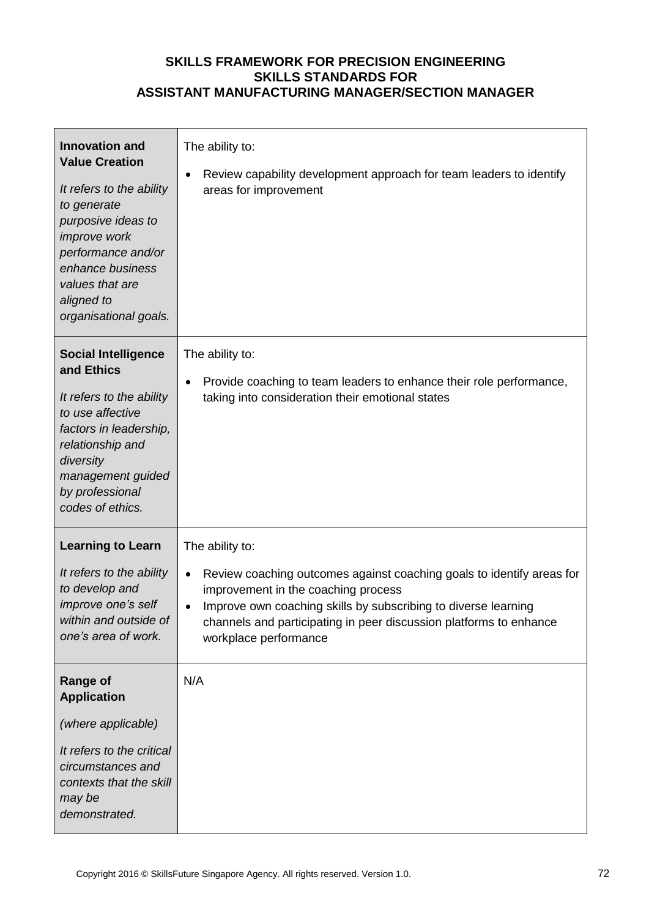**SKILLS FRAMEWORK FOR PRECISION ENGINEERING**
**SKILLS STANDARDS FOR**
**ASSISTANT MANUFACTURING MANAGER/SECTION MANAGER**

| | |
|---|---|
| **Innovation and Value Creation**<br><br>*It refers to the ability to generate purposive ideas to improve work performance and/or enhance business values that are aligned to organisational goals.* | The ability to:<br><br>• Review capability development approach for team leaders to identify areas for improvement |
| **Social Intelligence and Ethics**<br><br>*It refers to the ability to use affective factors in leadership, relationship and diversity management guided by professional codes of ethics.* | The ability to:<br><br>• Provide coaching to team leaders to enhance their role performance, taking into consideration their emotional states |
| **Learning to Learn**<br><br>*It refers to the ability to develop and improve one's self within and outside of one's area of work.* | The ability to:<br><br>• Review coaching outcomes against coaching goals to identify areas for improvement in the coaching process<br>• Improve own coaching skills by subscribing to diverse learning channels and participating in peer discussion platforms to enhance workplace performance |
| **Range of Application**<br><br>*(where applicable)*<br><br>*It refers to the critical circumstances and contexts that the skill may be demonstrated.* | N/A |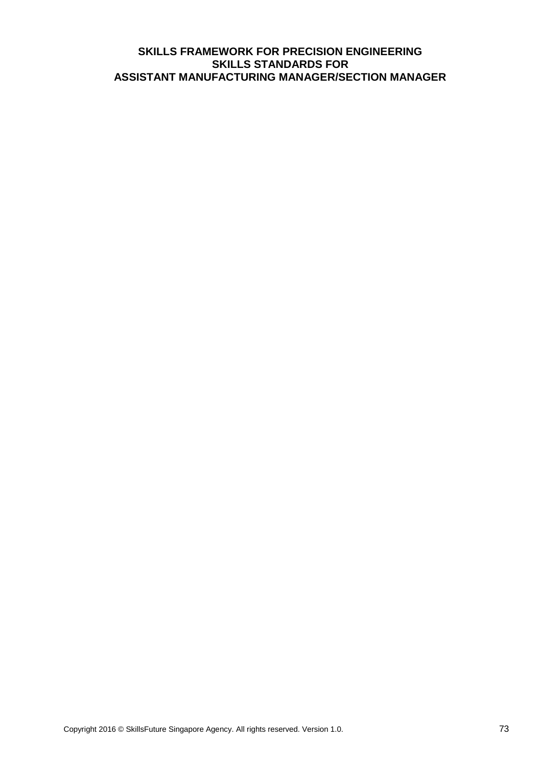# SKILLS FRAMEWORK FOR PRECISION ENGINEERING
# SKILLS STANDARDS FOR
# ASSISTANT MANUFACTURING MANAGER/SECTION MANAGER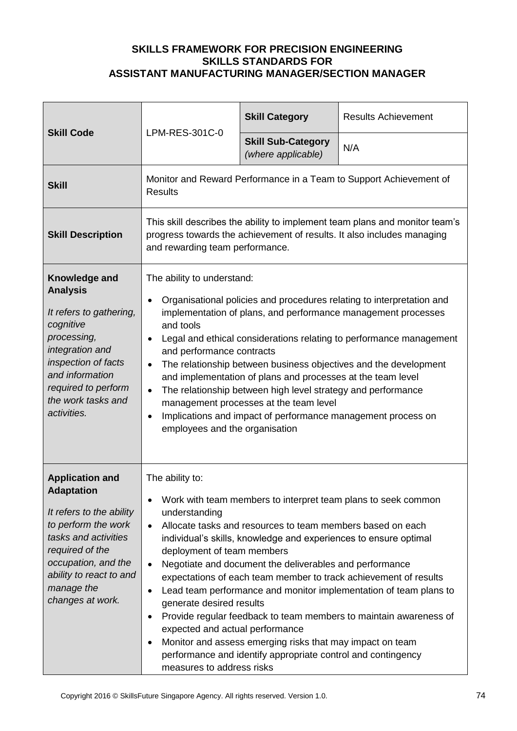**SKILLS FRAMEWORK FOR PRECISION ENGINEERING**
**SKILLS STANDARDS FOR**
**ASSISTANT MANUFACTURING MANAGER/SECTION MANAGER**

| **Skill Code** | LPM-RES-301C-0 | **Skill Category** | Results Achievement |
|---|---|---|---|
| | | **Skill Sub-Category** *(where applicable)* | N/A |
| **Skill** | Monitor and Reward Performance in a Team to Support Achievement of Results | | |
| **Skill Description** | This skill describes the ability to implement team plans and monitor team's progress towards the achievement of results. It also includes managing and rewarding team performance. | | |
| **Knowledge and Analysis** *It refers to gathering, cognitive processing, integration and inspection of facts and information required to perform the work tasks and activities.* | The ability to understand: <br>• Organisational policies and procedures relating to interpretation and implementation of plans, and performance management processes and tools <br>• Legal and ethical considerations relating to performance management and performance contracts <br>• The relationship between business objectives and the development and implementation of plans and processes at the team level <br>• The relationship between high level strategy and performance management processes at the team level <br>• Implications and impact of performance management process on employees and the organisation | | |
| **Application and Adaptation** *It refers to the ability to perform the work tasks and activities required of the occupation, and the ability to react to and manage the changes at work.* | The ability to: <br>• Work with team members to interpret team plans to seek common understanding <br>• Allocate tasks and resources to team members based on each individual's skills, knowledge and experiences to ensure optimal deployment of team members <br>• Negotiate and document the deliverables and performance expectations of each team member to track achievement of results <br>• Lead team performance and monitor implementation of team plans to generate desired results <br>• Provide regular feedback to team members to maintain awareness of expected and actual performance <br>• Monitor and assess emerging risks that may impact on team performance and identify appropriate control and contingency measures to address risks | | |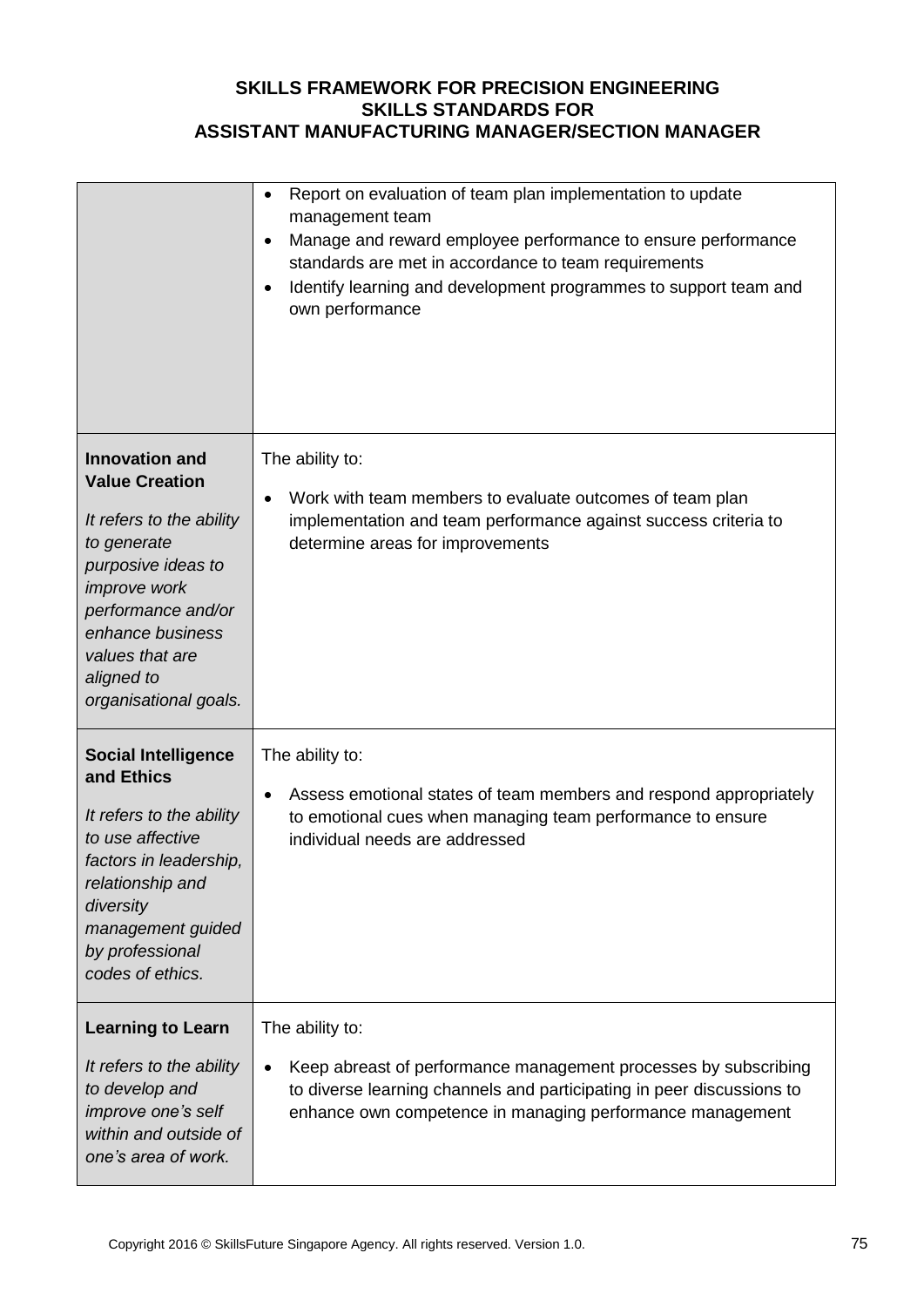| | |
|---|---|
| | • Report on evaluation of team plan implementation to update management team<br>• Manage and reward employee performance to ensure performance standards are met in accordance to team requirements<br>• Identify learning and development programmes to support team and own performance |
| **Innovation and Value Creation**<br><br>*It refers to the ability to generate purposive ideas to improve work performance and/or enhance business values that are aligned to organisational goals.* | The ability to:<br><br>• Work with team members to evaluate outcomes of team plan implementation and team performance against success criteria to determine areas for improvements |
| **Social Intelligence and Ethics**<br><br>*It refers to the ability to use affective factors in leadership, relationship and diversity management guided by professional codes of ethics.* | The ability to:<br><br>• Assess emotional states of team members and respond appropriately to emotional cues when managing team performance to ensure individual needs are addressed |
| **Learning to Learn**<br><br>*It refers to the ability to develop and improve one's self within and outside of one's area of work.* | The ability to:<br><br>• Keep abreast of performance management processes by subscribing to diverse learning channels and participating in peer discussions to enhance own competence in managing performance management |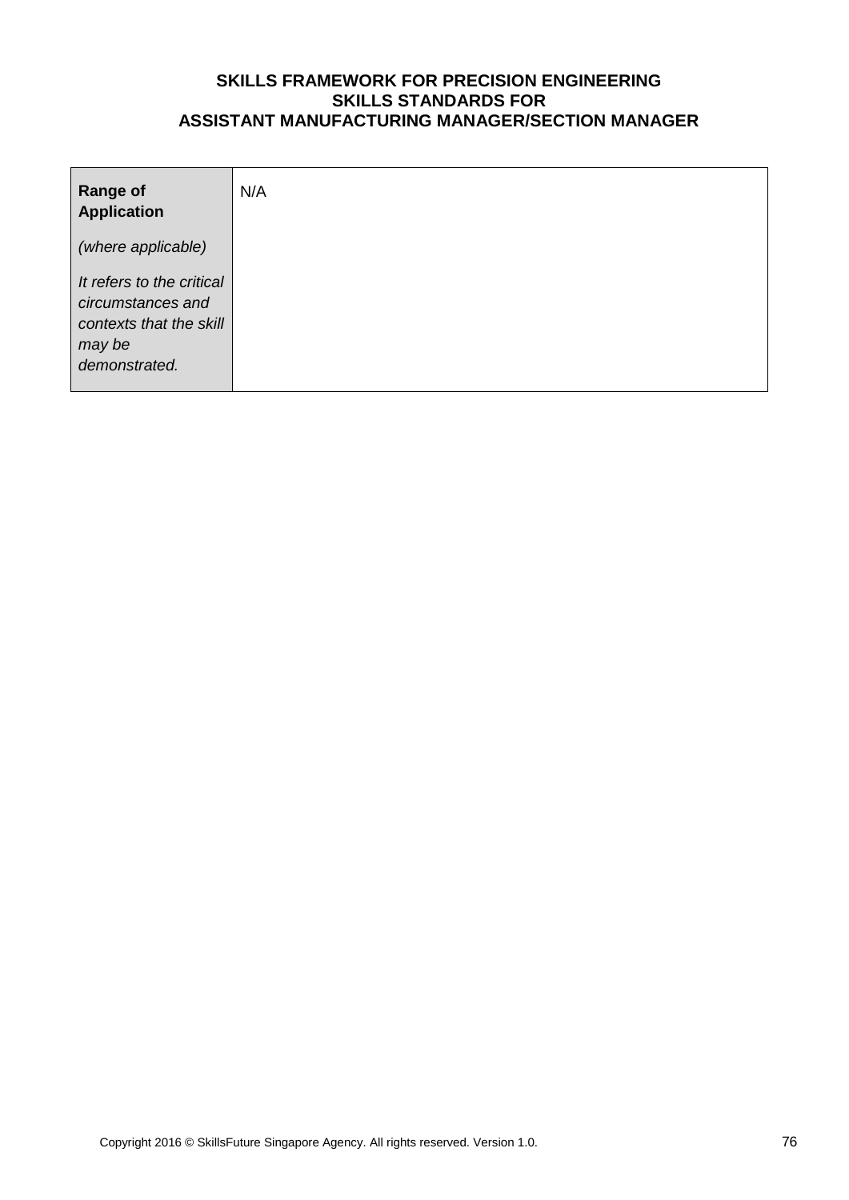| **Range of Application**<br><br>*(where applicable)*<br><br>*It refers to the critical circumstances and contexts that the skill may be demonstrated.* | N/A |
| --- | --- |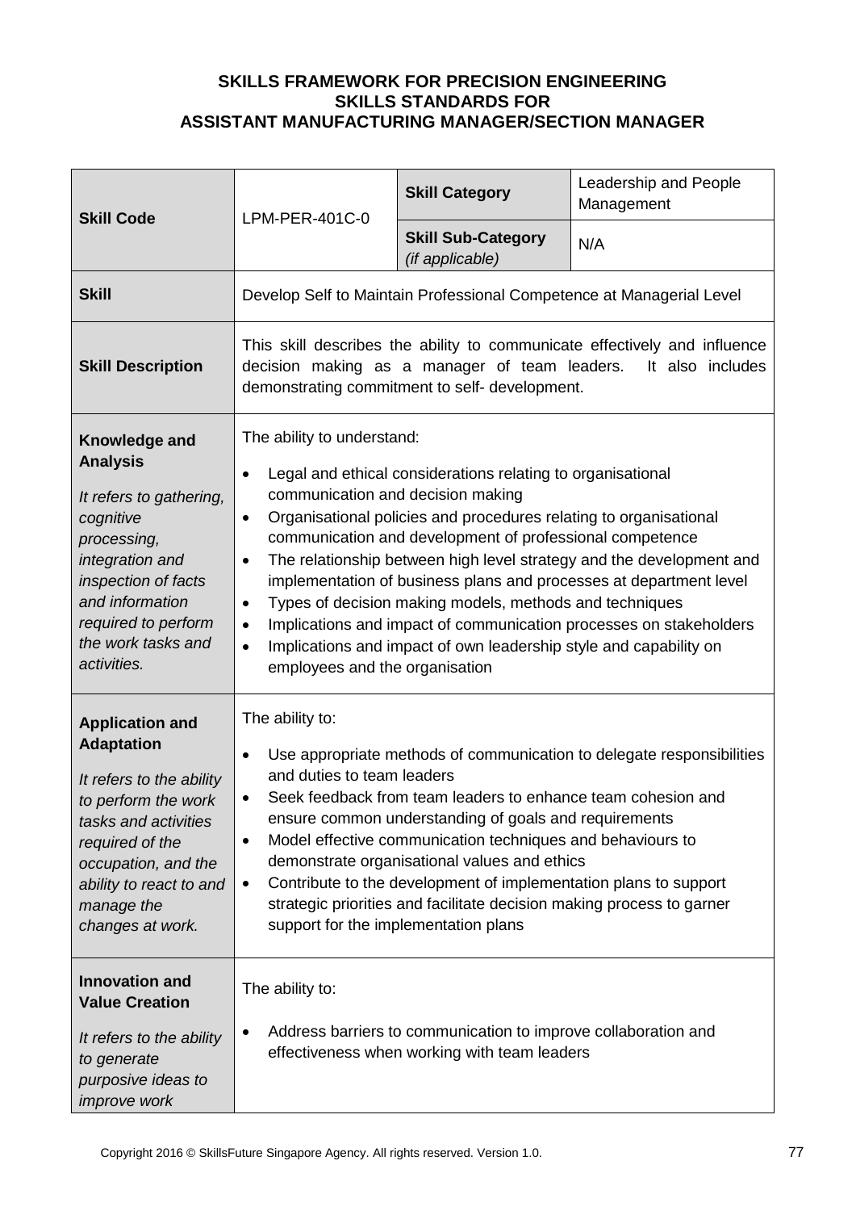**SKILLS FRAMEWORK FOR PRECISION ENGINEERING**
**SKILLS STANDARDS FOR**
**ASSISTANT MANUFACTURING MANAGER/SECTION MANAGER**

| **Skill Code** | LPM-PER-401C-0 | **Skill Category** | Leadership and People Management |
|---|---|---|---|
| | | **Skill Sub-Category** *(if applicable)* | N/A |
| **Skill** | Develop Self to Maintain Professional Competence at Managerial Level | | |
| **Skill Description** | This skill describes the ability to communicate effectively and influence decision making as a manager of team leaders. It also includes demonstrating commitment to self- development. | | |
| **Knowledge and Analysis**<br><br>*It refers to gathering, cognitive processing, integration and inspection of facts and information required to perform the work tasks and activities.* | The ability to understand:<br><br>• Legal and ethical considerations relating to organisational communication and decision making<br>• Organisational policies and procedures relating to organisational communication and development of professional competence<br>• The relationship between high level strategy and the development and implementation of business plans and processes at department level<br>• Types of decision making models, methods and techniques<br>• Implications and impact of communication processes on stakeholders<br>• Implications and impact of own leadership style and capability on employees and the organisation | | |
| **Application and Adaptation**<br><br>*It refers to the ability to perform the work tasks and activities required of the occupation, and the ability to react to and manage the changes at work.* | The ability to:<br><br>• Use appropriate methods of communication to delegate responsibilities and duties to team leaders<br>• Seek feedback from team leaders to enhance team cohesion and ensure common understanding of goals and requirements<br>• Model effective communication techniques and behaviours to demonstrate organisational values and ethics<br>• Contribute to the development of implementation plans to support strategic priorities and facilitate decision making process to garner support for the implementation plans | | |
| **Innovation and Value Creation**<br><br>*It refers to the ability to generate purposive ideas to improve work* | The ability to:<br><br>• Address barriers to communication to improve collaboration and effectiveness when working with team leaders | | |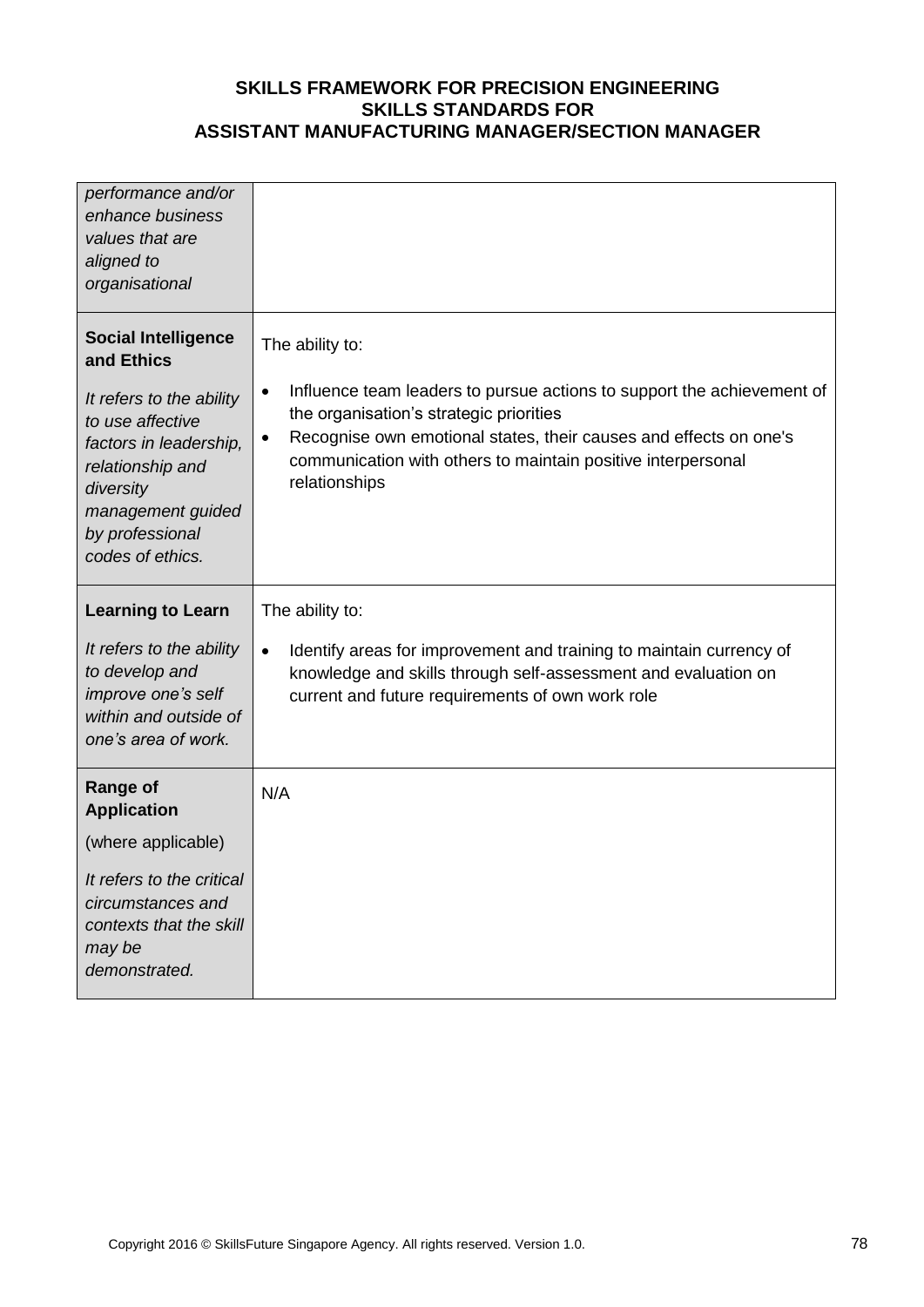| | |
|---|---|
| *performance and/or enhance business values that are aligned to organisational* | |
| **Social Intelligence and Ethics**<br><br>*It refers to the ability to use affective factors in leadership, relationship and diversity management guided by professional codes of ethics.* | The ability to:<br><br>• Influence team leaders to pursue actions to support the achievement of the organisation's strategic priorities<br>• Recognise own emotional states, their causes and effects on one's communication with others to maintain positive interpersonal relationships |
| **Learning to Learn**<br><br>*It refers to the ability to develop and improve one's self within and outside of one's area of work.* | The ability to:<br><br>• Identify areas for improvement and training to maintain currency of knowledge and skills through self-assessment and evaluation on current and future requirements of own work role |
| **Range of Application**<br><br>(where applicable)<br><br>*It refers to the critical circumstances and contexts that the skill may be demonstrated.* | N/A |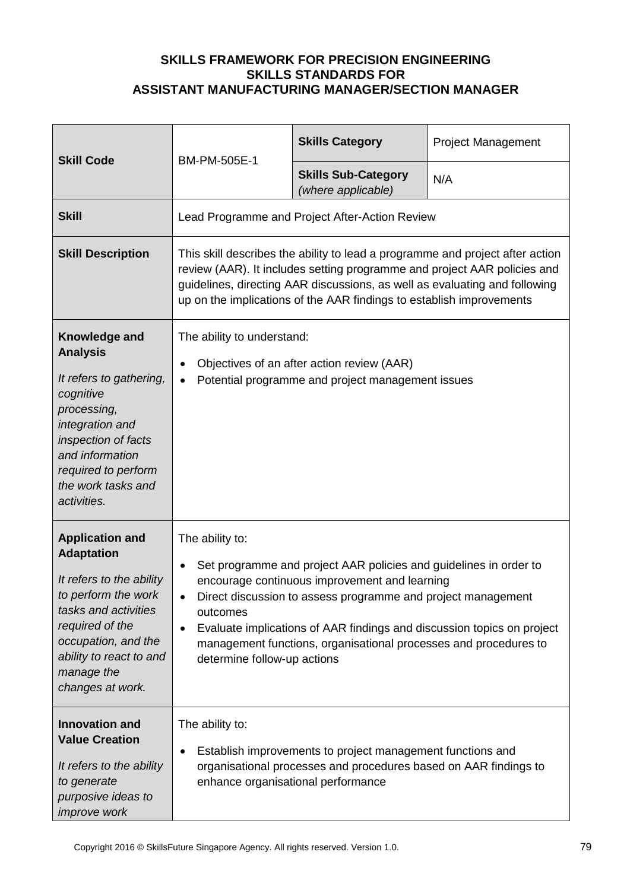**SKILLS FRAMEWORK FOR PRECISION ENGINEERING**
**SKILLS STANDARDS FOR**
**ASSISTANT MANUFACTURING MANAGER/SECTION MANAGER**

| **Skill Code** | BM-PM-505E-1 | **Skills Category** | Project Management |
|---|---|---|---|
| | | **Skills Sub-Category** *(where applicable)* | N/A |
| **Skill** | Lead Programme and Project After-Action Review | | |
| **Skill Description** | This skill describes the ability to lead a programme and project after action review (AAR). It includes setting programme and project AAR policies and guidelines, directing AAR discussions, as well as evaluating and following up on the implications of the AAR findings to establish improvements | | |
| **Knowledge and Analysis** *It refers to gathering, cognitive processing, integration and inspection of facts and information required to perform the work tasks and activities.* | The ability to understand: <br>• Objectives of an after action review (AAR) <br>• Potential programme and project management issues | | |
| **Application and Adaptation** *It refers to the ability to perform the work tasks and activities required of the occupation, and the ability to react to and manage the changes at work.* | The ability to: <br>• Set programme and project AAR policies and guidelines in order to encourage continuous improvement and learning <br>• Direct discussion to assess programme and project management outcomes <br>• Evaluate implications of AAR findings and discussion topics on project management functions, organisational processes and procedures to determine follow-up actions | | |
| **Innovation and Value Creation** *It refers to the ability to generate purposive ideas to improve work* | The ability to: <br>• Establish improvements to project management functions and organisational processes and procedures based on AAR findings to enhance organisational performance | | |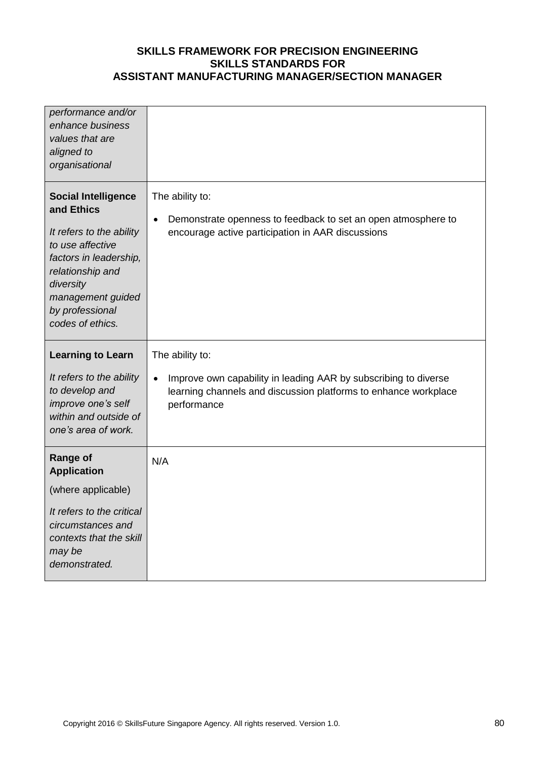| | |
|---|---|
| *performance and/or enhance business values that are aligned to organisational* | |
| **Social Intelligence and Ethics**<br><br>*It refers to the ability to use affective factors in leadership, relationship and diversity management guided by professional codes of ethics.* | The ability to:<br><br>• Demonstrate openness to feedback to set an open atmosphere to encourage active participation in AAR discussions |
| **Learning to Learn**<br><br>*It refers to the ability to develop and improve one's self within and outside of one's area of work.* | The ability to:<br><br>• Improve own capability in leading AAR by subscribing to diverse learning channels and discussion platforms to enhance workplace performance |
| **Range of Application**<br><br>(where applicable)<br><br>*It refers to the critical circumstances and contexts that the skill may be demonstrated.* | N/A |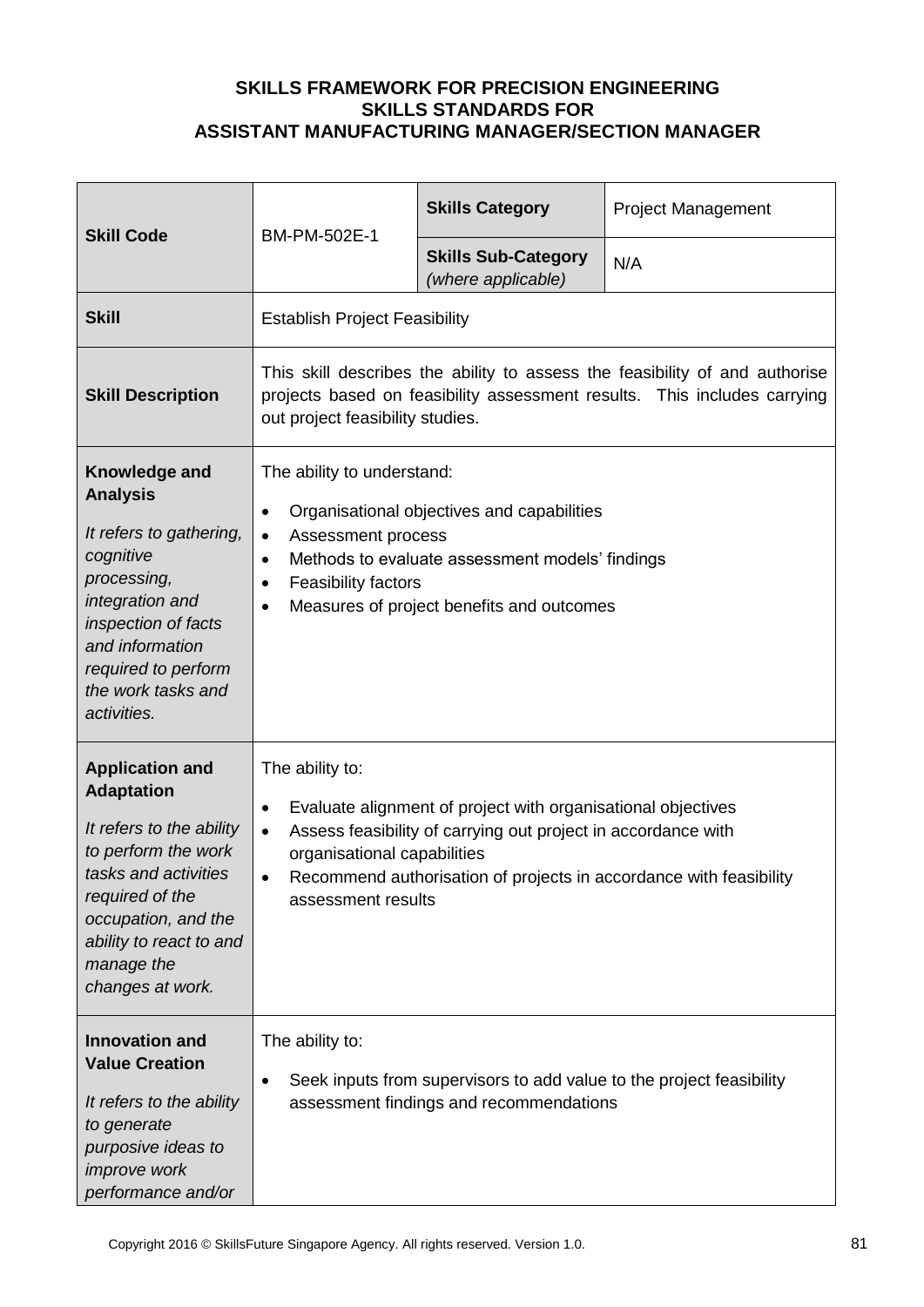**SKILLS FRAMEWORK FOR PRECISION ENGINEERING**
**SKILLS STANDARDS FOR**
**ASSISTANT MANUFACTURING MANAGER/SECTION MANAGER**

| **Skill Code** | BM-PM-502E-1 | **Skills Category** | Project Management |
|---|---|---|---|
| | | **Skills Sub-Category** *(where applicable)* | N/A |
| **Skill** | Establish Project Feasibility | | |
| **Skill Description** | This skill describes the ability to assess the feasibility of and authorise projects based on feasibility assessment results. This includes carrying out project feasibility studies. | | |
| **Knowledge and Analysis** *It refers to gathering, cognitive processing, integration and inspection of facts and information required to perform the work tasks and activities.* | The ability to understand: <br>• Organisational objectives and capabilities <br>• Assessment process <br>• Methods to evaluate assessment models' findings <br>• Feasibility factors <br>• Measures of project benefits and outcomes | | |
| **Application and Adaptation** *It refers to the ability to perform the work tasks and activities required of the occupation, and the ability to react to and manage the changes at work.* | The ability to: <br>• Evaluate alignment of project with organisational objectives <br>• Assess feasibility of carrying out project in accordance with organisational capabilities <br>• Recommend authorisation of projects in accordance with feasibility assessment results | | |
| **Innovation and Value Creation** *It refers to the ability to generate purposive ideas to improve work performance and/or* | The ability to: <br>• Seek inputs from supervisors to add value to the project feasibility assessment findings and recommendations | | |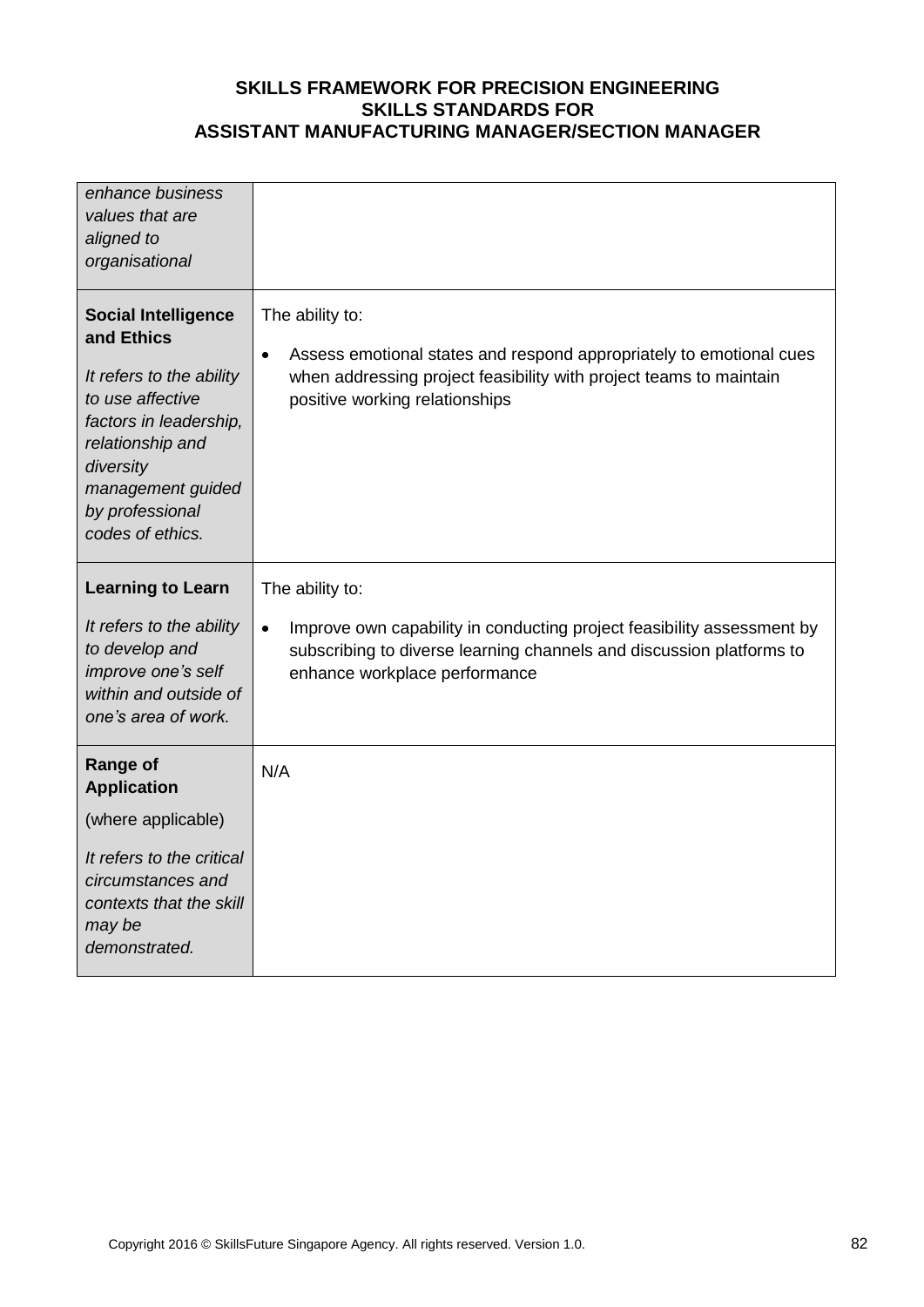| | |
|---|---|
| *enhance business values that are aligned to organisational* | |
| **Social Intelligence and Ethics**<br><br>*It refers to the ability to use affective factors in leadership, relationship and diversity management guided by professional codes of ethics.* | The ability to:<br><br>• Assess emotional states and respond appropriately to emotional cues when addressing project feasibility with project teams to maintain positive working relationships |
| **Learning to Learn**<br><br>*It refers to the ability to develop and improve one's self within and outside of one's area of work.* | The ability to:<br><br>• Improve own capability in conducting project feasibility assessment by subscribing to diverse learning channels and discussion platforms to enhance workplace performance |
| **Range of Application**<br><br>(where applicable)<br><br>*It refers to the critical circumstances and contexts that the skill may be demonstrated.* | N/A |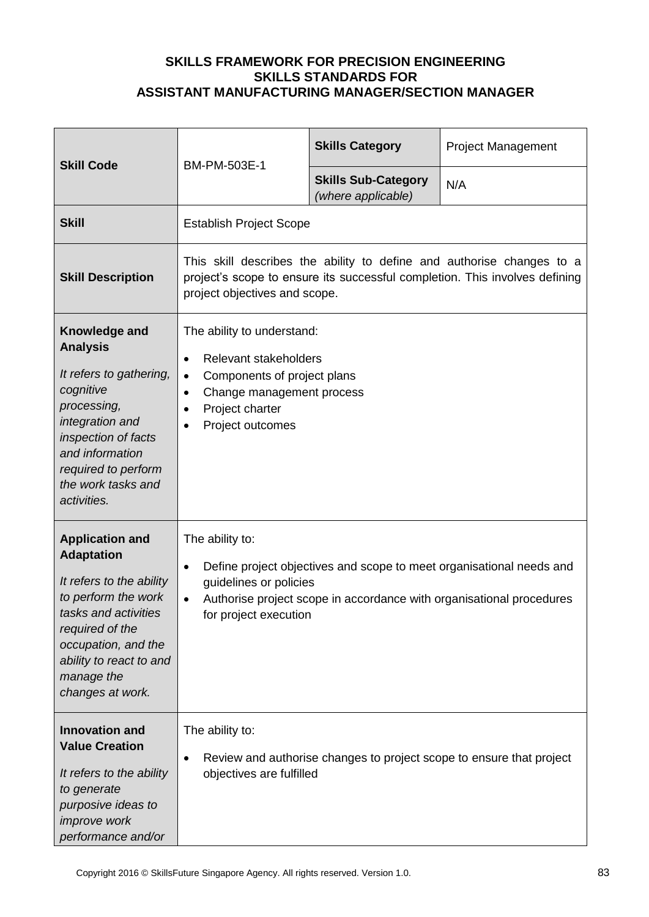**SKILLS FRAMEWORK FOR PRECISION ENGINEERING**
**SKILLS STANDARDS FOR**
**ASSISTANT MANUFACTURING MANAGER/SECTION MANAGER**

| **Skill Code** | BM-PM-503E-1 | **Skills Category** | Project Management |
|---|---|---|---|
| | | **Skills Sub-Category** *(where applicable)* | N/A |
| **Skill** | Establish Project Scope | | |
| **Skill Description** | This skill describes the ability to define and authorise changes to a project's scope to ensure its successful completion. This involves defining project objectives and scope. | | |
| **Knowledge and Analysis** <br> *It refers to gathering, cognitive processing, integration and inspection of facts and information required to perform the work tasks and activities.* | The ability to understand: <br> • Relevant stakeholders <br> • Components of project plans <br> • Change management process <br> • Project charter <br> • Project outcomes | | |
| **Application and Adaptation** <br> *It refers to the ability to perform the work tasks and activities required of the occupation, and the ability to react to and manage the changes at work.* | The ability to: <br> • Define project objectives and scope to meet organisational needs and guidelines or policies <br> • Authorise project scope in accordance with organisational procedures for project execution | | |
| **Innovation and Value Creation** <br> *It refers to the ability to generate purposive ideas to improve work performance and/or* | The ability to: <br> • Review and authorise changes to project scope to ensure that project objectives are fulfilled | | |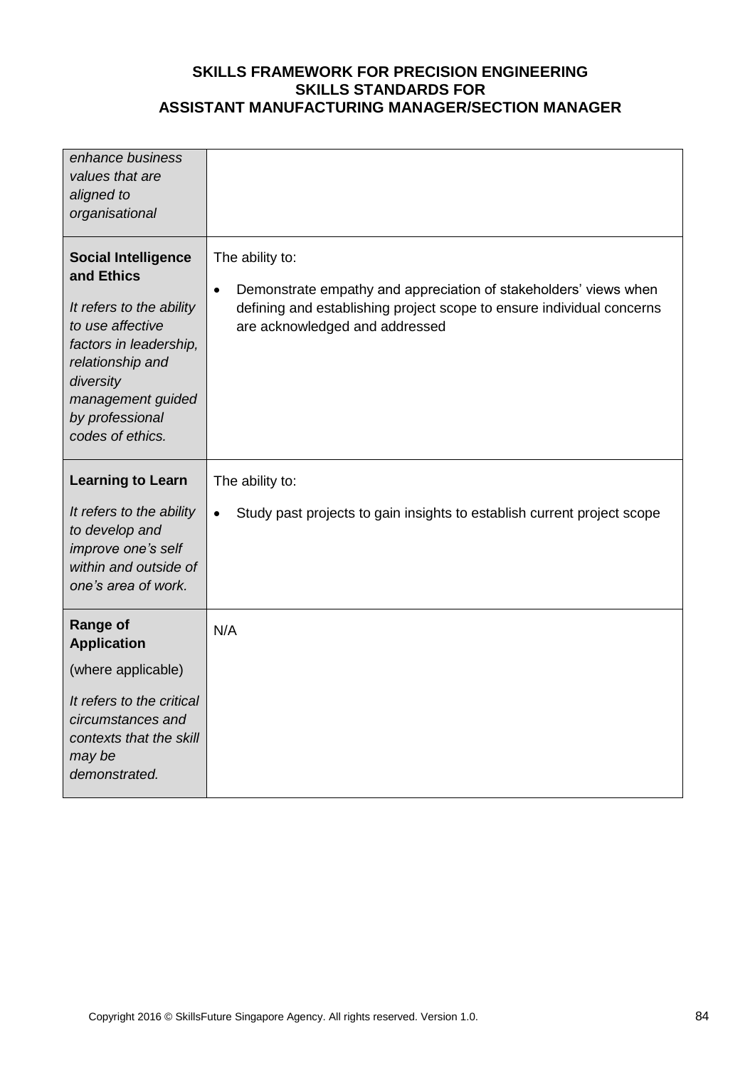| | |
|---|---|
| *enhance business values that are aligned to organisational* | |
| **Social Intelligence and Ethics**<br><br>*It refers to the ability to use affective factors in leadership, relationship and diversity management guided by professional codes of ethics.* | The ability to:<br><br>• Demonstrate empathy and appreciation of stakeholders' views when defining and establishing project scope to ensure individual concerns are acknowledged and addressed |
| **Learning to Learn**<br><br>*It refers to the ability to develop and improve one's self within and outside of one's area of work.* | The ability to:<br><br>• Study past projects to gain insights to establish current project scope |
| **Range of Application**<br><br>(where applicable)<br><br>*It refers to the critical circumstances and contexts that the skill may be demonstrated.* | N/A |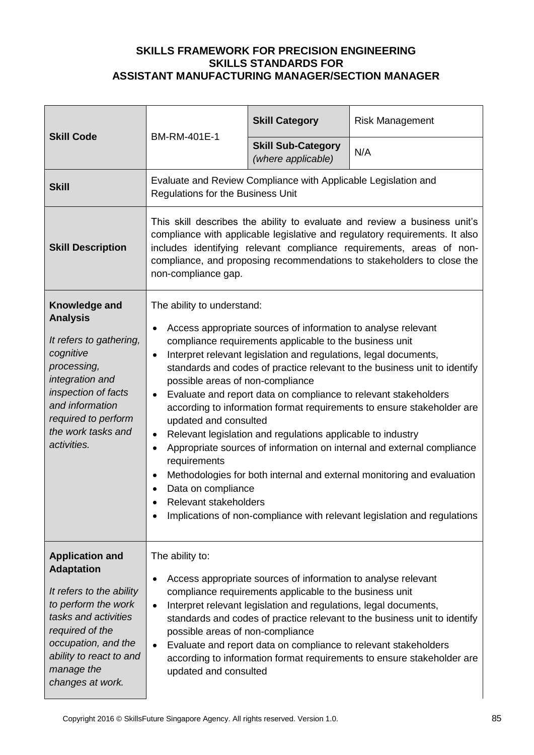# SKILLS FRAMEWORK FOR PRECISION ENGINEERING
## SKILLS STANDARDS FOR
## ASSISTANT MANUFACTURING MANAGER/SECTION MANAGER

| **Skill Code** | BM-RM-401E-1 | **Skill Category** | Risk Management |
|---|---|---|---|
| | | **Skill Sub-Category** *(where applicable)* | N/A |
| **Skill** | Evaluate and Review Compliance with Applicable Legislation and Regulations for the Business Unit | | |
| **Skill Description** | This skill describes the ability to evaluate and review a business unit's compliance with applicable legislative and regulatory requirements. It also includes identifying relevant compliance requirements, areas of non-compliance, and proposing recommendations to stakeholders to close the non-compliance gap. | | |
| **Knowledge and Analysis** <br> *It refers to gathering, cognitive processing, integration and inspection of facts and information required to perform the work tasks and activities.* | The ability to understand: <br> • Access appropriate sources of information to analyse relevant compliance requirements applicable to the business unit <br> • Interpret relevant legislation and regulations, legal documents, standards and codes of practice relevant to the business unit to identify possible areas of non-compliance <br> • Evaluate and report data on compliance to relevant stakeholders according to information format requirements to ensure stakeholder are updated and consulted <br> • Relevant legislation and regulations applicable to industry <br> • Appropriate sources of information on internal and external compliance requirements <br> • Methodologies for both internal and external monitoring and evaluation <br> • Data on compliance <br> • Relevant stakeholders <br> • Implications of non-compliance with relevant legislation and regulations | | |
| **Application and Adaptation** <br> *It refers to the ability to perform the work tasks and activities required of the occupation, and the ability to react to and manage the changes at work.* | The ability to: <br> • Access appropriate sources of information to analyse relevant compliance requirements applicable to the business unit <br> • Interpret relevant legislation and regulations, legal documents, standards and codes of practice relevant to the business unit to identify possible areas of non-compliance <br> • Evaluate and report data on compliance to relevant stakeholders according to information format requirements to ensure stakeholder are updated and consulted | | |

Copyright 2016 © SkillsFuture Singapore Agency. All rights reserved. Version 1.0.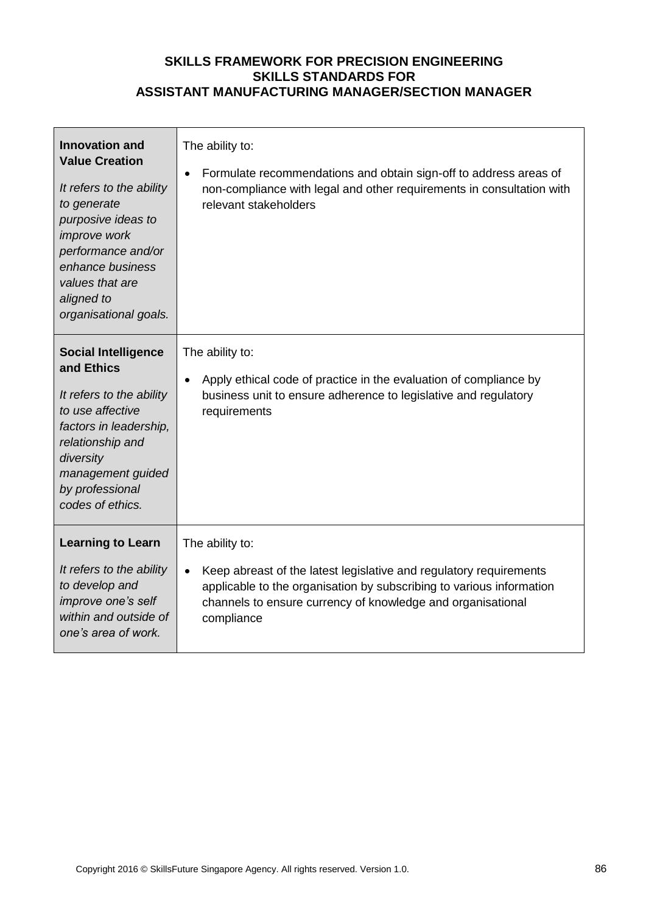**SKILLS FRAMEWORK FOR PRECISION ENGINEERING**
**SKILLS STANDARDS FOR**
**ASSISTANT MANUFACTURING MANAGER/SECTION MANAGER**

| | |
|---|---|
| **Innovation and Value Creation**<br><br>*It refers to the ability to generate purposive ideas to improve work performance and/or enhance business values that are aligned to organisational goals.* | The ability to:<br><br>• Formulate recommendations and obtain sign-off to address areas of non-compliance with legal and other requirements in consultation with relevant stakeholders |
| **Social Intelligence and Ethics**<br><br>*It refers to the ability to use affective factors in leadership, relationship and diversity management guided by professional codes of ethics.* | The ability to:<br><br>• Apply ethical code of practice in the evaluation of compliance by business unit to ensure adherence to legislative and regulatory requirements |
| **Learning to Learn**<br><br>*It refers to the ability to develop and improve one's self within and outside of one's area of work.* | The ability to:<br><br>• Keep abreast of the latest legislative and regulatory requirements applicable to the organisation by subscribing to various information channels to ensure currency of knowledge and organisational compliance |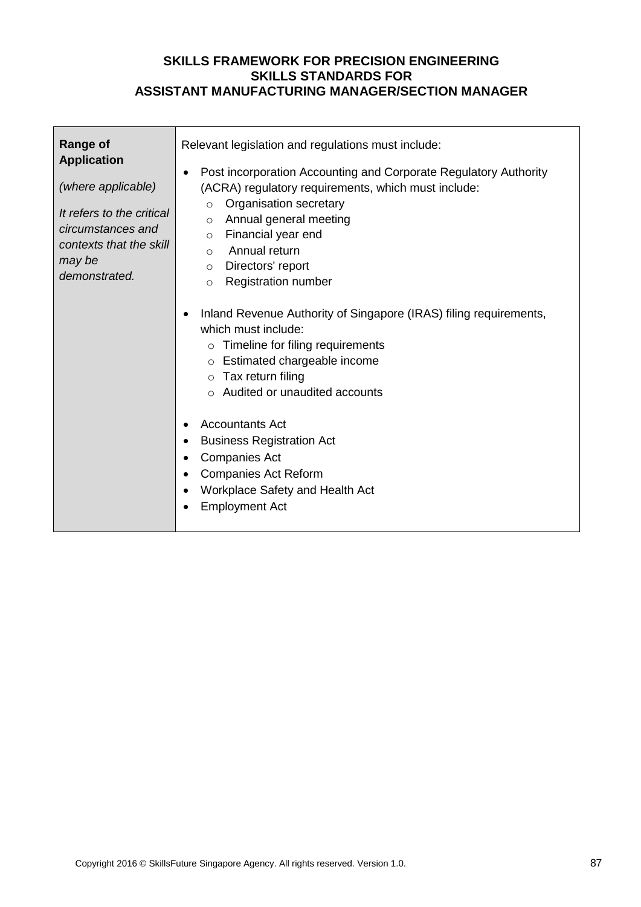**SKILLS FRAMEWORK FOR PRECISION ENGINEERING**
**SKILLS STANDARDS FOR**
**ASSISTANT MANUFACTURING MANAGER/SECTION MANAGER**

| **Range of Application** *(where applicable)* *It refers to the critical circumstances and contexts that the skill may be demonstrated.* | Relevant legislation and regulations must include: <br>• Post incorporation Accounting and Corporate Regulatory Authority (ACRA) regulatory requirements, which must include: <br>&nbsp;&nbsp;&nbsp;&nbsp;○ Organisation secretary <br>&nbsp;&nbsp;&nbsp;&nbsp;○ Annual general meeting <br>&nbsp;&nbsp;&nbsp;&nbsp;○ Financial year end <br>&nbsp;&nbsp;&nbsp;&nbsp;○ Annual return <br>&nbsp;&nbsp;&nbsp;&nbsp;○ Directors' report <br>&nbsp;&nbsp;&nbsp;&nbsp;○ Registration number <br>• Inland Revenue Authority of Singapore (IRAS) filing requirements, which must include: <br>&nbsp;&nbsp;&nbsp;&nbsp;○ Timeline for filing requirements <br>&nbsp;&nbsp;&nbsp;&nbsp;○ Estimated chargeable income <br>&nbsp;&nbsp;&nbsp;&nbsp;○ Tax return filing <br>&nbsp;&nbsp;&nbsp;&nbsp;○ Audited or unaudited accounts <br>• Accountants Act <br>• Business Registration Act <br>• Companies Act <br>• Companies Act Reform <br>• Workplace Safety and Health Act <br>• Employment Act |
|---|---|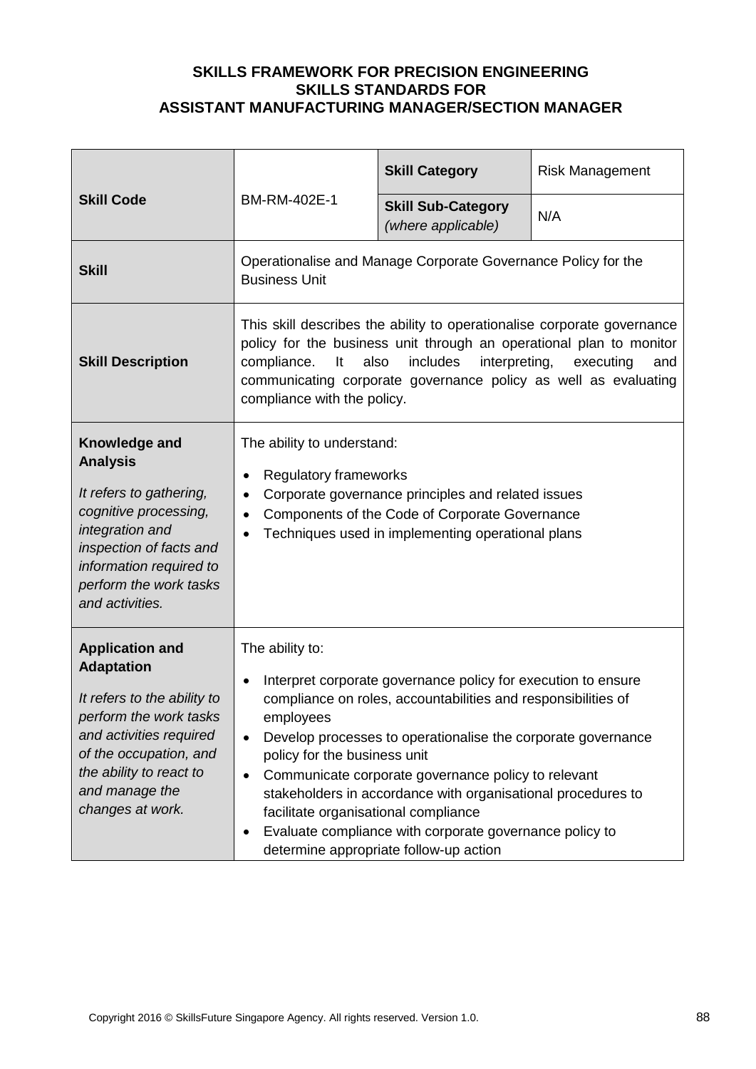**SKILLS FRAMEWORK FOR PRECISION ENGINEERING**
**SKILLS STANDARDS FOR**
**ASSISTANT MANUFACTURING MANAGER/SECTION MANAGER**

| **Skill Code** | BM-RM-402E-1 | **Skill Category** | Risk Management |
|---|---|---|---|
| | | **Skill Sub-Category** *(where applicable)* | N/A |
| **Skill** | Operationalise and Manage Corporate Governance Policy for the Business Unit | | |
| **Skill Description** | This skill describes the ability to operationalise corporate governance policy for the business unit through an operational plan to monitor compliance. It also includes interpreting, executing and communicating corporate governance policy as well as evaluating compliance with the policy. | | |
| **Knowledge and Analysis** *It refers to gathering, cognitive processing, integration and inspection of facts and information required to perform the work tasks and activities.* | The ability to understand: <br>• Regulatory frameworks <br>• Corporate governance principles and related issues <br>• Components of the Code of Corporate Governance <br>• Techniques used in implementing operational plans | | |
| **Application and Adaptation** *It refers to the ability to perform the work tasks and activities required of the occupation, and the ability to react to and manage the changes at work.* | The ability to: <br>• Interpret corporate governance policy for execution to ensure compliance on roles, accountabilities and responsibilities of employees <br>• Develop processes to operationalise the corporate governance policy for the business unit <br>• Communicate corporate governance policy to relevant stakeholders in accordance with organisational procedures to facilitate organisational compliance <br>• Evaluate compliance with corporate governance policy to determine appropriate follow-up action | | |

Copyright 2016 © SkillsFuture Singapore Agency. All rights reserved. Version 1.0.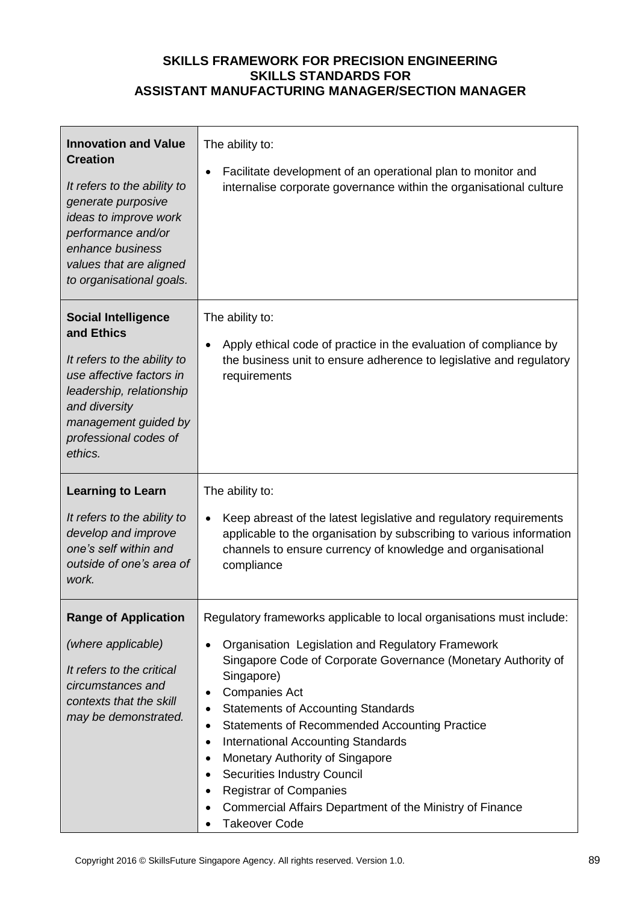**SKILLS FRAMEWORK FOR PRECISION ENGINEERING**
**SKILLS STANDARDS FOR**
**ASSISTANT MANUFACTURING MANAGER/SECTION MANAGER**

| | |
|---|---|
| **Innovation and Value Creation**<br><br>*It refers to the ability to generate purposive ideas to improve work performance and/or enhance business values that are aligned to organisational goals.* | The ability to:<br><br>• Facilitate development of an operational plan to monitor and internalise corporate governance within the organisational culture |
| **Social Intelligence and Ethics**<br><br>*It refers to the ability to use affective factors in leadership, relationship and diversity management guided by professional codes of ethics.* | The ability to:<br><br>• Apply ethical code of practice in the evaluation of compliance by the business unit to ensure adherence to legislative and regulatory requirements |
| **Learning to Learn**<br><br>*It refers to the ability to develop and improve one's self within and outside of one's area of work.* | The ability to:<br><br>• Keep abreast of the latest legislative and regulatory requirements applicable to the organisation by subscribing to various information channels to ensure currency of knowledge and organisational compliance |
| **Range of Application**<br><br>*(where applicable)*<br><br>*It refers to the critical circumstances and contexts that the skill may be demonstrated.* | Regulatory frameworks applicable to local organisations must include:<br><br>• Organisation Legislation and Regulatory Framework Singapore Code of Corporate Governance (Monetary Authority of Singapore)<br>• Companies Act<br>• Statements of Accounting Standards<br>• Statements of Recommended Accounting Practice<br>• International Accounting Standards<br>• Monetary Authority of Singapore<br>• Securities Industry Council<br>• Registrar of Companies<br>• Commercial Affairs Department of the Ministry of Finance<br>• Takeover Code |

Copyright 2016 © SkillsFuture Singapore Agency. All rights reserved. Version 1.0.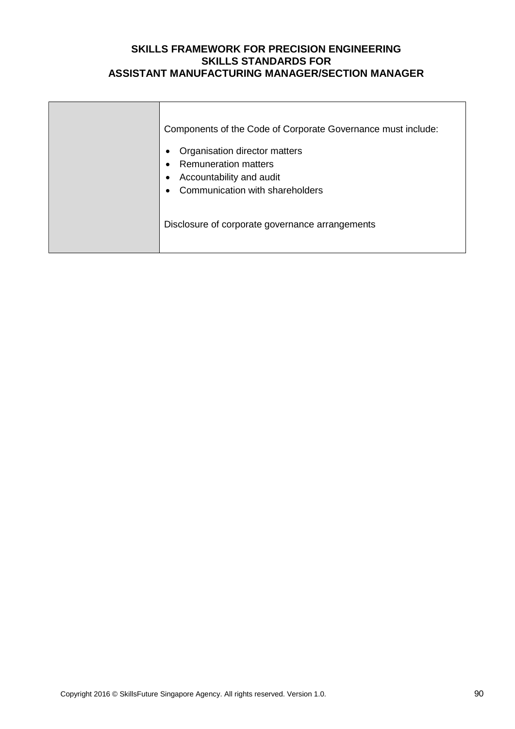| | |
|---|---|
| | Components of the Code of Corporate Governance must include:<br><br>• Organisation director matters<br>• Remuneration matters<br>• Accountability and audit<br>• Communication with shareholders<br><br>Disclosure of corporate governance arrangements |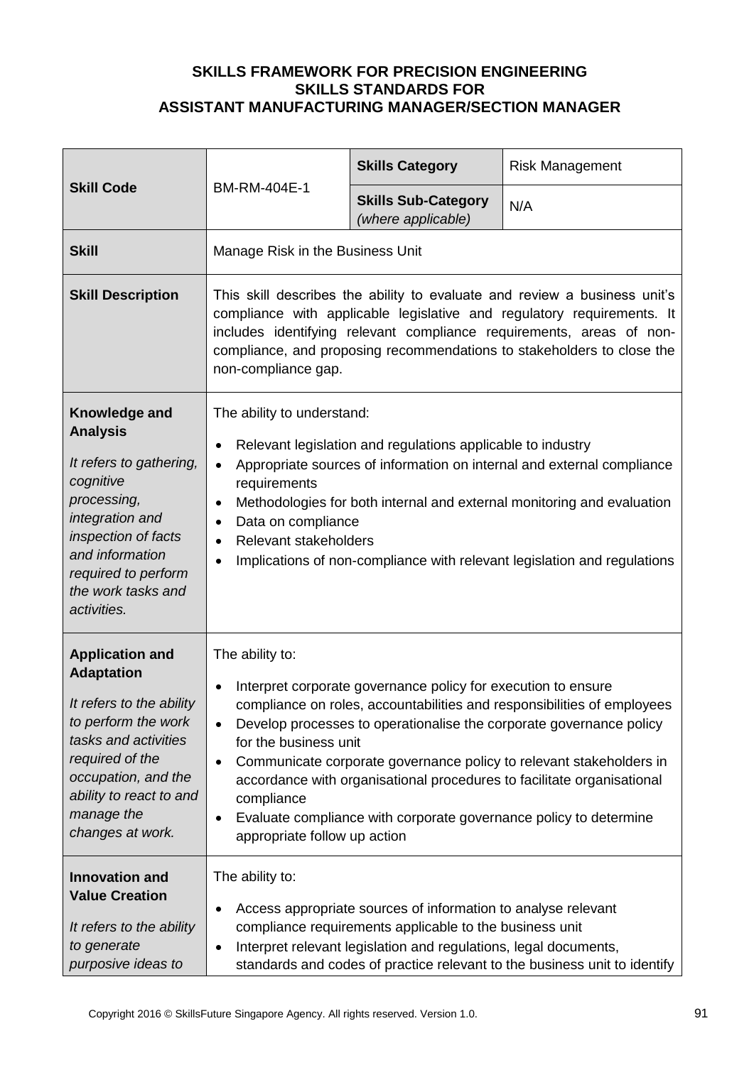**SKILLS FRAMEWORK FOR PRECISION ENGINEERING**
**SKILLS STANDARDS FOR**
**ASSISTANT MANUFACTURING MANAGER/SECTION MANAGER**

| **Skill Code** | BM-RM-404E-1 | **Skills Category** | Risk Management |
|---|---|---|---|
| | | **Skills Sub-Category** *(where applicable)* | N/A |
| **Skill** | Manage Risk in the Business Unit | | |
| **Skill Description** | This skill describes the ability to evaluate and review a business unit's compliance with applicable legislative and regulatory requirements. It includes identifying relevant compliance requirements, areas of non-compliance, and proposing recommendations to stakeholders to close the non-compliance gap. | | |
| **Knowledge and Analysis**<br><br>*It refers to gathering, cognitive processing, integration and inspection of facts and information required to perform the work tasks and activities.* | The ability to understand:<br>• Relevant legislation and regulations applicable to industry<br>• Appropriate sources of information on internal and external compliance requirements<br>• Methodologies for both internal and external monitoring and evaluation<br>• Data on compliance<br>• Relevant stakeholders<br>• Implications of non-compliance with relevant legislation and regulations | | |
| **Application and Adaptation**<br><br>*It refers to the ability to perform the work tasks and activities required of the occupation, and the ability to react to and manage the changes at work.* | The ability to:<br>• Interpret corporate governance policy for execution to ensure compliance on roles, accountabilities and responsibilities of employees<br>• Develop processes to operationalise the corporate governance policy for the business unit<br>• Communicate corporate governance policy to relevant stakeholders in accordance with organisational procedures to facilitate organisational compliance<br>• Evaluate compliance with corporate governance policy to determine appropriate follow up action | | |
| **Innovation and Value Creation**<br><br>*It refers to the ability to generate purposive ideas to* | The ability to:<br>• Access appropriate sources of information to analyse relevant compliance requirements applicable to the business unit<br>• Interpret relevant legislation and regulations, legal documents, standards and codes of practice relevant to the business unit to identify | | |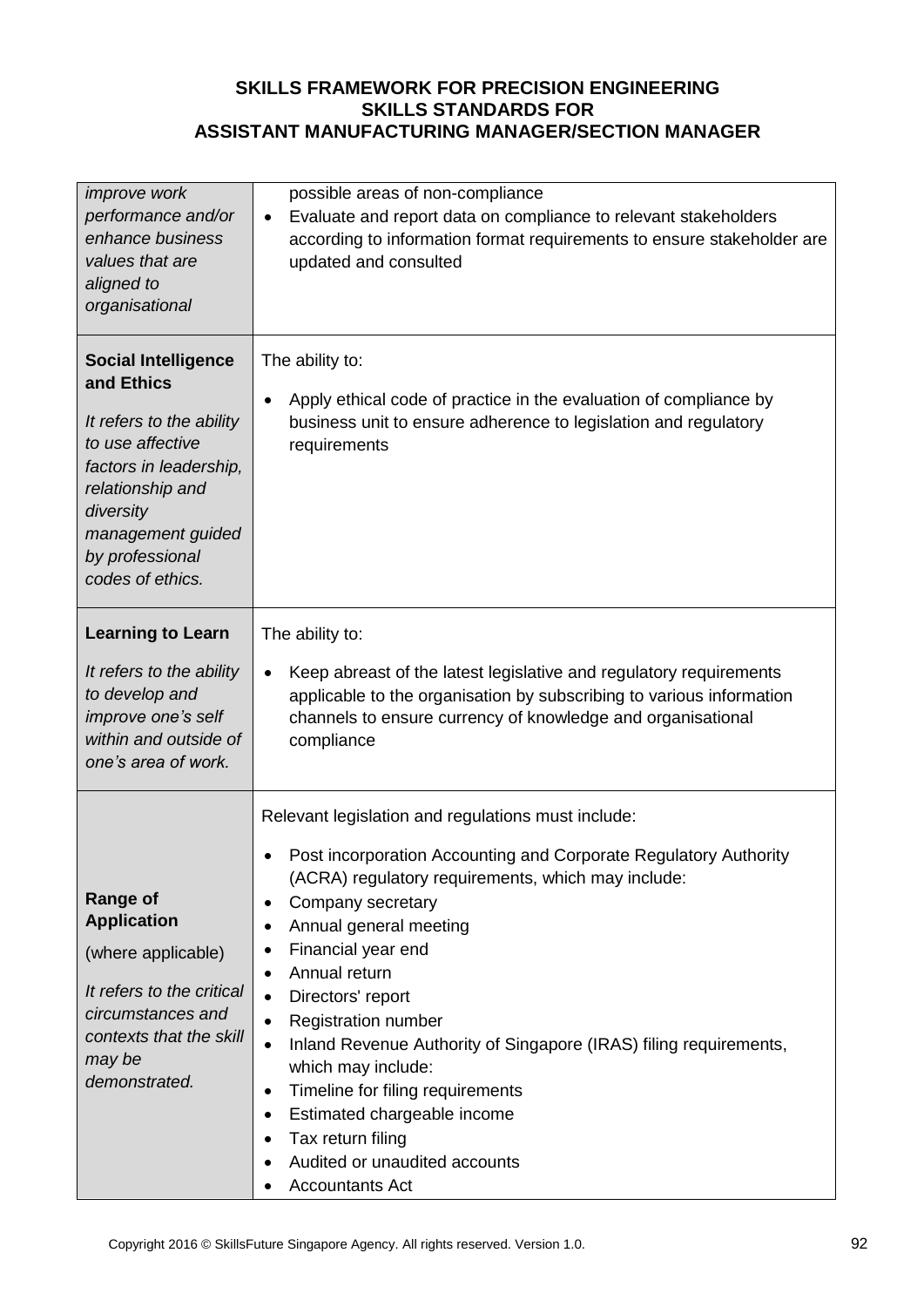| | |
|---|---|
| *improve work performance and/or enhance business values that are aligned to organisational* | possible areas of non-compliance<br>• Evaluate and report data on compliance to relevant stakeholders according to information format requirements to ensure stakeholder are updated and consulted |
| **Social Intelligence and Ethics**<br><br>*It refers to the ability to use affective factors in leadership, relationship and diversity management guided by professional codes of ethics.* | The ability to:<br><br>• Apply ethical code of practice in the evaluation of compliance by business unit to ensure adherence to legislation and regulatory requirements |
| **Learning to Learn**<br><br>*It refers to the ability to develop and improve one's self within and outside of one's area of work.* | The ability to:<br><br>• Keep abreast of the latest legislative and regulatory requirements applicable to the organisation by subscribing to various information channels to ensure currency of knowledge and organisational compliance |
| **Range of Application**<br><br>(where applicable)<br><br>*It refers to the critical circumstances and contexts that the skill may be demonstrated.* | Relevant legislation and regulations must include:<br><br>• Post incorporation Accounting and Corporate Regulatory Authority (ACRA) regulatory requirements, which may include:<br>• Company secretary<br>• Annual general meeting<br>• Financial year end<br>• Annual return<br>• Directors' report<br>• Registration number<br>• Inland Revenue Authority of Singapore (IRAS) filing requirements, which may include:<br>• Timeline for filing requirements<br>• Estimated chargeable income<br>• Tax return filing<br>• Audited or unaudited accounts<br>• Accountants Act |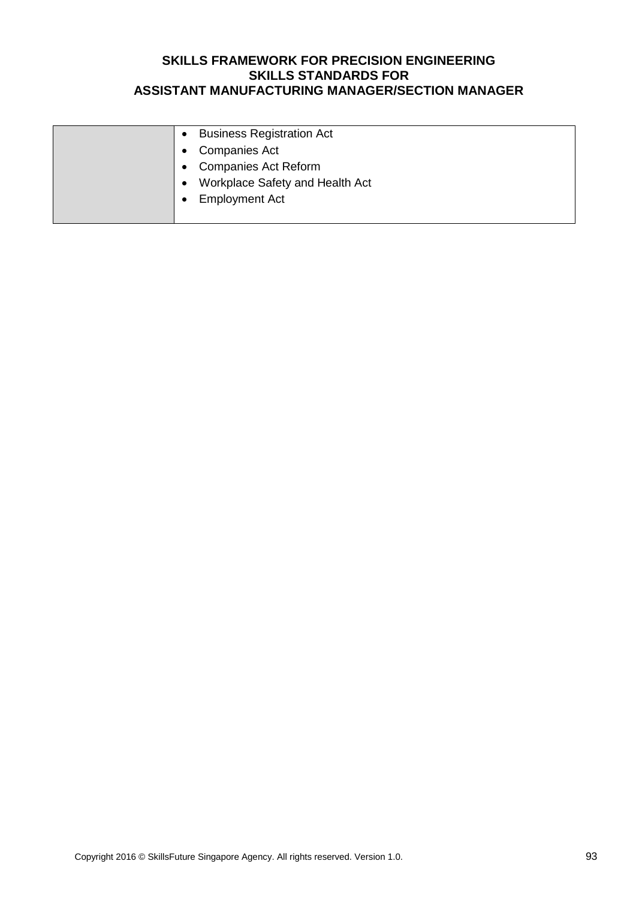| | |
|---|---|
| | • Business Registration Act<br>• Companies Act<br>• Companies Act Reform<br>• Workplace Safety and Health Act<br>• Employment Act |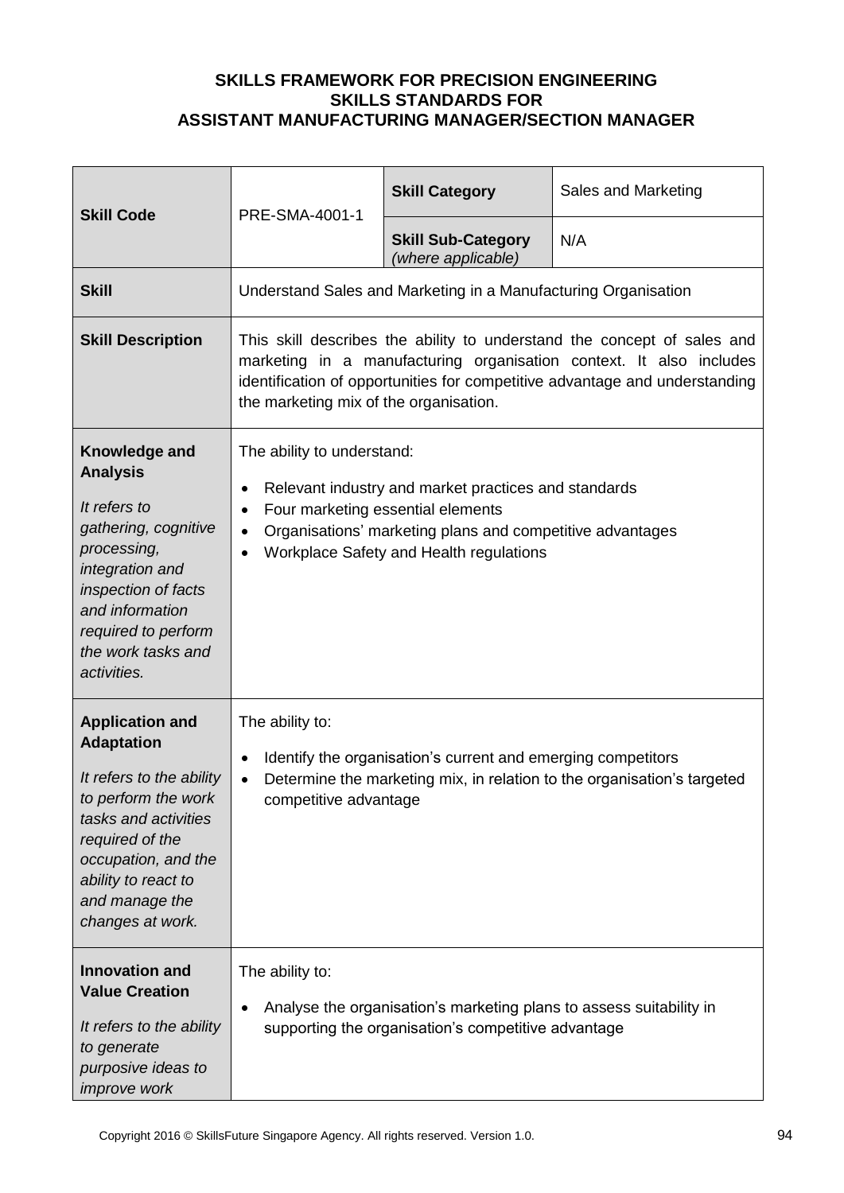**SKILLS FRAMEWORK FOR PRECISION ENGINEERING**
**SKILLS STANDARDS FOR**
**ASSISTANT MANUFACTURING MANAGER/SECTION MANAGER**

| **Skill Code** | PRE-SMA-4001-1 | **Skill Category** | Sales and Marketing |
|---|---|---|---|
| | | **Skill Sub-Category** *(where applicable)* | N/A |
| **Skill** | Understand Sales and Marketing in a Manufacturing Organisation | | |
| **Skill Description** | This skill describes the ability to understand the concept of sales and marketing in a manufacturing organisation context. It also includes identification of opportunities for competitive advantage and understanding the marketing mix of the organisation. | | |
| **Knowledge and Analysis** <br> *It refers to gathering, cognitive processing, integration and inspection of facts and information required to perform the work tasks and activities.* | The ability to understand: <br> • Relevant industry and market practices and standards <br> • Four marketing essential elements <br> • Organisations' marketing plans and competitive advantages <br> • Workplace Safety and Health regulations | | |
| **Application and Adaptation** <br> *It refers to the ability to perform the work tasks and activities required of the occupation, and the ability to react to and manage the changes at work.* | The ability to: <br> • Identify the organisation's current and emerging competitors <br> • Determine the marketing mix, in relation to the organisation's targeted competitive advantage | | |
| **Innovation and Value Creation** <br> *It refers to the ability to generate purposive ideas to improve work* | The ability to: <br> • Analyse the organisation's marketing plans to assess suitability in supporting the organisation's competitive advantage | | |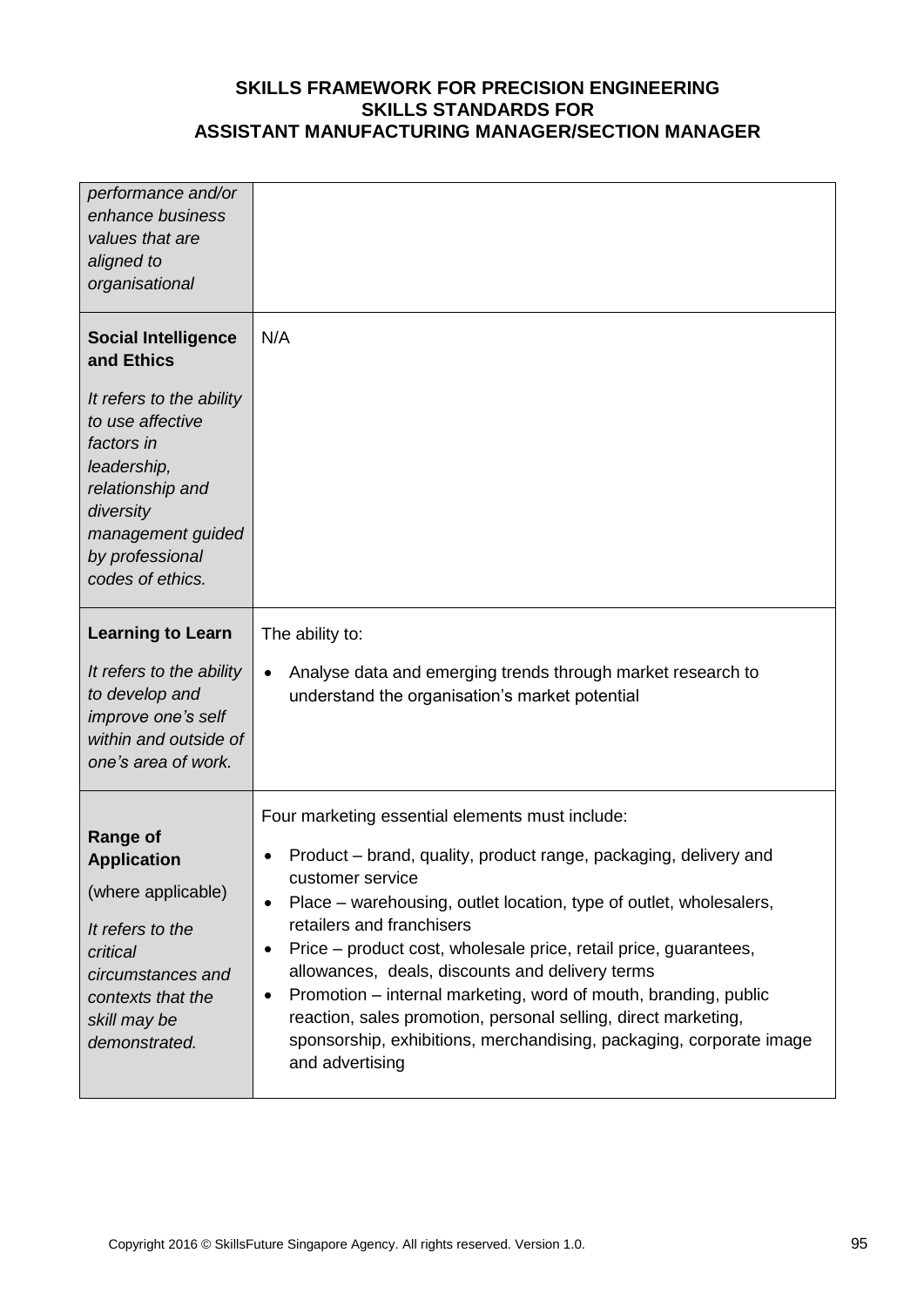| | |
|---|---|
| *performance and/or enhance business values that are aligned to organisational* | |
| **Social Intelligence and Ethics**<br><br>*It refers to the ability to use affective factors in leadership, relationship and diversity management guided by professional codes of ethics.* | N/A |
| **Learning to Learn**<br><br>*It refers to the ability to develop and improve one's self within and outside of one's area of work.* | The ability to:<br><br>• Analyse data and emerging trends through market research to understand the organisation's market potential |
| **Range of Application**<br><br>(where applicable)<br><br>*It refers to the critical circumstances and contexts that the skill may be demonstrated.* | Four marketing essential elements must include:<br><br>• Product – brand, quality, product range, packaging, delivery and customer service<br>• Place – warehousing, outlet location, type of outlet, wholesalers, retailers and franchisers<br>• Price – product cost, wholesale price, retail price, guarantees, allowances, deals, discounts and delivery terms<br>• Promotion – internal marketing, word of mouth, branding, public reaction, sales promotion, personal selling, direct marketing, sponsorship, exhibitions, merchandising, packaging, corporate image and advertising |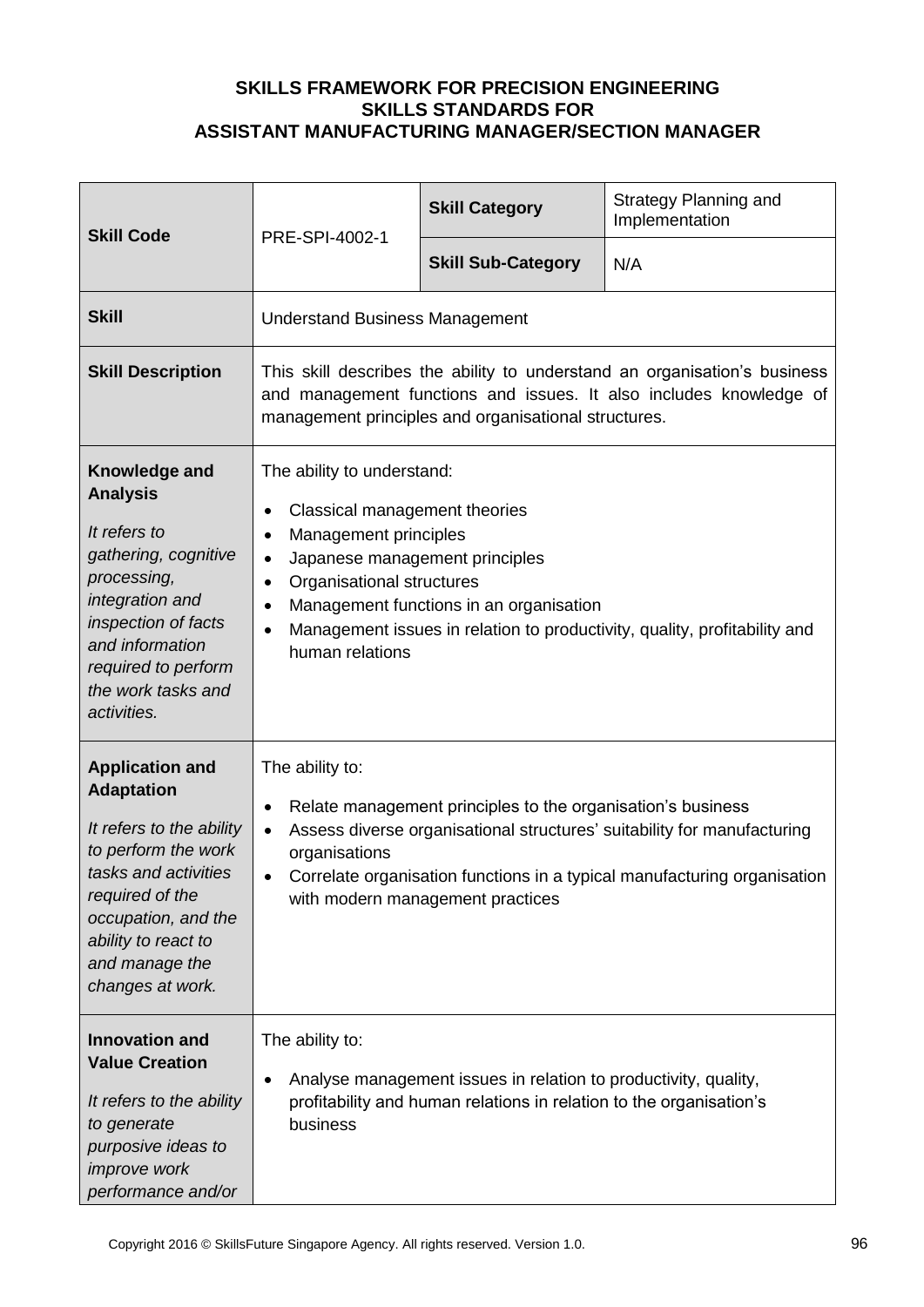**SKILLS FRAMEWORK FOR PRECISION ENGINEERING**
**SKILLS STANDARDS FOR**
**ASSISTANT MANUFACTURING MANAGER/SECTION MANAGER**

| **Skill Code** | PRE-SPI-4002-1 | **Skill Category** | Strategy Planning and Implementation |
|---|---|---|---|
| | | **Skill Sub-Category** | N/A |
| **Skill** | Understand Business Management | | |
| **Skill Description** | This skill describes the ability to understand an organisation's business and management functions and issues. It also includes knowledge of management principles and organisational structures. | | |
| **Knowledge and Analysis**<br><br>*It refers to gathering, cognitive processing, integration and inspection of facts and information required to perform the work tasks and activities.* | The ability to understand:<br><br>• Classical management theories<br>• Management principles<br>• Japanese management principles<br>• Organisational structures<br>• Management functions in an organisation<br>• Management issues in relation to productivity, quality, profitability and human relations | | |
| **Application and Adaptation**<br><br>*It refers to the ability to perform the work tasks and activities required of the occupation, and the ability to react to and manage the changes at work.* | The ability to:<br><br>• Relate management principles to the organisation's business<br>• Assess diverse organisational structures' suitability for manufacturing organisations<br>• Correlate organisation functions in a typical manufacturing organisation with modern management practices | | |
| **Innovation and Value Creation**<br><br>*It refers to the ability to generate purposive ideas to improve work performance and/or* | The ability to:<br><br>• Analyse management issues in relation to productivity, quality, profitability and human relations in relation to the organisation's business | | |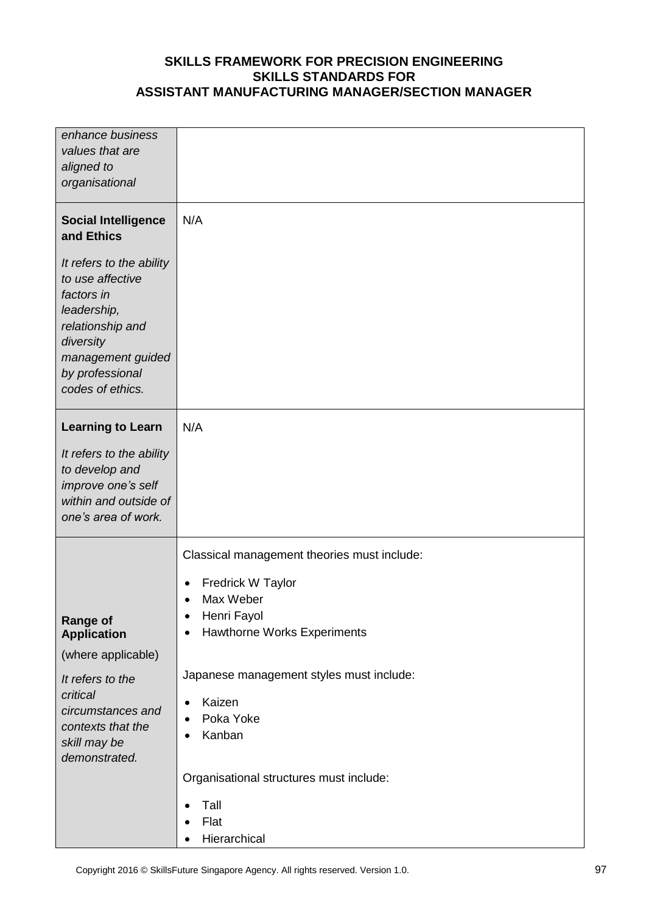| | |
|---|---|
| *enhance business values that are aligned to organisational* | |
| **Social Intelligence and Ethics**<br><br>*It refers to the ability to use affective factors in leadership, relationship and diversity management guided by professional codes of ethics.* | N/A |
| **Learning to Learn**<br><br>*It refers to the ability to develop and improve one's self within and outside of one's area of work.* | N/A |
| **Range of Application**<br><br>(where applicable)<br><br>*It refers to the critical circumstances and contexts that the skill may be demonstrated.* | Classical management theories must include:<br><br>• Fredrick W Taylor<br>• Max Weber<br>• Henri Fayol<br>• Hawthorne Works Experiments<br><br>Japanese management styles must include:<br><br>• Kaizen<br>• Poka Yoke<br>• Kanban<br><br>Organisational structures must include:<br><br>• Tall<br>• Flat<br>• Hierarchical |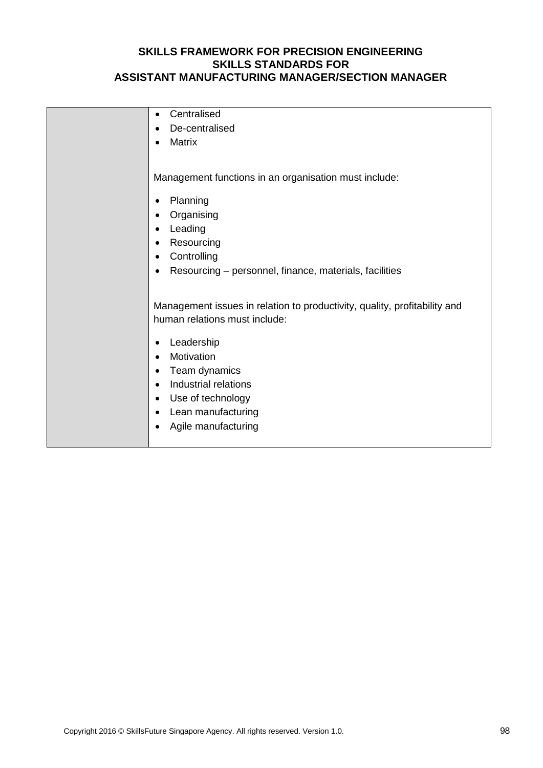| | - Centralised<br>- De-centralised<br>- Matrix<br><br>Management functions in an organisation must include:<br><br>- Planning<br>- Organising<br>- Leading<br>- Resourcing<br>- Controlling<br>- Resourcing – personnel, finance, materials, facilities<br><br>Management issues in relation to productivity, quality, profitability and human relations must include:<br><br>- Leadership<br>- Motivation<br>- Team dynamics<br>- Industrial relations<br>- Use of technology<br>- Lean manufacturing<br>- Agile manufacturing |
|---|---|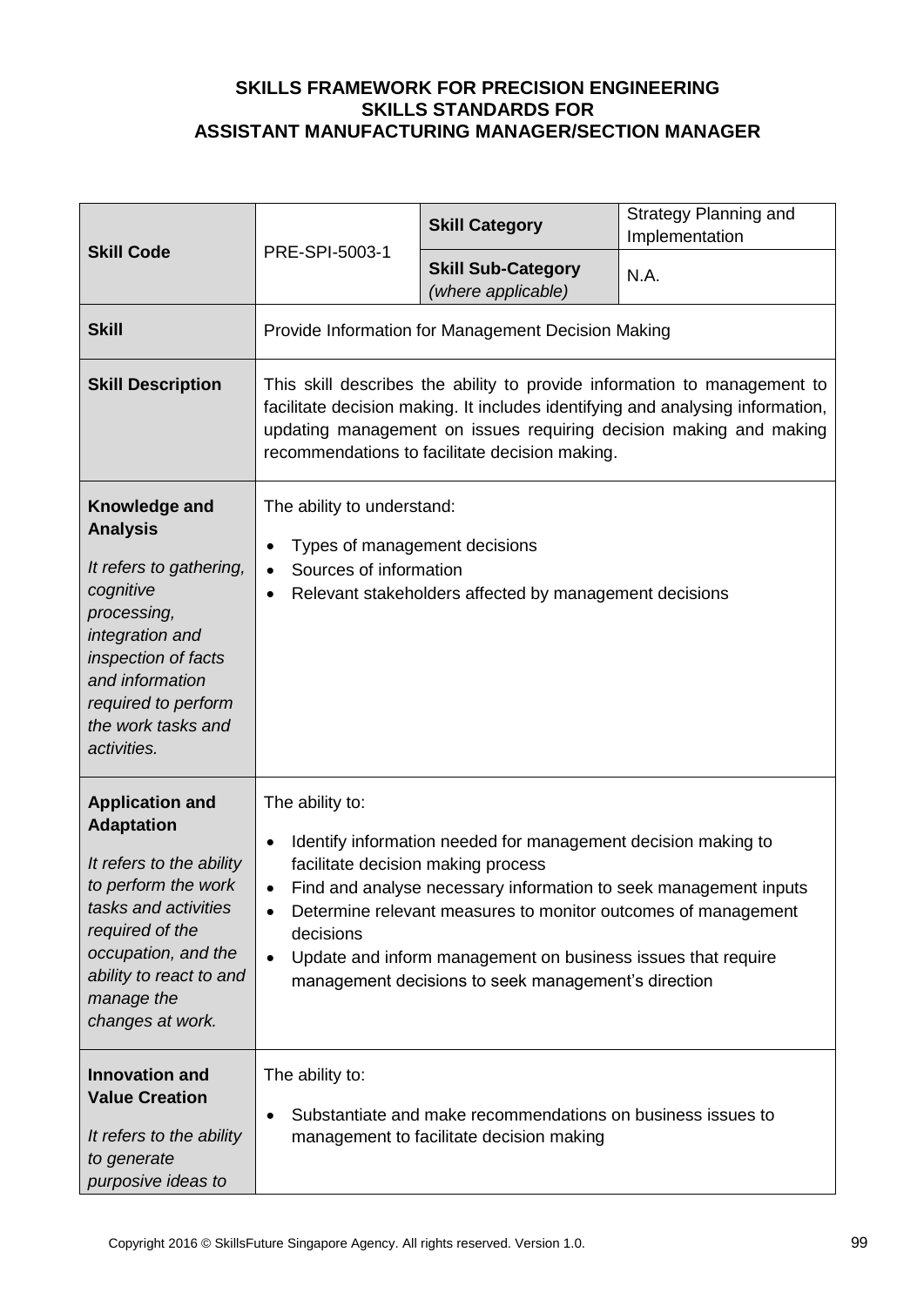**SKILLS FRAMEWORK FOR PRECISION ENGINEERING**
**SKILLS STANDARDS FOR**
**ASSISTANT MANUFACTURING MANAGER/SECTION MANAGER**

| **Skill Code** | PRE-SPI-5003-1 | **Skill Category** | Strategy Planning and Implementation |
|---|---|---|---|
| | | **Skill Sub-Category** *(where applicable)* | N.A. |
| **Skill** | Provide Information for Management Decision Making | | |
| **Skill Description** | This skill describes the ability to provide information to management to facilitate decision making. It includes identifying and analysing information, updating management on issues requiring decision making and making recommendations to facilitate decision making. | | |
| **Knowledge and Analysis** *It refers to gathering, cognitive processing, integration and inspection of facts and information required to perform the work tasks and activities.* | The ability to understand: • Types of management decisions • Sources of information • Relevant stakeholders affected by management decisions | | |
| **Application and Adaptation** *It refers to the ability to perform the work tasks and activities required of the occupation, and the ability to react to and manage the changes at work.* | The ability to: • Identify information needed for management decision making to facilitate decision making process • Find and analyse necessary information to seek management inputs • Determine relevant measures to monitor outcomes of management decisions • Update and inform management on business issues that require management decisions to seek management's direction | | |
| **Innovation and Value Creation** *It refers to the ability to generate purposive ideas to* | The ability to: • Substantiate and make recommendations on business issues to management to facilitate decision making | | |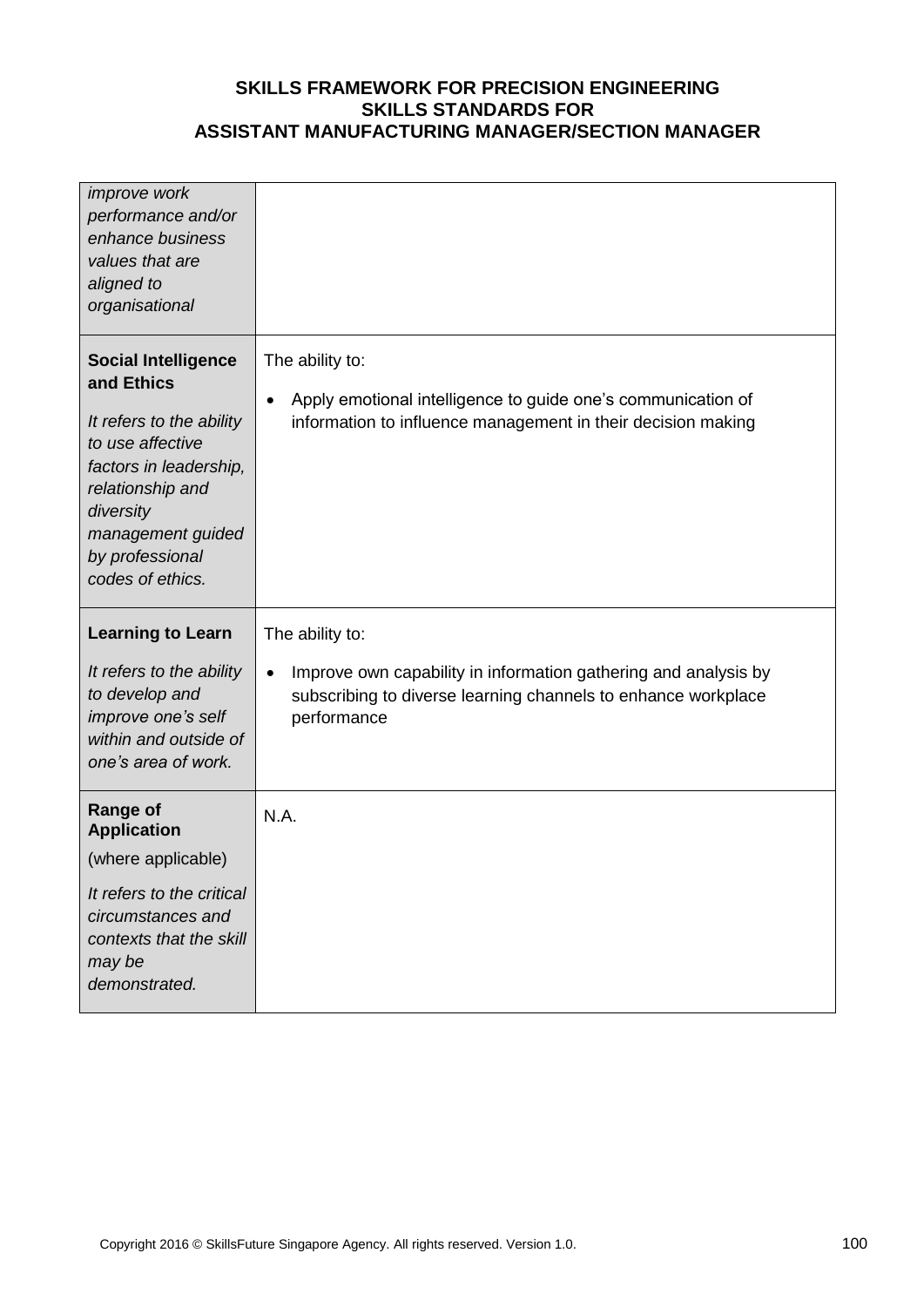| | |
|---|---|
| *improve work performance and/or enhance business values that are aligned to organisational* | |
| **Social Intelligence and Ethics**<br><br>*It refers to the ability to use affective factors in leadership, relationship and diversity management guided by professional codes of ethics.* | The ability to:<br><br>• Apply emotional intelligence to guide one's communication of information to influence management in their decision making |
| **Learning to Learn**<br><br>*It refers to the ability to develop and improve one's self within and outside of one's area of work.* | The ability to:<br><br>• Improve own capability in information gathering and analysis by subscribing to diverse learning channels to enhance workplace performance |
| **Range of Application**<br><br>(where applicable)<br><br>*It refers to the critical circumstances and contexts that the skill may be demonstrated.* | N.A. |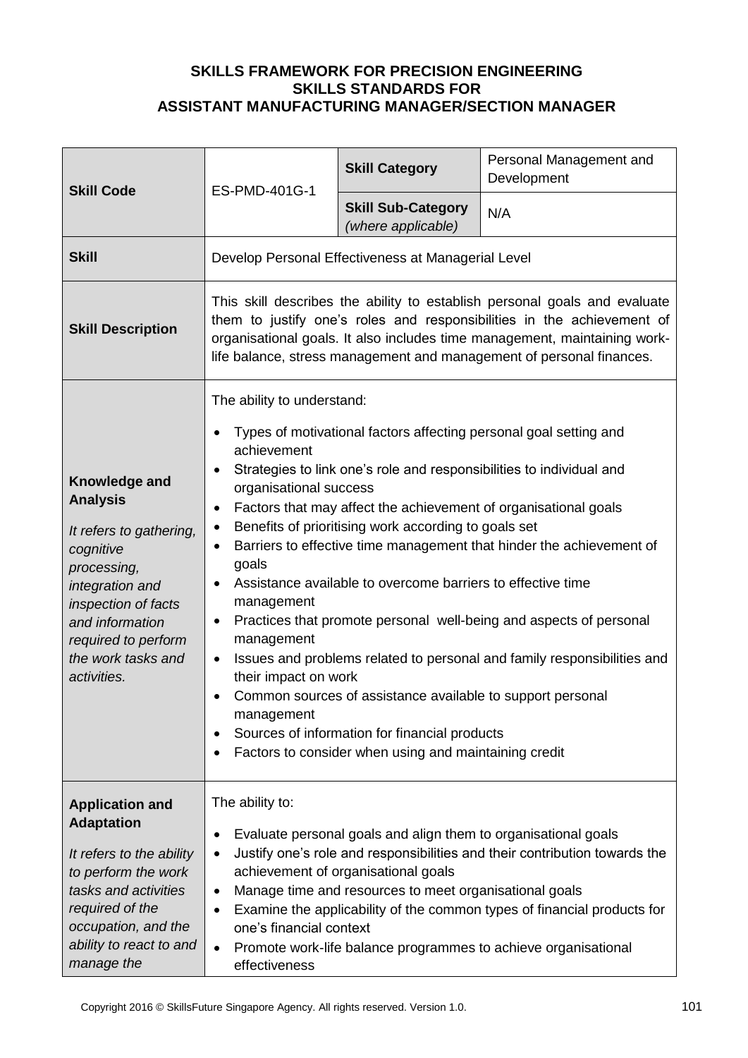**SKILLS FRAMEWORK FOR PRECISION ENGINEERING**
**SKILLS STANDARDS FOR**
**ASSISTANT MANUFACTURING MANAGER/SECTION MANAGER**

| | | | |
|---|---|---|---|
| **Skill Code** | ES-PMD-401G-1 | **Skill Category** | Personal Management and Development |
| | | **Skill Sub-Category** *(where applicable)* | N/A |
| **Skill** | Develop Personal Effectiveness at Managerial Level | | |
| **Skill Description** | This skill describes the ability to establish personal goals and evaluate them to justify one's roles and responsibilities in the achievement of organisational goals. It also includes time management, maintaining work-life balance, stress management and management of personal finances. | | |
| **Knowledge and Analysis**<br><br>*It refers to gathering, cognitive processing, integration and inspection of facts and information required to perform the work tasks and activities.* | The ability to understand:<br><br>• Types of motivational factors affecting personal goal setting and achievement<br>• Strategies to link one's role and responsibilities to individual and organisational success<br>• Factors that may affect the achievement of organisational goals<br>• Benefits of prioritising work according to goals set<br>• Barriers to effective time management that hinder the achievement of goals<br>• Assistance available to overcome barriers to effective time management<br>• Practices that promote personal well-being and aspects of personal management<br>• Issues and problems related to personal and family responsibilities and their impact on work<br>• Common sources of assistance available to support personal management<br>• Sources of information for financial products<br>• Factors to consider when using and maintaining credit | | |
| **Application and Adaptation**<br><br>*It refers to the ability to perform the work tasks and activities required of the occupation, and the ability to react to and manage the* | The ability to:<br><br>• Evaluate personal goals and align them to organisational goals<br>• Justify one's role and responsibilities and their contribution towards the achievement of organisational goals<br>• Manage time and resources to meet organisational goals<br>• Examine the applicability of the common types of financial products for one's financial context<br>• Promote work-life balance programmes to achieve organisational effectiveness | | |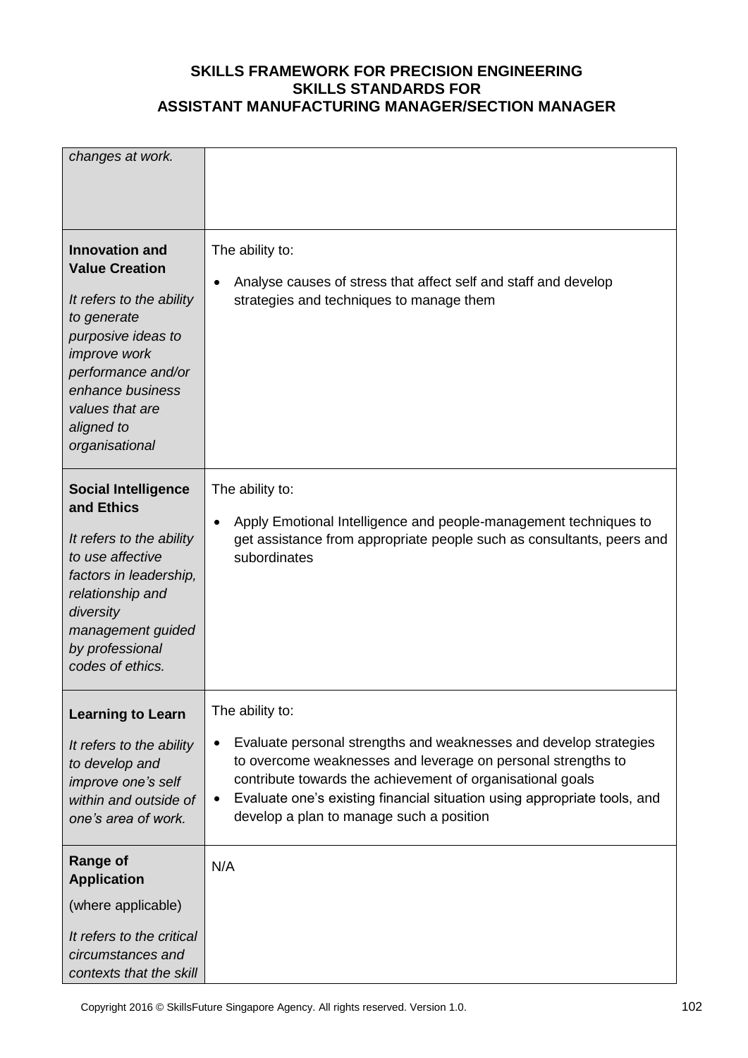| | |
|---|---|
| *changes at work.* | |
| **Innovation and Value Creation**<br><br>*It refers to the ability to generate purposive ideas to improve work performance and/or enhance business values that are aligned to organisational* | The ability to:<br><br>• Analyse causes of stress that affect self and staff and develop strategies and techniques to manage them |
| **Social Intelligence and Ethics**<br><br>*It refers to the ability to use affective factors in leadership, relationship and diversity management guided by professional codes of ethics.* | The ability to:<br><br>• Apply Emotional Intelligence and people-management techniques to get assistance from appropriate people such as consultants, peers and subordinates |
| **Learning to Learn**<br><br>*It refers to the ability to develop and improve one's self within and outside of one's area of work.* | The ability to:<br><br>• Evaluate personal strengths and weaknesses and develop strategies to overcome weaknesses and leverage on personal strengths to contribute towards the achievement of organisational goals<br>• Evaluate one's existing financial situation using appropriate tools, and develop a plan to manage such a position |
| **Range of Application**<br><br>(where applicable)<br><br>*It refers to the critical circumstances and contexts that the skill* | N/A |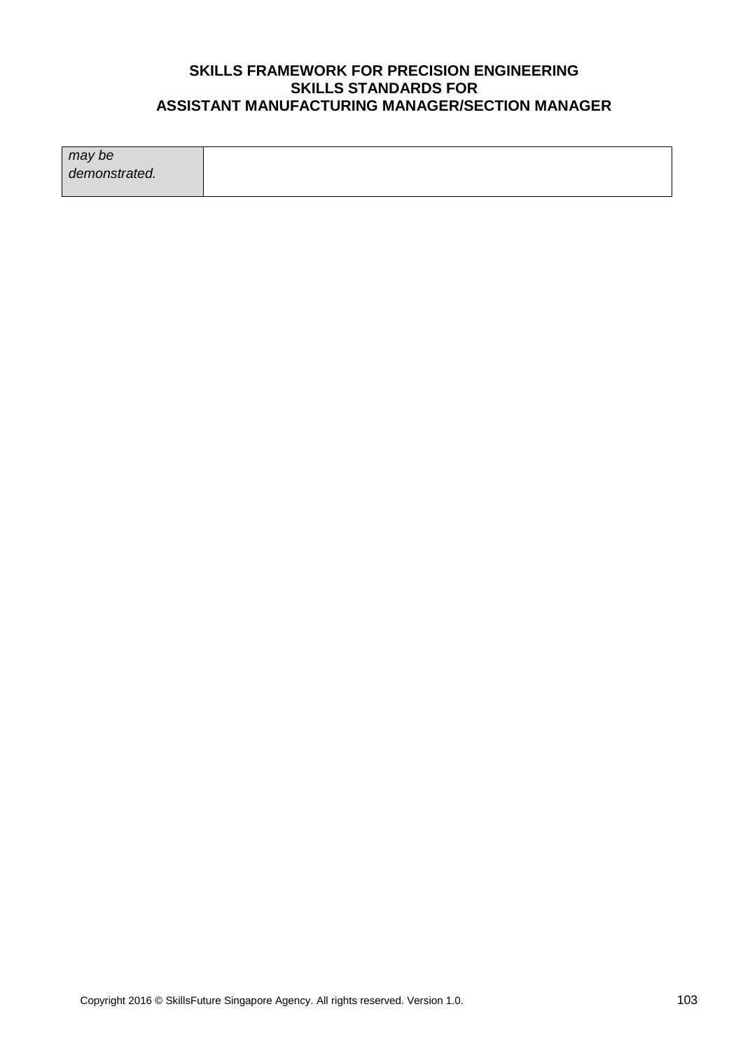| | |
|---|---|
| *may be demonstrated.* | |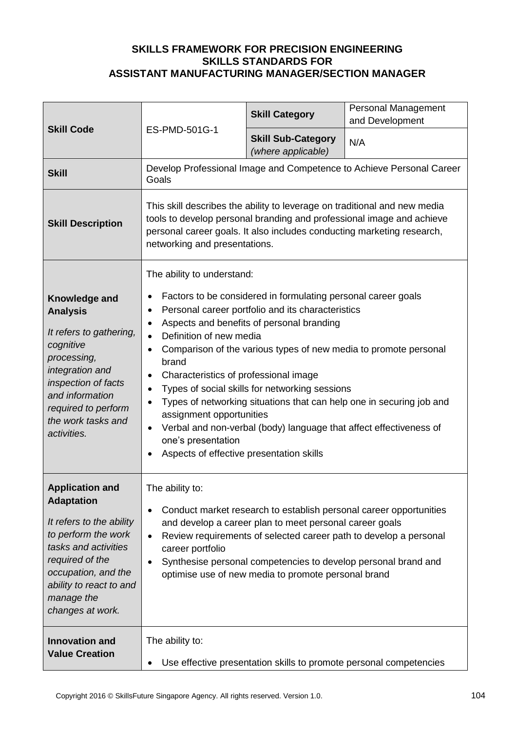**SKILLS FRAMEWORK FOR PRECISION ENGINEERING**
**SKILLS STANDARDS FOR**
**ASSISTANT MANUFACTURING MANAGER/SECTION MANAGER**

| | | | |
|---|---|---|---|
| **Skill Code** | ES-PMD-501G-1 | **Skill Category** | Personal Management and Development |
| | | **Skill Sub-Category** *(where applicable)* | N/A |
| **Skill** | Develop Professional Image and Competence to Achieve Personal Career Goals | | |
| **Skill Description** | This skill describes the ability to leverage on traditional and new media tools to develop personal branding and professional image and achieve personal career goals. It also includes conducting marketing research, networking and presentations. | | |
| **Knowledge and Analysis**<br><br>*It refers to gathering, cognitive processing, integration and inspection of facts and information required to perform the work tasks and activities.* | The ability to understand:<br>• Factors to be considered in formulating personal career goals<br>• Personal career portfolio and its characteristics<br>• Aspects and benefits of personal branding<br>• Definition of new media<br>• Comparison of the various types of new media to promote personal brand<br>• Characteristics of professional image<br>• Types of social skills for networking sessions<br>• Types of networking situations that can help one in securing job and assignment opportunities<br>• Verbal and non-verbal (body) language that affect effectiveness of one's presentation<br>• Aspects of effective presentation skills | | |
| **Application and Adaptation**<br><br>*It refers to the ability to perform the work tasks and activities required of the occupation, and the ability to react to and manage the changes at work.* | The ability to:<br>• Conduct market research to establish personal career opportunities and develop a career plan to meet personal career goals<br>• Review requirements of selected career path to develop a personal career portfolio<br>• Synthesise personal competencies to develop personal brand and optimise use of new media to promote personal brand | | |
| **Innovation and Value Creation** | The ability to:<br>• Use effective presentation skills to promote personal competencies | | |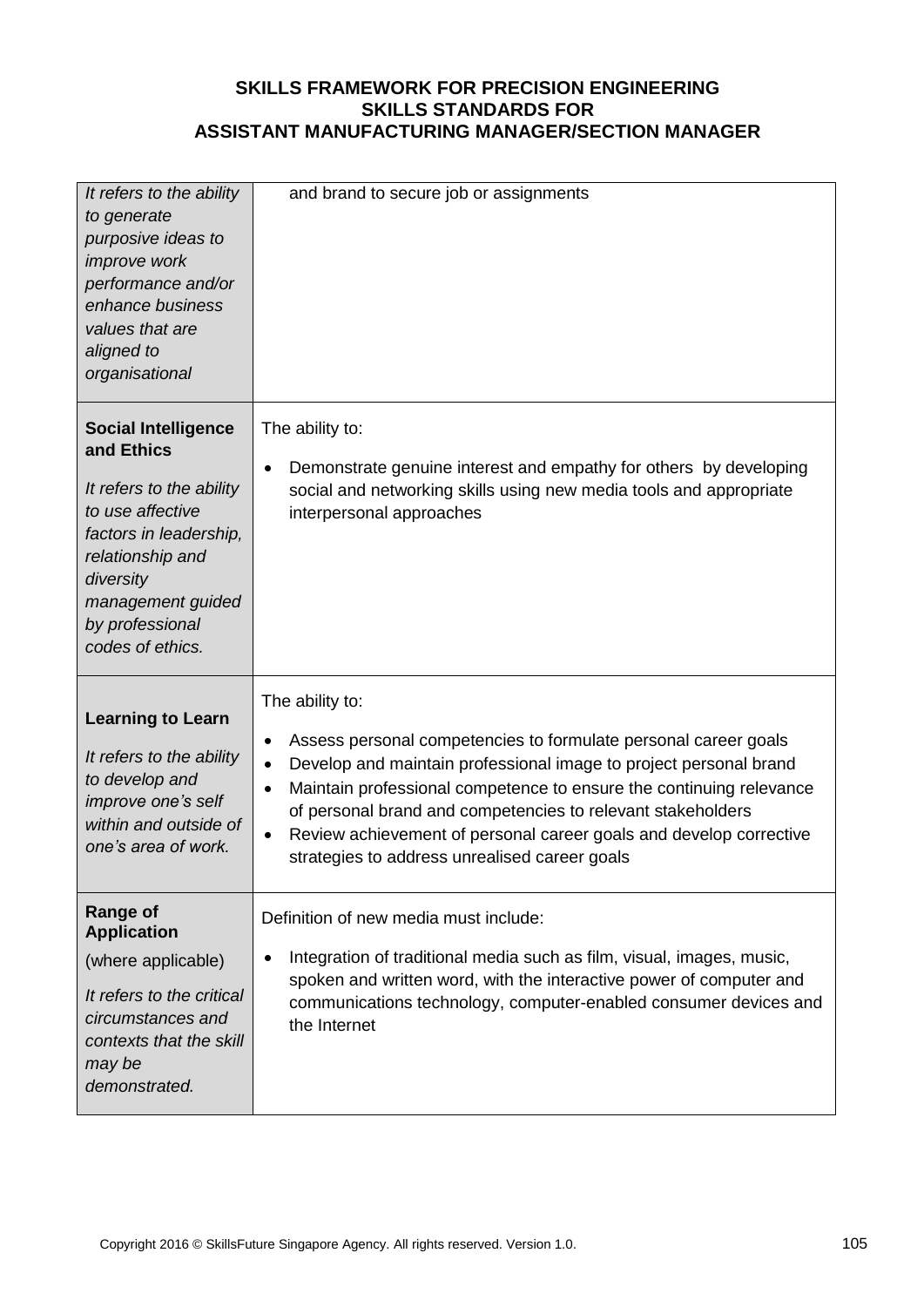| | |
|---|---|
| *It refers to the ability to generate purposive ideas to improve work performance and/or enhance business values that are aligned to organisational* | and brand to secure job or assignments |
| **Social Intelligence and Ethics**<br><br>*It refers to the ability to use affective factors in leadership, relationship and diversity management guided by professional codes of ethics.* | The ability to:<br><br>• Demonstrate genuine interest and empathy for others by developing social and networking skills using new media tools and appropriate interpersonal approaches |
| **Learning to Learn**<br><br>*It refers to the ability to develop and improve one's self within and outside of one's area of work.* | The ability to:<br><br>• Assess personal competencies to formulate personal career goals<br>• Develop and maintain professional image to project personal brand<br>• Maintain professional competence to ensure the continuing relevance of personal brand and competencies to relevant stakeholders<br>• Review achievement of personal career goals and develop corrective strategies to address unrealised career goals |
| **Range of Application**<br><br>(where applicable)<br><br>*It refers to the critical circumstances and contexts that the skill may be demonstrated.* | Definition of new media must include:<br><br>• Integration of traditional media such as film, visual, images, music, spoken and written word, with the interactive power of computer and communications technology, computer-enabled consumer devices and the Internet |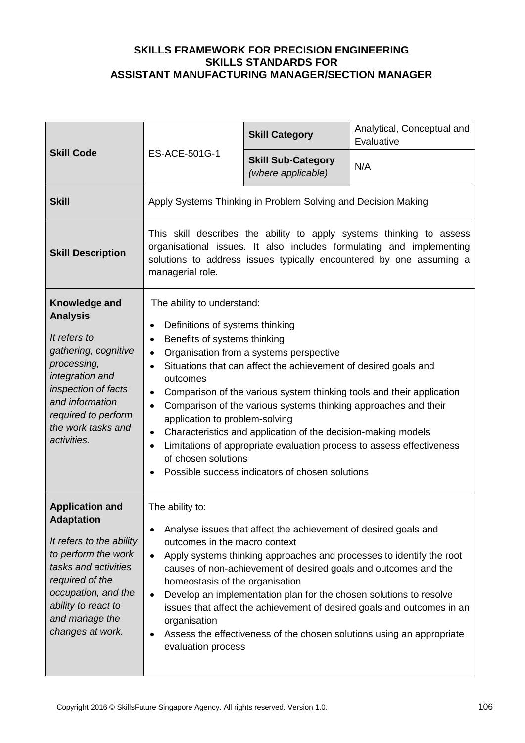# SKILLS FRAMEWORK FOR PRECISION ENGINEERING
## SKILLS STANDARDS FOR
## ASSISTANT MANUFACTURING MANAGER/SECTION MANAGER

| **Skill Code** | ES-ACE-501G-1 | **Skill Category** | Analytical, Conceptual and Evaluative |
|---|---|---|---|
| | | **Skill Sub-Category** *(where applicable)* | N/A |
| **Skill** | Apply Systems Thinking in Problem Solving and Decision Making | | |
| **Skill Description** | This skill describes the ability to apply systems thinking to assess organisational issues. It also includes formulating and implementing solutions to address issues typically encountered by one assuming a managerial role. | | |
| **Knowledge and Analysis**<br>*It refers to gathering, cognitive processing, integration and inspection of facts and information required to perform the work tasks and activities.* | The ability to understand:<br>• Definitions of systems thinking<br>• Benefits of systems thinking<br>• Organisation from a systems perspective<br>• Situations that can affect the achievement of desired goals and outcomes<br>• Comparison of the various system thinking tools and their application<br>• Comparison of the various systems thinking approaches and their application to problem-solving<br>• Characteristics and application of the decision-making models<br>• Limitations of appropriate evaluation process to assess effectiveness of chosen solutions<br>• Possible success indicators of chosen solutions | | |
| **Application and Adaptation**<br>*It refers to the ability to perform the work tasks and activities required of the occupation, and the ability to react to and manage the changes at work.* | The ability to:<br>• Analyse issues that affect the achievement of desired goals and outcomes in the macro context<br>• Apply systems thinking approaches and processes to identify the root causes of non-achievement of desired goals and outcomes and the homeostasis of the organisation<br>• Develop an implementation plan for the chosen solutions to resolve issues that affect the achievement of desired goals and outcomes in an organisation<br>• Assess the effectiveness of the chosen solutions using an appropriate evaluation process | | |

Copyright 2016 © SkillsFuture Singapore Agency. All rights reserved. Version 1.0.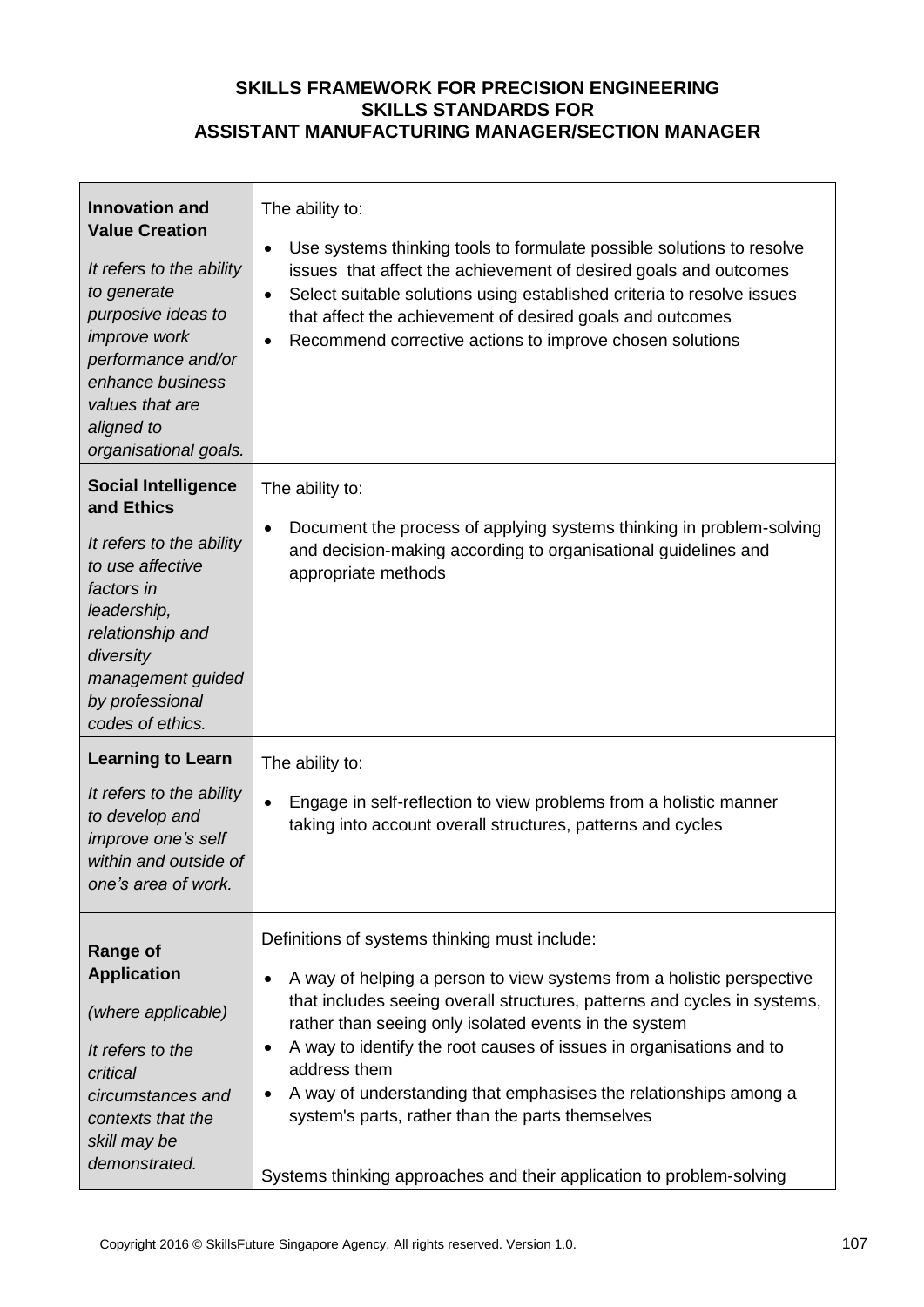**SKILLS FRAMEWORK FOR PRECISION ENGINEERING**
**SKILLS STANDARDS FOR**
**ASSISTANT MANUFACTURING MANAGER/SECTION MANAGER**

| | |
|---|---|
| **Innovation and Value Creation**<br><br>*It refers to the ability to generate purposive ideas to improve work performance and/or enhance business values that are aligned to organisational goals.* | The ability to:<br><br>• Use systems thinking tools to formulate possible solutions to resolve issues that affect the achievement of desired goals and outcomes<br>• Select suitable solutions using established criteria to resolve issues that affect the achievement of desired goals and outcomes<br>• Recommend corrective actions to improve chosen solutions |
| **Social Intelligence and Ethics**<br><br>*It refers to the ability to use affective factors in leadership, relationship and diversity management guided by professional codes of ethics.* | The ability to:<br><br>• Document the process of applying systems thinking in problem-solving and decision-making according to organisational guidelines and appropriate methods |
| **Learning to Learn**<br><br>*It refers to the ability to develop and improve one's self within and outside of one's area of work.* | The ability to:<br><br>• Engage in self-reflection to view problems from a holistic manner taking into account overall structures, patterns and cycles |
| **Range of Application**<br><br>*(where applicable)*<br><br>*It refers to the critical circumstances and contexts that the skill may be demonstrated.* | Definitions of systems thinking must include:<br><br>• A way of helping a person to view systems from a holistic perspective that includes seeing overall structures, patterns and cycles in systems, rather than seeing only isolated events in the system<br>• A way to identify the root causes of issues in organisations and to address them<br>• A way of understanding that emphasises the relationships among a system's parts, rather than the parts themselves<br><br>Systems thinking approaches and their application to problem-solving |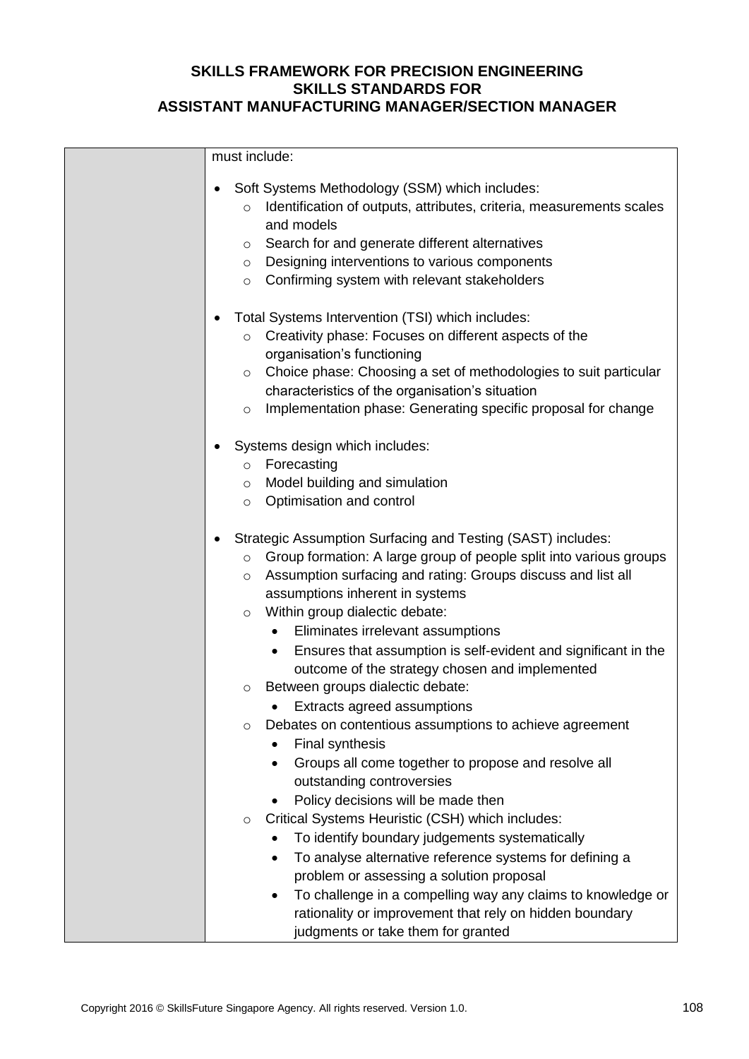| | must include:<br><br>• Soft Systems Methodology (SSM) which includes:<br>  ○ Identification of outputs, attributes, criteria, measurements scales and models<br>  ○ Search for and generate different alternatives<br>  ○ Designing interventions to various components<br>  ○ Confirming system with relevant stakeholders<br><br>• Total Systems Intervention (TSI) which includes:<br>  ○ Creativity phase: Focuses on different aspects of the organisation's functioning<br>  ○ Choice phase: Choosing a set of methodologies to suit particular characteristics of the organisation's situation<br>  ○ Implementation phase: Generating specific proposal for change<br><br>• Systems design which includes:<br>  ○ Forecasting<br>  ○ Model building and simulation<br>  ○ Optimisation and control<br><br>• Strategic Assumption Surfacing and Testing (SAST) includes:<br>  ○ Group formation: A large group of people split into various groups<br>  ○ Assumption surfacing and rating: Groups discuss and list all assumptions inherent in systems<br>  ○ Within group dialectic debate:<br>    • Eliminates irrelevant assumptions<br>    • Ensures that assumption is self-evident and significant in the outcome of the strategy chosen and implemented<br>  ○ Between groups dialectic debate:<br>    • Extracts agreed assumptions<br>  ○ Debates on contentious assumptions to achieve agreement<br>    • Final synthesis<br>    • Groups all come together to propose and resolve all outstanding controversies<br>    • Policy decisions will be made then<br>  ○ Critical Systems Heuristic (CSH) which includes:<br>    • To identify boundary judgements systematically<br>    • To analyse alternative reference systems for defining a problem or assessing a solution proposal<br>    • To challenge in a compelling way any claims to knowledge or rationality or improvement that rely on hidden boundary judgments or take them for granted |
|---|---|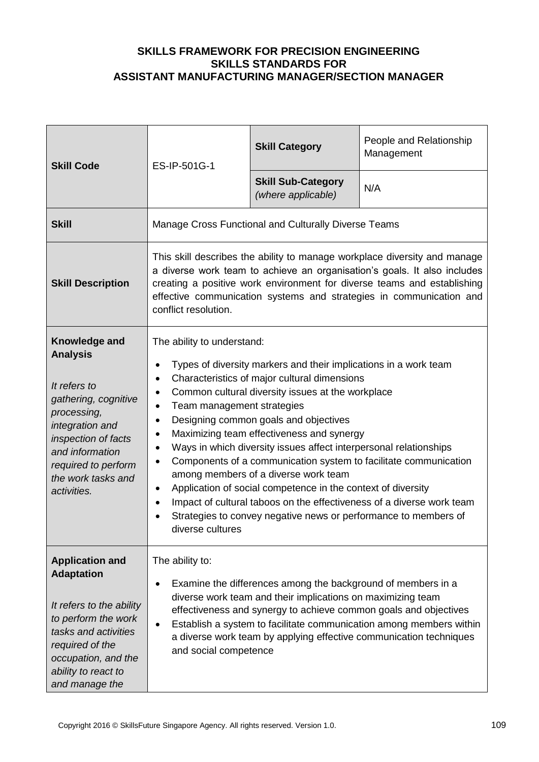**SKILLS FRAMEWORK FOR PRECISION ENGINEERING**
**SKILLS STANDARDS FOR**
**ASSISTANT MANUFACTURING MANAGER/SECTION MANAGER**

| **Skill Code** | ES-IP-501G-1 | **Skill Category** | People and Relationship Management |
|---|---|---|---|
| | | **Skill Sub-Category** *(where applicable)* | N/A |
| **Skill** | Manage Cross Functional and Culturally Diverse Teams | | |
| **Skill Description** | This skill describes the ability to manage workplace diversity and manage a diverse work team to achieve an organisation's goals. It also includes creating a positive work environment for diverse teams and establishing effective communication systems and strategies in communication and conflict resolution. | | |
| **Knowledge and Analysis** *It refers to gathering, cognitive processing, integration and inspection of facts and information required to perform the work tasks and activities.* | The ability to understand: <br>• Types of diversity markers and their implications in a work team <br>• Characteristics of major cultural dimensions <br>• Common cultural diversity issues at the workplace <br>• Team management strategies <br>• Designing common goals and objectives <br>• Maximizing team effectiveness and synergy <br>• Ways in which diversity issues affect interpersonal relationships <br>• Components of a communication system to facilitate communication among members of a diverse work team <br>• Application of social competence in the context of diversity <br>• Impact of cultural taboos on the effectiveness of a diverse work team <br>• Strategies to convey negative news or performance to members of diverse cultures | | |
| **Application and Adaptation** *It refers to the ability to perform the work tasks and activities required of the occupation, and the ability to react to and manage the* | The ability to: <br>• Examine the differences among the background of members in a diverse work team and their implications on maximizing team effectiveness and synergy to achieve common goals and objectives <br>• Establish a system to facilitate communication among members within a diverse work team by applying effective communication techniques and social competence | | |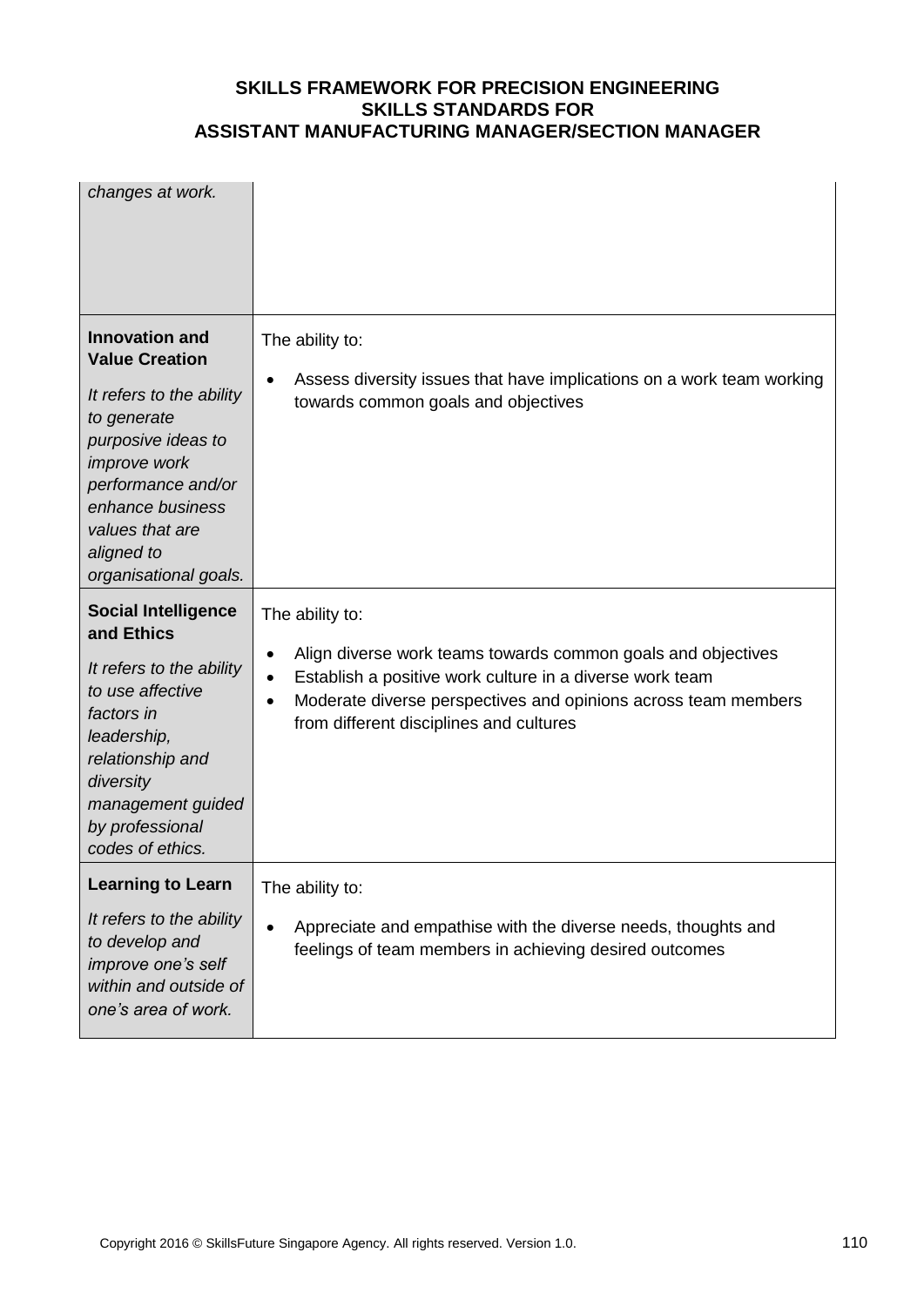| | |
|---|---|
| *changes at work.* | |
| **Innovation and Value Creation**<br><br>*It refers to the ability to generate purposive ideas to improve work performance and/or enhance business values that are aligned to organisational goals.* | The ability to:<br><br>• Assess diversity issues that have implications on a work team working towards common goals and objectives |
| **Social Intelligence and Ethics**<br><br>*It refers to the ability to use affective factors in leadership, relationship and diversity management guided by professional codes of ethics.* | The ability to:<br><br>• Align diverse work teams towards common goals and objectives<br>• Establish a positive work culture in a diverse work team<br>• Moderate diverse perspectives and opinions across team members from different disciplines and cultures |
| **Learning to Learn**<br><br>*It refers to the ability to develop and improve one's self within and outside of one's area of work.* | The ability to:<br><br>• Appreciate and empathise with the diverse needs, thoughts and feelings of team members in achieving desired outcomes |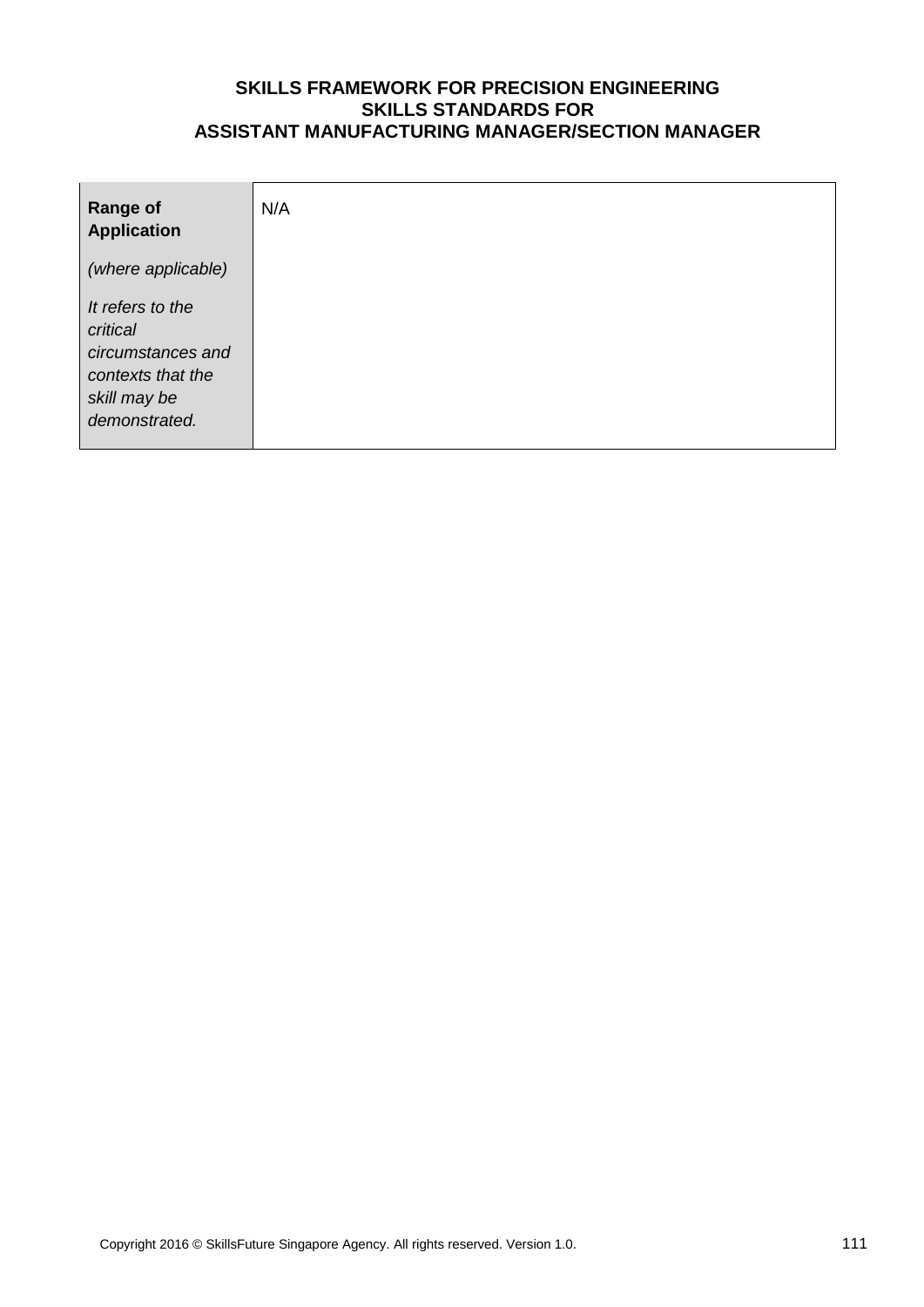| **Range of Application**<br><br>*(where applicable)*<br><br>*It refers to the critical circumstances and contexts that the skill may be demonstrated.* | N/A |
|---|---|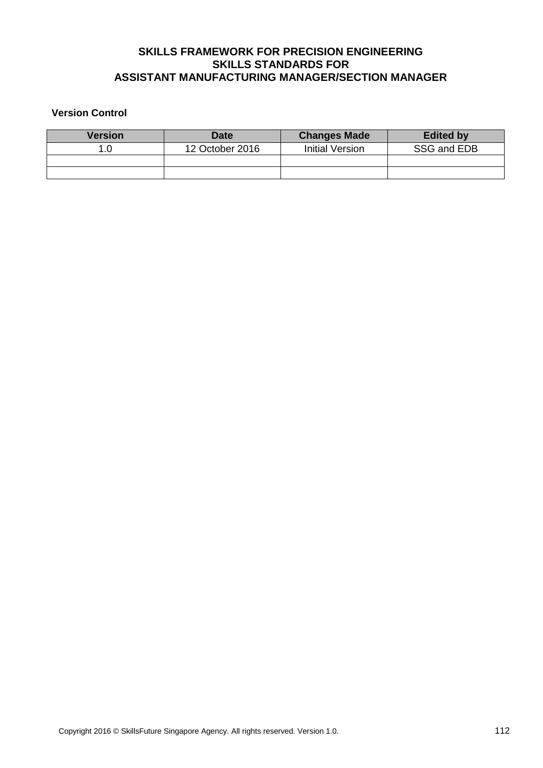**SKILLS FRAMEWORK FOR PRECISION ENGINEERING**
**SKILLS STANDARDS FOR**
**ASSISTANT MANUFACTURING MANAGER/SECTION MANAGER**

**Version Control**

| Version | Date | Changes Made | Edited by |
|---|---|---|---|
| 1.0 | 12 October 2016 | Initial Version | SSG and EDB |
| | | | |
| | | | |

Copyright 2016 © SkillsFuture Singapore Agency. All rights reserved. Version 1.0.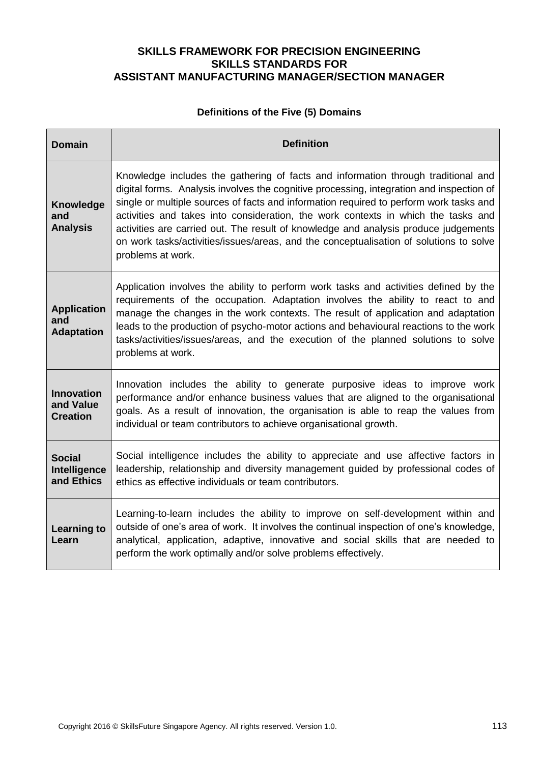**SKILLS FRAMEWORK FOR PRECISION ENGINEERING**
**SKILLS STANDARDS FOR**
**ASSISTANT MANUFACTURING MANAGER/SECTION MANAGER**

**Definitions of the Five (5) Domains**

| Domain | Definition |
|---|---|
| **Knowledge and Analysis** | Knowledge includes the gathering of facts and information through traditional and digital forms. Analysis involves the cognitive processing, integration and inspection of single or multiple sources of facts and information required to perform work tasks and activities and takes into consideration, the work contexts in which the tasks and activities are carried out. The result of knowledge and analysis produce judgements on work tasks/activities/issues/areas, and the conceptualisation of solutions to solve problems at work. |
| **Application and Adaptation** | Application involves the ability to perform work tasks and activities defined by the requirements of the occupation. Adaptation involves the ability to react to and manage the changes in the work contexts. The result of application and adaptation leads to the production of psycho-motor actions and behavioural reactions to the work tasks/activities/issues/areas, and the execution of the planned solutions to solve problems at work. |
| **Innovation and Value Creation** | Innovation includes the ability to generate purposive ideas to improve work performance and/or enhance business values that are aligned to the organisational goals. As a result of innovation, the organisation is able to reap the values from individual or team contributors to achieve organisational growth. |
| **Social Intelligence and Ethics** | Social intelligence includes the ability to appreciate and use affective factors in leadership, relationship and diversity management guided by professional codes of ethics as effective individuals or team contributors. |
| **Learning to Learn** | Learning-to-learn includes the ability to improve on self-development within and outside of one's area of work. It involves the continual inspection of one's knowledge, analytical, application, adaptive, innovative and social skills that are needed to perform the work optimally and/or solve problems effectively. |

Copyright 2016 © SkillsFuture Singapore Agency. All rights reserved. Version 1.0.